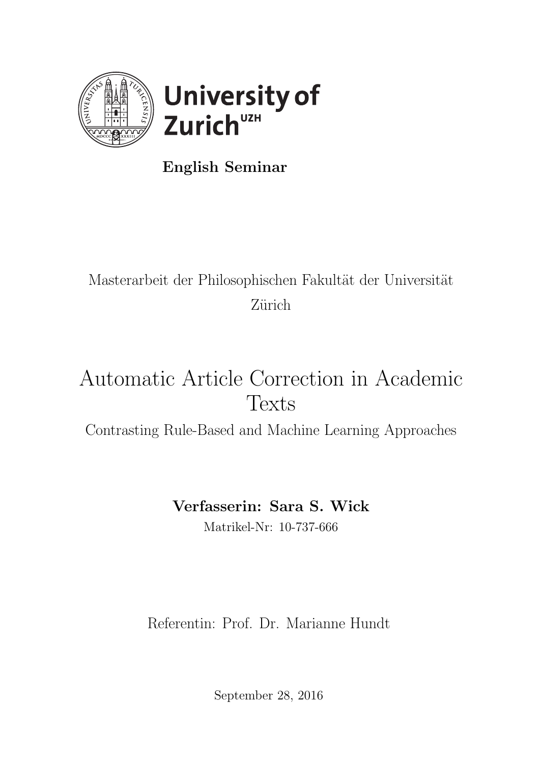University of Zurich[UZH]

**English Seminar**

Masterarbeit der Philosophischen Fakultät der Universität Zürich

# Automatic Article Correction in Academic Texts

Contrasting Rule-Based and Machine Learning Approaches

**Verfasserin: Sara S. Wick**

Matrikel-Nr: 10-737-666

Referentin: Prof. Dr. Marianne Hundt

September 28, 2016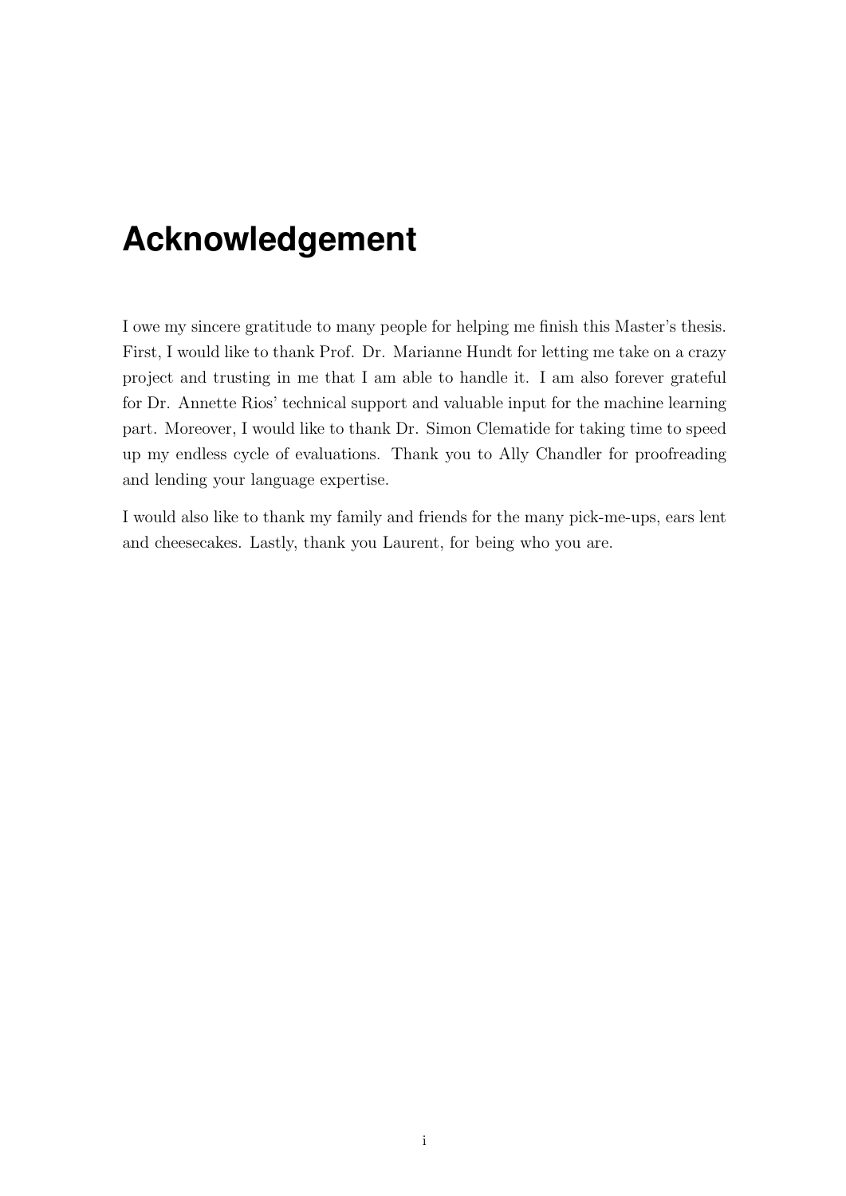# Acknowledgement

I owe my sincere gratitude to many people for helping me finish this Master's thesis. First, I would like to thank Prof. Dr. Marianne Hundt for letting me take on a crazy project and trusting in me that I am able to handle it. I am also forever grateful for Dr. Annette Rios' technical support and valuable input for the machine learning part. Moreover, I would like to thank Dr. Simon Clematide for taking time to speed up my endless cycle of evaluations. Thank you to Ally Chandler for proofreading and lending your language expertise.

I would also like to thank my family and friends for the many pick-me-ups, ears lent and cheesecakes. Lastly, thank you Laurent, for being who you are.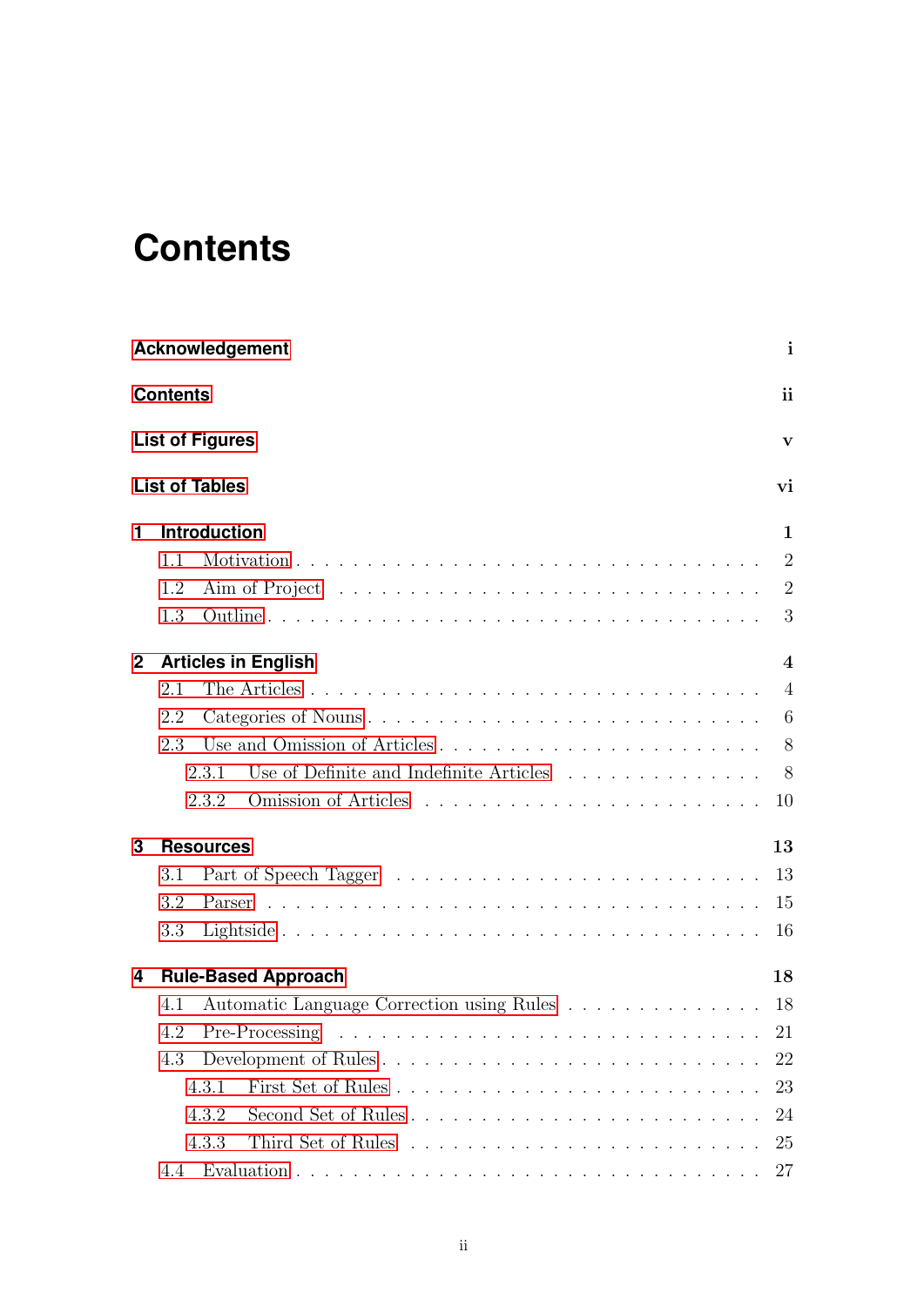# Contents

**Acknowledgement** i

**Contents** ii

**List of Figures** v

**List of Tables** vi

**1 Introduction** 1

- 1.1 Motivation . . . 2
- 1.2 Aim of Project . . . 2
- 1.3 Outline . . . 3

**2 Articles in English** 4

- 2.1 The Articles . . . 4
- 2.2 Categories of Nouns . . . 6
- 2.3 Use and Omission of Articles . . . 8
  - 2.3.1 Use of Definite and Indefinite Articles . . . 8
  - 2.3.2 Omission of Articles . . . 10

**3 Resources** 13

- 3.1 Part of Speech Tagger . . . 13
- 3.2 Parser . . . 15
- 3.3 Lightside . . . 16

**4 Rule-Based Approach** 18

- 4.1 Automatic Language Correction using Rules . . . 18
- 4.2 Pre-Processing . . . 21
- 4.3 Development of Rules . . . 22
  - 4.3.1 First Set of Rules . . . 23
  - 4.3.2 Second Set of Rules . . . 24
  - 4.3.3 Third Set of Rules . . . 25
- 4.4 Evaluation . . . 27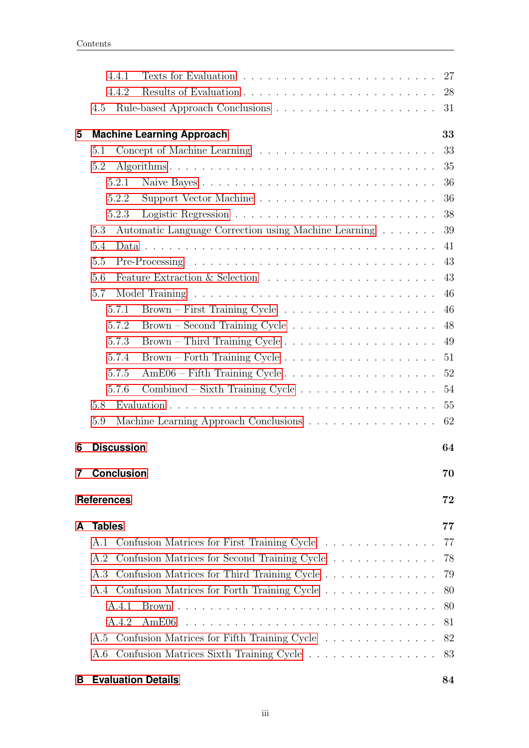4.4.1 Texts for Evaluation . . . 27
4.4.2 Results of Evaluation . . . 28
4.5 Rule-based Approach Conclusions . . . 31

**5 Machine Learning Approach** **33**
5.1 Concept of Machine Learning . . . 33
5.2 Algorithms . . . 35
5.2.1 Naive Bayes . . . 36
5.2.2 Support Vector Machine . . . 36
5.2.3 Logistic Regression . . . 38
5.3 Automatic Language Correction using Machine Learning . . . 39
5.4 Data . . . 41
5.5 Pre-Processing . . . 43
5.6 Feature Extraction & Selection . . . 43
5.7 Model Training . . . 46
5.7.1 Brown – First Training Cycle . . . 46
5.7.2 Brown – Second Training Cycle . . . 48
5.7.3 Brown – Third Training Cycle . . . 49
5.7.4 Brown – Forth Training Cycle . . . 51
5.7.5 AmE06 – Fifth Training Cycle . . . 52
5.7.6 Combined – Sixth Training Cycle . . . 54
5.8 Evaluation . . . 55
5.9 Machine Learning Approach Conclusions . . . 62

**6 Discussion** **64**

**7 Conclusion** **70**

**References** **72**

**A Tables** **77**
A.1 Confusion Matrices for First Training Cycle . . . 77
A.2 Confusion Matrices for Second Training Cycle . . . 78
A.3 Confusion Matrices for Third Training Cycle . . . 79
A.4 Confusion Matrices for Forth Training Cycle . . . 80
A.4.1 Brown . . . 80
A.4.2 AmE06 . . . 81
A.5 Confusion Matrices for Fifth Training Cycle . . . 82
A.6 Confusion Matrices Sixth Training Cycle . . . 83

**B Evaluation Details** **84**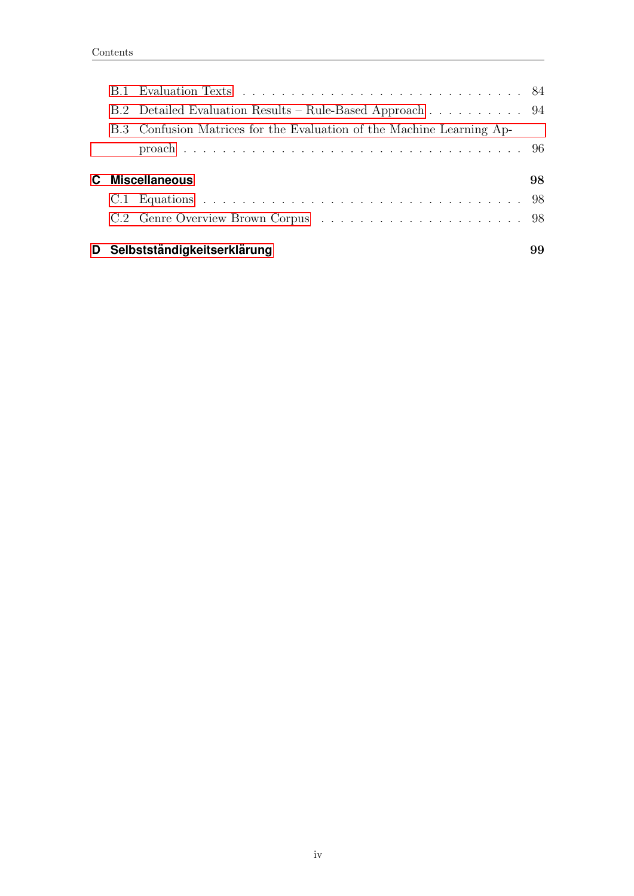- B.1 Evaluation Texts . . . . . . . . . . . . . . . . . . . . . . . . . . . . 84
- B.2 Detailed Evaluation Results – Rule-Based Approach . . . . . . . . . . 94
- B.3 Confusion Matrices for the Evaluation of the Machine Learning Approach . . . . . . . . . . . . . . . . . . . . . . . . . . . . . . . . . 96

**C Miscellaneous** **98**

- C.1 Equations . . . . . . . . . . . . . . . . . . . . . . . . . . . . . . . . 98
- C.2 Genre Overview Brown Corpus . . . . . . . . . . . . . . . . . . . . . 98

**D Selbstständigkeitserklärung** **99**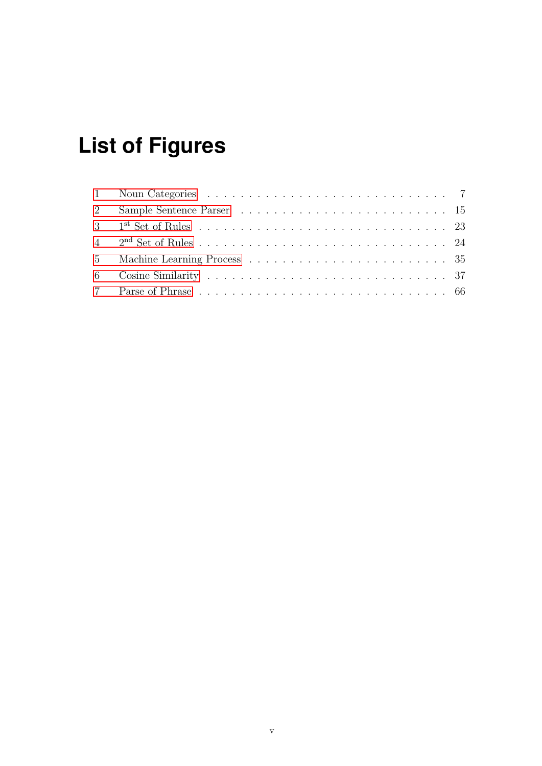# List of Figures

1 Noun Categories . . . . . . . . . . . . . . . . . . . . . . . . . . . . 7
2 Sample Sentence Parser . . . . . . . . . . . . . . . . . . . . . . . . 15
3 1[st] Set of Rules . . . . . . . . . . . . . . . . . . . . . . . . . . . . 23
4 2[nd] Set of Rules . . . . . . . . . . . . . . . . . . . . . . . . . . . . 24
5 Machine Learning Process . . . . . . . . . . . . . . . . . . . . . . . 35
6 Cosine Similarity . . . . . . . . . . . . . . . . . . . . . . . . . . . 37
7 Parse of Phrase . . . . . . . . . . . . . . . . . . . . . . . . . . . . 66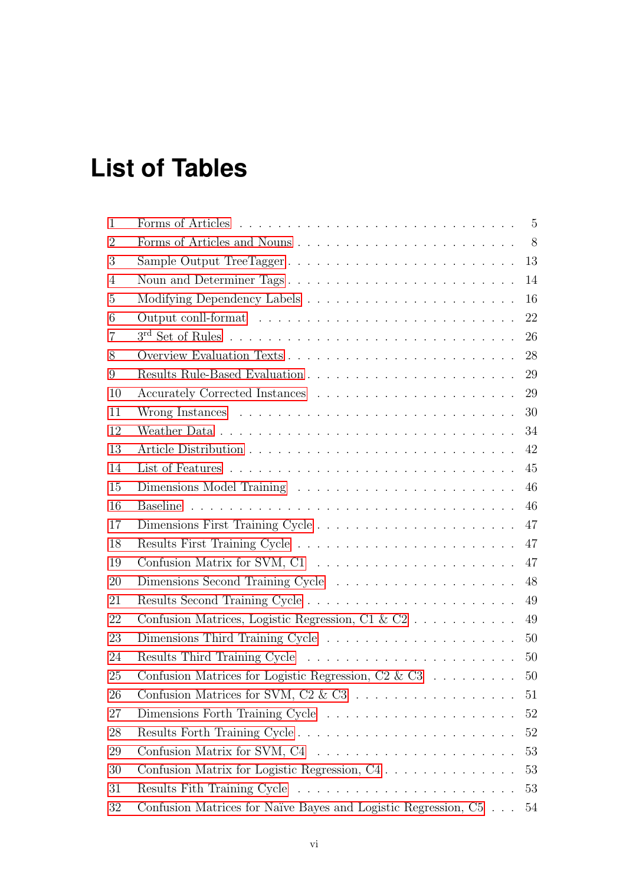# List of Tables

1 Forms of Articles . . . . . . . . . . 5
2 Forms of Articles and Nouns . . . . . . . . . . 8
3 Sample Output TreeTagger . . . . . . . . . . 13
4 Noun and Determiner Tags . . . . . . . . . . 14
5 Modifying Dependency Labels . . . . . . . . . . 16
6 Output conll-format . . . . . . . . . . 22
7 3rd Set of Rules . . . . . . . . . . 26
8 Overview Evaluation Texts . . . . . . . . . . 28
9 Results Rule-Based Evaluation . . . . . . . . . . 29
10 Accurately Corrected Instances . . . . . . . . . . 29
11 Wrong Instances . . . . . . . . . . 30
12 Weather Data . . . . . . . . . . 34
13 Article Distribution . . . . . . . . . . 42
14 List of Features . . . . . . . . . . 45
15 Dimensions Model Training . . . . . . . . . . 46
16 Baseline . . . . . . . . . . 46
17 Dimensions First Training Cycle . . . . . . . . . . 47
18 Results First Training Cycle . . . . . . . . . . 47
19 Confusion Matrix for SVM, C1 . . . . . . . . . . 47
20 Dimensions Second Training Cycle . . . . . . . . . . 48
21 Results Second Training Cycle . . . . . . . . . . 49
22 Confusion Matrices, Logistic Regression, C1 & C2 . . . . . . . . . . 49
23 Dimensions Third Training Cycle . . . . . . . . . . 50
24 Results Third Training Cycle . . . . . . . . . . 50
25 Confusion Matrices for Logistic Regression, C2 & C3 . . . . . . . . . . 50
26 Confusion Matrices for SVM, C2 & C3 . . . . . . . . . . 51
27 Dimensions Forth Training Cycle . . . . . . . . . . 52
28 Results Forth Training Cycle . . . . . . . . . . 52
29 Confusion Matrix for SVM, C4 . . . . . . . . . . 53
30 Confusion Matrix for Logistic Regression, C4 . . . . . . . . . . 53
31 Results Fith Training Cycle . . . . . . . . . . 53
32 Confusion Matrices for Naïve Bayes and Logistic Regression, C5 . . . . . . . . . . 54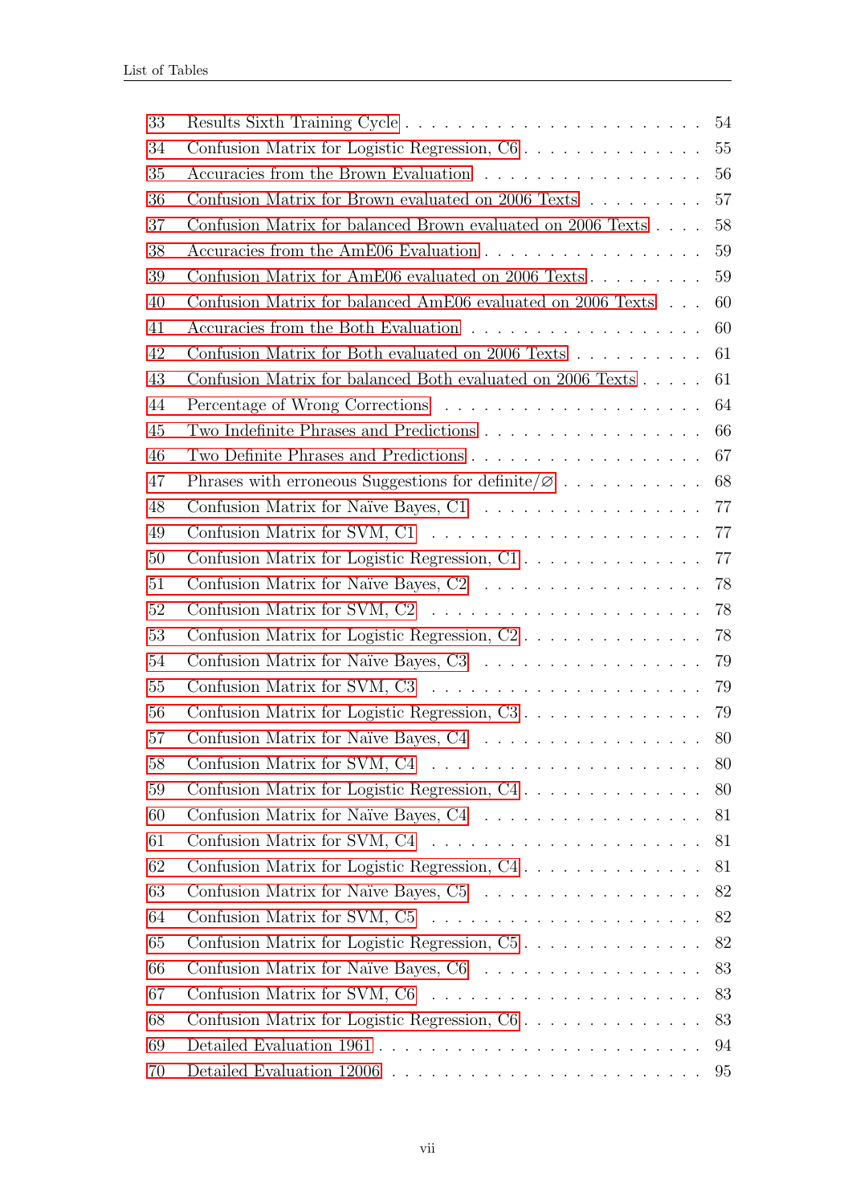| | | |
|---|---|---|
| 33 | Results Sixth Training Cycle | 54 |
| 34 | Confusion Matrix for Logistic Regression, C6 | 55 |
| 35 | Accuracies from the Brown Evaluation | 56 |
| 36 | Confusion Matrix for Brown evaluated on 2006 Texts | 57 |
| 37 | Confusion Matrix for balanced Brown evaluated on 2006 Texts | 58 |
| 38 | Accuracies from the AmE06 Evaluation | 59 |
| 39 | Confusion Matrix for AmE06 evaluated on 2006 Texts | 59 |
| 40 | Confusion Matrix for balanced AmE06 evaluated on 2006 Texts | 60 |
| 41 | Accuracies from the Both Evaluation | 60 |
| 42 | Confusion Matrix for Both evaluated on 2006 Texts | 61 |
| 43 | Confusion Matrix for balanced Both evaluated on 2006 Texts | 61 |
| 44 | Percentage of Wrong Corrections | 64 |
| 45 | Two Indefinite Phrases and Predictions | 66 |
| 46 | Two Definite Phrases and Predictions | 67 |
| 47 | Phrases with erroneous Suggestions for definite/$\varnothing$ | 68 |
| 48 | Confusion Matrix for Naïve Bayes, C1 | 77 |
| 49 | Confusion Matrix for SVM, C1 | 77 |
| 50 | Confusion Matrix for Logistic Regression, C1 | 77 |
| 51 | Confusion Matrix for Naïve Bayes, C2 | 78 |
| 52 | Confusion Matrix for SVM, C2 | 78 |
| 53 | Confusion Matrix for Logistic Regression, C2 | 78 |
| 54 | Confusion Matrix for Naïve Bayes, C3 | 79 |
| 55 | Confusion Matrix for SVM, C3 | 79 |
| 56 | Confusion Matrix for Logistic Regression, C3 | 79 |
| 57 | Confusion Matrix for Naïve Bayes, C4 | 80 |
| 58 | Confusion Matrix for SVM, C4 | 80 |
| 59 | Confusion Matrix for Logistic Regression, C4 | 80 |
| 60 | Confusion Matrix for Naïve Bayes, C4 | 81 |
| 61 | Confusion Matrix for SVM, C4 | 81 |
| 62 | Confusion Matrix for Logistic Regression, C4 | 81 |
| 63 | Confusion Matrix for Naïve Bayes, C5 | 82 |
| 64 | Confusion Matrix for SVM, C5 | 82 |
| 65 | Confusion Matrix for Logistic Regression, C5 | 82 |
| 66 | Confusion Matrix for Naïve Bayes, C6 | 83 |
| 67 | Confusion Matrix for SVM, C6 | 83 |
| 68 | Confusion Matrix for Logistic Regression, C6 | 83 |
| 69 | Detailed Evaluation 1961 | 94 |
| 70 | Detailed Evaluation 12006 | 95 |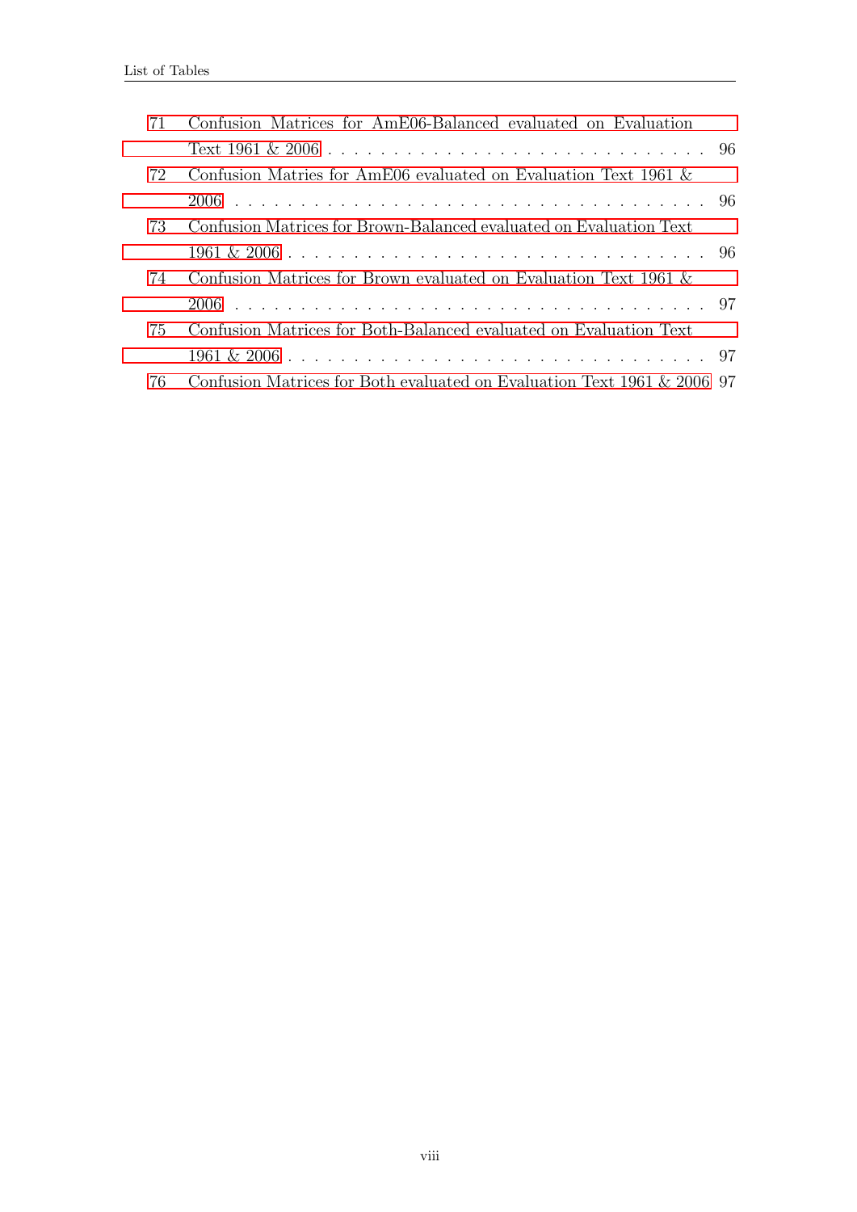| | | |
|---|---|---|
| 71 | Confusion Matrices for AmE06-Balanced evaluated on Evaluation Text 1961 & 2006 | 96 |
| 72 | Confusion Matries for AmE06 evaluated on Evaluation Text 1961 & 2006 | 96 |
| 73 | Confusion Matrices for Brown-Balanced evaluated on Evaluation Text 1961 & 2006 | 96 |
| 74 | Confusion Matrices for Brown evaluated on Evaluation Text 1961 & 2006 | 97 |
| 75 | Confusion Matrices for Both-Balanced evaluated on Evaluation Text 1961 & 2006 | 97 |
| 76 | Confusion Matrices for Both evaluated on Evaluation Text 1961 & 2006 | 97 |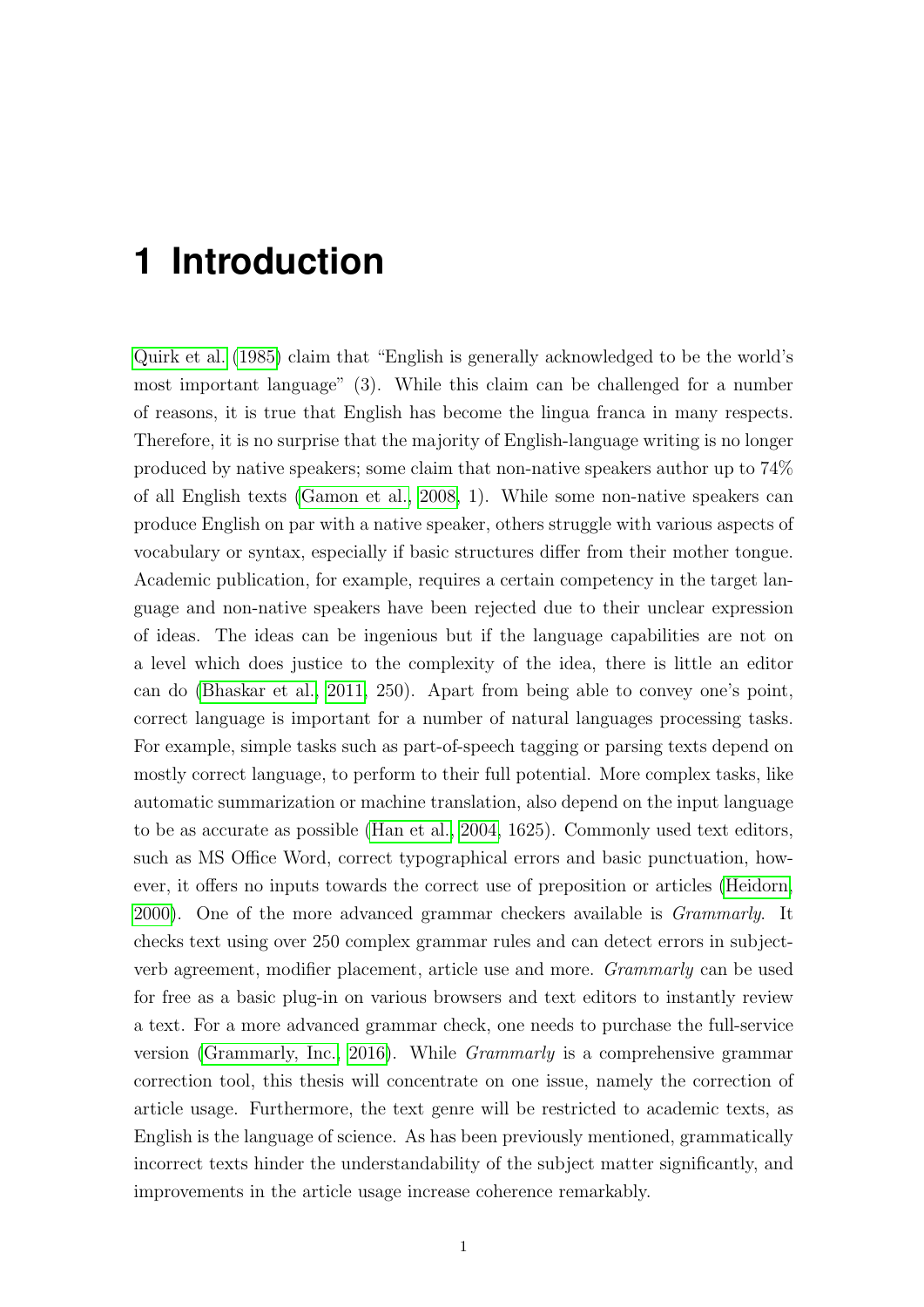# 1 Introduction

Quirk et al. (1985) claim that "English is generally acknowledged to be the world's most important language" (3). While this claim can be challenged for a number of reasons, it is true that English has become the lingua franca in many respects. Therefore, it is no surprise that the majority of English-language writing is no longer produced by native speakers; some claim that non-native speakers author up to 74% of all English texts (Gamon et al., 2008, 1). While some non-native speakers can produce English on par with a native speaker, others struggle with various aspects of vocabulary or syntax, especially if basic structures differ from their mother tongue. Academic publication, for example, requires a certain competency in the target language and non-native speakers have been rejected due to their unclear expression of ideas. The ideas can be ingenious but if the language capabilities are not on a level which does justice to the complexity of the idea, there is little an editor can do (Bhaskar et al., 2011, 250). Apart from being able to convey one's point, correct language is important for a number of natural languages processing tasks. For example, simple tasks such as part-of-speech tagging or parsing texts depend on mostly correct language, to perform to their full potential. More complex tasks, like automatic summarization or machine translation, also depend on the input language to be as accurate as possible (Han et al., 2004, 1625). Commonly used text editors, such as MS Office Word, correct typographical errors and basic punctuation, however, it offers no inputs towards the correct use of preposition or articles (Heidorn, 2000). One of the more advanced grammar checkers available is *Grammarly*. It checks text using over 250 complex grammar rules and can detect errors in subject-verb agreement, modifier placement, article use and more. *Grammarly* can be used for free as a basic plug-in on various browsers and text editors to instantly review a text. For a more advanced grammar check, one needs to purchase the full-service version (Grammarly, Inc., 2016). While *Grammarly* is a comprehensive grammar correction tool, this thesis will concentrate on one issue, namely the correction of article usage. Furthermore, the text genre will be restricted to academic texts, as English is the language of science. As has been previously mentioned, grammatically incorrect texts hinder the understandability of the subject matter significantly, and improvements in the article usage increase coherence remarkably.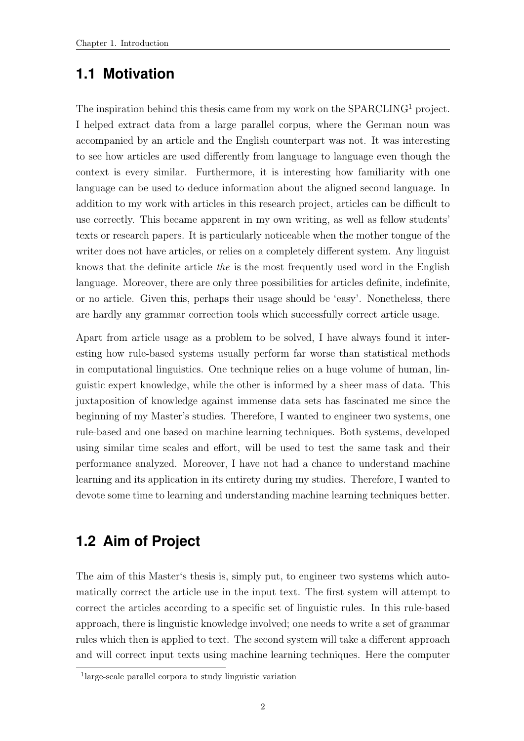## 1.1 Motivation

The inspiration behind this thesis came from my work on the SPARCLING[1] project. I helped extract data from a large parallel corpus, where the German noun was accompanied by an article and the English counterpart was not. It was interesting to see how articles are used differently from language to language even though the context is every similar. Furthermore, it is interesting how familiarity with one language can be used to deduce information about the aligned second language. In addition to my work with articles in this research project, articles can be difficult to use correctly. This became apparent in my own writing, as well as fellow students' texts or research papers. It is particularly noticeable when the mother tongue of the writer does not have articles, or relies on a completely different system. Any linguist knows that the definite article *the* is the most frequently used word in the English language. Moreover, there are only three possibilities for articles definite, indefinite, or no article. Given this, perhaps their usage should be 'easy'. Nonetheless, there are hardly any grammar correction tools which successfully correct article usage.

Apart from article usage as a problem to be solved, I have always found it interesting how rule-based systems usually perform far worse than statistical methods in computational linguistics. One technique relies on a huge volume of human, linguistic expert knowledge, while the other is informed by a sheer mass of data. This juxtaposition of knowledge against immense data sets has fascinated me since the beginning of my Master's studies. Therefore, I wanted to engineer two systems, one rule-based and one based on machine learning techniques. Both systems, developed using similar time scales and effort, will be used to test the same task and their performance analyzed. Moreover, I have not had a chance to understand machine learning and its application in its entirety during my studies. Therefore, I wanted to devote some time to learning and understanding machine learning techniques better.

## 1.2 Aim of Project

The aim of this Master's thesis is, simply put, to engineer two systems which automatically correct the article use in the input text. The first system will attempt to correct the articles according to a specific set of linguistic rules. In this rule-based approach, there is linguistic knowledge involved; one needs to write a set of grammar rules which then is applied to text. The second system will take a different approach and will correct input texts using machine learning techniques. Here the computer

[1] large-scale parallel corpora to study linguistic variation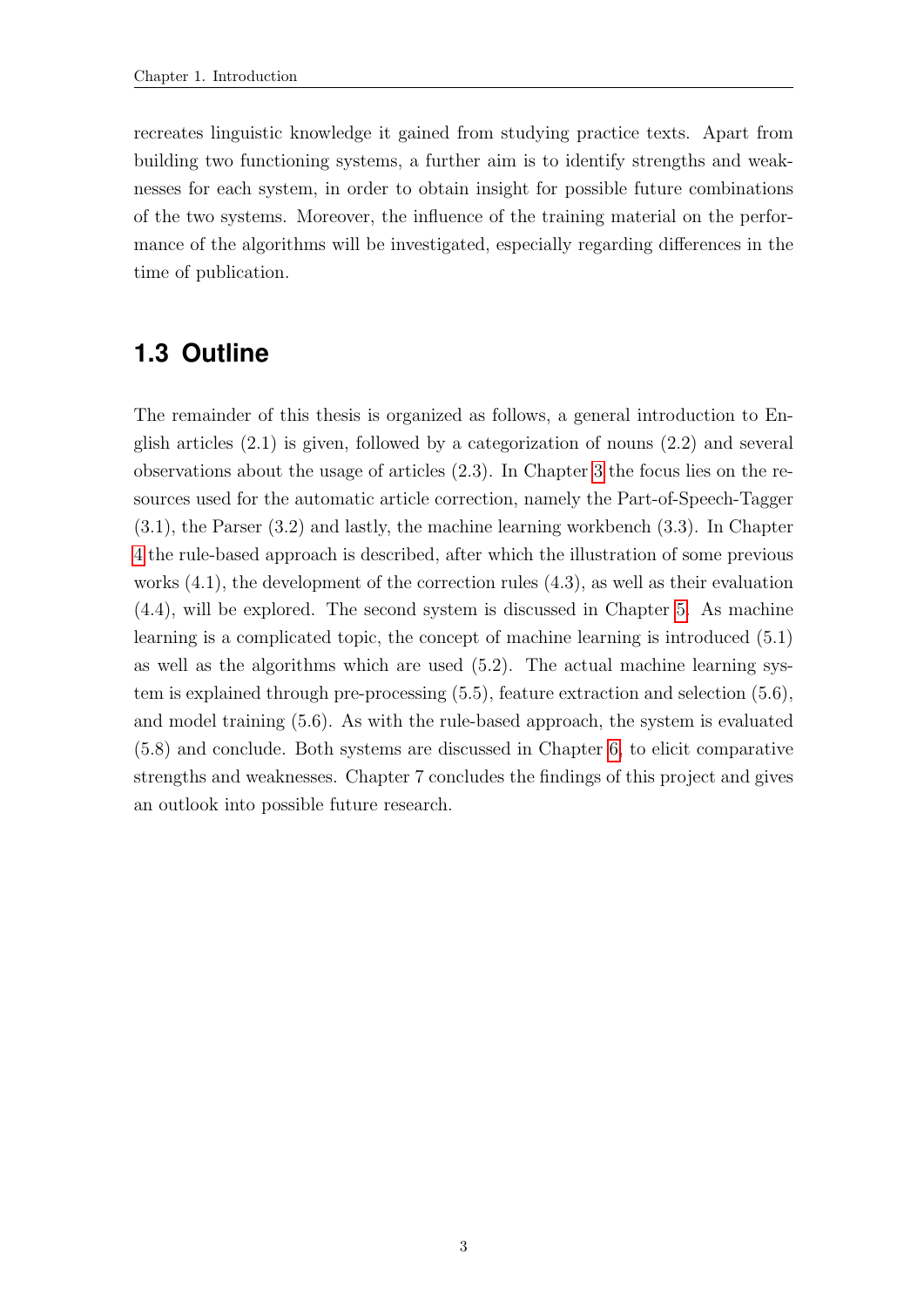recreates linguistic knowledge it gained from studying practice texts. Apart from building two functioning systems, a further aim is to identify strengths and weaknesses for each system, in order to obtain insight for possible future combinations of the two systems. Moreover, the influence of the training material on the performance of the algorithms will be investigated, especially regarding differences in the time of publication.

## 1.3 Outline

The remainder of this thesis is organized as follows, a general introduction to English articles (2.1) is given, followed by a categorization of nouns (2.2) and several observations about the usage of articles (2.3). In Chapter 3 the focus lies on the resources used for the automatic article correction, namely the Part-of-Speech-Tagger (3.1), the Parser (3.2) and lastly, the machine learning workbench (3.3). In Chapter 4 the rule-based approach is described, after which the illustration of some previous works (4.1), the development of the correction rules (4.3), as well as their evaluation (4.4), will be explored. The second system is discussed in Chapter 5. As machine learning is a complicated topic, the concept of machine learning is introduced (5.1) as well as the algorithms which are used (5.2). The actual machine learning system is explained through pre-processing (5.5), feature extraction and selection (5.6), and model training (5.6). As with the rule-based approach, the system is evaluated (5.8) and conclude. Both systems are discussed in Chapter 6, to elicit comparative strengths and weaknesses. Chapter 7 concludes the findings of this project and gives an outlook into possible future research.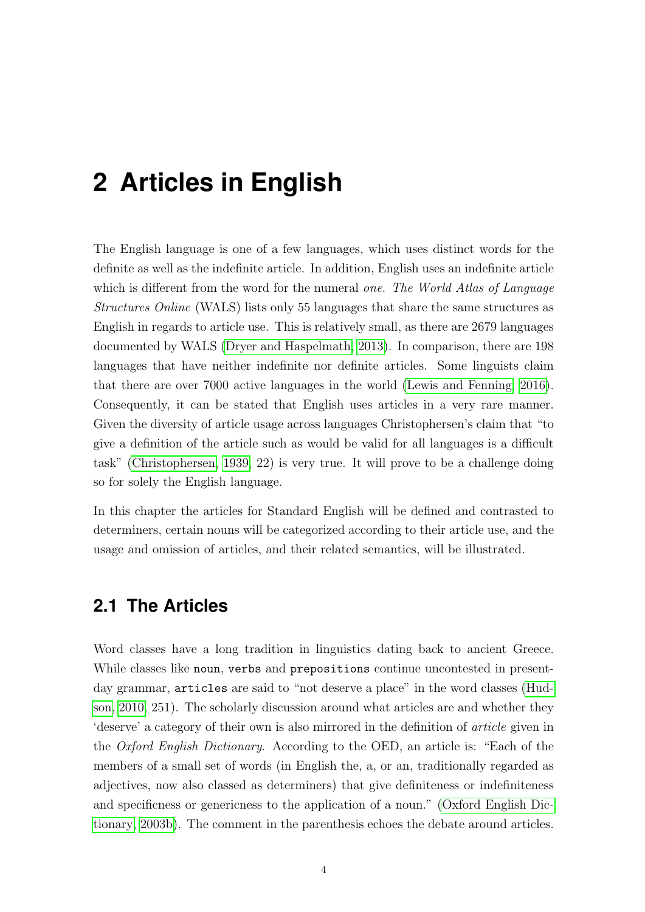# 2 Articles in English

The English language is one of a few languages, which uses distinct words for the definite as well as the indefinite article. In addition, English uses an indefinite article which is different from the word for the numeral *one*. *The World Atlas of Language Structures Online* (WALS) lists only 55 languages that share the same structures as English in regards to article use. This is relatively small, as there are 2679 languages documented by WALS (Dryer and Haspelmath, 2013). In comparison, there are 198 languages that have neither indefinite nor definite articles. Some linguists claim that there are over 7000 active languages in the world (Lewis and Fenning, 2016). Consequently, it can be stated that English uses articles in a very rare manner. Given the diversity of article usage across languages Christophersen's claim that "to give a definition of the article such as would be valid for all languages is a difficult task" (Christophersen, 1939, 22) is very true. It will prove to be a challenge doing so for solely the English language.

In this chapter the articles for Standard English will be defined and contrasted to determiners, certain nouns will be categorized according to their article use, and the usage and omission of articles, and their related semantics, will be illustrated.

## 2.1 The Articles

Word classes have a long tradition in linguistics dating back to ancient Greece. While classes like `noun`, `verbs` and `prepositions` continue uncontested in present-day grammar, `articles` are said to "not deserve a place" in the word classes (Hudson, 2010, 251). The scholarly discussion around what articles are and whether they 'deserve' a category of their own is also mirrored in the definition of *article* given in the *Oxford English Dictionary*. According to the OED, an article is: "Each of the members of a small set of words (in English the, a, or an, traditionally regarded as adjectives, now also classed as determiners) that give definiteness or indefiniteness and specificness or genericness to the application of a noun." (Oxford English Dictionary, 2003b). The comment in the parenthesis echoes the debate around articles.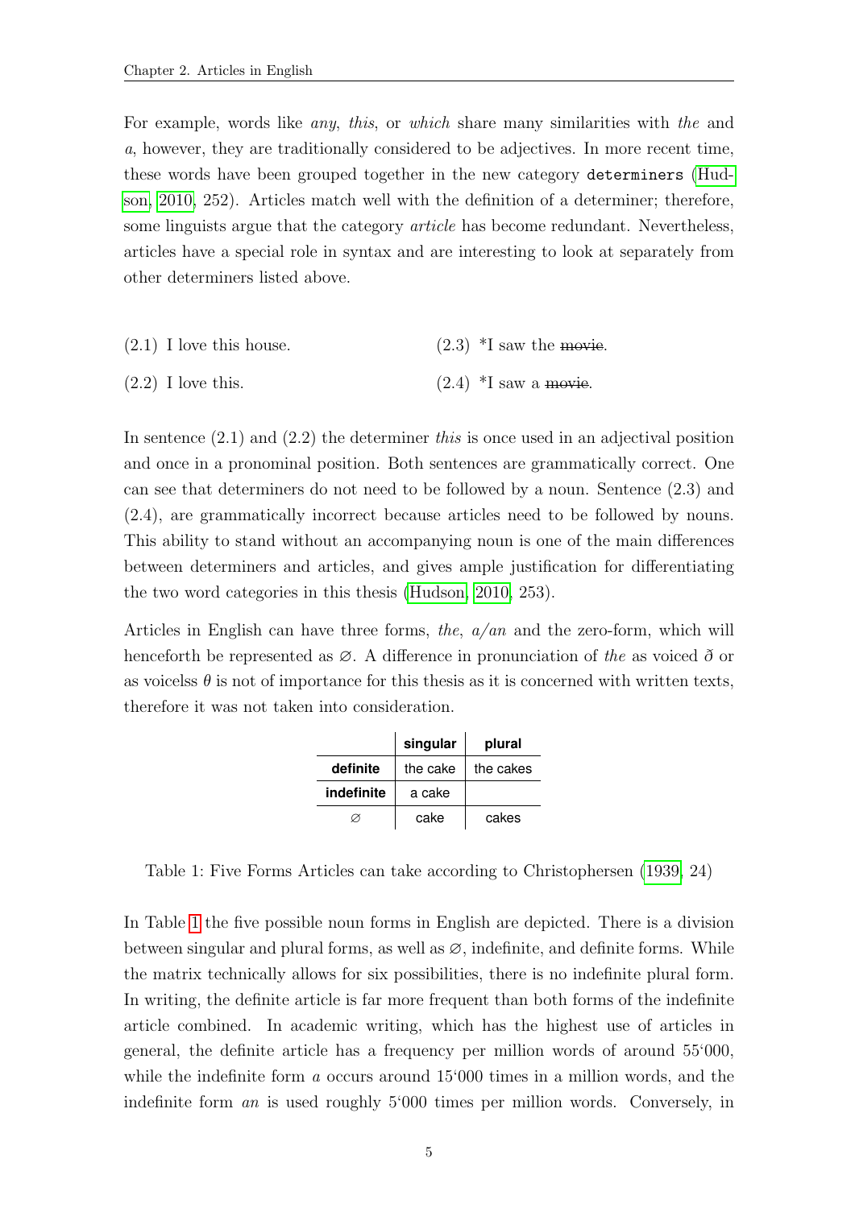For example, words like *any*, *this*, or *which* share many similarities with *the* and *a*, however, they are traditionally considered to be adjectives. In more recent time, these words have been grouped together in the new category `determiners` (Hudson, 2010, 252). Articles match well with the definition of a determiner; therefore, some linguists argue that the category *article* has become redundant. Nevertheless, articles have a special role in syntax and are interesting to look at separately from other determiners listed above.

(2.1) I love this house.

(2.2) I love this.

(2.3) *I saw the ~~movie~~.

(2.4) *I saw a ~~movie~~.

In sentence (2.1) and (2.2) the determiner *this* is once used in an adjectival position and once in a pronominal position. Both sentences are grammatically correct. One can see that determiners do not need to be followed by a noun. Sentence (2.3) and (2.4), are grammatically incorrect because articles need to be followed by nouns. This ability to stand without an accompanying noun is one of the main differences between determiners and articles, and gives ample justification for differentiating the two word categories in this thesis (Hudson, 2010, 253).

Articles in English can have three forms, *the*, *a/an* and the zero-form, which will henceforth be represented as ∅. A difference in pronunciation of *the* as voiced ð or as voicelss $\theta$ is not of importance for this thesis as it is concerned with written texts, therefore it was not taken into consideration.

| | **singular** | **plural** |
|---|---|---|
| **definite** | the cake | the cakes |
| **indefinite** | a cake | |
| ∅ | cake | cakes |

Table 1: Five Forms Articles can take according to Christophersen (1939, 24)

In Table 1 the five possible noun forms in English are depicted. There is a division between singular and plural forms, as well as ∅, indefinite, and definite forms. While the matrix technically allows for six possibilities, there is no indefinite plural form. In writing, the definite article is far more frequent than both forms of the indefinite article combined. In academic writing, which has the highest use of articles in general, the definite article has a frequency per million words of around 55'000, while the indefinite form *a* occurs around 15'000 times in a million words, and the indefinite form *an* is used roughly 5'000 times per million words. Conversely, in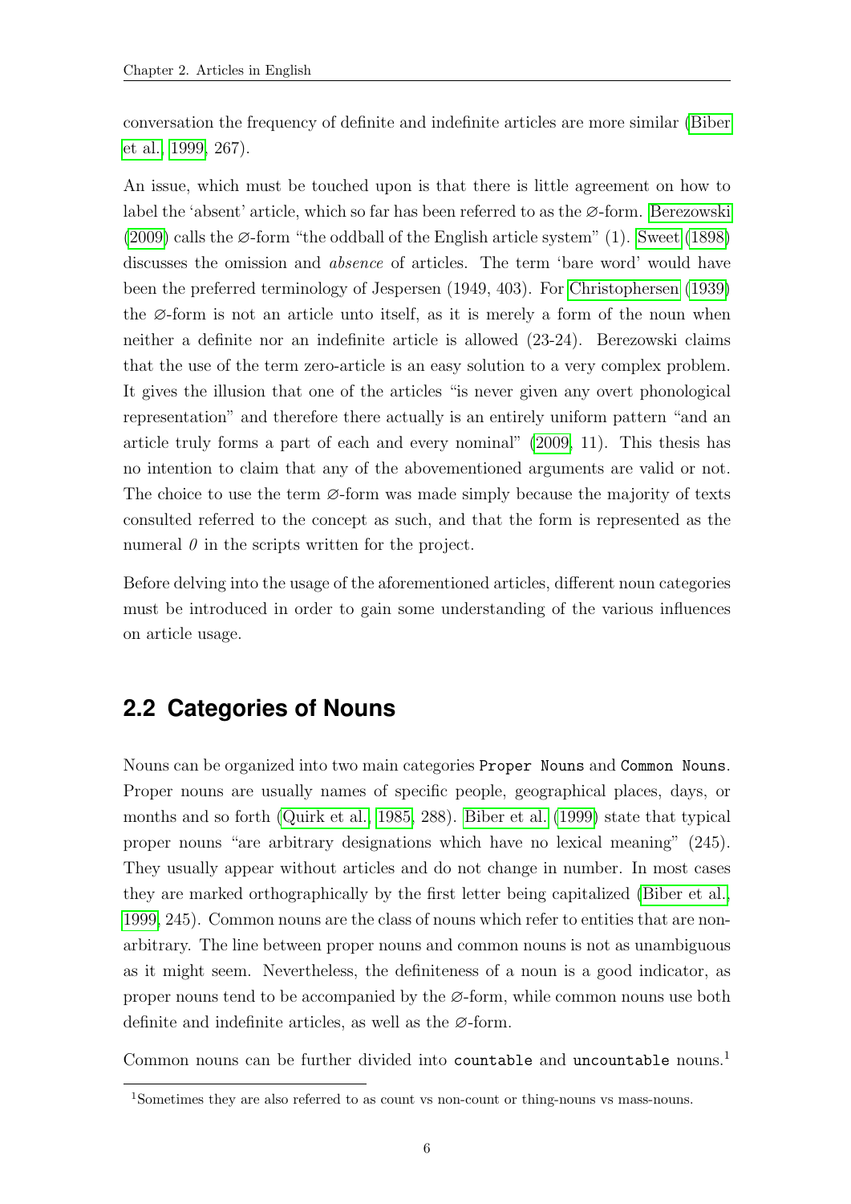conversation the frequency of definite and indefinite articles are more similar (Biber et al., 1999, 267).

An issue, which must be touched upon is that there is little agreement on how to label the 'absent' article, which so far has been referred to as the ∅-form. Berezowski (2009) calls the ∅-form "the oddball of the English article system" (1). Sweet (1898) discusses the omission and *absence* of articles. The term 'bare word' would have been the preferred terminology of Jespersen (1949, 403). For Christophersen (1939) the ∅-form is not an article unto itself, as it is merely a form of the noun when neither a definite nor an indefinite article is allowed (23-24). Berezowski claims that the use of the term zero-article is an easy solution to a very complex problem. It gives the illusion that one of the articles "is never given any overt phonological representation" and therefore there actually is an entirely uniform pattern "and an article truly forms a part of each and every nominal" (2009, 11). This thesis has no intention to claim that any of the abovementioned arguments are valid or not. The choice to use the term ∅-form was made simply because the majority of texts consulted referred to the concept as such, and that the form is represented as the numeral *0* in the scripts written for the project.

Before delving into the usage of the aforementioned articles, different noun categories must be introduced in order to gain some understanding of the various influences on article usage.

## 2.2 Categories of Nouns

Nouns can be organized into two main categories `Proper Nouns` and `Common Nouns`. Proper nouns are usually names of specific people, geographical places, days, or months and so forth (Quirk et al., 1985, 288). Biber et al. (1999) state that typical proper nouns "are arbitrary designations which have no lexical meaning" (245). They usually appear without articles and do not change in number. In most cases they are marked orthographically by the first letter being capitalized (Biber et al., 1999, 245). Common nouns are the class of nouns which refer to entities that are non-arbitrary. The line between proper nouns and common nouns is not as unambiguous as it might seem. Nevertheless, the definiteness of a noun is a good indicator, as proper nouns tend to be accompanied by the ∅-form, while common nouns use both definite and indefinite articles, as well as the ∅-form.

Common nouns can be further divided into `countable` and `uncountable` nouns.[1]

[1] Sometimes they are also referred to as count vs non-count or thing-nouns vs mass-nouns.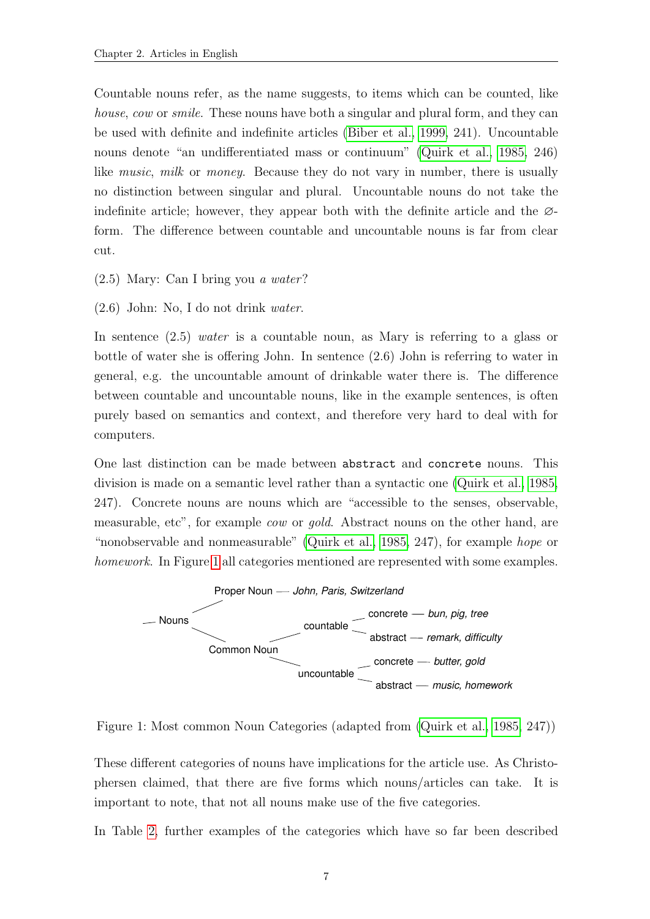Countable nouns refer, as the name suggests, to items which can be counted, like *house*, *cow* or *smile*. These nouns have both a singular and plural form, and they can be used with definite and indefinite articles (Biber et al., 1999, 241). Uncountable nouns denote "an undifferentiated mass or continuum" (Quirk et al., 1985, 246) like *music*, *milk* or *money*. Because they do not vary in number, there is usually no distinction between singular and plural. Uncountable nouns do not take the indefinite article; however, they appear both with the definite article and the ∅-form. The difference between countable and uncountable nouns is far from clear cut.

(2.5) Mary: Can I bring you *a water*?

(2.6) John: No, I do not drink *water*.

In sentence (2.5) *water* is a countable noun, as Mary is referring to a glass or bottle of water she is offering John. In sentence (2.6) John is referring to water in general, e.g. the uncountable amount of drinkable water there is. The difference between countable and uncountable nouns, like in the example sentences, is often purely based on semantics and context, and therefore very hard to deal with for computers.

One last distinction can be made between `abstract` and `concrete` nouns. This division is made on a semantic level rather than a syntactic one (Quirk et al., 1985, 247). Concrete nouns are nouns which are "accessible to the senses, observable, measurable, etc", for example *cow* or *gold*. Abstract nouns on the other hand, are "nonobservable and nonmeasurable" (Quirk et al., 1985, 247), for example *hope* or *homework*. In Figure 1 all categories mentioned are represented with some examples.

- Nouns
  - Proper Noun — *John, Paris, Switzerland*
  - Common Noun
    - countable
      - concrete — *bun, pig, tree*
      - abstract — *remark, difficulty*
    - uncountable
      - concrete — *butter, gold*
      - abstract — *music, homework*

Figure 1: Most common Noun Categories (adapted from (Quirk et al., 1985, 247))

These different categories of nouns have implications for the article use. As Christophersen claimed, that there are five forms which nouns/articles can take. It is important to note, that not all nouns make use of the five categories.

In Table 2, further examples of the categories which have so far been described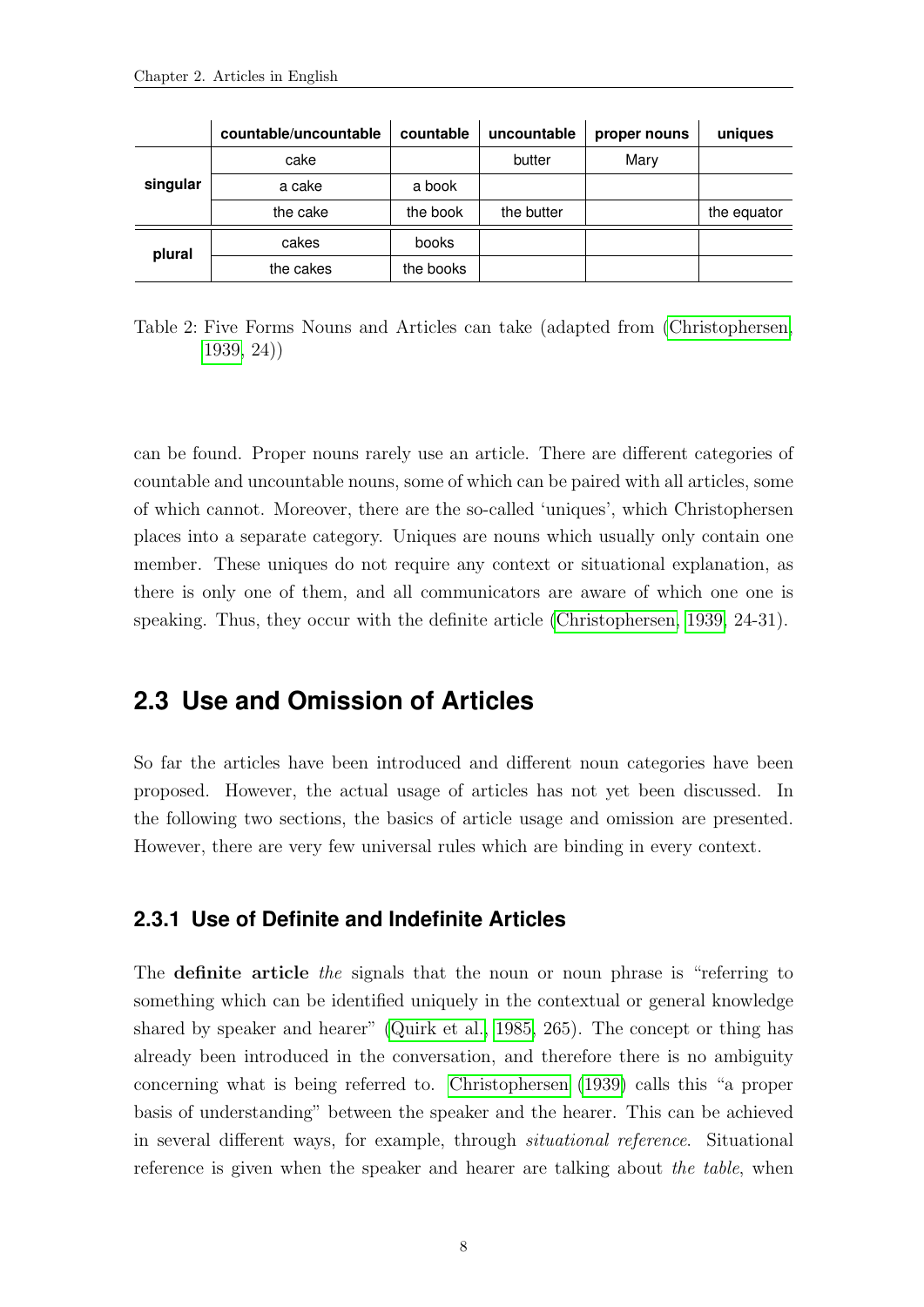|  | countable/uncountable | countable | uncountable | proper nouns | uniques |
|---|---|---|---|---|---|
| singular | cake |  | butter | Mary |  |
|  | a cake | a book |  |  |  |
|  | the cake | the book | the butter |  | the equator |
| plural | cakes | books |  |  |  |
|  | the cakes | the books |  |  |  |

Table 2: Five Forms Nouns and Articles can take (adapted from (Christophersen, 1939, 24))

can be found. Proper nouns rarely use an article. There are different categories of countable and uncountable nouns, some of which can be paired with all articles, some of which cannot. Moreover, there are the so-called 'uniques', which Christophersen places into a separate category. Uniques are nouns which usually only contain one member. These uniques do not require any context or situational explanation, as there is only one of them, and all communicators are aware of which one one is speaking. Thus, they occur with the definite article (Christophersen, 1939, 24-31).

## 2.3 Use and Omission of Articles

So far the articles have been introduced and different noun categories have been proposed. However, the actual usage of articles has not yet been discussed. In the following two sections, the basics of article usage and omission are presented. However, there are very few universal rules which are binding in every context.

### 2.3.1 Use of Definite and Indefinite Articles

The **definite article** *the* signals that the noun or noun phrase is "referring to something which can be identified uniquely in the contextual or general knowledge shared by speaker and hearer" (Quirk et al., 1985, 265). The concept or thing has already been introduced in the conversation, and therefore there is no ambiguity concerning what is being referred to. Christophersen (1939) calls this "a proper basis of understanding" between the speaker and the hearer. This can be achieved in several different ways, for example, through *situational reference*. Situational reference is given when the speaker and hearer are talking about *the table*, when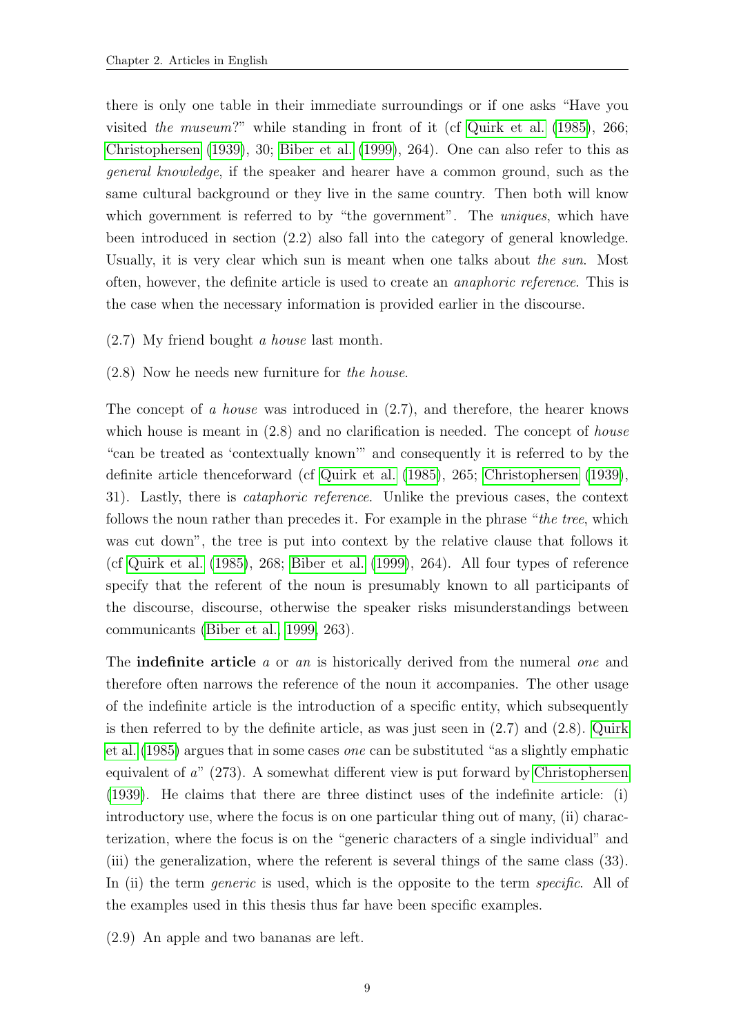there is only one table in their immediate surroundings or if one asks "Have you visited *the museum*?" while standing in front of it (cf Quirk et al. (1985), 266; Christophersen (1939), 30; Biber et al. (1999), 264). One can also refer to this as *general knowledge*, if the speaker and hearer have a common ground, such as the same cultural background or they live in the same country. Then both will know which government is referred to by "the government". The *uniques*, which have been introduced in section (2.2) also fall into the category of general knowledge. Usually, it is very clear which sun is meant when one talks about *the sun*. Most often, however, the definite article is used to create an *anaphoric reference*. This is the case when the necessary information is provided earlier in the discourse.

(2.7) My friend bought *a house* last month.

(2.8) Now he needs new furniture for *the house*.

The concept of *a house* was introduced in (2.7), and therefore, the hearer knows which house is meant in (2.8) and no clarification is needed. The concept of *house* "can be treated as 'contextually known'" and consequently it is referred to by the definite article thenceforward (cf Quirk et al. (1985), 265; Christophersen (1939), 31). Lastly, there is *cataphoric reference*. Unlike the previous cases, the context follows the noun rather than precedes it. For example in the phrase "*the tree*, which was cut down", the tree is put into context by the relative clause that follows it (cf Quirk et al. (1985), 268; Biber et al. (1999), 264). All four types of reference specify that the referent of the noun is presumably known to all participants of the discourse, discourse, otherwise the speaker risks misunderstandings between communicants (Biber et al., 1999, 263).

The **indefinite article** *a* or *an* is historically derived from the numeral *one* and therefore often narrows the reference of the noun it accompanies. The other usage of the indefinite article is the introduction of a specific entity, which subsequently is then referred to by the definite article, as was just seen in (2.7) and (2.8). Quirk et al. (1985) argues that in some cases *one* can be substituted "as a slightly emphatic equivalent of *a*" (273). A somewhat different view is put forward by Christophersen (1939). He claims that there are three distinct uses of the indefinite article: (i) introductory use, where the focus is on one particular thing out of many, (ii) characterization, where the focus is on the "generic characters of a single individual" and (iii) the generalization, where the referent is several things of the same class (33). In (ii) the term *generic* is used, which is the opposite to the term *specific*. All of the examples used in this thesis thus far have been specific examples.

(2.9) An apple and two bananas are left.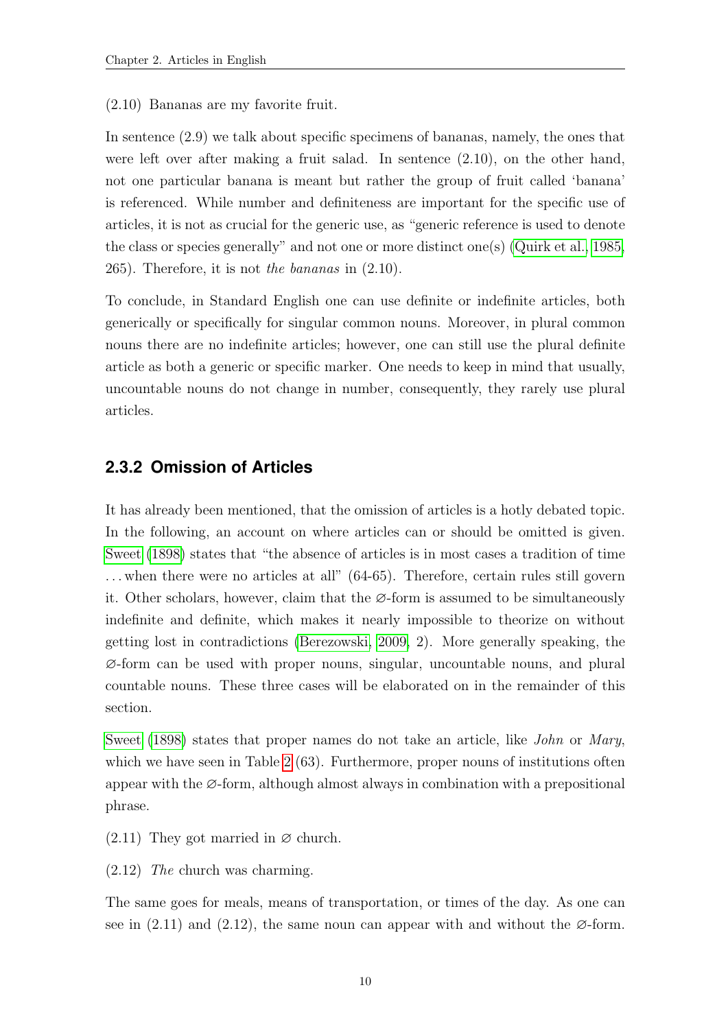(2.10) Bananas are my favorite fruit.

In sentence (2.9) we talk about specific specimens of bananas, namely, the ones that were left over after making a fruit salad. In sentence (2.10), on the other hand, not one particular banana is meant but rather the group of fruit called 'banana' is referenced. While number and definiteness are important for the specific use of articles, it is not as crucial for the generic use, as "generic reference is used to denote the class or species generally" and not one or more distinct one(s) (Quirk et al., 1985, 265). Therefore, it is not *the bananas* in (2.10).

To conclude, in Standard English one can use definite or indefinite articles, both generically or specifically for singular common nouns. Moreover, in plural common nouns there are no indefinite articles; however, one can still use the plural definite article as both a generic or specific marker. One needs to keep in mind that usually, uncountable nouns do not change in number, consequently, they rarely use plural articles.

### 2.3.2 Omission of Articles

It has already been mentioned, that the omission of articles is a hotly debated topic. In the following, an account on where articles can or should be omitted is given. Sweet (1898) states that "the absence of articles is in most cases a tradition of time ... when there were no articles at all" (64-65). Therefore, certain rules still govern it. Other scholars, however, claim that the ∅-form is assumed to be simultaneously indefinite and definite, which makes it nearly impossible to theorize on without getting lost in contradictions (Berezowski, 2009, 2). More generally speaking, the ∅-form can be used with proper nouns, singular, uncountable nouns, and plural countable nouns. These three cases will be elaborated on in the remainder of this section.

Sweet (1898) states that proper names do not take an article, like *John* or *Mary*, which we have seen in Table 2 (63). Furthermore, proper nouns of institutions often appear with the ∅-form, although almost always in combination with a prepositional phrase.

(2.11) They got married in ∅ church.

(2.12) *The* church was charming.

The same goes for meals, means of transportation, or times of the day. As one can see in (2.11) and (2.12), the same noun can appear with and without the ∅-form.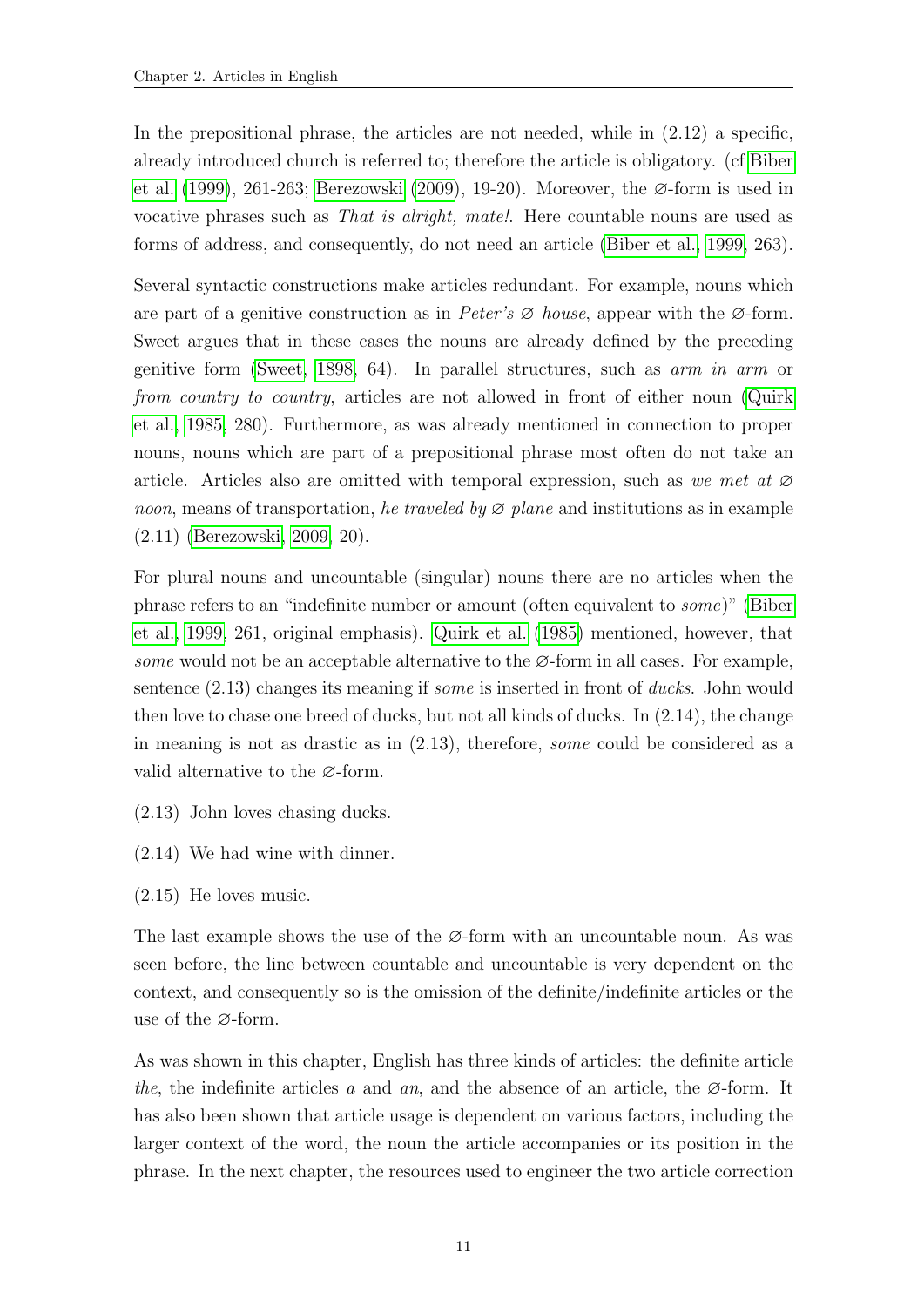In the prepositional phrase, the articles are not needed, while in (2.12) a specific, already introduced church is referred to; therefore the article is obligatory. (cf Biber et al. (1999), 261-263; Berezowski (2009), 19-20). Moreover, the ∅-form is used in vocative phrases such as *That is alright, mate!*. Here countable nouns are used as forms of address, and consequently, do not need an article (Biber et al., 1999, 263).

Several syntactic constructions make articles redundant. For example, nouns which are part of a genitive construction as in *Peter's ∅ house*, appear with the ∅-form. Sweet argues that in these cases the nouns are already defined by the preceding genitive form (Sweet, 1898, 64). In parallel structures, such as *arm in arm* or *from country to country*, articles are not allowed in front of either noun (Quirk et al., 1985, 280). Furthermore, as was already mentioned in connection to proper nouns, nouns which are part of a prepositional phrase most often do not take an article. Articles also are omitted with temporal expression, such as *we met at ∅ noon*, means of transportation, *he traveled by ∅ plane* and institutions as in example (2.11) (Berezowski, 2009, 20).

For plural nouns and uncountable (singular) nouns there are no articles when the phrase refers to an "indefinite number or amount (often equivalent to *some*)" (Biber et al., 1999, 261, original emphasis). Quirk et al. (1985) mentioned, however, that *some* would not be an acceptable alternative to the ∅-form in all cases. For example, sentence (2.13) changes its meaning if *some* is inserted in front of *ducks*. John would then love to chase one breed of ducks, but not all kinds of ducks. In (2.14), the change in meaning is not as drastic as in (2.13), therefore, *some* could be considered as a valid alternative to the ∅-form.

(2.13) John loves chasing ducks.

(2.14) We had wine with dinner.

(2.15) He loves music.

The last example shows the use of the ∅-form with an uncountable noun. As was seen before, the line between countable and uncountable is very dependent on the context, and consequently so is the omission of the definite/indefinite articles or the use of the ∅-form.

As was shown in this chapter, English has three kinds of articles: the definite article *the*, the indefinite articles *a* and *an*, and the absence of an article, the ∅-form. It has also been shown that article usage is dependent on various factors, including the larger context of the word, the noun the article accompanies or its position in the phrase. In the next chapter, the resources used to engineer the two article correction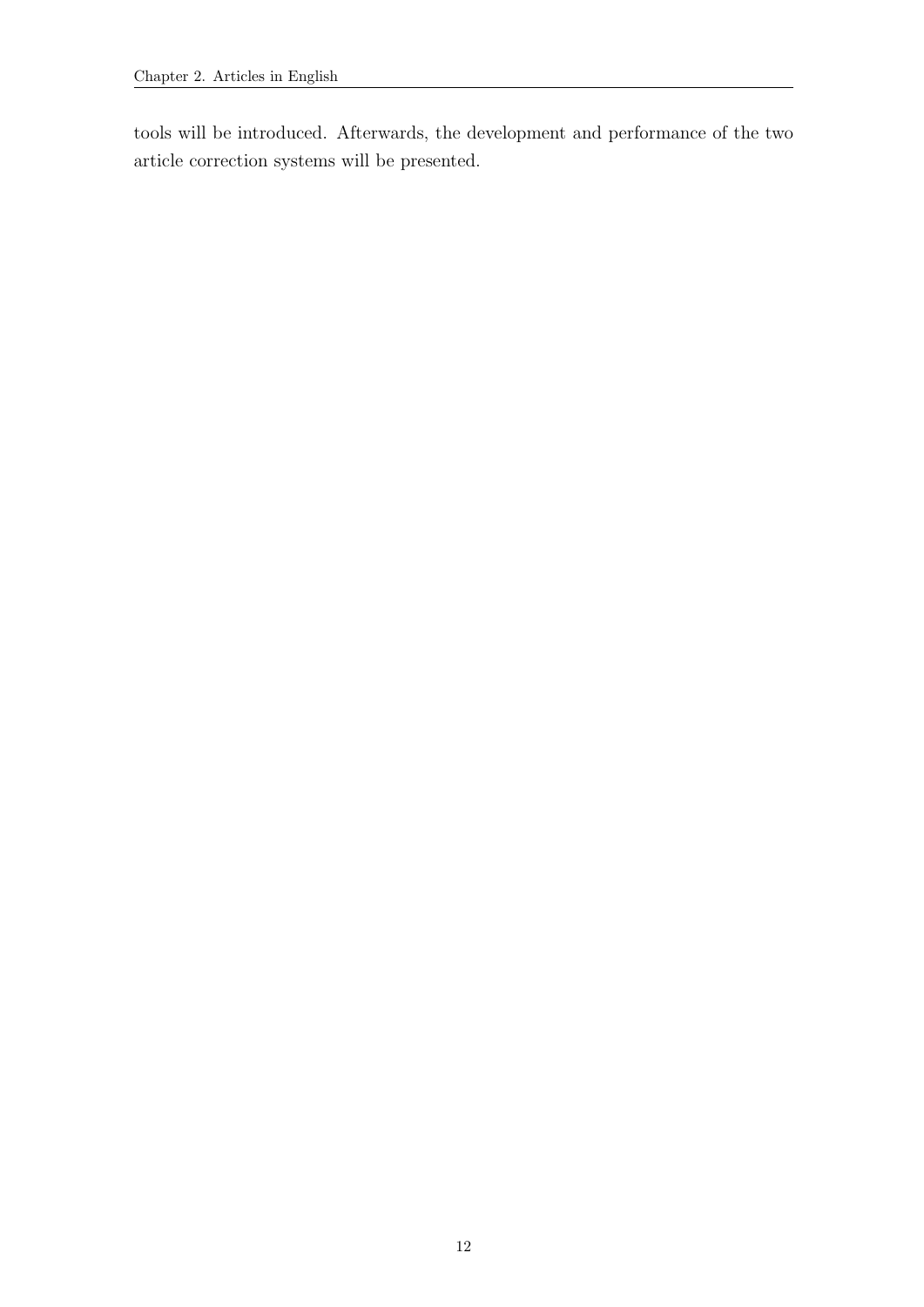tools will be introduced. Afterwards, the development and performance of the two article correction systems will be presented.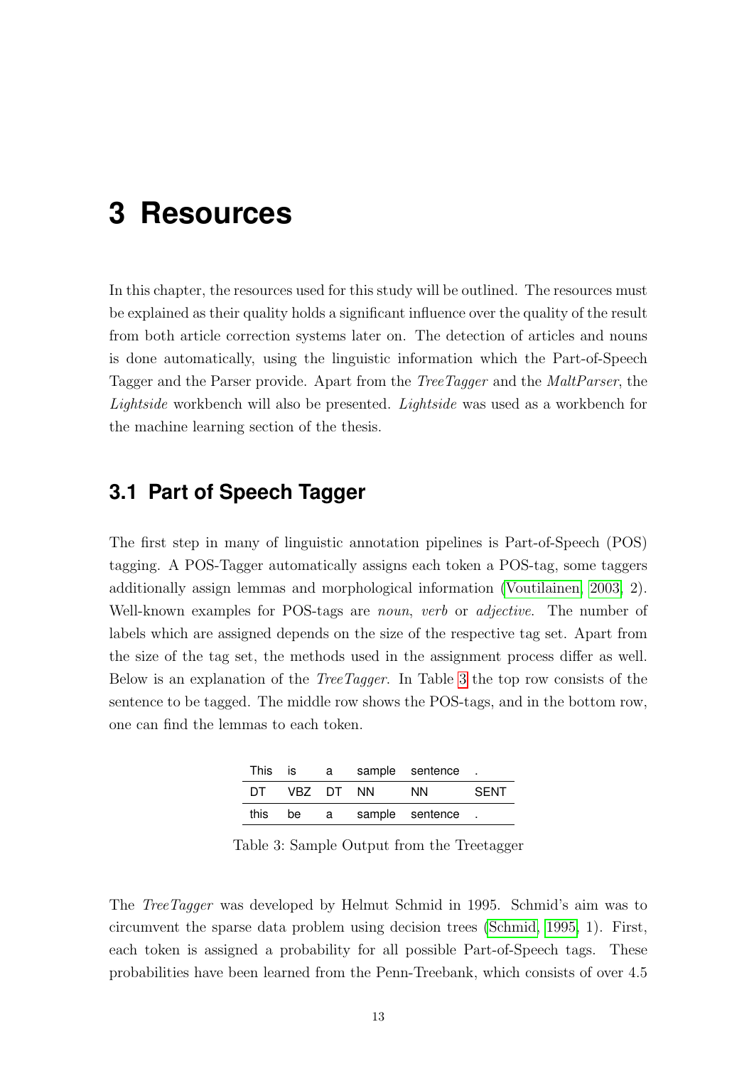# 3 Resources

In this chapter, the resources used for this study will be outlined. The resources must be explained as their quality holds a significant influence over the quality of the result from both article correction systems later on. The detection of articles and nouns is done automatically, using the linguistic information which the Part-of-Speech Tagger and the Parser provide. Apart from the *TreeTagger* and the *MaltParser*, the *Lightside* workbench will also be presented. *Lightside* was used as a workbench for the machine learning section of the thesis.

## 3.1 Part of Speech Tagger

The first step in many of linguistic annotation pipelines is Part-of-Speech (POS) tagging. A POS-Tagger automatically assigns each token a POS-tag, some taggers additionally assign lemmas and morphological information (Voutilainen, 2003, 2). Well-known examples for POS-tags are *noun*, *verb* or *adjective*. The number of labels which are assigned depends on the size of the respective tag set. Apart from the size of the tag set, the methods used in the assignment process differ as well. Below is an explanation of the *TreeTagger*. In Table 3 the top row consists of the sentence to be tagged. The middle row shows the POS-tags, and in the bottom row, one can find the lemmas to each token.

| This | is | a | sample | sentence | . |
|---|---|---|---|---|---|
| DT | VBZ | DT | NN | NN | SENT |
| this | be | a | sample | sentence | . |

Table 3: Sample Output from the Treetagger

The *TreeTagger* was developed by Helmut Schmid in 1995. Schmid's aim was to circumvent the sparse data problem using decision trees (Schmid, 1995, 1). First, each token is assigned a probability for all possible Part-of-Speech tags. These probabilities have been learned from the Penn-Treebank, which consists of over 4.5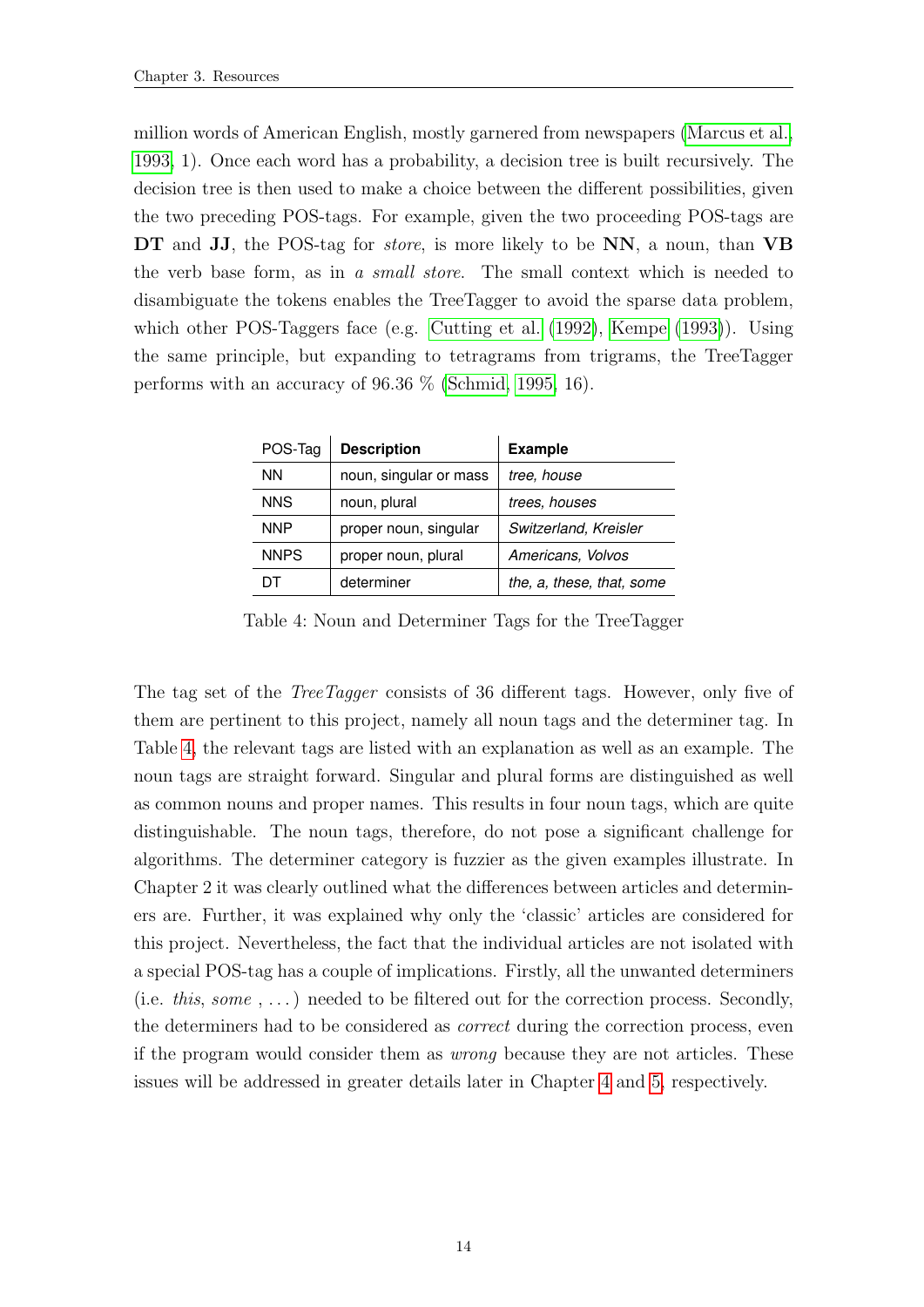million words of American English, mostly garnered from newspapers (Marcus et al., 1993, 1). Once each word has a probability, a decision tree is built recursively. The decision tree is then used to make a choice between the different possibilities, given the two preceding POS-tags. For example, given the two proceeding POS-tags are **DT** and **JJ**, the POS-tag for *store*, is more likely to be **NN**, a noun, than **VB** the verb base form, as in *a small store*. The small context which is needed to disambiguate the tokens enables the TreeTagger to avoid the sparse data problem, which other POS-Taggers face (e.g. Cutting et al. (1992), Kempe (1993)). Using the same principle, but expanding to tetragrams from trigrams, the TreeTagger performs with an accuracy of 96.36 % (Schmid, 1995, 16).

| POS-Tag | Description | Example |
|---|---|---|
| NN | noun, singular or mass | *tree, house* |
| NNS | noun, plural | *trees, houses* |
| NNP | proper noun, singular | *Switzerland, Kreisler* |
| NNPS | proper noun, plural | *Americans, Volvos* |
| DT | determiner | *the, a, these, that, some* |

Table 4: Noun and Determiner Tags for the TreeTagger

The tag set of the *TreeTagger* consists of 36 different tags. However, only five of them are pertinent to this project, namely all noun tags and the determiner tag. In Table 4, the relevant tags are listed with an explanation as well as an example. The noun tags are straight forward. Singular and plural forms are distinguished as well as common nouns and proper names. This results in four noun tags, which are quite distinguishable. The noun tags, therefore, do not pose a significant challenge for algorithms. The determiner category is fuzzier as the given examples illustrate. In Chapter 2 it was clearly outlined what the differences between articles and determiners are. Further, it was explained why only the 'classic' articles are considered for this project. Nevertheless, the fact that the individual articles are not isolated with a special POS-tag has a couple of implications. Firstly, all the unwanted determiners (i.e. *this*, *some* , . . . ) needed to be filtered out for the correction process. Secondly, the determiners had to be considered as *correct* during the correction process, even if the program would consider them as *wrong* because they are not articles. These issues will be addressed in greater details later in Chapter 4 and 5, respectively.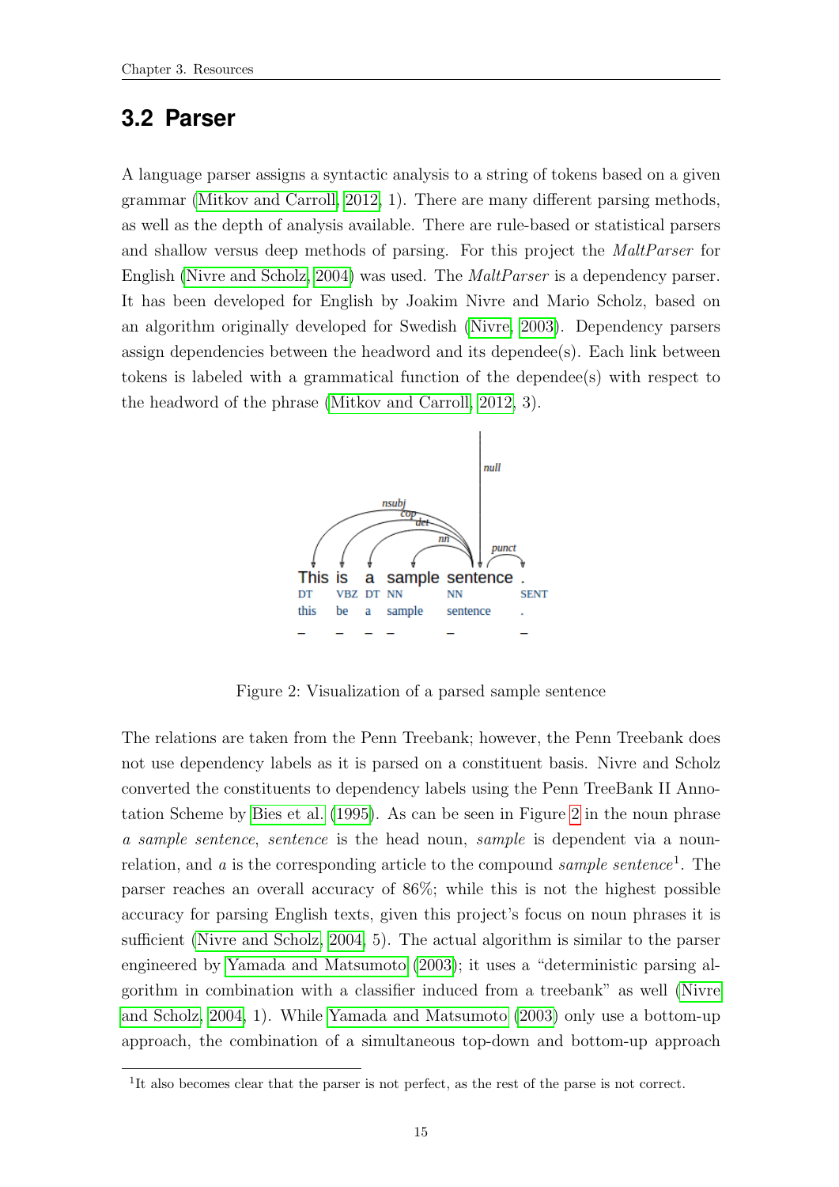## 3.2 Parser

A language parser assigns a syntactic analysis to a string of tokens based on a given grammar (Mitkov and Carroll, 2012, 1). There are many different parsing methods, as well as the depth of analysis available. There are rule-based or statistical parsers and shallow versus deep methods of parsing. For this project the *MaltParser* for English (Nivre and Scholz, 2004) was used. The *MaltParser* is a dependency parser. It has been developed for English by Joakim Nivre and Mario Scholz, based on an algorithm originally developed for Swedish (Nivre, 2003). Dependency parsers assign dependencies between the headword and its dependee(s). Each link between tokens is labeled with a grammatical function of the dependee(s) with respect to the headword of the phrase (Mitkov and Carroll, 2012, 3).

Figure 2: Visualization of a parsed sample sentence

The relations are taken from the Penn Treebank; however, the Penn Treebank does not use dependency labels as it is parsed on a constituent basis. Nivre and Scholz converted the constituents to dependency labels using the Penn TreeBank II Annotation Scheme by Bies et al. (1995). As can be seen in Figure 2 in the noun phrase *a sample sentence*, *sentence* is the head noun, *sample* is dependent via a noun-relation, and *a* is the corresponding article to the compound *sample sentence*[1]. The parser reaches an overall accuracy of 86%; while this is not the highest possible accuracy for parsing English texts, given this project's focus on noun phrases it is sufficient (Nivre and Scholz, 2004, 5). The actual algorithm is similar to the parser engineered by Yamada and Matsumoto (2003); it uses a "deterministic parsing algorithm in combination with a classifier induced from a treebank" as well (Nivre and Scholz, 2004, 1). While Yamada and Matsumoto (2003) only use a bottom-up approach, the combination of a simultaneous top-down and bottom-up approach

[1]It also becomes clear that the parser is not perfect, as the rest of the parse is not correct.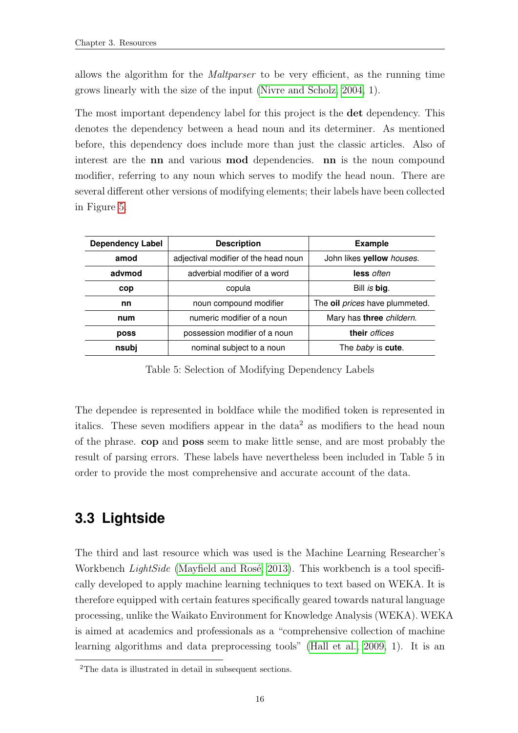allows the algorithm for the *Maltparser* to be very efficient, as the running time grows linearly with the size of the input (Nivre and Scholz, 2004, 1).

The most important dependency label for this project is the **det** dependency. This denotes the dependency between a head noun and its determiner. As mentioned before, this dependency does include more than just the classic articles. Also of interest are the **nn** and various **mod** dependencies. **nn** is the noun compound modifier, referring to any noun which serves to modify the head noun. There are several different other versions of modifying elements; their labels have been collected in Figure 5.

| Dependency Label | Description | Example |
|---|---|---|
| **amod** | adjectival modifier of the head noun | John likes **yellow** *houses*. |
| **advmod** | adverbial modifier of a word | **less** *often* |
| **cop** | copula | Bill *is* **big**. |
| **nn** | noun compound modifier | The **oil** *prices* have plummeted. |
| **num** | numeric modifier of a noun | Mary has **three** *childern*. |
| **poss** | possession modifier of a noun | **their** *offices* |
| **nsubj** | nominal subject to a noun | The *baby* is **cute**. |

Table 5: Selection of Modifying Dependency Labels

The dependee is represented in boldface while the modified token is represented in italics. These seven modifiers appear in the data[2] as modifiers to the head noun of the phrase. **cop** and **poss** seem to make little sense, and are most probably the result of parsing errors. These labels have nevertheless been included in Table 5 in order to provide the most comprehensive and accurate account of the data.

## 3.3 Lightside

The third and last resource which was used is the Machine Learning Researcher's Workbench *LightSide* (Mayfield and Rosé, 2013). This workbench is a tool specifically developed to apply machine learning techniques to text based on WEKA. It is therefore equipped with certain features specifically geared towards natural language processing, unlike the Waikato Environment for Knowledge Analysis (WEKA). WEKA is aimed at academics and professionals as a "comprehensive collection of machine learning algorithms and data preprocessing tools" (Hall et al., 2009, 1). It is an

[2] The data is illustrated in detail in subsequent sections.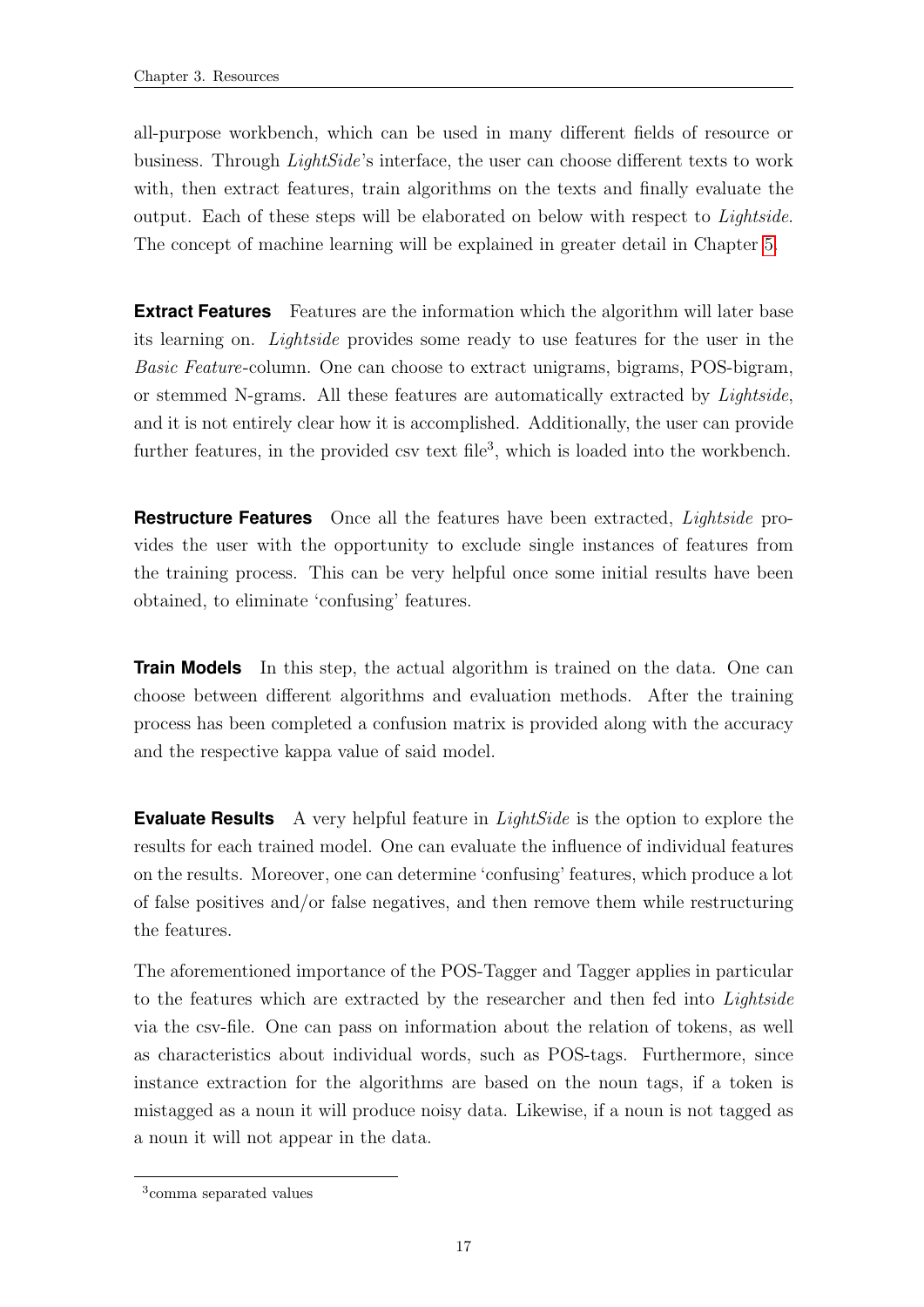all-purpose workbench, which can be used in many different fields of resource or business. Through *LightSide*'s interface, the user can choose different texts to work with, then extract features, train algorithms on the texts and finally evaluate the output. Each of these steps will be elaborated on below with respect to *Lightside*. The concept of machine learning will be explained in greater detail in Chapter 5.

**Extract Features** Features are the information which the algorithm will later base its learning on. *Lightside* provides some ready to use features for the user in the *Basic Feature*-column. One can choose to extract unigrams, bigrams, POS-bigram, or stemmed N-grams. All these features are automatically extracted by *Lightside*, and it is not entirely clear how it is accomplished. Additionally, the user can provide further features, in the provided csv text file[3], which is loaded into the workbench.

**Restructure Features** Once all the features have been extracted, *Lightside* provides the user with the opportunity to exclude single instances of features from the training process. This can be very helpful once some initial results have been obtained, to eliminate 'confusing' features.

**Train Models** In this step, the actual algorithm is trained on the data. One can choose between different algorithms and evaluation methods. After the training process has been completed a confusion matrix is provided along with the accuracy and the respective kappa value of said model.

**Evaluate Results** A very helpful feature in *LightSide* is the option to explore the results for each trained model. One can evaluate the influence of individual features on the results. Moreover, one can determine 'confusing' features, which produce a lot of false positives and/or false negatives, and then remove them while restructuring the features.

The aforementioned importance of the POS-Tagger and Tagger applies in particular to the features which are extracted by the researcher and then fed into *Lightside* via the csv-file. One can pass on information about the relation of tokens, as well as characteristics about individual words, such as POS-tags. Furthermore, since instance extraction for the algorithms are based on the noun tags, if a token is mistagged as a noun it will produce noisy data. Likewise, if a noun is not tagged as a noun it will not appear in the data.

[3] comma separated values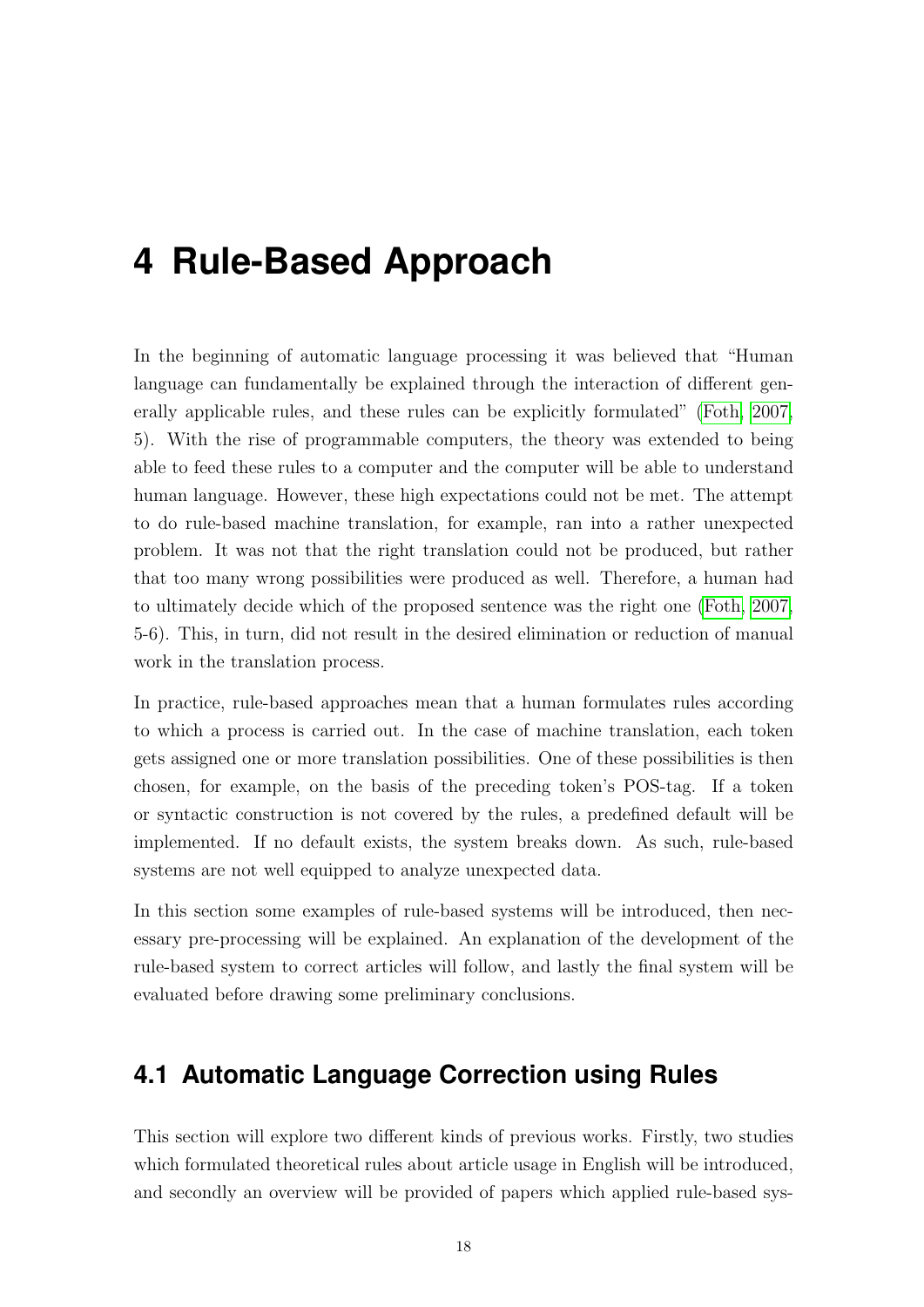# 4 Rule-Based Approach

In the beginning of automatic language processing it was believed that "Human language can fundamentally be explained through the interaction of different generally applicable rules, and these rules can be explicitly formulated" (Foth, 2007, 5). With the rise of programmable computers, the theory was extended to being able to feed these rules to a computer and the computer will be able to understand human language. However, these high expectations could not be met. The attempt to do rule-based machine translation, for example, ran into a rather unexpected problem. It was not that the right translation could not be produced, but rather that too many wrong possibilities were produced as well. Therefore, a human had to ultimately decide which of the proposed sentence was the right one (Foth, 2007, 5-6). This, in turn, did not result in the desired elimination or reduction of manual work in the translation process.

In practice, rule-based approaches mean that a human formulates rules according to which a process is carried out. In the case of machine translation, each token gets assigned one or more translation possibilities. One of these possibilities is then chosen, for example, on the basis of the preceding token's POS-tag. If a token or syntactic construction is not covered by the rules, a predefined default will be implemented. If no default exists, the system breaks down. As such, rule-based systems are not well equipped to analyze unexpected data.

In this section some examples of rule-based systems will be introduced, then necessary pre-processing will be explained. An explanation of the development of the rule-based system to correct articles will follow, and lastly the final system will be evaluated before drawing some preliminary conclusions.

## 4.1 Automatic Language Correction using Rules

This section will explore two different kinds of previous works. Firstly, two studies which formulated theoretical rules about article usage in English will be introduced, and secondly an overview will be provided of papers which applied rule-based sys-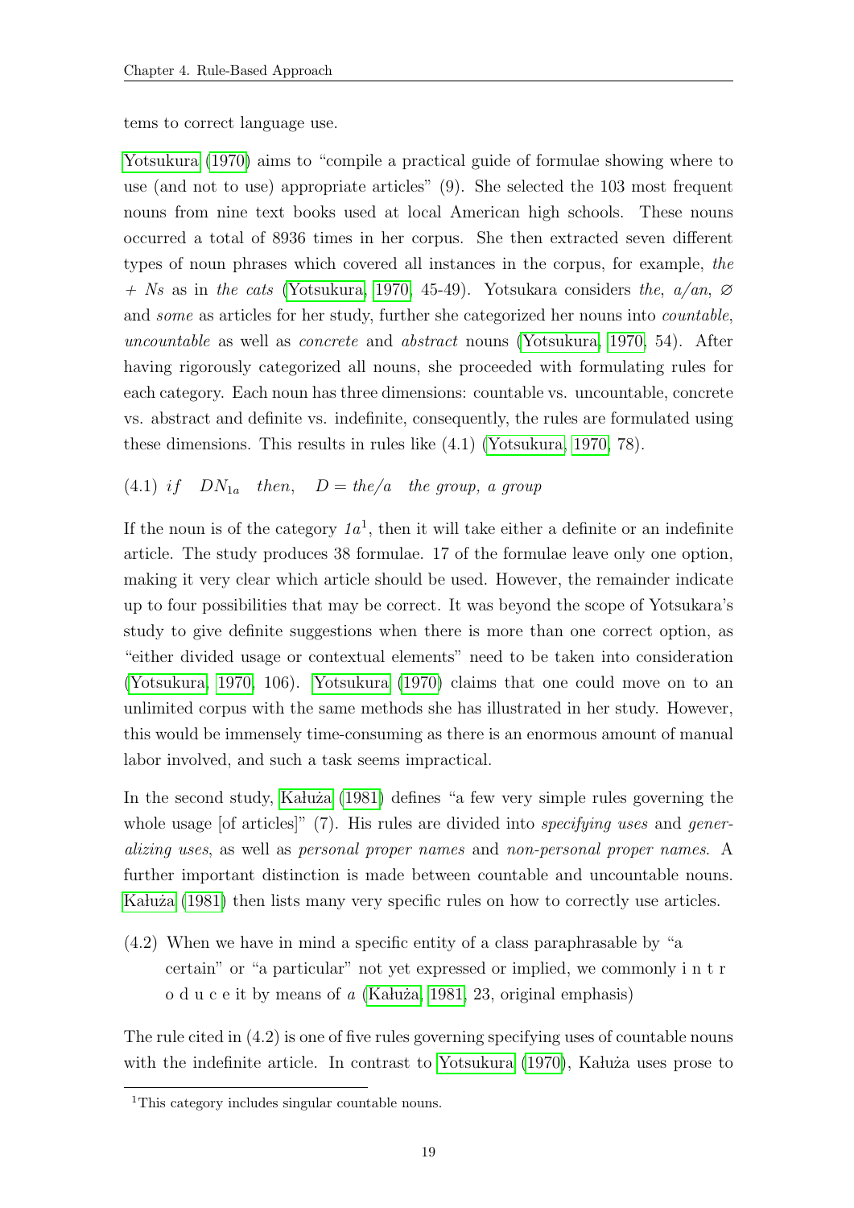tems to correct language use.

Yotsukura (1970) aims to "compile a practical guide of formulae showing where to use (and not to use) appropriate articles" (9). She selected the 103 most frequent nouns from nine text books used at local American high schools. These nouns occurred a total of 8936 times in her corpus. She then extracted seven different types of noun phrases which covered all instances in the corpus, for example, *the + Ns* as in *the cats* (Yotsukura, 1970, 45-49). Yotsukara considers *the*, *a/an*, ∅ and *some* as articles for her study, further she categorized her nouns into *countable*, *uncountable* as well as *concrete* and *abstract* nouns (Yotsukura, 1970, 54). After having rigorously categorized all nouns, she proceeded with formulating rules for each category. Each noun has three dimensions: countable vs. uncountable, concrete vs. abstract and definite vs. indefinite, consequently, the rules are formulated using these dimensions. This results in rules like (4.1) (Yotsukura, 1970, 78).

(4.1) *if* $DN_{1a}$ *then*, $D =$ *the/a* *the group, a group*

If the noun is of the category *1a*[1], then it will take either a definite or an indefinite article. The study produces 38 formulae. 17 of the formulae leave only one option, making it very clear which article should be used. However, the remainder indicate up to four possibilities that may be correct. It was beyond the scope of Yotsukara's study to give definite suggestions when there is more than one correct option, as "either divided usage or contextual elements" need to be taken into consideration (Yotsukura, 1970, 106). Yotsukura (1970) claims that one could move on to an unlimited corpus with the same methods she has illustrated in her study. However, this would be immensely time-consuming as there is an enormous amount of manual labor involved, and such a task seems impractical.

In the second study, Kałuża (1981) defines "a few very simple rules governing the whole usage [of articles]" (7). His rules are divided into *specifying uses* and *generalizing uses*, as well as *personal proper names* and *non-personal proper names*. A further important distinction is made between countable and uncountable nouns. Kałuża (1981) then lists many very specific rules on how to correctly use articles.

(4.2) When we have in mind a specific entity of a class paraphrasable by "a certain" or "a particular" not yet expressed or implied, we commonly i n t r o d u c e it by means of *a* (Kałuża, 1981, 23, original emphasis)

The rule cited in (4.2) is one of five rules governing specifying uses of countable nouns with the indefinite article. In contrast to Yotsukura (1970), Kałuża uses prose to

[1]This category includes singular countable nouns.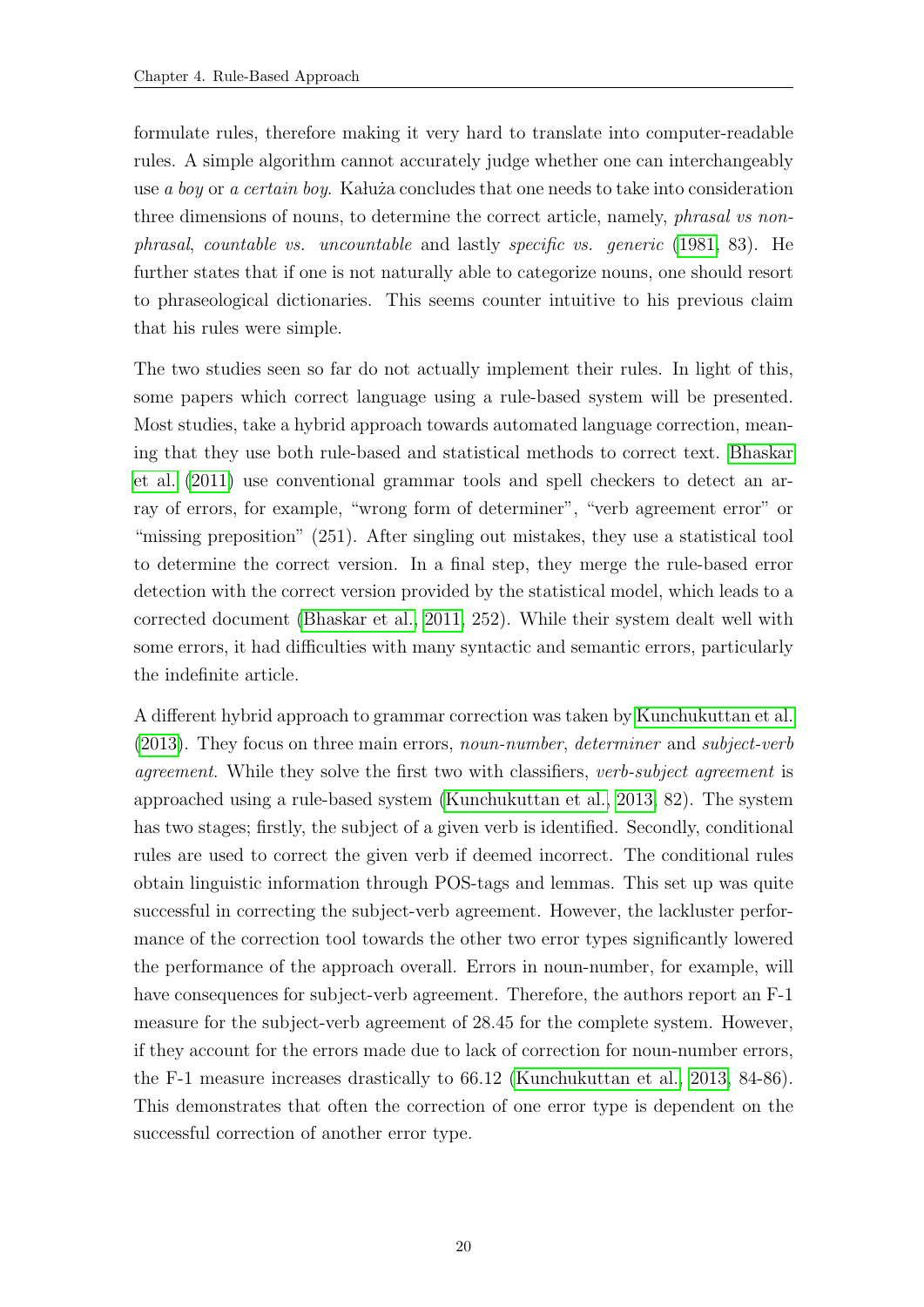formulate rules, therefore making it very hard to translate into computer-readable rules. A simple algorithm cannot accurately judge whether one can interchangeably use *a boy* or *a certain boy*. Kałuża concludes that one needs to take into consideration three dimensions of nouns, to determine the correct article, namely, *phrasal vs non-phrasal*, *countable vs. uncountable* and lastly *specific vs. generic* (1981, 83). He further states that if one is not naturally able to categorize nouns, one should resort to phraseological dictionaries. This seems counter intuitive to his previous claim that his rules were simple.

The two studies seen so far do not actually implement their rules. In light of this, some papers which correct language using a rule-based system will be presented. Most studies, take a hybrid approach towards automated language correction, meaning that they use both rule-based and statistical methods to correct text. Bhaskar et al. (2011) use conventional grammar tools and spell checkers to detect an array of errors, for example, "wrong form of determiner", "verb agreement error" or "missing preposition" (251). After singling out mistakes, they use a statistical tool to determine the correct version. In a final step, they merge the rule-based error detection with the correct version provided by the statistical model, which leads to a corrected document (Bhaskar et al., 2011, 252). While their system dealt well with some errors, it had difficulties with many syntactic and semantic errors, particularly the indefinite article.

A different hybrid approach to grammar correction was taken by Kunchukuttan et al. (2013). They focus on three main errors, *noun-number*, *determiner* and *subject-verb agreement*. While they solve the first two with classifiers, *verb-subject agreement* is approached using a rule-based system (Kunchukuttan et al., 2013, 82). The system has two stages; firstly, the subject of a given verb is identified. Secondly, conditional rules are used to correct the given verb if deemed incorrect. The conditional rules obtain linguistic information through POS-tags and lemmas. This set up was quite successful in correcting the subject-verb agreement. However, the lackluster performance of the correction tool towards the other two error types significantly lowered the performance of the approach overall. Errors in noun-number, for example, will have consequences for subject-verb agreement. Therefore, the authors report an F-1 measure for the subject-verb agreement of 28.45 for the complete system. However, if they account for the errors made due to lack of correction for noun-number errors, the F-1 measure increases drastically to 66.12 (Kunchukuttan et al., 2013, 84-86). This demonstrates that often the correction of one error type is dependent on the successful correction of another error type.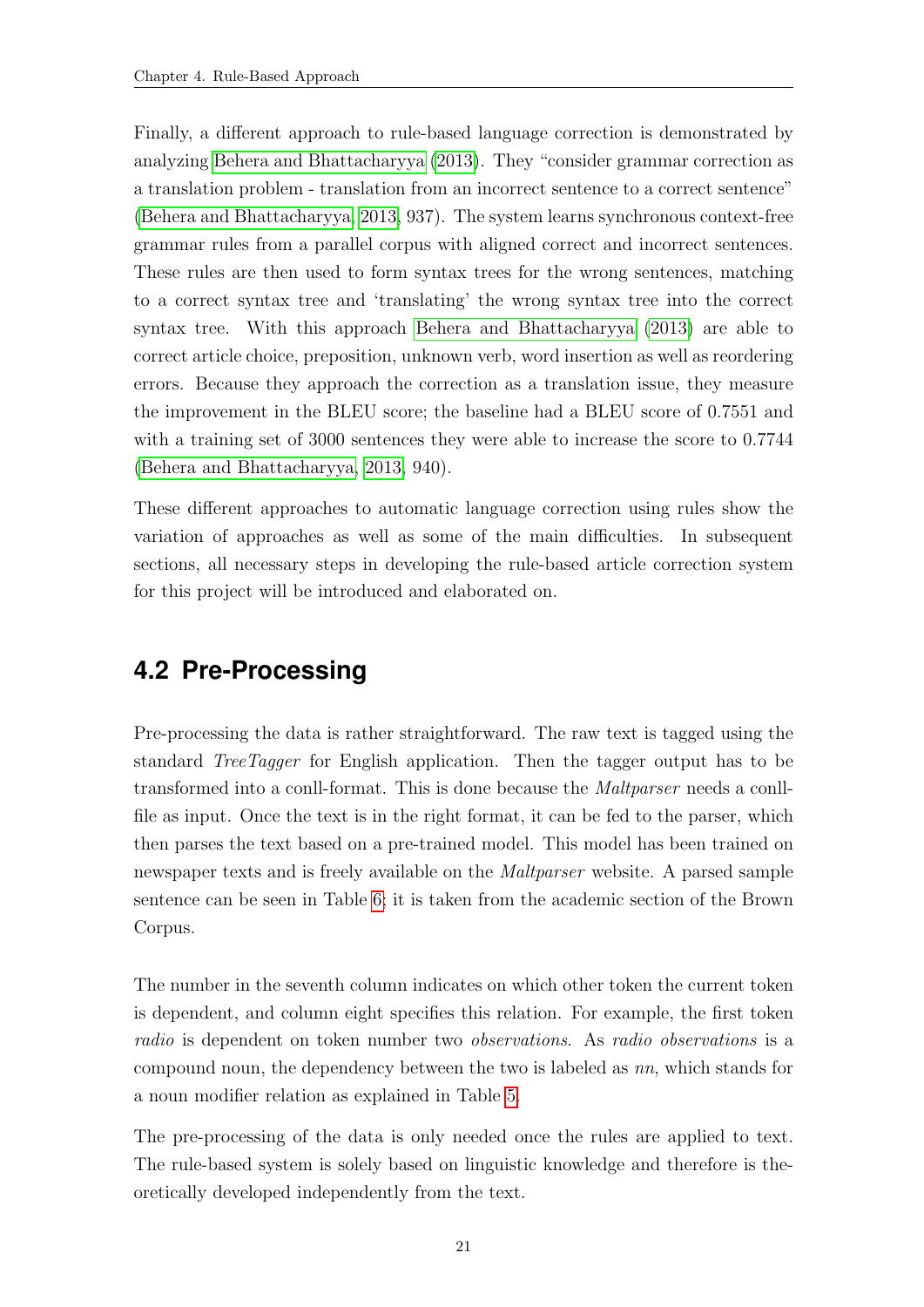Finally, a different approach to rule-based language correction is demonstrated by analyzing Behera and Bhattacharyya (2013). They "consider grammar correction as a translation problem - translation from an incorrect sentence to a correct sentence" (Behera and Bhattacharyya, 2013, 937). The system learns synchronous context-free grammar rules from a parallel corpus with aligned correct and incorrect sentences. These rules are then used to form syntax trees for the wrong sentences, matching to a correct syntax tree and 'translating' the wrong syntax tree into the correct syntax tree. With this approach Behera and Bhattacharyya (2013) are able to correct article choice, preposition, unknown verb, word insertion as well as reordering errors. Because they approach the correction as a translation issue, they measure the improvement in the BLEU score; the baseline had a BLEU score of 0.7551 and with a training set of 3000 sentences they were able to increase the score to 0.7744 (Behera and Bhattacharyya, 2013, 940).

These different approaches to automatic language correction using rules show the variation of approaches as well as some of the main difficulties. In subsequent sections, all necessary steps in developing the rule-based article correction system for this project will be introduced and elaborated on.

## 4.2 Pre-Processing

Pre-processing the data is rather straightforward. The raw text is tagged using the standard *TreeTagger* for English application. Then the tagger output has to be transformed into a conll-format. This is done because the *Maltparser* needs a conll-file as input. Once the text is in the right format, it can be fed to the parser, which then parses the text based on a pre-trained model. This model has been trained on newspaper texts and is freely available on the *Maltparser* website. A parsed sample sentence can be seen in Table 6; it is taken from the academic section of the Brown Corpus.

The number in the seventh column indicates on which other token the current token is dependent, and column eight specifies this relation. For example, the first token *radio* is dependent on token number two *observations*. As *radio observations* is a compound noun, the dependency between the two is labeled as *nn*, which stands for a noun modifier relation as explained in Table 5.

The pre-processing of the data is only needed once the rules are applied to text. The rule-based system is solely based on linguistic knowledge and therefore is theoretically developed independently from the text.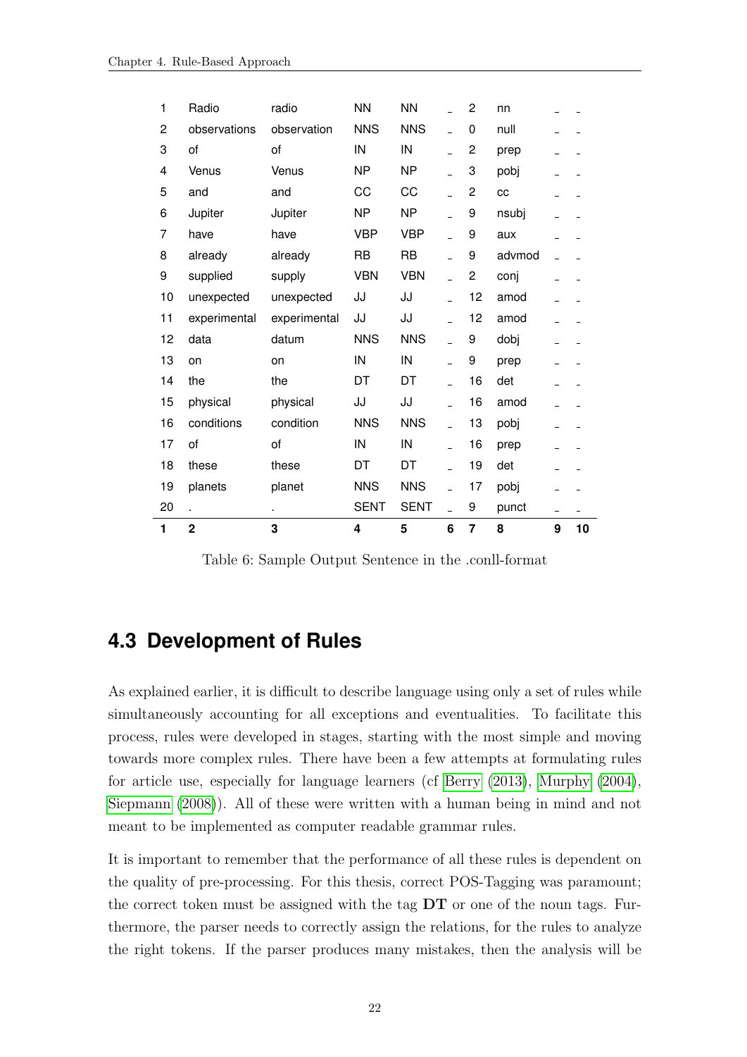| 1 | 2 | 3 | 4 | 5 | 6 | 7 | 8 | 9 | 10 |
|---|---|---|---|---|---|---|---|---|---|
| 1 | Radio | radio | NN | NN | _ | 2 | nn | _ | _ |
| 2 | observations | observation | NNS | NNS | _ | 0 | null | _ | _ |
| 3 | of | of | IN | IN | _ | 2 | prep | _ | _ |
| 4 | Venus | Venus | NP | NP | _ | 3 | pobj | _ | _ |
| 5 | and | and | CC | CC | _ | 2 | cc | _ | _ |
| 6 | Jupiter | Jupiter | NP | NP | _ | 9 | nsubj | _ | _ |
| 7 | have | have | VBP | VBP | _ | 9 | aux | _ | _ |
| 8 | already | already | RB | RB | _ | 9 | advmod | _ | _ |
| 9 | supplied | supply | VBN | VBN | _ | 2 | conj | _ | _ |
| 10 | unexpected | unexpected | JJ | JJ | _ | 12 | amod | _ | _ |
| 11 | experimental | experimental | JJ | JJ | _ | 12 | amod | _ | _ |
| 12 | data | datum | NNS | NNS | _ | 9 | dobj | _ | _ |
| 13 | on | on | IN | IN | _ | 9 | prep | _ | _ |
| 14 | the | the | DT | DT | _ | 16 | det | _ | _ |
| 15 | physical | physical | JJ | JJ | _ | 16 | amod | _ | _ |
| 16 | conditions | condition | NNS | NNS | _ | 13 | pobj | _ | _ |
| 17 | of | of | IN | IN | _ | 16 | prep | _ | _ |
| 18 | these | these | DT | DT | _ | 19 | det | _ | _ |
| 19 | planets | planet | NNS | NNS | _ | 17 | pobj | _ | _ |
| 20 | . | . | SENT | SENT | _ | 9 | punct | _ | _ |

Table 6: Sample Output Sentence in the .conll-format

## 4.3 Development of Rules

As explained earlier, it is difficult to describe language using only a set of rules while simultaneously accounting for all exceptions and eventualities. To facilitate this process, rules were developed in stages, starting with the most simple and moving towards more complex rules. There have been a few attempts at formulating rules for article use, especially for language learners (cf Berry (2013), Murphy (2004), Siepmann (2008)). All of these were written with a human being in mind and not meant to be implemented as computer readable grammar rules.

It is important to remember that the performance of all these rules is dependent on the quality of pre-processing. For this thesis, correct POS-Tagging was paramount; the correct token must be assigned with the tag **DT** or one of the noun tags. Furthermore, the parser needs to correctly assign the relations, for the rules to analyze the right tokens. If the parser produces many mistakes, then the analysis will be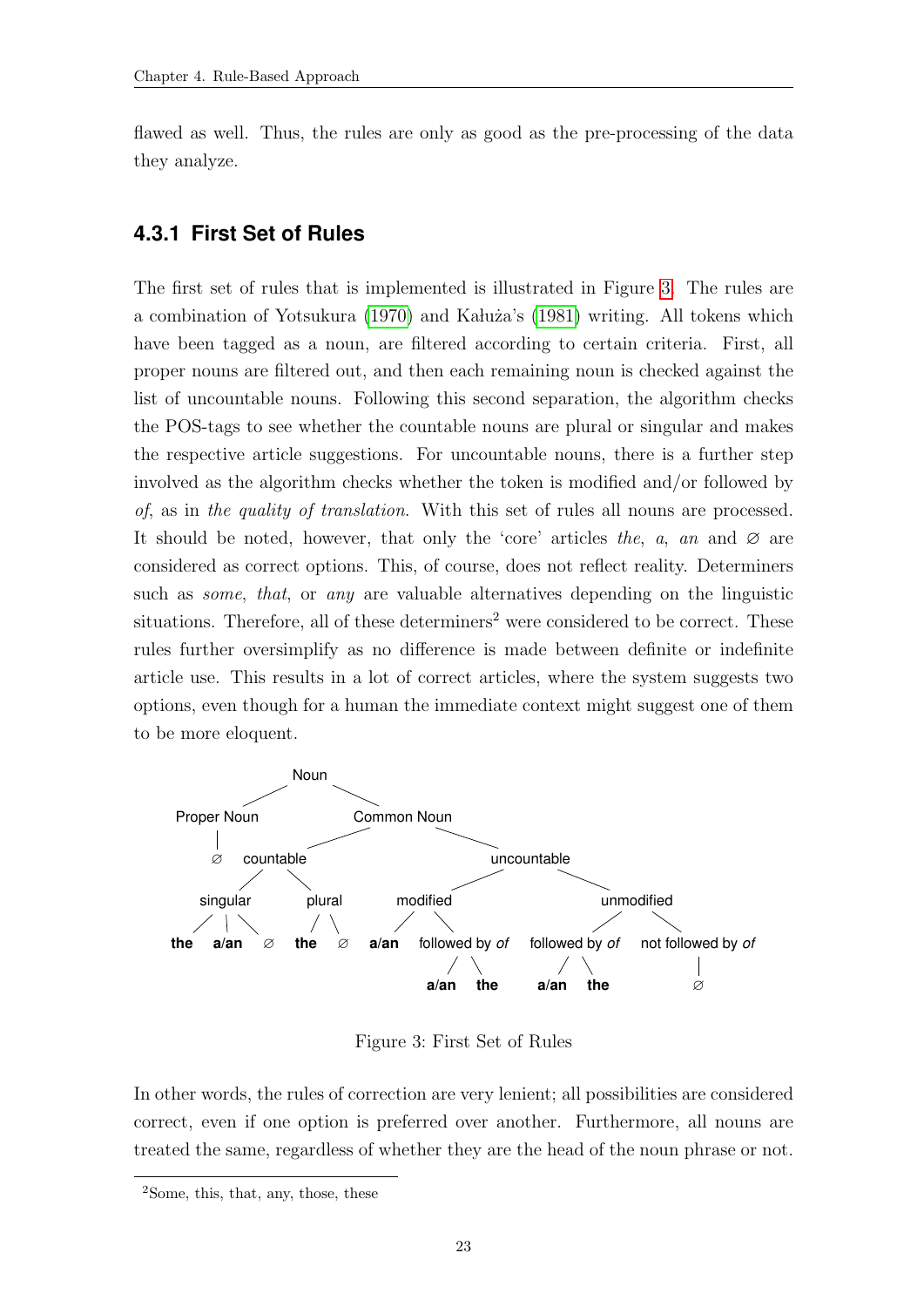flawed as well. Thus, the rules are only as good as the pre-processing of the data they analyze.

### 4.3.1 First Set of Rules

The first set of rules that is implemented is illustrated in Figure 3. The rules are a combination of Yotsukura (1970) and Kałuża's (1981) writing. All tokens which have been tagged as a noun, are filtered according to certain criteria. First, all proper nouns are filtered out, and then each remaining noun is checked against the list of uncountable nouns. Following this second separation, the algorithm checks the POS-tags to see whether the countable nouns are plural or singular and makes the respective article suggestions. For uncountable nouns, there is a further step involved as the algorithm checks whether the token is modified and/or followed by *of*, as in *the quality of translation*. With this set of rules all nouns are processed. It should be noted, however, that only the 'core' articles *the*, *a*, *an* and ∅ are considered as correct options. This, of course, does not reflect reality. Determiners such as *some*, *that*, or *any* are valuable alternatives depending on the linguistic situations. Therefore, all of these determiners[2] were considered to be correct. These rules further oversimplify as no difference is made between definite or indefinite article use. This results in a lot of correct articles, where the system suggests two options, even though for a human the immediate context might suggest one of them to be more eloquent.

- Noun
  - Proper Noun
    - ∅
  - Common Noun
    - countable
      - singular
        - **the**
        - **a/an**
        - ∅
      - plural
        - **the**
        - ∅
    - uncountable
      - modified
        - **a/an**
        - followed by *of*
          - **a/an**
          - **the**
      - unmodified
        - followed by *of*
          - **a/an**
          - **the**
        - not followed by *of*
          - ∅

Figure 3: First Set of Rules

In other words, the rules of correction are very lenient; all possibilities are considered correct, even if one option is preferred over another. Furthermore, all nouns are treated the same, regardless of whether they are the head of the noun phrase or not.

[2] Some, this, that, any, those, these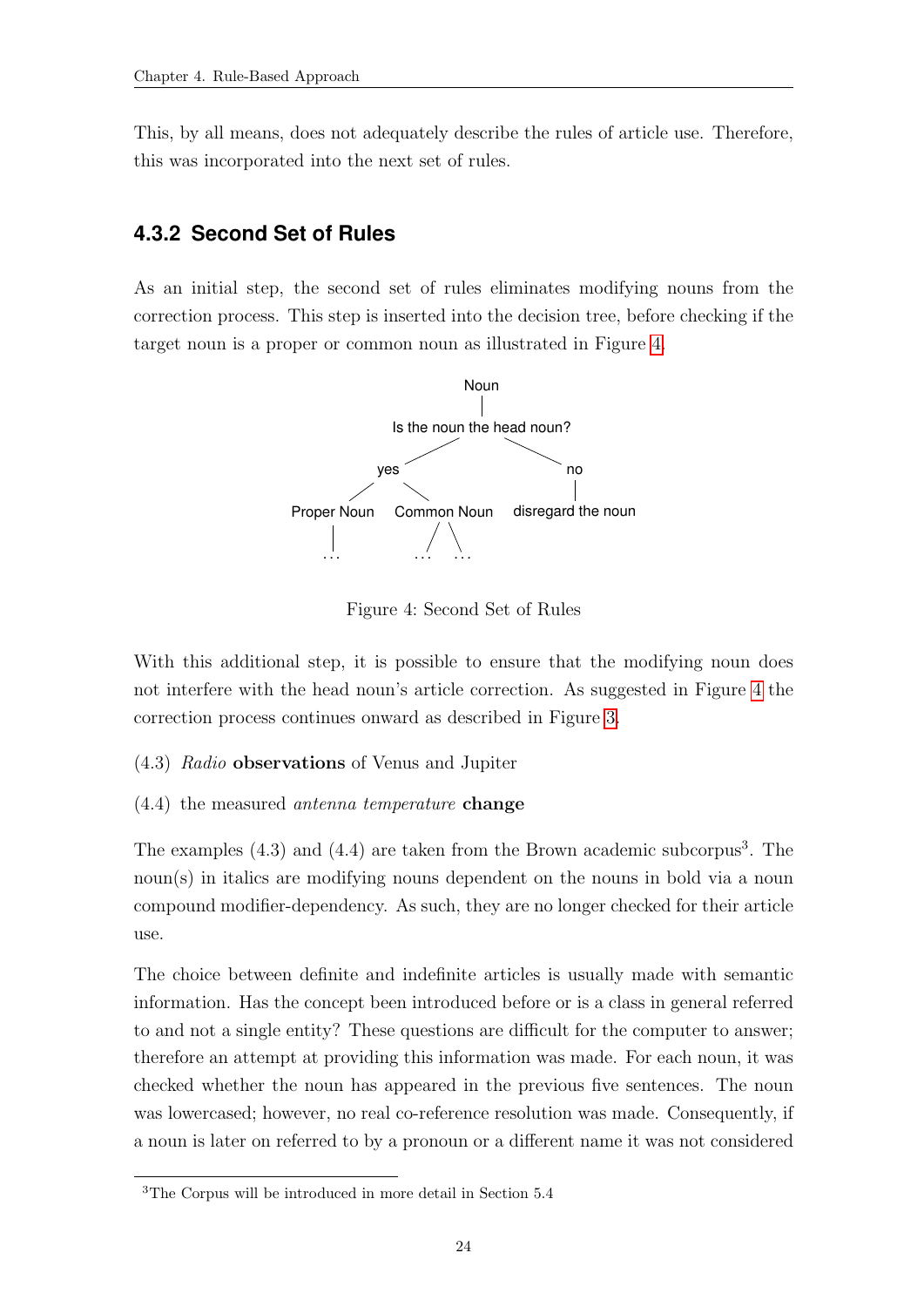This, by all means, does not adequately describe the rules of article use. Therefore, this was incorporated into the next set of rules.

### 4.3.2 Second Set of Rules

As an initial step, the second set of rules eliminates modifying nouns from the correction process. This step is inserted into the decision tree, before checking if the target noun is a proper or common noun as illustrated in Figure 4.

```
                    Noun
                     |
         Is the noun the head noun?
              /                \
           yes                  no
          /    \                 |
Proper Noun  Common Noun   disregard the noun
     |         /    \
    ...      ...    ...
```

Figure 4: Second Set of Rules

With this additional step, it is possible to ensure that the modifying noun does not interfere with the head noun's article correction. As suggested in Figure 4 the correction process continues onward as described in Figure 3.

(4.3) *Radio* **observations** of Venus and Jupiter

(4.4) the measured *antenna temperature* **change**

The examples (4.3) and (4.4) are taken from the Brown academic subcorpus[3]. The noun(s) in italics are modifying nouns dependent on the nouns in bold via a noun compound modifier-dependency. As such, they are no longer checked for their article use.

The choice between definite and indefinite articles is usually made with semantic information. Has the concept been introduced before or is a class in general referred to and not a single entity? These questions are difficult for the computer to answer; therefore an attempt at providing this information was made. For each noun, it was checked whether the noun has appeared in the previous five sentences. The noun was lowercased; however, no real co-reference resolution was made. Consequently, if a noun is later on referred to by a pronoun or a different name it was not considered

[3]The Corpus will be introduced in more detail in Section 5.4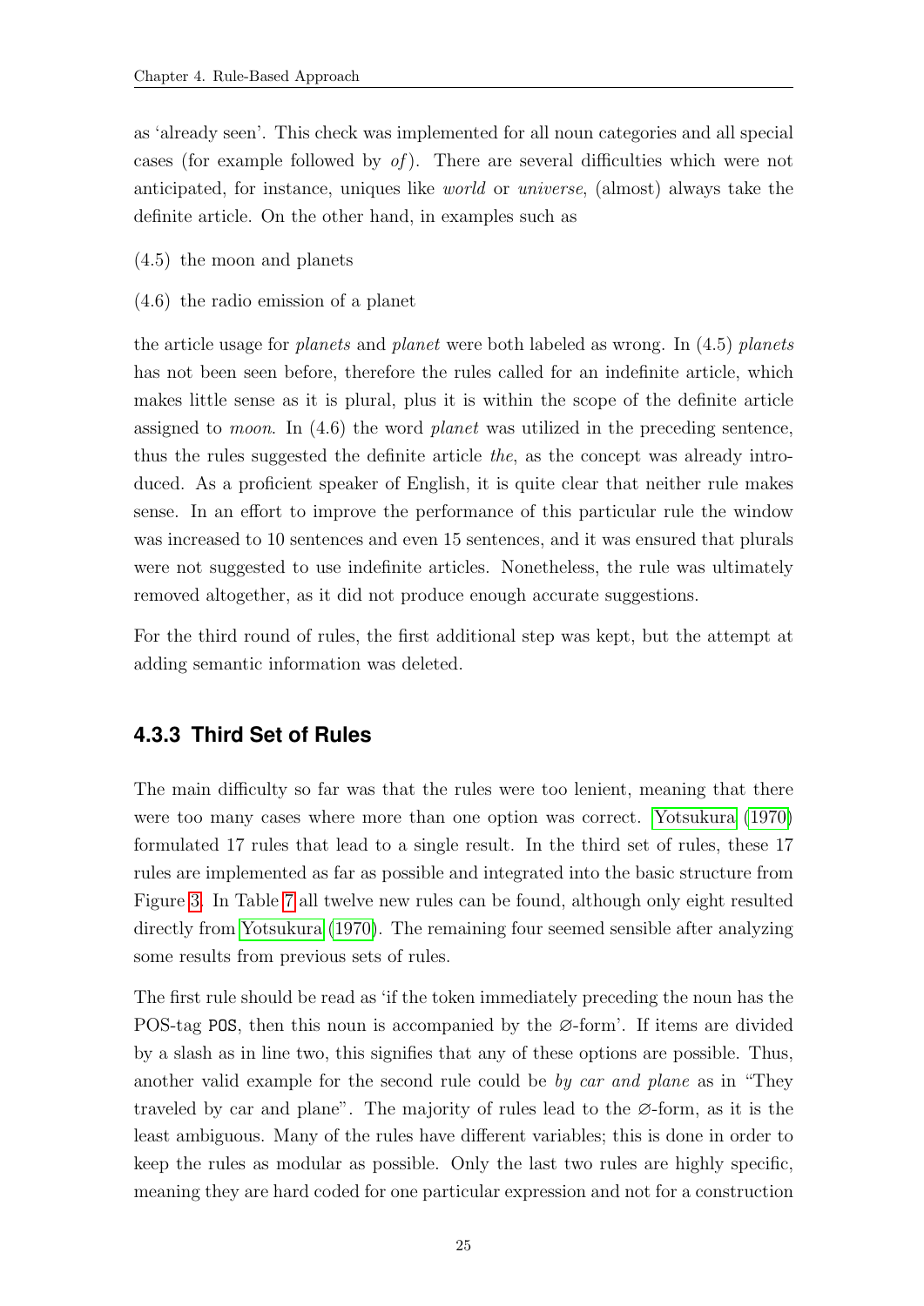as 'already seen'. This check was implemented for all noun categories and all special cases (for example followed by *of*). There are several difficulties which were not anticipated, for instance, uniques like *world* or *universe*, (almost) always take the definite article. On the other hand, in examples such as

(4.5) the moon and planets

(4.6) the radio emission of a planet

the article usage for *planets* and *planet* were both labeled as wrong. In (4.5) *planets* has not been seen before, therefore the rules called for an indefinite article, which makes little sense as it is plural, plus it is within the scope of the definite article assigned to *moon*. In (4.6) the word *planet* was utilized in the preceding sentence, thus the rules suggested the definite article *the*, as the concept was already introduced. As a proficient speaker of English, it is quite clear that neither rule makes sense. In an effort to improve the performance of this particular rule the window was increased to 10 sentences and even 15 sentences, and it was ensured that plurals were not suggested to use indefinite articles. Nonetheless, the rule was ultimately removed altogether, as it did not produce enough accurate suggestions.

For the third round of rules, the first additional step was kept, but the attempt at adding semantic information was deleted.

### 4.3.3 Third Set of Rules

The main difficulty so far was that the rules were too lenient, meaning that there were too many cases where more than one option was correct. Yotsukura (1970) formulated 17 rules that lead to a single result. In the third set of rules, these 17 rules are implemented as far as possible and integrated into the basic structure from Figure 3. In Table 7 all twelve new rules can be found, although only eight resulted directly from Yotsukura (1970). The remaining four seemed sensible after analyzing some results from previous sets of rules.

The first rule should be read as 'if the token immediately preceding the noun has the POS-tag `POS`, then this noun is accompanied by the ∅-form'. If items are divided by a slash as in line two, this signifies that any of these options are possible. Thus, another valid example for the second rule could be *by car and plane* as in "They traveled by car and plane". The majority of rules lead to the ∅-form, as it is the least ambiguous. Many of the rules have different variables; this is done in order to keep the rules as modular as possible. Only the last two rules are highly specific, meaning they are hard coded for one particular expression and not for a construction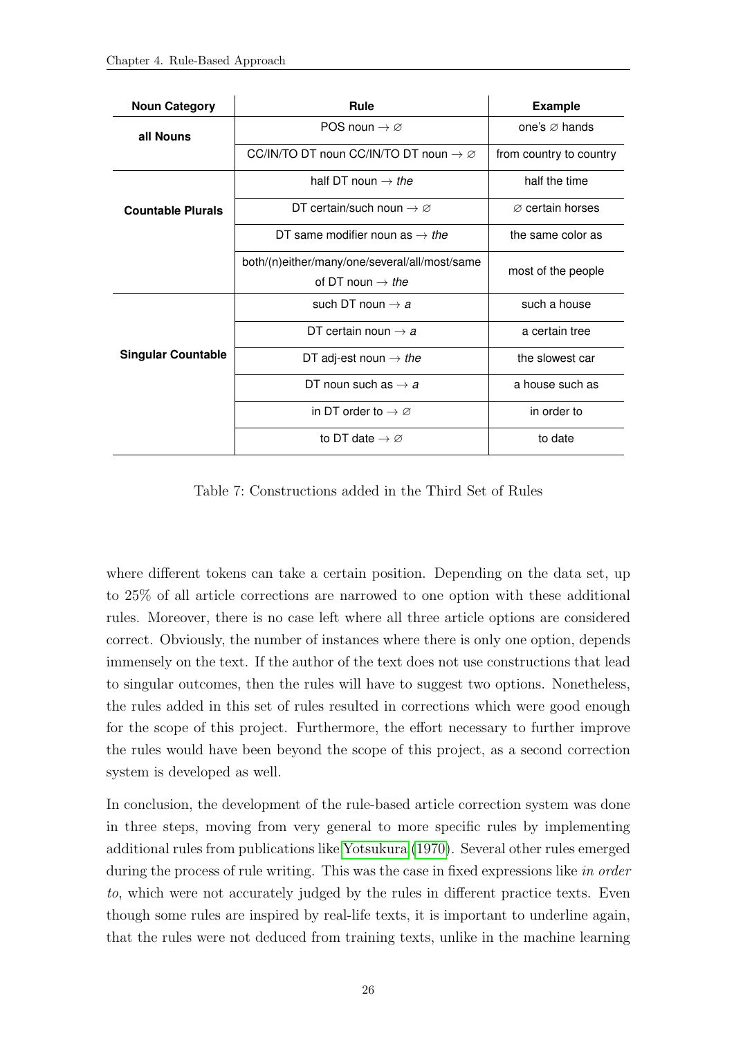| Noun Category | Rule | Example |
|---|---|---|
| **all Nouns** | POS noun → ∅ | one's ∅ hands |
| | CC/IN/TO DT noun CC/IN/TO DT noun → ∅ | from country to country |
| **Countable Plurals** | half DT noun → *the* | half the time |
| | DT certain/such noun → ∅ | ∅ certain horses |
| | DT same modifier noun as → *the* | the same color as |
| | both/(n)either/many/one/several/all/most/same of DT noun → *the* | most of the people |
| **Singular Countable** | such DT noun → *a* | such a house |
| | DT certain noun → *a* | a certain tree |
| | DT adj-est noun → *the* | the slowest car |
| | DT noun such as → *a* | a house such as |
| | in DT order to → ∅ | in order to |
| | to DT date → ∅ | to date |

Table 7: Constructions added in the Third Set of Rules

where different tokens can take a certain position. Depending on the data set, up to 25% of all article corrections are narrowed to one option with these additional rules. Moreover, there is no case left where all three article options are considered correct. Obviously, the number of instances where there is only one option, depends immensely on the text. If the author of the text does not use constructions that lead to singular outcomes, then the rules will have to suggest two options. Nonetheless, the rules added in this set of rules resulted in corrections which were good enough for the scope of this project. Furthermore, the effort necessary to further improve the rules would have been beyond the scope of this project, as a second correction system is developed as well.

In conclusion, the development of the rule-based article correction system was done in three steps, moving from very general to more specific rules by implementing additional rules from publications like Yotsukura (1970). Several other rules emerged during the process of rule writing. This was the case in fixed expressions like *in order to*, which were not accurately judged by the rules in different practice texts. Even though some rules are inspired by real-life texts, it is important to underline again, that the rules were not deduced from training texts, unlike in the machine learning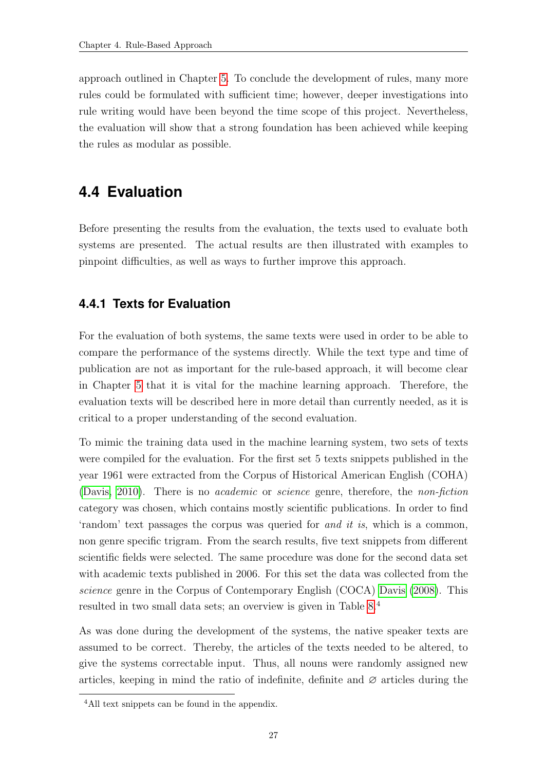approach outlined in Chapter 5. To conclude the development of rules, many more rules could be formulated with sufficient time; however, deeper investigations into rule writing would have been beyond the time scope of this project. Nevertheless, the evaluation will show that a strong foundation has been achieved while keeping the rules as modular as possible.

## 4.4 Evaluation

Before presenting the results from the evaluation, the texts used to evaluate both systems are presented. The actual results are then illustrated with examples to pinpoint difficulties, as well as ways to further improve this approach.

### 4.4.1 Texts for Evaluation

For the evaluation of both systems, the same texts were used in order to be able to compare the performance of the systems directly. While the text type and time of publication are not as important for the rule-based approach, it will become clear in Chapter 5 that it is vital for the machine learning approach. Therefore, the evaluation texts will be described here in more detail than currently needed, as it is critical to a proper understanding of the second evaluation.

To mimic the training data used in the machine learning system, two sets of texts were compiled for the evaluation. For the first set 5 texts snippets published in the year 1961 were extracted from the Corpus of Historical American English (COHA) (Davis, 2010). There is no *academic* or *science* genre, therefore, the *non-fiction* category was chosen, which contains mostly scientific publications. In order to find 'random' text passages the corpus was queried for *and it is*, which is a common, non genre specific trigram. From the search results, five text snippets from different scientific fields were selected. The same procedure was done for the second data set with academic texts published in 2006. For this set the data was collected from the *science* genre in the Corpus of Contemporary English (COCA) Davis (2008). This resulted in two small data sets; an overview is given in Table 8.[4]

As was done during the development of the systems, the native speaker texts are assumed to be correct. Thereby, the articles of the texts needed to be altered, to give the systems correctable input. Thus, all nouns were randomly assigned new articles, keeping in mind the ratio of indefinite, definite and ∅ articles during the

[4] All text snippets can be found in the appendix.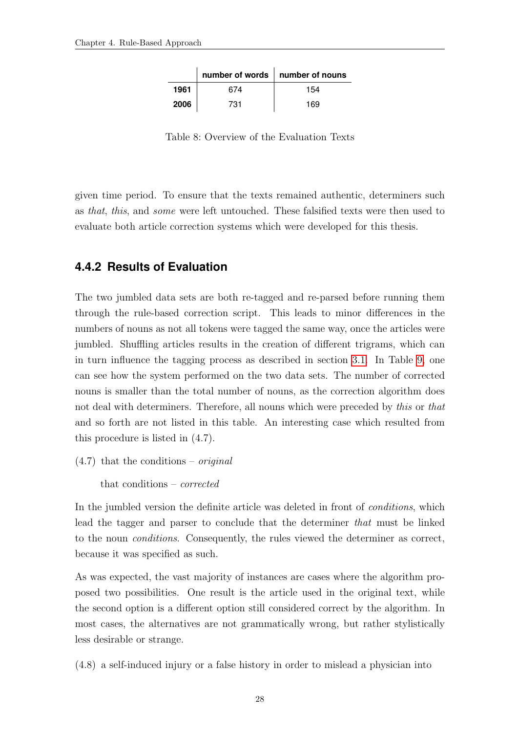|  | number of words | number of nouns |
|---|---|---|
| **1961** | 674 | 154 |
| **2006** | 731 | 169 |

Table 8: Overview of the Evaluation Texts

given time period. To ensure that the texts remained authentic, determiners such as *that*, *this*, and *some* were left untouched. These falsified texts were then used to evaluate both article correction systems which were developed for this thesis.

### 4.4.2 Results of Evaluation

The two jumbled data sets are both re-tagged and re-parsed before running them through the rule-based correction script. This leads to minor differences in the numbers of nouns as not all tokens were tagged the same way, once the articles were jumbled. Shuffling articles results in the creation of different trigrams, which can in turn influence the tagging process as described in section 3.1. In Table 9, one can see how the system performed on the two data sets. The number of corrected nouns is smaller than the total number of nouns, as the correction algorithm does not deal with determiners. Therefore, all nouns which were preceded by *this* or *that* and so forth are not listed in this table. An interesting case which resulted from this procedure is listed in (4.7).

(4.7) that the conditions – *original*

that conditions – *corrected*

In the jumbled version the definite article was deleted in front of *conditions*, which lead the tagger and parser to conclude that the determiner *that* must be linked to the noun *conditions*. Consequently, the rules viewed the determiner as correct, because it was specified as such.

As was expected, the vast majority of instances are cases where the algorithm proposed two possibilities. One result is the article used in the original text, while the second option is a different option still considered correct by the algorithm. In most cases, the alternatives are not grammatically wrong, but rather stylistically less desirable or strange.

(4.8) a self-induced injury or a false history in order to mislead a physician into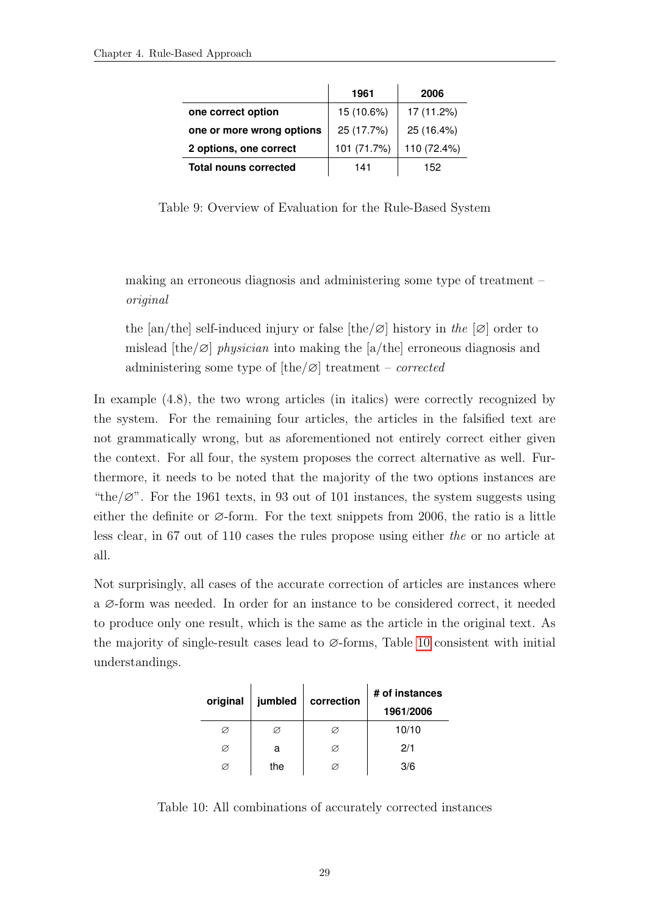| | 1961 | 2006 |
|---|---|---|
| **one correct option** | 15 (10.6%) | 17 (11.2%) |
| **one or more wrong options** | 25 (17.7%) | 25 (16.4%) |
| **2 options, one correct** | 101 (71.7%) | 110 (72.4%) |
| **Total nouns corrected** | 141 | 152 |

Table 9: Overview of Evaluation for the Rule-Based System

making an erroneous diagnosis and administering some type of treatment – *original*

the [an/the] self-induced injury or false [the/∅] history in *the* [∅] order to mislead [the/∅] *physician* into making the [a/the] erroneous diagnosis and administering some type of [the/∅] treatment – *corrected*

In example (4.8), the two wrong articles (in italics) were correctly recognized by the system. For the remaining four articles, the articles in the falsified text are not grammatically wrong, but as aforementioned not entirely correct either given the context. For all four, the system proposes the correct alternative as well. Furthermore, it needs to be noted that the majority of the two options instances are "the/∅". For the 1961 texts, in 93 out of 101 instances, the system suggests using either the definite or ∅-form. For the text snippets from 2006, the ratio is a little less clear, in 67 out of 110 cases the rules propose using either *the* or no article at all.

Not surprisingly, all cases of the accurate correction of articles are instances where a ∅-form was needed. In order for an instance to be considered correct, it needed to produce only one result, which is the same as the article in the original text. As the majority of single-result cases lead to ∅-forms, Table 10 consistent with initial understandings.

| **original** | **jumbled** | **correction** | **# of instances 1961/2006** |
|---|---|---|---|
| ∅ | ∅ | ∅ | 10/10 |
| ∅ | a | ∅ | 2/1 |
| ∅ | the | ∅ | 3/6 |

Table 10: All combinations of accurately corrected instances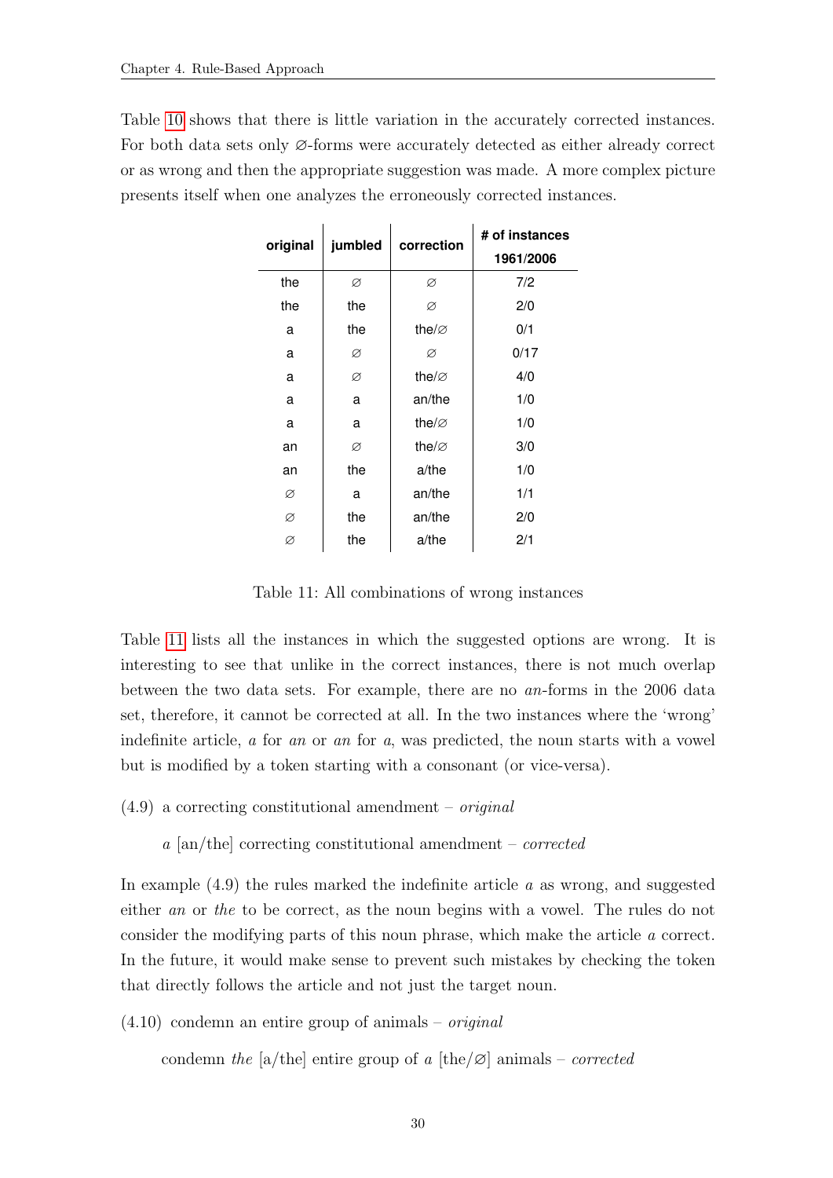Table 10 shows that there is little variation in the accurately corrected instances. For both data sets only ∅-forms were accurately detected as either already correct or as wrong and then the appropriate suggestion was made. A more complex picture presents itself when one analyzes the erroneously corrected instances.

| **original** | **jumbled** | **correction** | **# of instances 1961/2006** |
|---|---|---|---|
| the | ∅ | ∅ | 7/2 |
| the | the | ∅ | 2/0 |
| a | the | the/∅ | 0/1 |
| a | ∅ | ∅ | 0/17 |
| a | ∅ | the/∅ | 4/0 |
| a | a | an/the | 1/0 |
| a | a | the/∅ | 1/0 |
| an | ∅ | the/∅ | 3/0 |
| an | the | a/the | 1/0 |
| ∅ | a | an/the | 1/1 |
| ∅ | the | an/the | 2/0 |
| ∅ | the | a/the | 2/1 |

Table 11: All combinations of wrong instances

Table 11 lists all the instances in which the suggested options are wrong. It is interesting to see that unlike in the correct instances, there is not much overlap between the two data sets. For example, there are no *an*-forms in the 2006 data set, therefore, it cannot be corrected at all. In the two instances where the 'wrong' indefinite article, *a* for *an* or *an* for *a*, was predicted, the noun starts with a vowel but is modified by a token starting with a consonant (or vice-versa).

(4.9) a correcting constitutional amendment – *original*

*a* [an/the] correcting constitutional amendment – *corrected*

In example (4.9) the rules marked the indefinite article *a* as wrong, and suggested either *an* or *the* to be correct, as the noun begins with a vowel. The rules do not consider the modifying parts of this noun phrase, which make the article *a* correct. In the future, it would make sense to prevent such mistakes by checking the token that directly follows the article and not just the target noun.

(4.10) condemn an entire group of animals – *original*

condemn *the* [a/the] entire group of *a* [the/∅] animals – *corrected*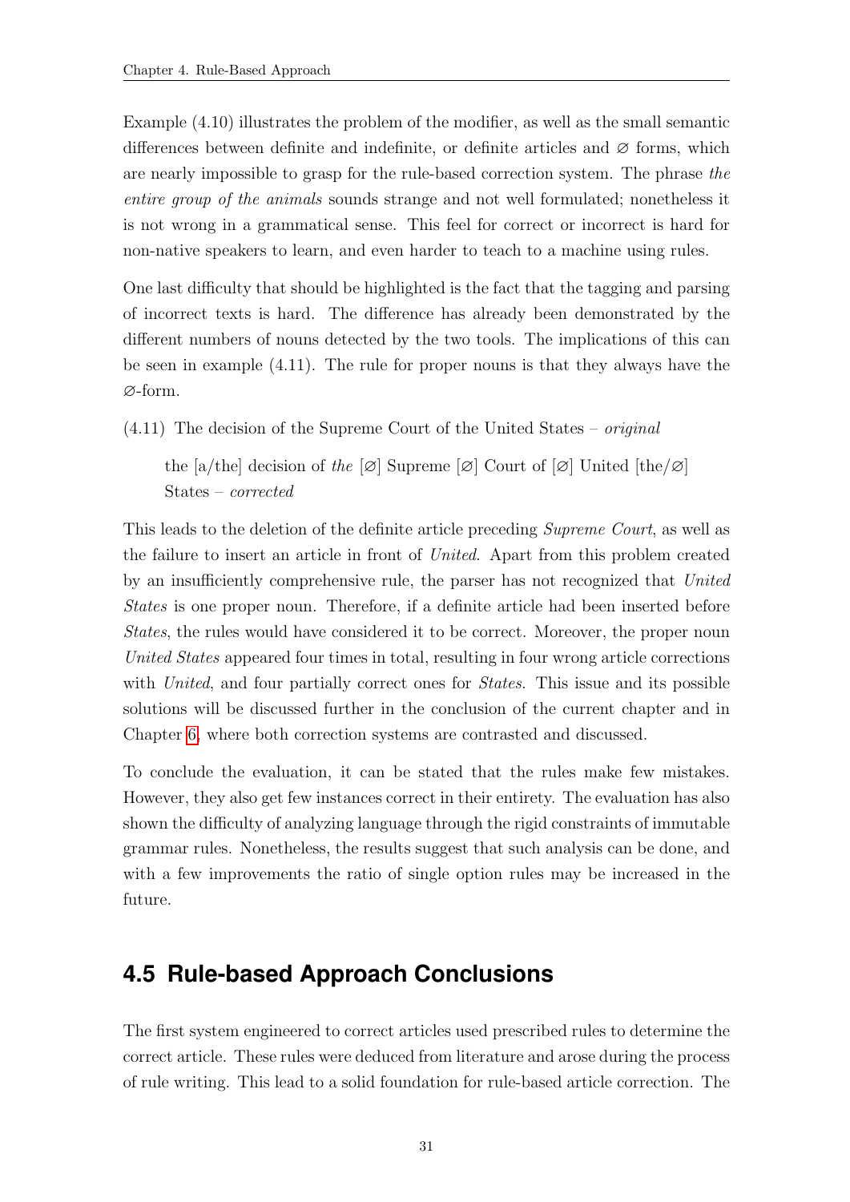Example (4.10) illustrates the problem of the modifier, as well as the small semantic differences between definite and indefinite, or definite articles and ∅ forms, which are nearly impossible to grasp for the rule-based correction system. The phrase *the entire group of the animals* sounds strange and not well formulated; nonetheless it is not wrong in a grammatical sense. This feel for correct or incorrect is hard for non-native speakers to learn, and even harder to teach to a machine using rules.

One last difficulty that should be highlighted is the fact that the tagging and parsing of incorrect texts is hard. The difference has already been demonstrated by the different numbers of nouns detected by the two tools. The implications of this can be seen in example (4.11). The rule for proper nouns is that they always have the ∅-form.

(4.11) The decision of the Supreme Court of the United States – *original*

the [a/the] decision of *the* [∅] Supreme [∅] Court of [∅] United [the/∅] States – *corrected*

This leads to the deletion of the definite article preceding *Supreme Court*, as well as the failure to insert an article in front of *United*. Apart from this problem created by an insufficiently comprehensive rule, the parser has not recognized that *United States* is one proper noun. Therefore, if a definite article had been inserted before *States*, the rules would have considered it to be correct. Moreover, the proper noun *United States* appeared four times in total, resulting in four wrong article corrections with *United*, and four partially correct ones for *States*. This issue and its possible solutions will be discussed further in the conclusion of the current chapter and in Chapter 6, where both correction systems are contrasted and discussed.

To conclude the evaluation, it can be stated that the rules make few mistakes. However, they also get few instances correct in their entirety. The evaluation has also shown the difficulty of analyzing language through the rigid constraints of immutable grammar rules. Nonetheless, the results suggest that such analysis can be done, and with a few improvements the ratio of single option rules may be increased in the future.

## 4.5 Rule-based Approach Conclusions

The first system engineered to correct articles used prescribed rules to determine the correct article. These rules were deduced from literature and arose during the process of rule writing. This lead to a solid foundation for rule-based article correction. The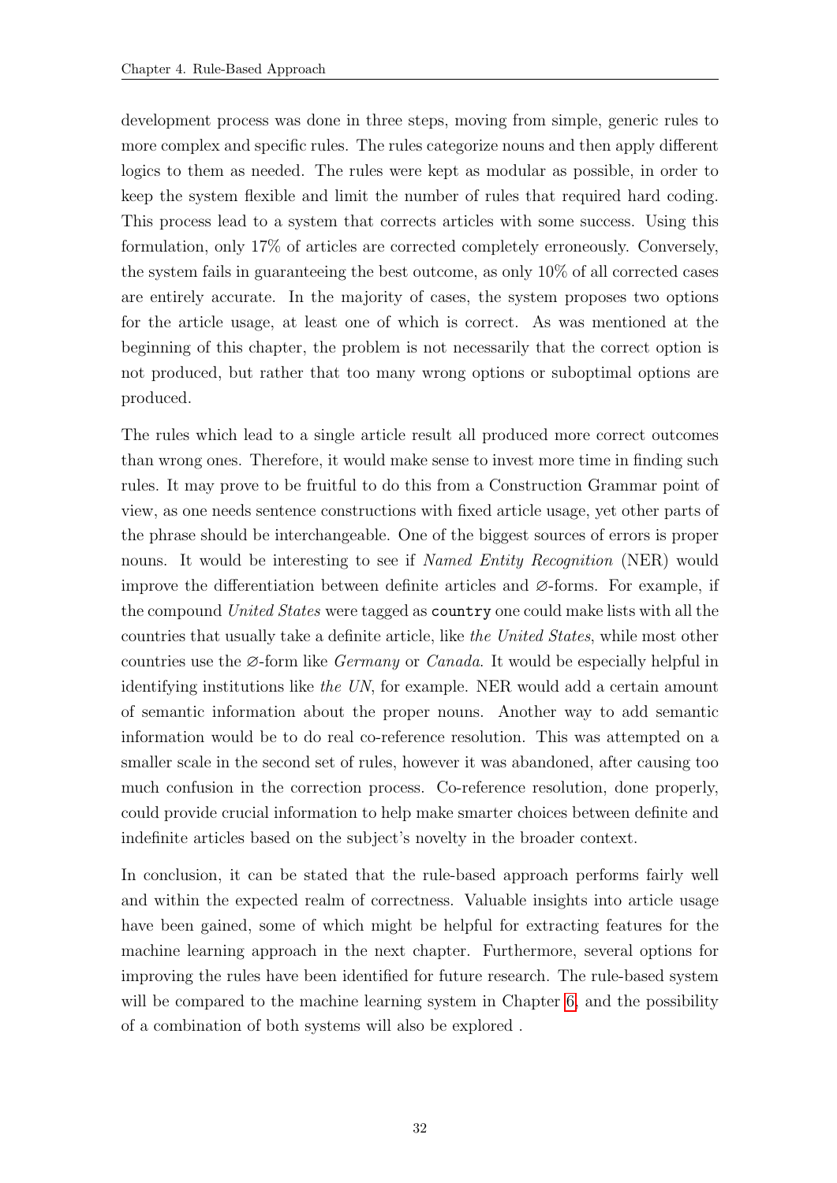development process was done in three steps, moving from simple, generic rules to more complex and specific rules. The rules categorize nouns and then apply different logics to them as needed. The rules were kept as modular as possible, in order to keep the system flexible and limit the number of rules that required hard coding. This process lead to a system that corrects articles with some success. Using this formulation, only 17% of articles are corrected completely erroneously. Conversely, the system fails in guaranteeing the best outcome, as only 10% of all corrected cases are entirely accurate. In the majority of cases, the system proposes two options for the article usage, at least one of which is correct. As was mentioned at the beginning of this chapter, the problem is not necessarily that the correct option is not produced, but rather that too many wrong options or suboptimal options are produced.

The rules which lead to a single article result all produced more correct outcomes than wrong ones. Therefore, it would make sense to invest more time in finding such rules. It may prove to be fruitful to do this from a Construction Grammar point of view, as one needs sentence constructions with fixed article usage, yet other parts of the phrase should be interchangeable. One of the biggest sources of errors is proper nouns. It would be interesting to see if *Named Entity Recognition* (NER) would improve the differentiation between definite articles and ∅-forms. For example, if the compound *United States* were tagged as `country` one could make lists with all the countries that usually take a definite article, like *the United States*, while most other countries use the ∅-form like *Germany* or *Canada*. It would be especially helpful in identifying institutions like *the UN*, for example. NER would add a certain amount of semantic information about the proper nouns. Another way to add semantic information would be to do real co-reference resolution. This was attempted on a smaller scale in the second set of rules, however it was abandoned, after causing too much confusion in the correction process. Co-reference resolution, done properly, could provide crucial information to help make smarter choices between definite and indefinite articles based on the subject's novelty in the broader context.

In conclusion, it can be stated that the rule-based approach performs fairly well and within the expected realm of correctness. Valuable insights into article usage have been gained, some of which might be helpful for extracting features for the machine learning approach in the next chapter. Furthermore, several options for improving the rules have been identified for future research. The rule-based system will be compared to the machine learning system in Chapter 6, and the possibility of a combination of both systems will also be explored .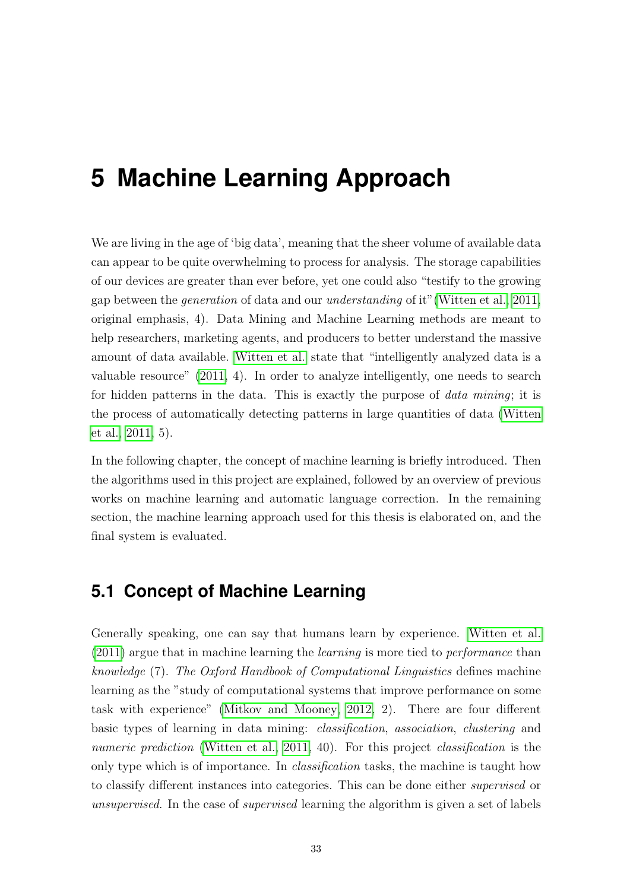# 5 Machine Learning Approach

We are living in the age of 'big data', meaning that the sheer volume of available data can appear to be quite overwhelming to process for analysis. The storage capabilities of our devices are greater than ever before, yet one could also "testify to the growing gap between the *generation* of data and our *understanding* of it"(Witten et al., 2011, original emphasis, 4). Data Mining and Machine Learning methods are meant to help researchers, marketing agents, and producers to better understand the massive amount of data available. Witten et al. state that "intelligently analyzed data is a valuable resource" (2011, 4). In order to analyze intelligently, one needs to search for hidden patterns in the data. This is exactly the purpose of *data mining*; it is the process of automatically detecting patterns in large quantities of data (Witten et al., 2011, 5).

In the following chapter, the concept of machine learning is briefly introduced. Then the algorithms used in this project are explained, followed by an overview of previous works on machine learning and automatic language correction. In the remaining section, the machine learning approach used for this thesis is elaborated on, and the final system is evaluated.

## 5.1 Concept of Machine Learning

Generally speaking, one can say that humans learn by experience. Witten et al. (2011) argue that in machine learning the *learning* is more tied to *performance* than *knowledge* (7). *The Oxford Handbook of Computational Linguistics* defines machine learning as the "study of computational systems that improve performance on some task with experience" (Mitkov and Mooney, 2012, 2). There are four different basic types of learning in data mining: *classification*, *association*, *clustering* and *numeric prediction* (Witten et al., 2011, 40). For this project *classification* is the only type which is of importance. In *classification* tasks, the machine is taught how to classify different instances into categories. This can be done either *supervised* or *unsupervised*. In the case of *supervised* learning the algorithm is given a set of labels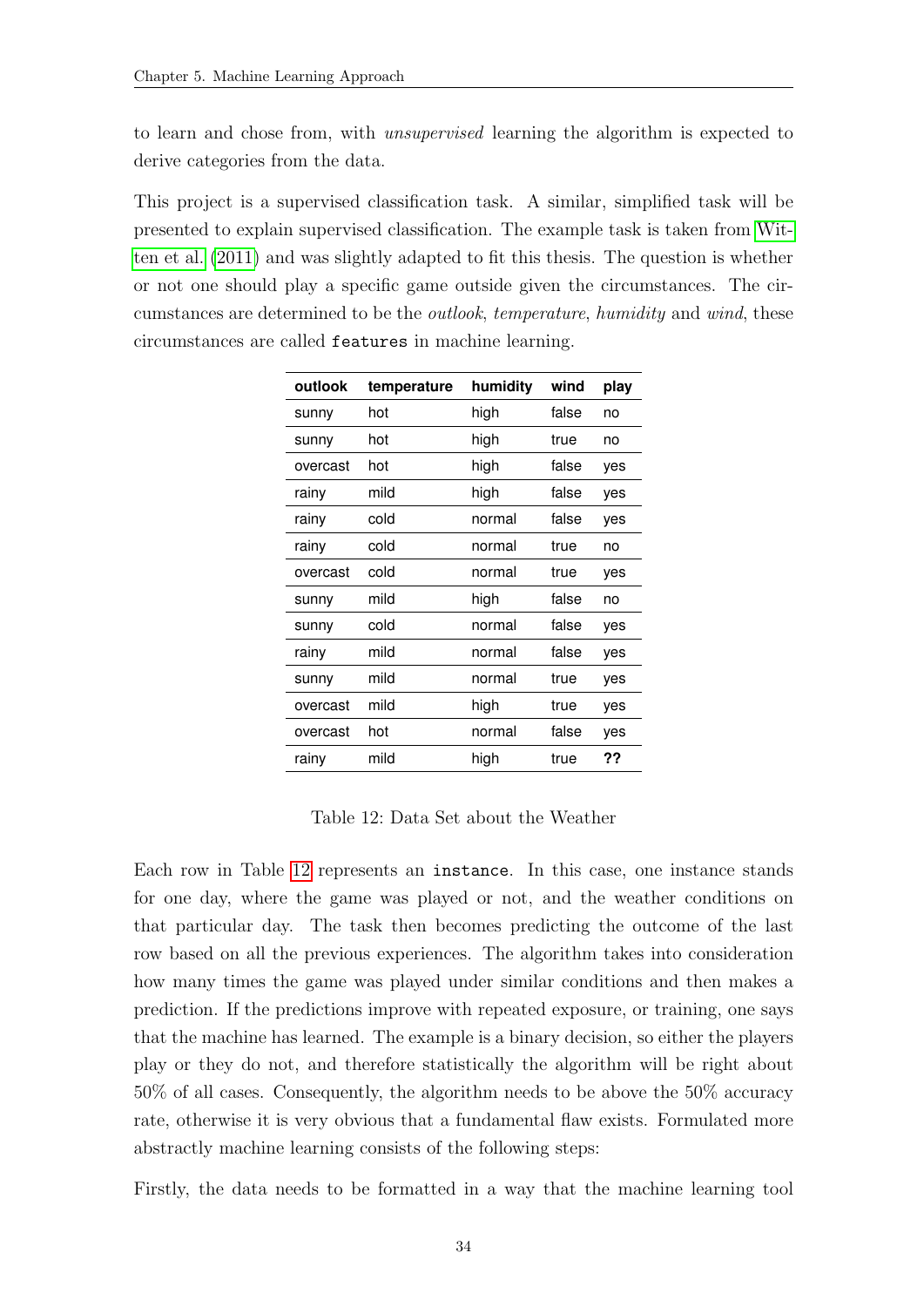to learn and chose from, with *unsupervised* learning the algorithm is expected to derive categories from the data.

This project is a supervised classification task. A similar, simplified task will be presented to explain supervised classification. The example task is taken from Witten et al. (2011) and was slightly adapted to fit this thesis. The question is whether or not one should play a specific game outside given the circumstances. The circumstances are determined to be the *outlook*, *temperature*, *humidity* and *wind*, these circumstances are called `features` in machine learning.

| **outlook** | **temperature** | **humidity** | **wind** | **play** |
|---|---|---|---|---|
| sunny | hot | high | false | no |
| sunny | hot | high | true | no |
| overcast | hot | high | false | yes |
| rainy | mild | high | false | yes |
| rainy | cold | normal | false | yes |
| rainy | cold | normal | true | no |
| overcast | cold | normal | true | yes |
| sunny | mild | high | false | no |
| sunny | cold | normal | false | yes |
| rainy | mild | normal | false | yes |
| sunny | mild | normal | true | yes |
| overcast | mild | high | true | yes |
| overcast | hot | normal | false | yes |
| rainy | mild | high | true | **??** |

Table 12: Data Set about the Weather

Each row in Table 12 represents an `instance`. In this case, one instance stands for one day, where the game was played or not, and the weather conditions on that particular day. The task then becomes predicting the outcome of the last row based on all the previous experiences. The algorithm takes into consideration how many times the game was played under similar conditions and then makes a prediction. If the predictions improve with repeated exposure, or training, one says that the machine has learned. The example is a binary decision, so either the players play or they do not, and therefore statistically the algorithm will be right about 50% of all cases. Consequently, the algorithm needs to be above the 50% accuracy rate, otherwise it is very obvious that a fundamental flaw exists. Formulated more abstractly machine learning consists of the following steps:

Firstly, the data needs to be formatted in a way that the machine learning tool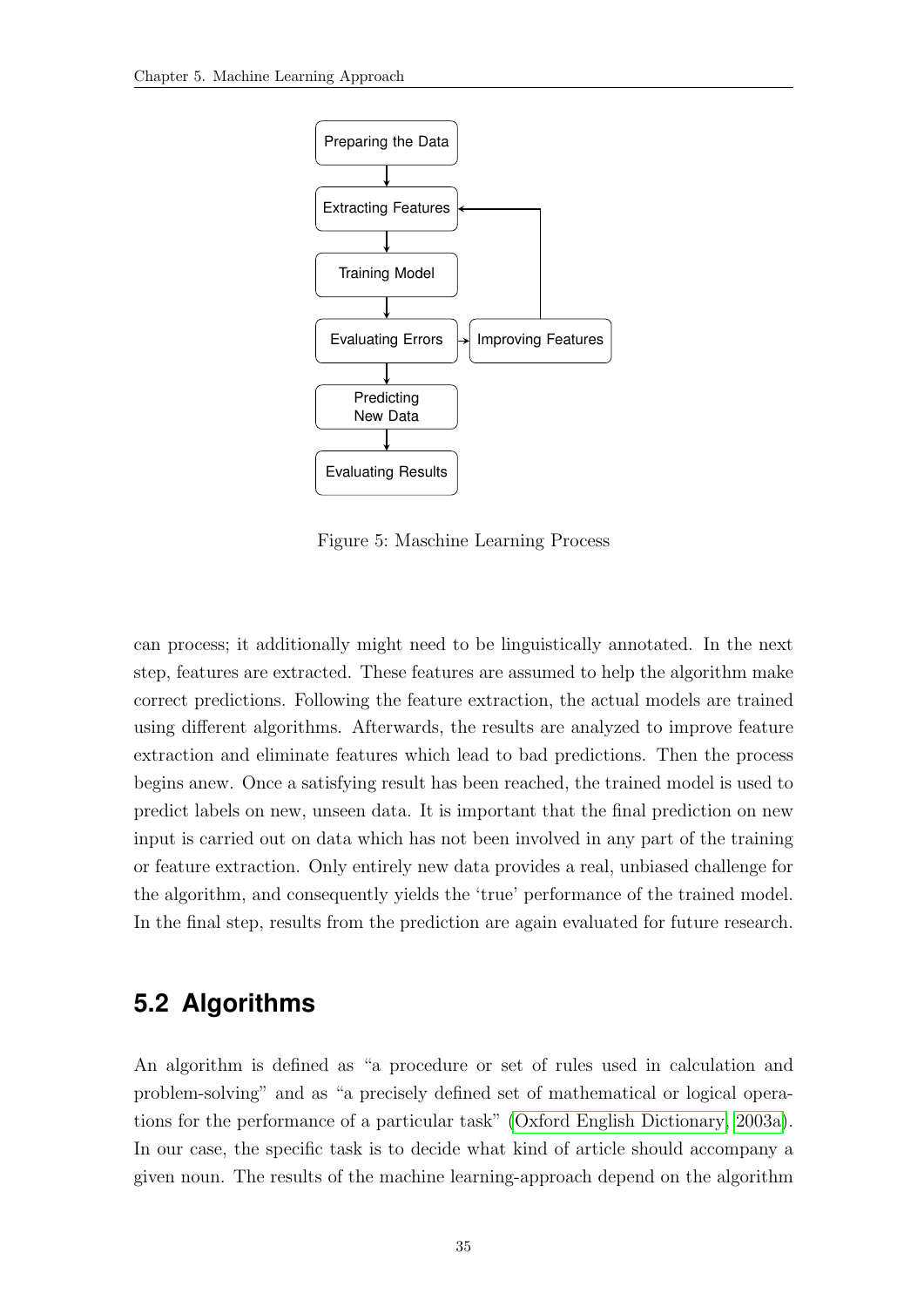Figure 5: Maschine Learning Process

can process; it additionally might need to be linguistically annotated. In the next step, features are extracted. These features are assumed to help the algorithm make correct predictions. Following the feature extraction, the actual models are trained using different algorithms. Afterwards, the results are analyzed to improve feature extraction and eliminate features which lead to bad predictions. Then the process begins anew. Once a satisfying result has been reached, the trained model is used to predict labels on new, unseen data. It is important that the final prediction on new input is carried out on data which has not been involved in any part of the training or feature extraction. Only entirely new data provides a real, unbiased challenge for the algorithm, and consequently yields the 'true' performance of the trained model. In the final step, results from the prediction are again evaluated for future research.

## 5.2 Algorithms

An algorithm is defined as "a procedure or set of rules used in calculation and problem-solving" and as "a precisely defined set of mathematical or logical operations for the performance of a particular task" (Oxford English Dictionary, 2003a). In our case, the specific task is to decide what kind of article should accompany a given noun. The results of the machine learning-approach depend on the algorithm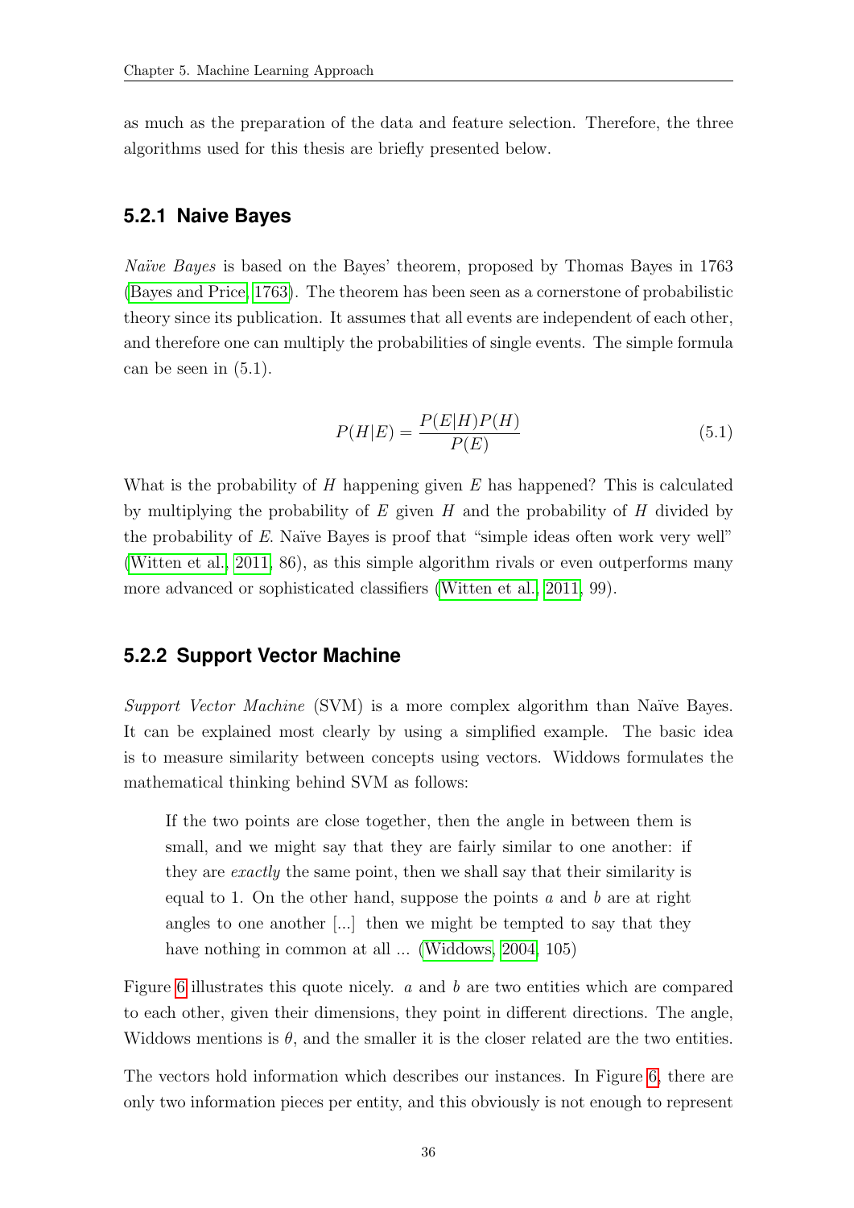as much as the preparation of the data and feature selection. Therefore, the three algorithms used for this thesis are briefly presented below.

### 5.2.1 Naive Bayes

*Naïve Bayes* is based on the Bayes' theorem, proposed by Thomas Bayes in 1763 (Bayes and Price, 1763). The theorem has been seen as a cornerstone of probabilistic theory since its publication. It assumes that all events are independent of each other, and therefore one can multiply the probabilities of single events. The simple formula can be seen in (5.1).

$$P(H|E) = \frac{P(E|H)P(H)}{P(E)} \tag{5.1}$$

What is the probability of $H$ happening given $E$ has happened? This is calculated by multiplying the probability of $E$ given $H$ and the probability of $H$ divided by the probability of $E$. Naïve Bayes is proof that "simple ideas often work very well" (Witten et al., 2011, 86), as this simple algorithm rivals or even outperforms many more advanced or sophisticated classifiers (Witten et al., 2011, 99).

### 5.2.2 Support Vector Machine

*Support Vector Machine* (SVM) is a more complex algorithm than Naïve Bayes. It can be explained most clearly by using a simplified example. The basic idea is to measure similarity between concepts using vectors. Widdows formulates the mathematical thinking behind SVM as follows:

> If the two points are close together, then the angle in between them is small, and we might say that they are fairly similar to one another: if they are *exactly* the same point, then we shall say that their similarity is equal to 1. On the other hand, suppose the points $a$ and $b$ are at right angles to one another [...] then we might be tempted to say that they have nothing in common at all ... (Widdows, 2004, 105)

Figure 6 illustrates this quote nicely. $a$ and $b$ are two entities which are compared to each other, given their dimensions, they point in different directions. The angle, Widdows mentions is $\theta$, and the smaller it is the closer related are the two entities.

The vectors hold information which describes our instances. In Figure 6, there are only two information pieces per entity, and this obviously is not enough to represent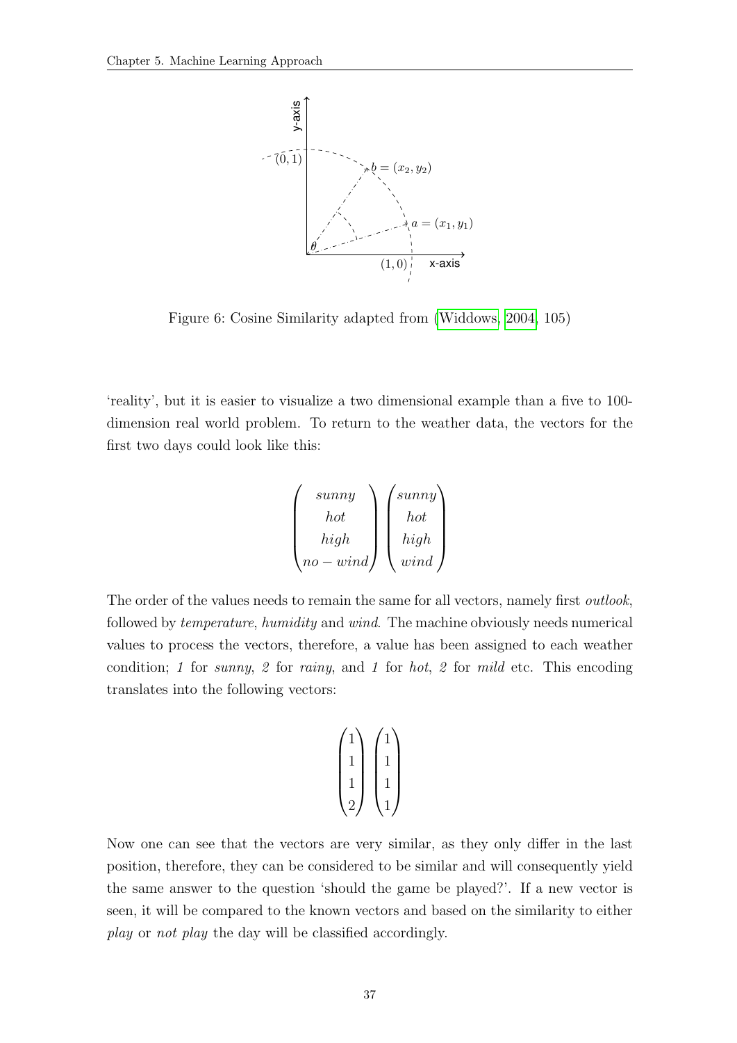Figure 6: Cosine Similarity adapted from (Widdows, 2004, 105)

'reality', but it is easier to visualize a two dimensional example than a five to 100-dimension real world problem. To return to the weather data, the vectors for the first two days could look like this:

$$\begin{pmatrix} sunny \\ hot \\ high \\ no-wind \end{pmatrix} \begin{pmatrix} sunny \\ hot \\ high \\ wind \end{pmatrix}$$

The order of the values needs to remain the same for all vectors, namely first *outlook*, followed by *temperature*, *humidity* and *wind*. The machine obviously needs numerical values to process the vectors, therefore, a value has been assigned to each weather condition; *1* for *sunny*, *2* for *rainy*, and *1* for *hot*, *2* for *mild* etc. This encoding translates into the following vectors:

$$\begin{pmatrix} 1 \\ 1 \\ 1 \\ 2 \end{pmatrix} \begin{pmatrix} 1 \\ 1 \\ 1 \\ 1 \end{pmatrix}$$

Now one can see that the vectors are very similar, as they only differ in the last position, therefore, they can be considered to be similar and will consequently yield the same answer to the question 'should the game be played?'. If a new vector is seen, it will be compared to the known vectors and based on the similarity to either *play* or *not play* the day will be classified accordingly.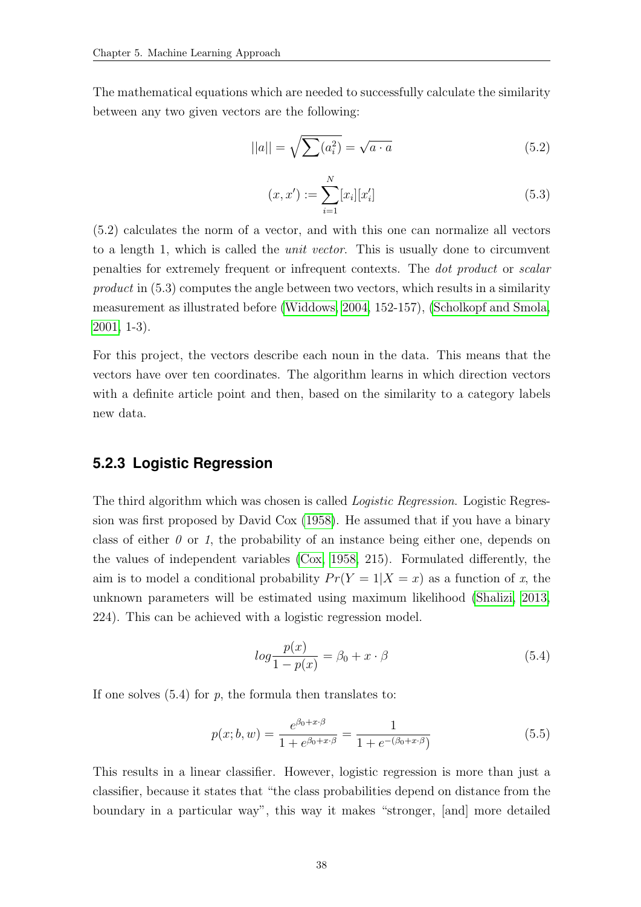The mathematical equations which are needed to successfully calculate the similarity between any two given vectors are the following:

$$||a|| = \sqrt{\sum(a_i^2)} = \sqrt{a \cdot a} \tag{5.2}$$

$$(x, x') := \sum_{i=1}^{N} [x_i][x_i'] \tag{5.3}$$

(5.2) calculates the norm of a vector, and with this one can normalize all vectors to a length 1, which is called the *unit vector*. This is usually done to circumvent penalties for extremely frequent or infrequent contexts. The *dot product* or *scalar product* in (5.3) computes the angle between two vectors, which results in a similarity measurement as illustrated before (Widdows, 2004, 152-157), (Scholkopf and Smola, 2001, 1-3).

For this project, the vectors describe each noun in the data. This means that the vectors have over ten coordinates. The algorithm learns in which direction vectors with a definite article point and then, based on the similarity to a category labels new data.

### 5.2.3 Logistic Regression

The third algorithm which was chosen is called *Logistic Regression*. Logistic Regression was first proposed by David Cox (1958). He assumed that if you have a binary class of either *0* or *1*, the probability of an instance being either one, depends on the values of independent variables (Cox, 1958, 215). Formulated differently, the aim is to model a conditional probability $Pr(Y = 1|X = x)$ as a function of $x$, the unknown parameters will be estimated using maximum likelihood (Shalizi, 2013, 224). This can be achieved with a logistic regression model.

$$log \frac{p(x)}{1 - p(x)} = \beta_0 + x \cdot \beta \tag{5.4}$$

If one solves (5.4) for $p$, the formula then translates to:

$$p(x; b, w) = \frac{e^{\beta_0 + x \cdot \beta}}{1 + e^{\beta_0 + x \cdot \beta}} = \frac{1}{1 + e^{-(\beta_0 + x \cdot \beta)}} \tag{5.5}$$

This results in a linear classifier. However, logistic regression is more than just a classifier, because it states that "the class probabilities depend on distance from the boundary in a particular way", this way it makes "stronger, [and] more detailed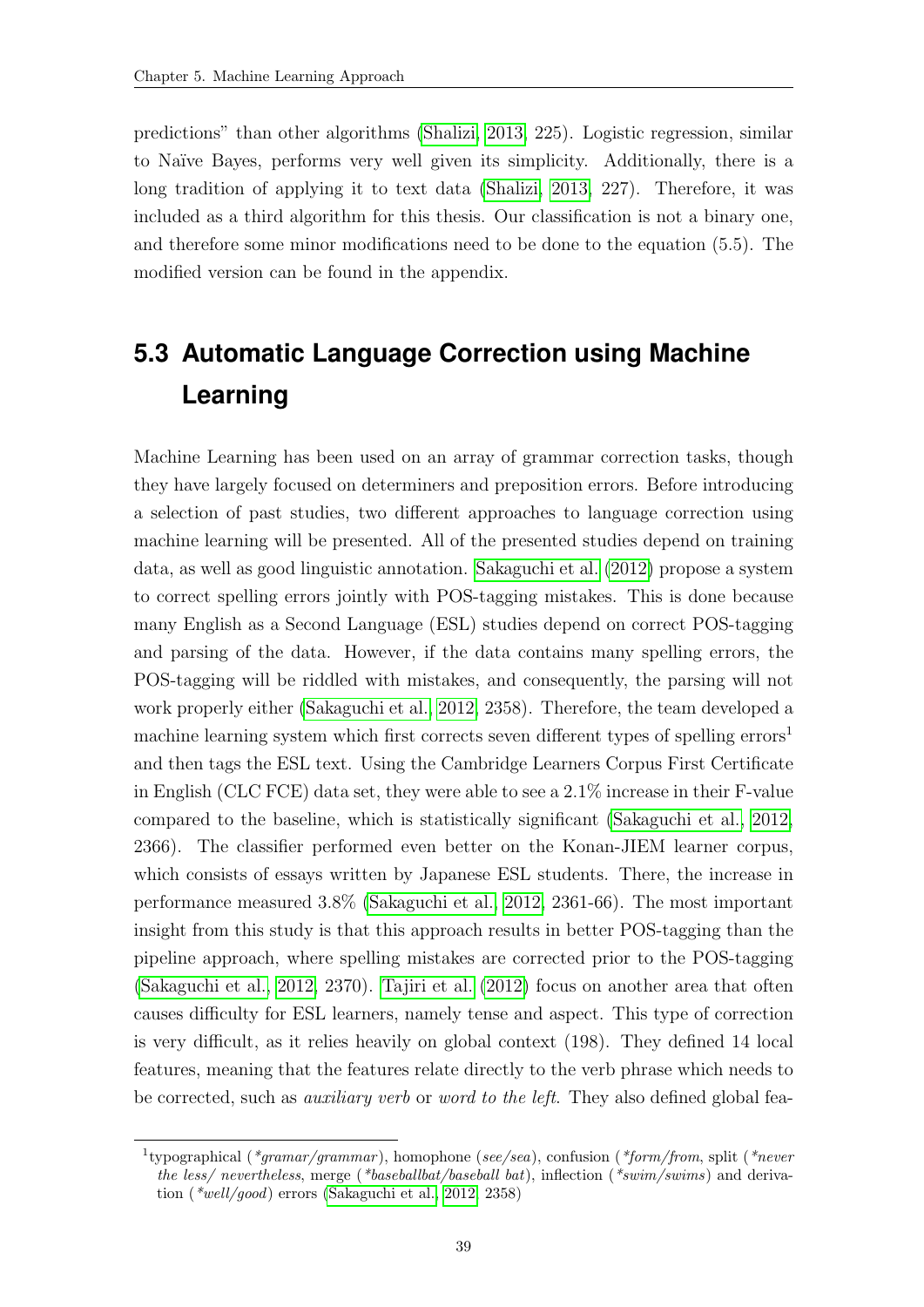predictions" than other algorithms (Shalizi, 2013, 225). Logistic regression, similar to Naïve Bayes, performs very well given its simplicity. Additionally, there is a long tradition of applying it to text data (Shalizi, 2013, 227). Therefore, it was included as a third algorithm for this thesis. Our classification is not a binary one, and therefore some minor modifications need to be done to the equation (5.5). The modified version can be found in the appendix.

## 5.3 Automatic Language Correction using Machine Learning

Machine Learning has been used on an array of grammar correction tasks, though they have largely focused on determiners and preposition errors. Before introducing a selection of past studies, two different approaches to language correction using machine learning will be presented. All of the presented studies depend on training data, as well as good linguistic annotation. Sakaguchi et al. (2012) propose a system to correct spelling errors jointly with POS-tagging mistakes. This is done because many English as a Second Language (ESL) studies depend on correct POS-tagging and parsing of the data. However, if the data contains many spelling errors, the POS-tagging will be riddled with mistakes, and consequently, the parsing will not work properly either (Sakaguchi et al., 2012, 2358). Therefore, the team developed a machine learning system which first corrects seven different types of spelling errors[1] and then tags the ESL text. Using the Cambridge Learners Corpus First Certificate in English (CLC FCE) data set, they were able to see a 2.1% increase in their F-value compared to the baseline, which is statistically significant (Sakaguchi et al., 2012, 2366). The classifier performed even better on the Konan-JIEM learner corpus, which consists of essays written by Japanese ESL students. There, the increase in performance measured 3.8% (Sakaguchi et al., 2012, 2361-66). The most important insight from this study is that this approach results in better POS-tagging than the pipeline approach, where spelling mistakes are corrected prior to the POS-tagging (Sakaguchi et al., 2012, 2370). Tajiri et al. (2012) focus on another area that often causes difficulty for ESL learners, namely tense and aspect. This type of correction is very difficult, as it relies heavily on global context (198). They defined 14 local features, meaning that the features relate directly to the verb phrase which needs to be corrected, such as *auxiliary verb* or *word to the left*. They also defined global fea-

[1] typographical (*\*gramar/grammar*), homophone (*see/sea*), confusion (*\*form/from*, split (*\*never the less/ nevertheless*, merge (*\*baseballbat/baseball bat*), inflection (*\*swim/swims*) and derivation (*\*well/good*) errors (Sakaguchi et al., 2012, 2358)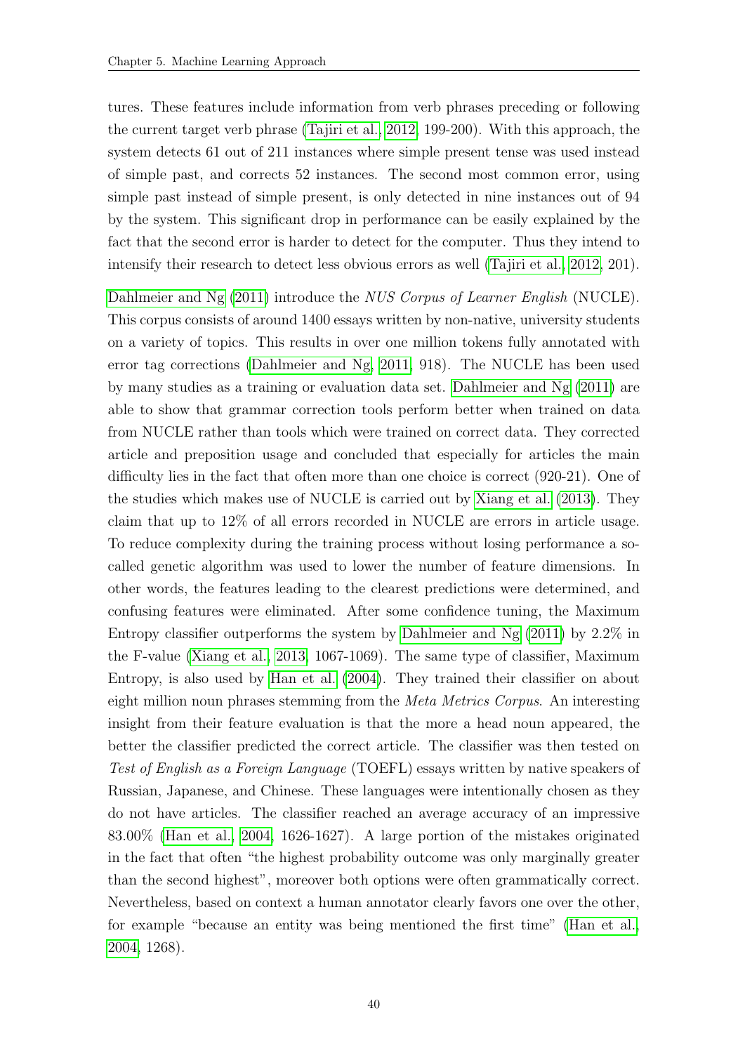tures. These features include information from verb phrases preceding or following the current target verb phrase (Tajiri et al., 2012, 199-200). With this approach, the system detects 61 out of 211 instances where simple present tense was used instead of simple past, and corrects 52 instances. The second most common error, using simple past instead of simple present, is only detected in nine instances out of 94 by the system. This significant drop in performance can be easily explained by the fact that the second error is harder to detect for the computer. Thus they intend to intensify their research to detect less obvious errors as well (Tajiri et al., 2012, 201).

Dahlmeier and Ng (2011) introduce the *NUS Corpus of Learner English* (NUCLE). This corpus consists of around 1400 essays written by non-native, university students on a variety of topics. This results in over one million tokens fully annotated with error tag corrections (Dahlmeier and Ng, 2011, 918). The NUCLE has been used by many studies as a training or evaluation data set. Dahlmeier and Ng (2011) are able to show that grammar correction tools perform better when trained on data from NUCLE rather than tools which were trained on correct data. They corrected article and preposition usage and concluded that especially for articles the main difficulty lies in the fact that often more than one choice is correct (920-21). One of the studies which makes use of NUCLE is carried out by Xiang et al. (2013). They claim that up to 12% of all errors recorded in NUCLE are errors in article usage. To reduce complexity during the training process without losing performance a so-called genetic algorithm was used to lower the number of feature dimensions. In other words, the features leading to the clearest predictions were determined, and confusing features were eliminated. After some confidence tuning, the Maximum Entropy classifier outperforms the system by Dahlmeier and Ng (2011) by 2.2% in the F-value (Xiang et al., 2013, 1067-1069). The same type of classifier, Maximum Entropy, is also used by Han et al. (2004). They trained their classifier on about eight million noun phrases stemming from the *Meta Metrics Corpus*. An interesting insight from their feature evaluation is that the more a head noun appeared, the better the classifier predicted the correct article. The classifier was then tested on *Test of English as a Foreign Language* (TOEFL) essays written by native speakers of Russian, Japanese, and Chinese. These languages were intentionally chosen as they do not have articles. The classifier reached an average accuracy of an impressive 83.00% (Han et al., 2004, 1626-1627). A large portion of the mistakes originated in the fact that often "the highest probability outcome was only marginally greater than the second highest", moreover both options were often grammatically correct. Nevertheless, based on context a human annotator clearly favors one over the other, for example "because an entity was being mentioned the first time" (Han et al., 2004, 1268).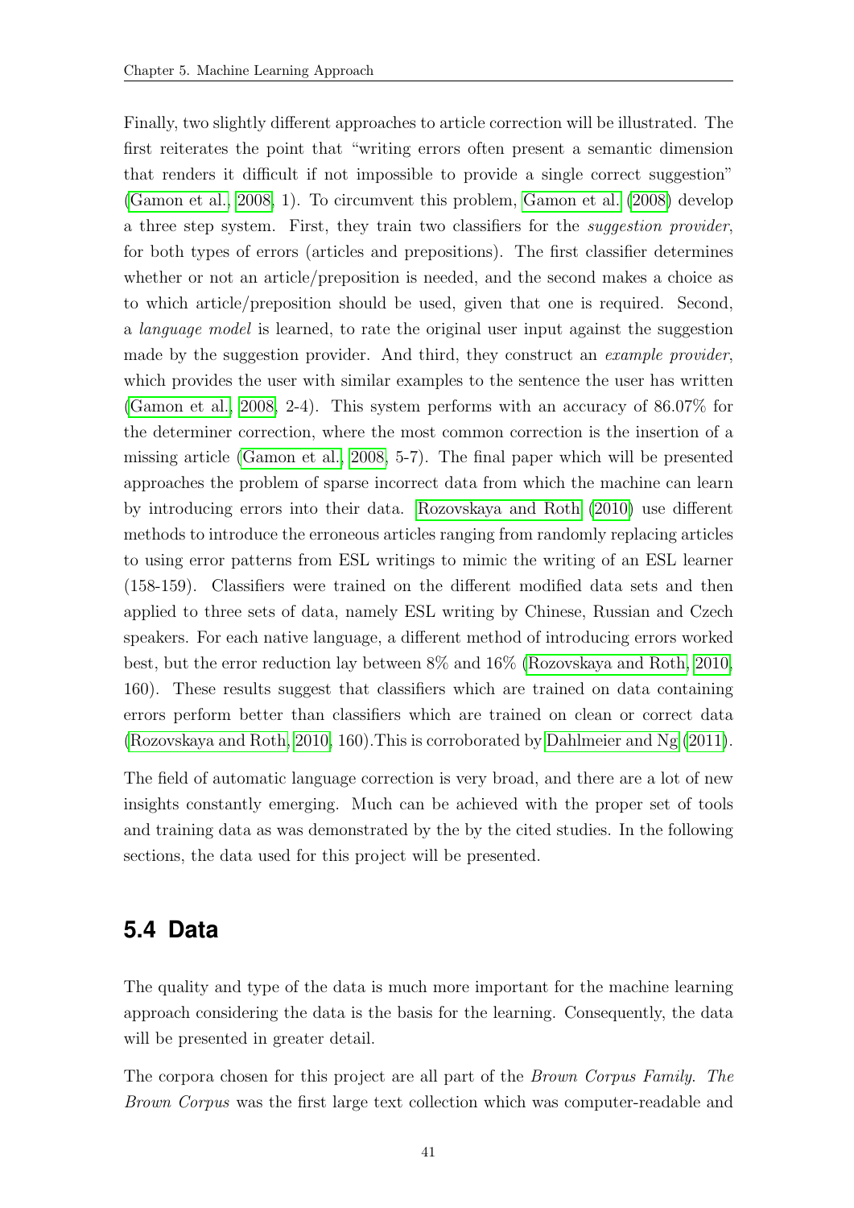Finally, two slightly different approaches to article correction will be illustrated. The first reiterates the point that "writing errors often present a semantic dimension that renders it difficult if not impossible to provide a single correct suggestion" (Gamon et al., 2008, 1). To circumvent this problem, Gamon et al. (2008) develop a three step system. First, they train two classifiers for the *suggestion provider*, for both types of errors (articles and prepositions). The first classifier determines whether or not an article/preposition is needed, and the second makes a choice as to which article/preposition should be used, given that one is required. Second, a *language model* is learned, to rate the original user input against the suggestion made by the suggestion provider. And third, they construct an *example provider*, which provides the user with similar examples to the sentence the user has written (Gamon et al., 2008, 2-4). This system performs with an accuracy of 86.07% for the determiner correction, where the most common correction is the insertion of a missing article (Gamon et al., 2008, 5-7). The final paper which will be presented approaches the problem of sparse incorrect data from which the machine can learn by introducing errors into their data. Rozovskaya and Roth (2010) use different methods to introduce the erroneous articles ranging from randomly replacing articles to using error patterns from ESL writings to mimic the writing of an ESL learner (158-159). Classifiers were trained on the different modified data sets and then applied to three sets of data, namely ESL writing by Chinese, Russian and Czech speakers. For each native language, a different method of introducing errors worked best, but the error reduction lay between 8% and 16% (Rozovskaya and Roth, 2010, 160). These results suggest that classifiers which are trained on data containing errors perform better than classifiers which are trained on clean or correct data (Rozovskaya and Roth, 2010, 160).This is corroborated by Dahlmeier and Ng (2011).

The field of automatic language correction is very broad, and there are a lot of new insights constantly emerging. Much can be achieved with the proper set of tools and training data as was demonstrated by the by the cited studies. In the following sections, the data used for this project will be presented.

## 5.4 Data

The quality and type of the data is much more important for the machine learning approach considering the data is the basis for the learning. Consequently, the data will be presented in greater detail.

The corpora chosen for this project are all part of the *Brown Corpus Family. The Brown Corpus* was the first large text collection which was computer-readable and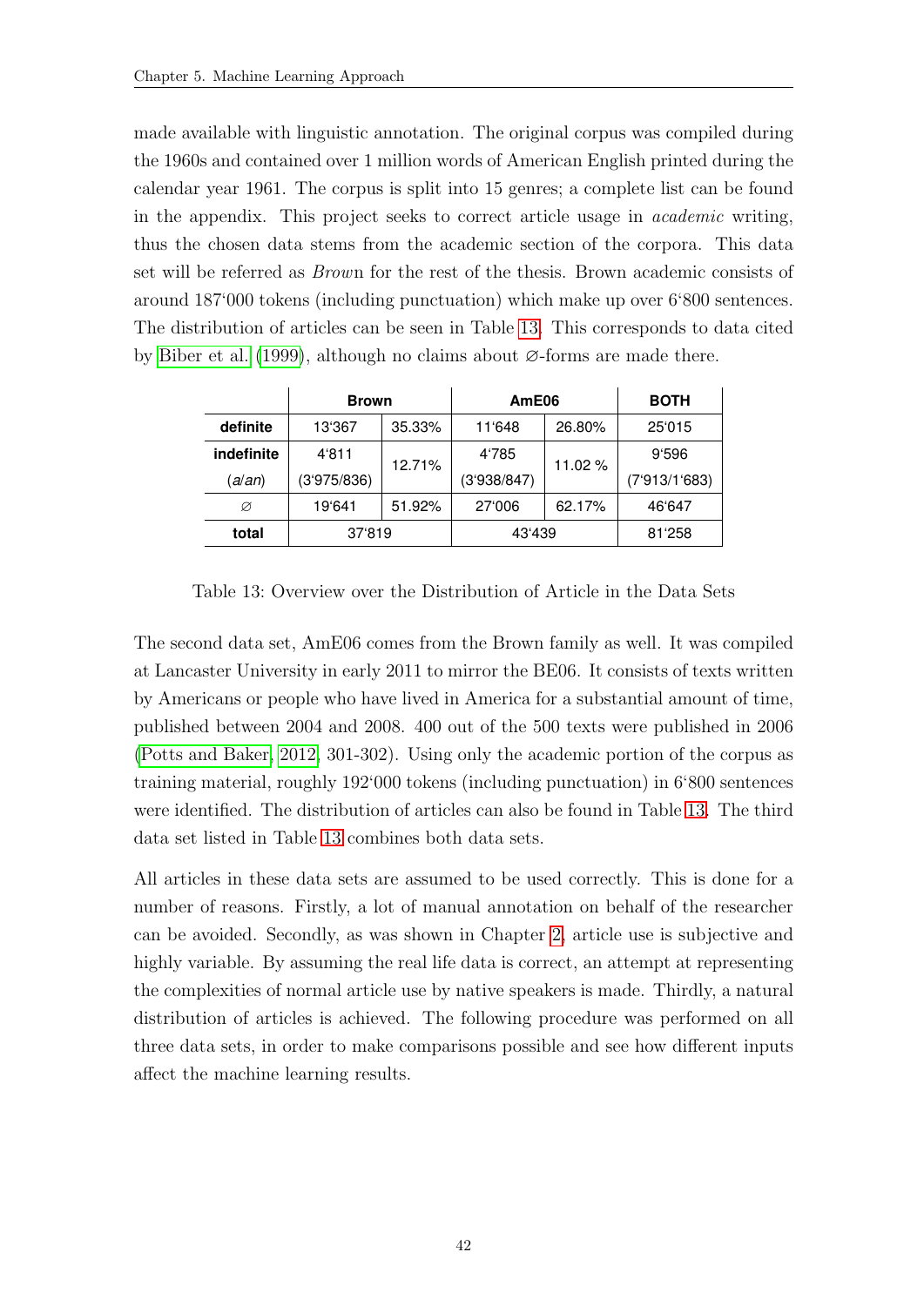made available with linguistic annotation. The original corpus was compiled during the 1960s and contained over 1 million words of American English printed during the calendar year 1961. The corpus is split into 15 genres; a complete list can be found in the appendix. This project seeks to correct article usage in *academic* writing, thus the chosen data stems from the academic section of the corpora. This data set will be referred as *Brown* for the rest of the thesis. Brown academic consists of around 187‘000 tokens (including punctuation) which make up over 6‘800 sentences. The distribution of articles can be seen in Table 13. This corresponds to data cited by Biber et al. (1999), although no claims about ∅-forms are made there.

| | **Brown** | | **AmE06** | | **BOTH** |
|---|---|---|---|---|---|
| **definite** | 13‘367 | 35.33% | 11‘648 | 26.80% | 25‘015 |
| **indefinite** (*a*/*an*) | 4‘811 (3‘975/836) | 12.71% | 4‘785 (3‘938/847) | 11.02 % | 9‘596 (7‘913/1‘683) |
| ∅ | 19‘641 | 51.92% | 27‘006 | 62.17% | 46‘647 |
| **total** | 37‘819 | | 43‘439 | | 81‘258 |

Table 13: Overview over the Distribution of Article in the Data Sets

The second data set, AmE06 comes from the Brown family as well. It was compiled at Lancaster University in early 2011 to mirror the BE06. It consists of texts written by Americans or people who have lived in America for a substantial amount of time, published between 2004 and 2008. 400 out of the 500 texts were published in 2006 (Potts and Baker, 2012, 301-302). Using only the academic portion of the corpus as training material, roughly 192‘000 tokens (including punctuation) in 6‘800 sentences were identified. The distribution of articles can also be found in Table 13. The third data set listed in Table 13 combines both data sets.

All articles in these data sets are assumed to be used correctly. This is done for a number of reasons. Firstly, a lot of manual annotation on behalf of the researcher can be avoided. Secondly, as was shown in Chapter 2, article use is subjective and highly variable. By assuming the real life data is correct, an attempt at representing the complexities of normal article use by native speakers is made. Thirdly, a natural distribution of articles is achieved. The following procedure was performed on all three data sets, in order to make comparisons possible and see how different inputs affect the machine learning results.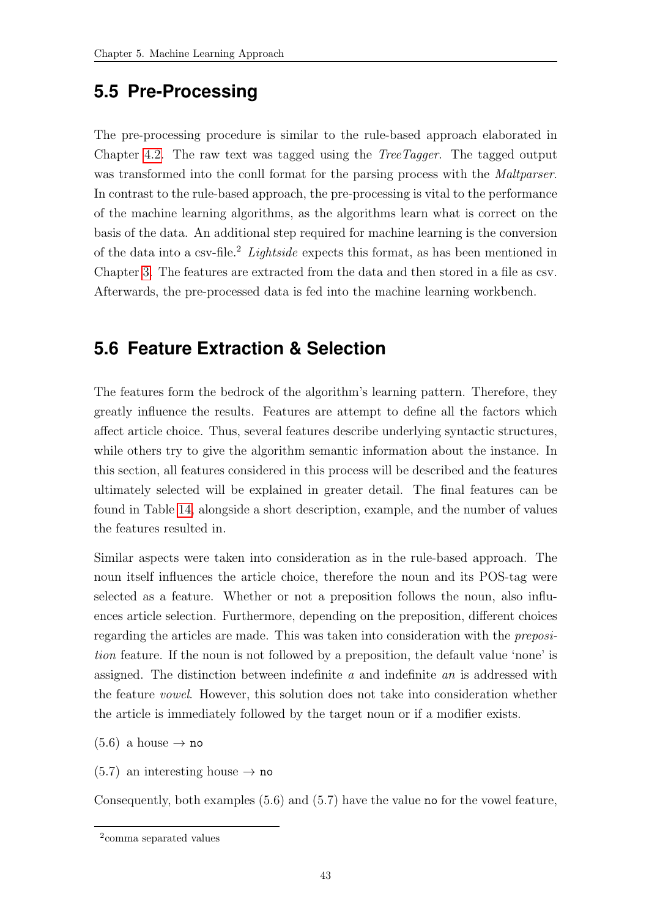## 5.5 Pre-Processing

The pre-processing procedure is similar to the rule-based approach elaborated in Chapter 4.2. The raw text was tagged using the *TreeTagger*. The tagged output was transformed into the conll format for the parsing process with the *Maltparser*. In contrast to the rule-based approach, the pre-processing is vital to the performance of the machine learning algorithms, as the algorithms learn what is correct on the basis of the data. An additional step required for machine learning is the conversion of the data into a csv-file.[2] *Lightside* expects this format, as has been mentioned in Chapter 3. The features are extracted from the data and then stored in a file as csv. Afterwards, the pre-processed data is fed into the machine learning workbench.

## 5.6 Feature Extraction & Selection

The features form the bedrock of the algorithm's learning pattern. Therefore, they greatly influence the results. Features are attempt to define all the factors which affect article choice. Thus, several features describe underlying syntactic structures, while others try to give the algorithm semantic information about the instance. In this section, all features considered in this process will be described and the features ultimately selected will be explained in greater detail. The final features can be found in Table 14, alongside a short description, example, and the number of values the features resulted in.

Similar aspects were taken into consideration as in the rule-based approach. The noun itself influences the article choice, therefore the noun and its POS-tag were selected as a feature. Whether or not a preposition follows the noun, also influences article selection. Furthermore, depending on the preposition, different choices regarding the articles are made. This was taken into consideration with the *preposition* feature. If the noun is not followed by a preposition, the default value 'none' is assigned. The distinction between indefinite *a* and indefinite *an* is addressed with the feature *vowel*. However, this solution does not take into consideration whether the article is immediately followed by the target noun or if a modifier exists.

(5.6) a house → `no`

(5.7) an interesting house → `no`

Consequently, both examples (5.6) and (5.7) have the value `no` for the vowel feature,

---

[2] comma separated values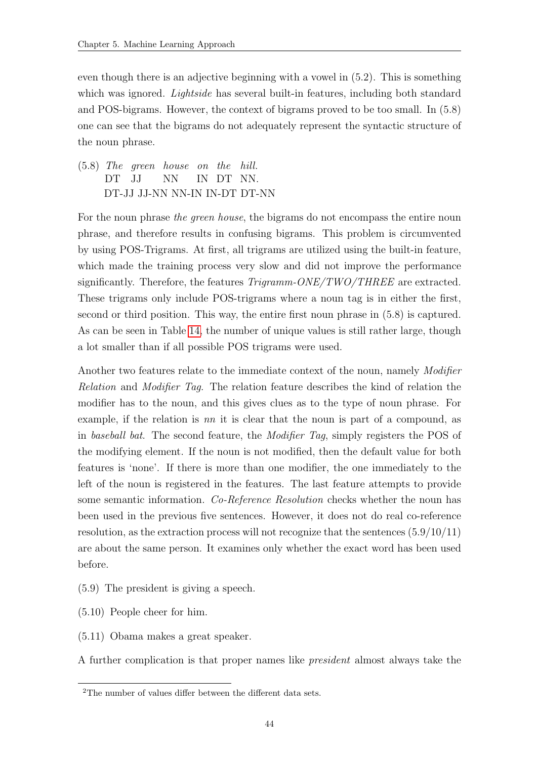even though there is an adjective beginning with a vowel in (5.2). This is something which was ignored. *Lightside* has several built-in features, including both standard and POS-bigrams. However, the context of bigrams proved to be too small. In (5.8) one can see that the bigrams do not adequately represent the syntactic structure of the noun phrase.

(5.8) *The green house on the hill.*
DT JJ NN IN DT NN.
DT-JJ JJ-NN NN-IN IN-DT DT-NN

For the noun phrase *the green house*, the bigrams do not encompass the entire noun phrase, and therefore results in confusing bigrams. This problem is circumvented by using POS-Trigrams. At first, all trigrams are utilized using the built-in feature, which made the training process very slow and did not improve the performance significantly. Therefore, the features *Trigramm-ONE/TWO/THREE* are extracted. These trigrams only include POS-trigrams where a noun tag is in either the first, second or third position. This way, the entire first noun phrase in (5.8) is captured. As can be seen in Table 14, the number of unique values is still rather large, though a lot smaller than if all possible POS trigrams were used.

Another two features relate to the immediate context of the noun, namely *Modifier Relation* and *Modifier Tag*. The relation feature describes the kind of relation the modifier has to the noun, and this gives clues as to the type of noun phrase. For example, if the relation is *nn* it is clear that the noun is part of a compound, as in *baseball bat*. The second feature, the *Modifier Tag*, simply registers the POS of the modifying element. If the noun is not modified, then the default value for both features is 'none'. If there is more than one modifier, the one immediately to the left of the noun is registered in the features. The last feature attempts to provide some semantic information. *Co-Reference Resolution* checks whether the noun has been used in the previous five sentences. However, it does not do real co-reference resolution, as the extraction process will not recognize that the sentences (5.9/10/11) are about the same person. It examines only whether the exact word has been used before.

(5.9) The president is giving a speech.

(5.10) People cheer for him.

(5.11) Obama makes a great speaker.

A further complication is that proper names like *president* almost always take the

[2]The number of values differ between the different data sets.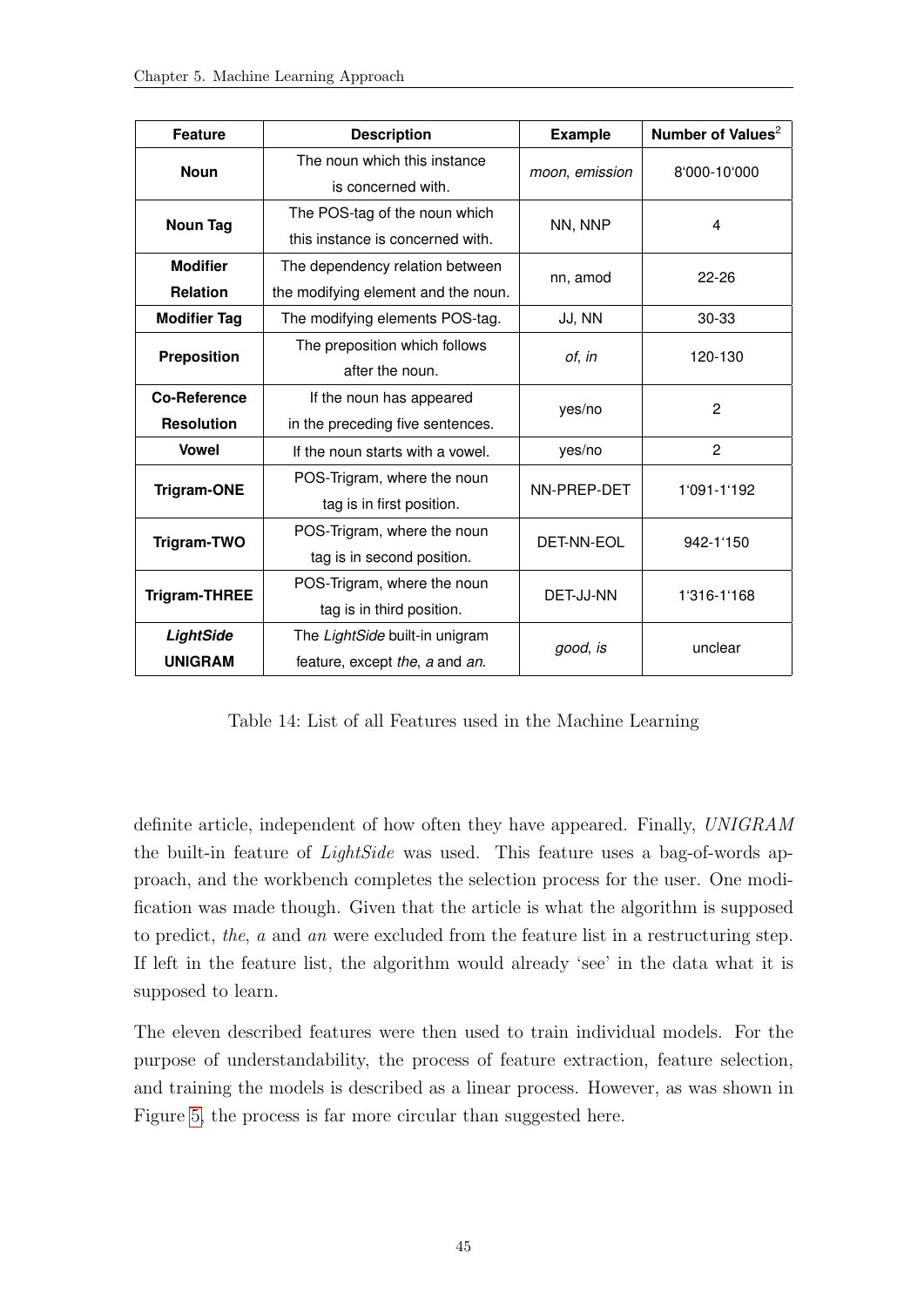| Feature | Description | Example | Number of Values[2] |
|---|---|---|---|
| **Noun** | The noun which this instance is concerned with. | *moon*, *emission* | 8'000-10'000 |
| **Noun Tag** | The POS-tag of the noun which this instance is concerned with. | NN, NNP | 4 |
| **Modifier Relation** | The dependency relation between the modifying element and the noun. | nn, amod | 22-26 |
| **Modifier Tag** | The modifying elements POS-tag. | JJ, NN | 30-33 |
| **Preposition** | The preposition which follows after the noun. | *of*, *in* | 120-130 |
| **Co-Reference Resolution** | If the noun has appeared in the preceding five sentences. | yes/no | 2 |
| **Vowel** | If the noun starts with a vowel. | yes/no | 2 |
| **Trigram-ONE** | POS-Trigram, where the noun tag is in first position. | NN-PREP-DET | 1'091-1'192 |
| **Trigram-TWO** | POS-Trigram, where the noun tag is in second position. | DET-NN-EOL | 942-1'150 |
| **Trigram-THREE** | POS-Trigram, where the noun tag is in third position. | DET-JJ-NN | 1'316-1'168 |
| ***LightSide* UNIGRAM** | The *LightSide* built-in unigram feature, except *the*, *a* and *an*. | *good*, *is* | unclear |

Table 14: List of all Features used in the Machine Learning

definite article, independent of how often they have appeared. Finally, *UNIGRAM* the built-in feature of *LightSide* was used. This feature uses a bag-of-words approach, and the workbench completes the selection process for the user. One modification was made though. Given that the article is what the algorithm is supposed to predict, *the*, *a* and *an* were excluded from the feature list in a restructuring step. If left in the feature list, the algorithm would already 'see' in the data what it is supposed to learn.

The eleven described features were then used to train individual models. For the purpose of understandability, the process of feature extraction, feature selection, and training the models is described as a linear process. However, as was shown in Figure 5, the process is far more circular than suggested here.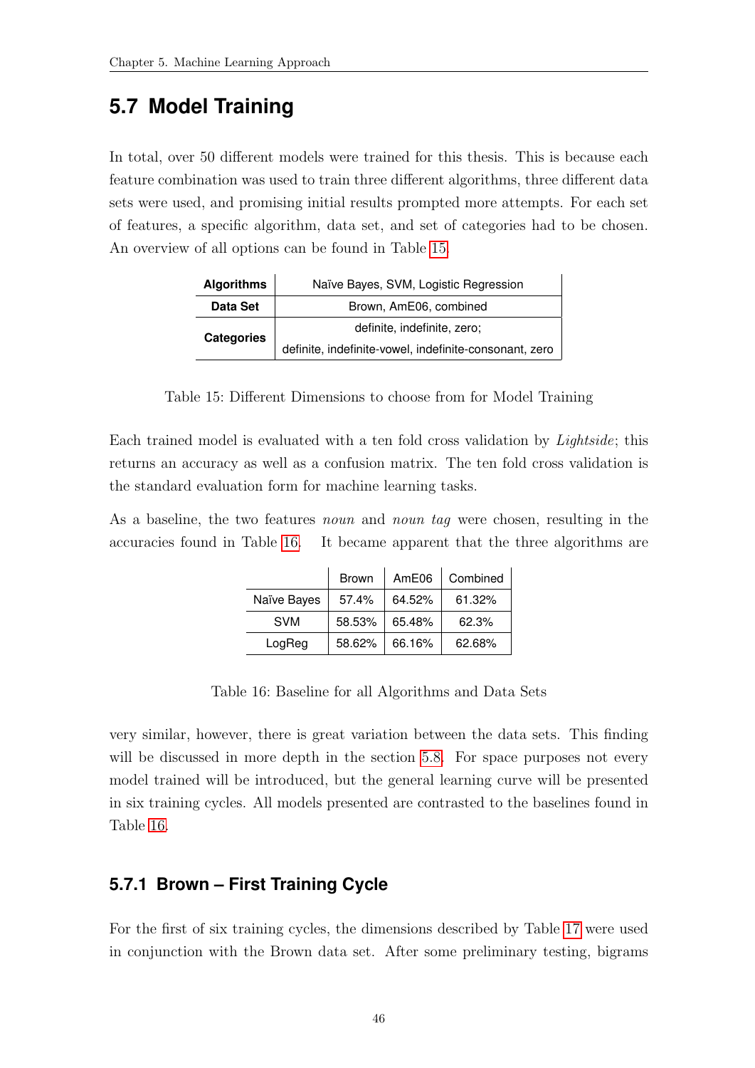## 5.7 Model Training

In total, over 50 different models were trained for this thesis. This is because each feature combination was used to train three different algorithms, three different data sets were used, and promising initial results prompted more attempts. For each set of features, a specific algorithm, data set, and set of categories had to be chosen. An overview of all options can be found in Table 15.

| **Algorithms** | Naïve Bayes, SVM, Logistic Regression |
|---|---|
| **Data Set** | Brown, AmE06, combined |
| **Categories** | definite, indefinite, zero; <br> definite, indefinite-vowel, indefinite-consonant, zero |

Table 15: Different Dimensions to choose from for Model Training

Each trained model is evaluated with a ten fold cross validation by *Lightside*; this returns an accuracy as well as a confusion matrix. The ten fold cross validation is the standard evaluation form for machine learning tasks.

As a baseline, the two features *noun* and *noun tag* were chosen, resulting in the accuracies found in Table 16. It became apparent that the three algorithms are

| | Brown | AmE06 | Combined |
|---|---|---|---|
| Naïve Bayes | 57.4% | 64.52% | 61.32% |
| SVM | 58.53% | 65.48% | 62.3% |
| LogReg | 58.62% | 66.16% | 62.68% |

Table 16: Baseline for all Algorithms and Data Sets

very similar, however, there is great variation between the data sets. This finding will be discussed in more depth in the section 5.8. For space purposes not every model trained will be introduced, but the general learning curve will be presented in six training cycles. All models presented are contrasted to the baselines found in Table 16.

### 5.7.1 Brown – First Training Cycle

For the first of six training cycles, the dimensions described by Table 17 were used in conjunction with the Brown data set. After some preliminary testing, bigrams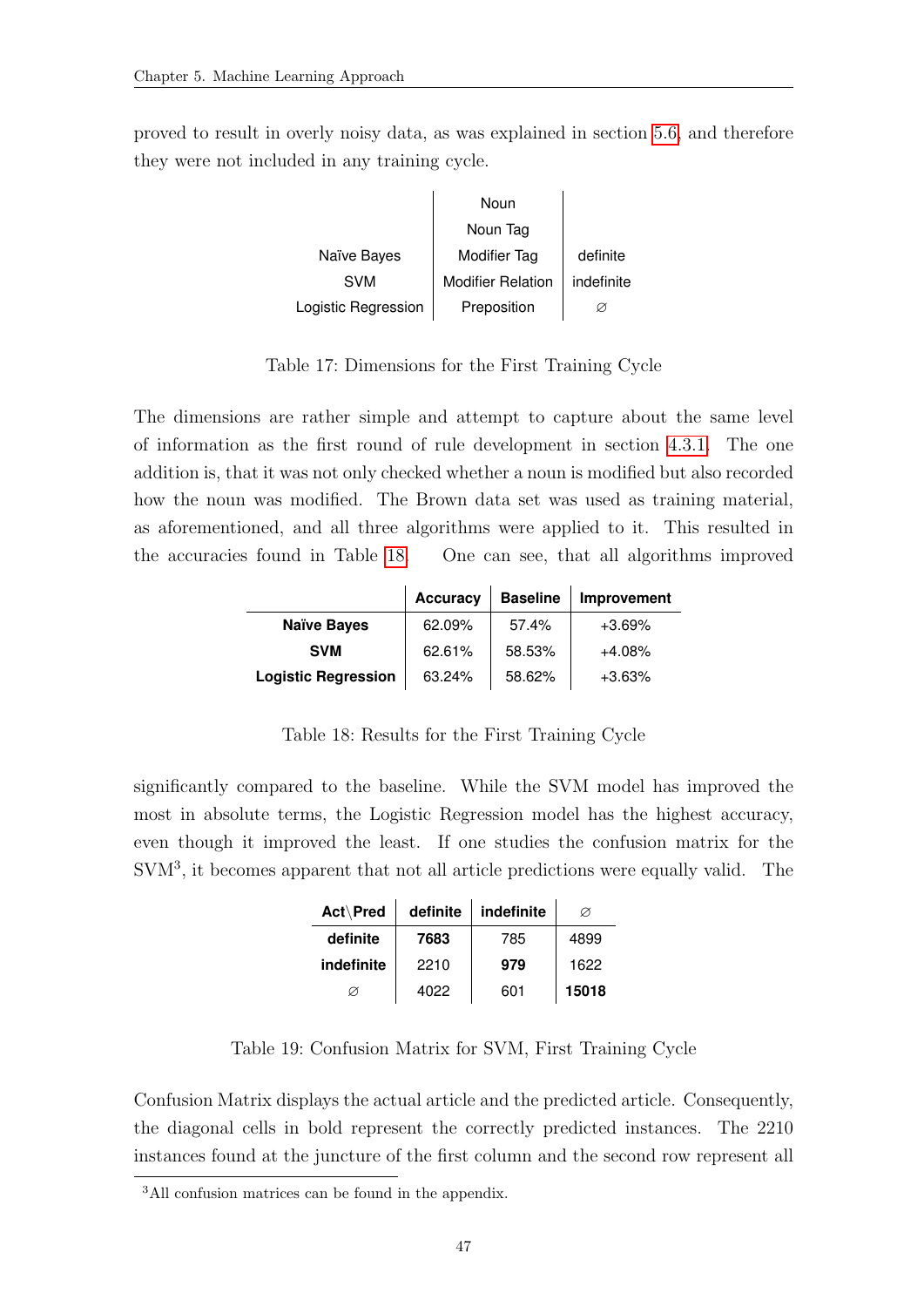proved to result in overly noisy data, as was explained in section 5.6, and therefore they were not included in any training cycle.

| | | |
|---|---|---|
| | Noun | |
| | Noun Tag | |
| Naïve Bayes | Modifier Tag | definite |
| SVM | Modifier Relation | indefinite |
| Logistic Regression | Preposition | ∅ |

Table 17: Dimensions for the First Training Cycle

The dimensions are rather simple and attempt to capture about the same level of information as the first round of rule development in section 4.3.1. The one addition is, that it was not only checked whether a noun is modified but also recorded how the noun was modified. The Brown data set was used as training material, as aforementioned, and all three algorithms were applied to it. This resulted in the accuracies found in Table 18. One can see, that all algorithms improved significantly compared to the baseline. While the SVM model has improved the most in absolute terms, the Logistic Regression model has the highest accuracy, even though it improved the least. If one studies the confusion matrix for the SVM[3], it becomes apparent that not all article predictions were equally valid. The Confusion Matrix displays the actual article and the predicted article. Consequently, the diagonal cells in bold represent the correctly predicted instances. The 2210 instances found at the juncture of the first column and the second row represent all

| | **Accuracy** | **Baseline** | **Improvement** |
|---|---|---|---|
| **Naïve Bayes** | 62.09% | 57.4% | +3.69% |
| **SVM** | 62.61% | 58.53% | +4.08% |
| **Logistic Regression** | 63.24% | 58.62% | +3.63% |

Table 18: Results for the First Training Cycle

| **Act\Pred** | **definite** | **indefinite** | ∅ |
|---|---|---|---|
| **definite** | **7683** | 785 | 4899 |
| **indefinite** | 2210 | **979** | 1622 |
| ∅ | 4022 | 601 | **15018** |

Table 19: Confusion Matrix for SVM, First Training Cycle

[3] All confusion matrices can be found in the appendix.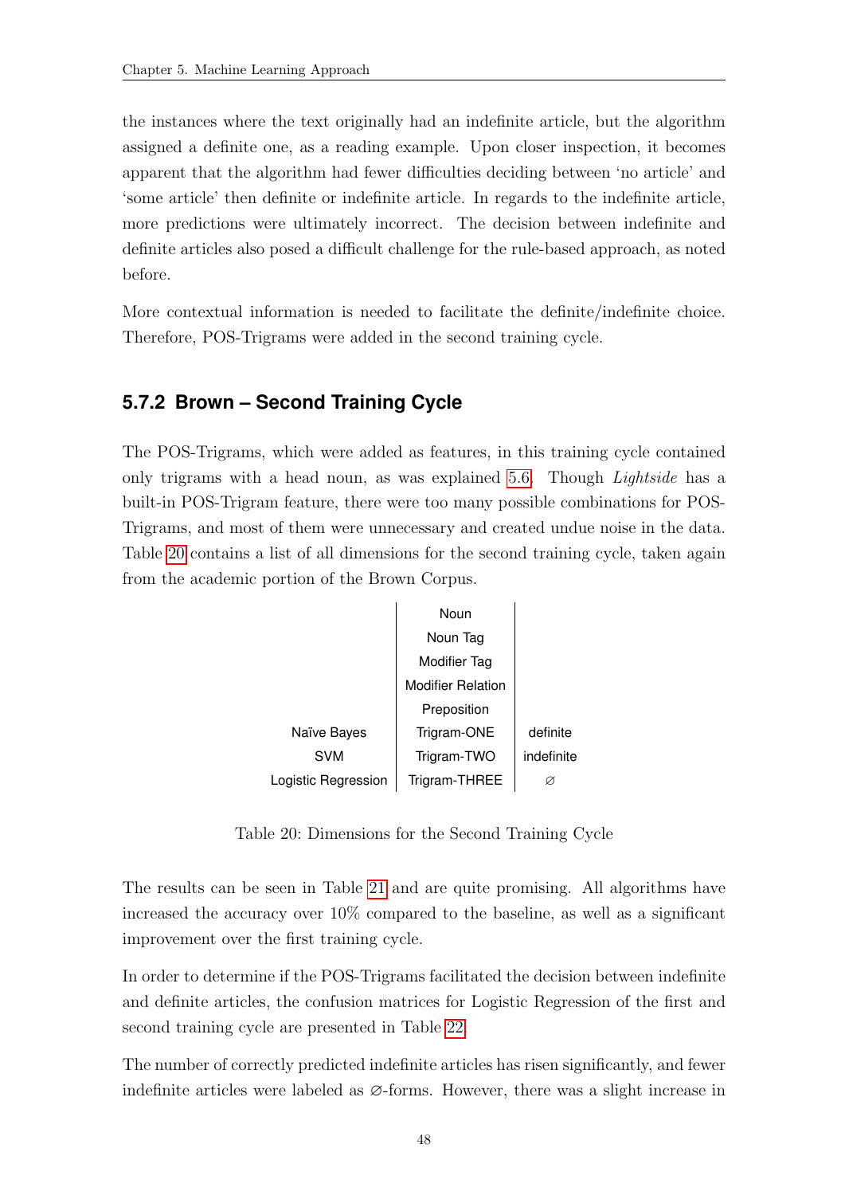the instances where the text originally had an indefinite article, but the algorithm assigned a definite one, as a reading example. Upon closer inspection, it becomes apparent that the algorithm had fewer difficulties deciding between 'no article' and 'some article' then definite or indefinite article. In regards to the indefinite article, more predictions were ultimately incorrect. The decision between indefinite and definite articles also posed a difficult challenge for the rule-based approach, as noted before.

More contextual information is needed to facilitate the definite/indefinite choice. Therefore, POS-Trigrams were added in the second training cycle.

### 5.7.2 Brown – Second Training Cycle

The POS-Trigrams, which were added as features, in this training cycle contained only trigrams with a head noun, as was explained 5.6. Though *Lightside* has a built-in POS-Trigram feature, there were too many possible combinations for POS-Trigrams, and most of them were unnecessary and created undue noise in the data. Table 20 contains a list of all dimensions for the second training cycle, taken again from the academic portion of the Brown Corpus.

| Algorithms | Features | Classes |
|---|---|---|
| | Noun | |
| | Noun Tag | |
| | Modifier Tag | |
| | Modifier Relation | |
| | Preposition | |
| Naïve Bayes | Trigram-ONE | definite |
| SVM | Trigram-TWO | indefinite |
| Logistic Regression | Trigram-THREE | ∅ |

Table 20: Dimensions for the Second Training Cycle

The results can be seen in Table 21 and are quite promising. All algorithms have increased the accuracy over 10% compared to the baseline, as well as a significant improvement over the first training cycle.

In order to determine if the POS-Trigrams facilitated the decision between indefinite and definite articles, the confusion matrices for Logistic Regression of the first and second training cycle are presented in Table 22.

The number of correctly predicted indefinite articles has risen significantly, and fewer indefinite articles were labeled as ∅-forms. However, there was a slight increase in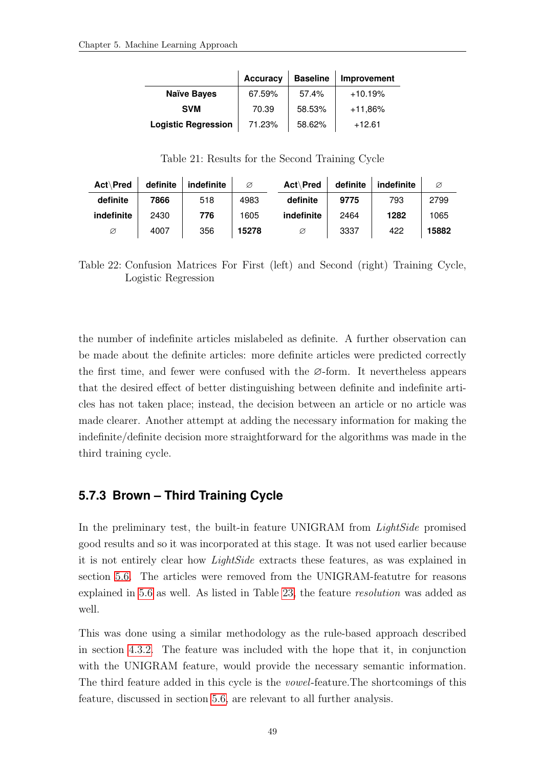|  | **Accuracy** | **Baseline** | **Improvement** |
|---|---|---|---|
| **Naïve Bayes** | 67.59% | 57.4% | +10.19% |
| **SVM** | 70.39 | 58.53% | +11,86% |
| **Logistic Regression** | 71.23% | 58.62% | +12.61 |

Table 21: Results for the Second Training Cycle

| **Act\Pred** | **definite** | **indefinite** | ∅ |
|---|---|---|---|
| **definite** | **7866** | 518 | 4983 |
| **indefinite** | 2430 | **776** | 1605 |
| ∅ | 4007 | 356 | **15278** |

| **Act\Pred** | **definite** | **indefinite** | ∅ |
|---|---|---|---|
| **definite** | **9775** | 793 | 2799 |
| **indefinite** | 2464 | **1282** | 1065 |
| ∅ | 3337 | 422 | **15882** |

Table 22: Confusion Matrices For First (left) and Second (right) Training Cycle, Logistic Regression

the number of indefinite articles mislabeled as definite. A further observation can be made about the definite articles: more definite articles were predicted correctly the first time, and fewer were confused with the ∅-form. It nevertheless appears that the desired effect of better distinguishing between definite and indefinite articles has not taken place; instead, the decision between an article or no article was made clearer. Another attempt at adding the necessary information for making the indefinite/definite decision more straightforward for the algorithms was made in the third training cycle.

### 5.7.3 Brown – Third Training Cycle

In the preliminary test, the built-in feature UNIGRAM from *LightSide* promised good results and so it was incorporated at this stage. It was not used earlier because it is not entirely clear how *LightSide* extracts these features, as was explained in section 5.6. The articles were removed from the UNIGRAM-featutre for reasons explained in 5.6 as well. As listed in Table 23, the feature *resolution* was added as well.

This was done using a similar methodology as the rule-based approach described in section 4.3.2. The feature was included with the hope that it, in conjunction with the UNIGRAM feature, would provide the necessary semantic information. The third feature added in this cycle is the *vowel*-feature.The shortcomings of this feature, discussed in section 5.6, are relevant to all further analysis.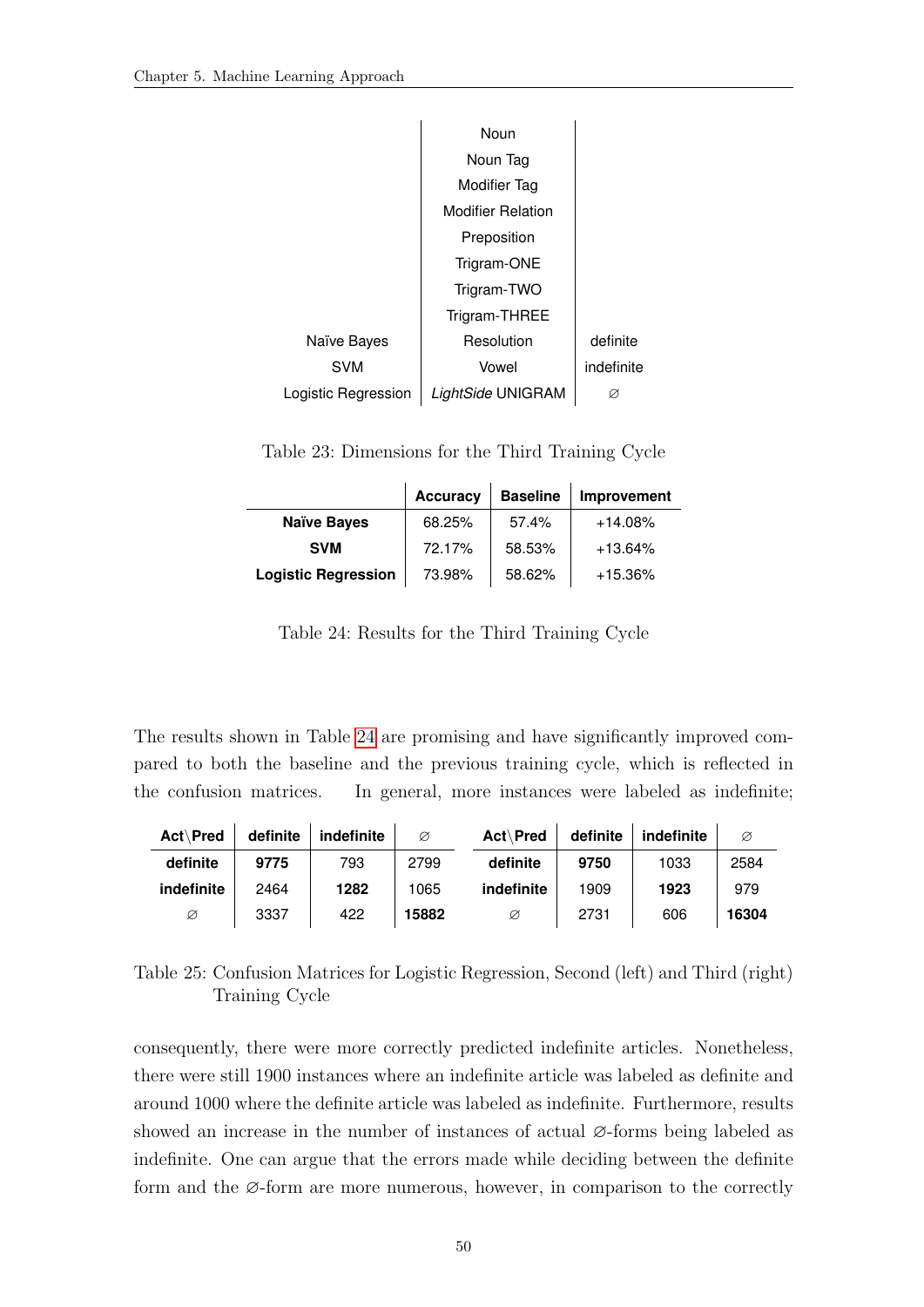| | | |
|---|---|---|
| | Noun | |
| | Noun Tag | |
| | Modifier Tag | |
| | Modifier Relation | |
| | Preposition | |
| | Trigram-ONE | |
| | Trigram-TWO | |
| | Trigram-THREE | |
| Naïve Bayes | Resolution | definite |
| SVM | Vowel | indefinite |
| Logistic Regression | *LightSide* UNIGRAM | ∅ |

Table 23: Dimensions for the Third Training Cycle

| | **Accuracy** | **Baseline** | **Improvement** |
|---|---|---|---|
| **Naïve Bayes** | 68.25% | 57.4% | +14.08% |
| **SVM** | 72.17% | 58.53% | +13.64% |
| **Logistic Regression** | 73.98% | 58.62% | +15.36% |

Table 24: Results for the Third Training Cycle

The results shown in Table 24 are promising and have significantly improved compared to both the baseline and the previous training cycle, which is reflected in the confusion matrices. In general, more instances were labeled as indefinite;

| **Act\Pred** | **definite** | **indefinite** | ∅ |
|---|---|---|---|
| **definite** | **9775** | 793 | 2799 |
| **indefinite** | 2464 | **1282** | 1065 |
| ∅ | 3337 | 422 | **15882** |

| **Act\Pred** | **definite** | **indefinite** | ∅ |
|---|---|---|---|
| **definite** | **9750** | 1033 | 2584 |
| **indefinite** | 1909 | **1923** | 979 |
| ∅ | 2731 | 606 | **16304** |

Table 25: Confusion Matrices for Logistic Regression, Second (left) and Third (right) Training Cycle

consequently, there were more correctly predicted indefinite articles. Nonetheless, there were still 1900 instances where an indefinite article was labeled as definite and around 1000 where the definite article was labeled as indefinite. Furthermore, results showed an increase in the number of instances of actual ∅-forms being labeled as indefinite. One can argue that the errors made while deciding between the definite form and the ∅-form are more numerous, however, in comparison to the correctly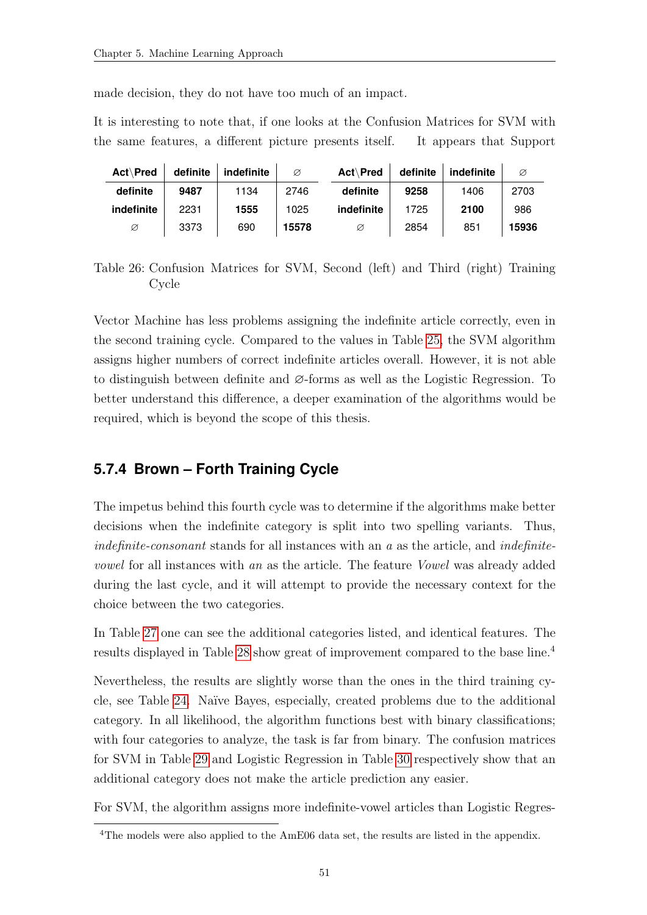made decision, they do not have too much of an impact.

It is interesting to note that, if one looks at the Confusion Matrices for SVM with the same features, a different picture presents itself. It appears that Support Vector Machine has less problems assigning the indefinite article correctly, even in the second training cycle. Compared to the values in Table 25, the SVM algorithm assigns higher numbers of correct indefinite articles overall. However, it is not able to distinguish between definite and ∅-forms as well as the Logistic Regression. To better understand this difference, a deeper examination of the algorithms would be required, which is beyond the scope of this thesis.

| **Act\Pred** | **definite** | **indefinite** | ∅ |
|---|---|---|---|
| **definite** | **9487** | 1134 | 2746 |
| **indefinite** | 2231 | **1555** | 1025 |
| ∅ | 3373 | 690 | **15578** |

| **Act\Pred** | **definite** | **indefinite** | ∅ |
|---|---|---|---|
| **definite** | **9258** | 1406 | 2703 |
| **indefinite** | 1725 | **2100** | 986 |
| ∅ | 2854 | 851 | **15936** |

Table 26: Confusion Matrices for SVM, Second (left) and Third (right) Training Cycle

### 5.7.4 Brown – Forth Training Cycle

The impetus behind this fourth cycle was to determine if the algorithms make better decisions when the indefinite category is split into two spelling variants. Thus, *indefinite-consonant* stands for all instances with an *a* as the article, and *indefinite-vowel* for all instances with *an* as the article. The feature *Vowel* was already added during the last cycle, and it will attempt to provide the necessary context for the choice between the two categories.

In Table 27 one can see the additional categories listed, and identical features. The results displayed in Table 28 show great of improvement compared to the base line.[4]

Nevertheless, the results are slightly worse than the ones in the third training cycle, see Table 24. Naïve Bayes, especially, created problems due to the additional category. In all likelihood, the algorithm functions best with binary classifications; with four categories to analyze, the task is far from binary. The confusion matrices for SVM in Table 29 and Logistic Regression in Table 30 respectively show that an additional category does not make the article prediction any easier.

For SVM, the algorithm assigns more indefinite-vowel articles than Logistic Regres-

[4]The models were also applied to the AmE06 data set, the results are listed in the appendix.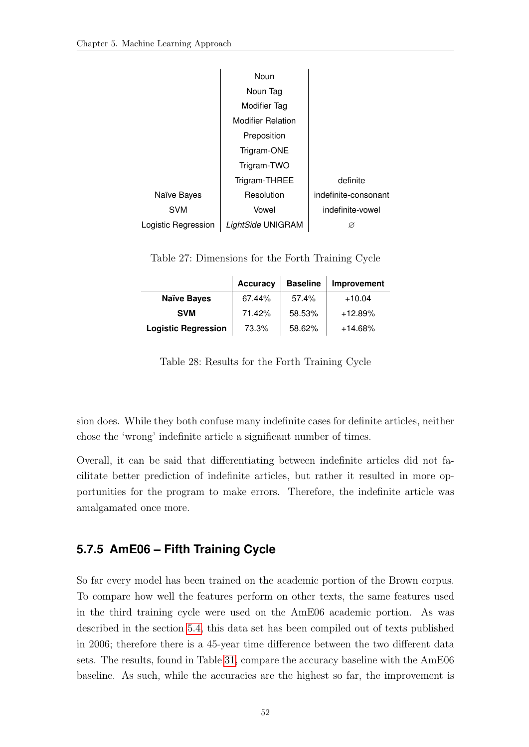| | | |
|---|---|---|
| | Noun | |
| | Noun Tag | |
| | Modifier Tag | |
| | Modifier Relation | |
| | Preposition | |
| | Trigram-ONE | |
| | Trigram-TWO | |
| | Trigram-THREE | definite |
| Naïve Bayes | Resolution | indefinite-consonant |
| SVM | Vowel | indefinite-vowel |
| Logistic Regression | *LightSide* UNIGRAM | ∅ |

Table 27: Dimensions for the Forth Training Cycle

| | **Accuracy** | **Baseline** | **Improvement** |
|---|---|---|---|
| **Naïve Bayes** | 67.44% | 57.4% | +10.04 |
| **SVM** | 71.42% | 58.53% | +12.89% |
| **Logistic Regression** | 73.3% | 58.62% | +14.68% |

Table 28: Results for the Forth Training Cycle

sion does. While they both confuse many indefinite cases for definite articles, neither chose the 'wrong' indefinite article a significant number of times.

Overall, it can be said that differentiating between indefinite articles did not facilitate better prediction of indefinite articles, but rather it resulted in more opportunities for the program to make errors. Therefore, the indefinite article was amalgamated once more.

### 5.7.5 AmE06 – Fifth Training Cycle

So far every model has been trained on the academic portion of the Brown corpus. To compare how well the features perform on other texts, the same features used in the third training cycle were used on the AmE06 academic portion. As was described in the section 5.4, this data set has been compiled out of texts published in 2006; therefore there is a 45-year time difference between the two different data sets. The results, found in Table 31, compare the accuracy baseline with the AmE06 baseline. As such, while the accuracies are the highest so far, the improvement is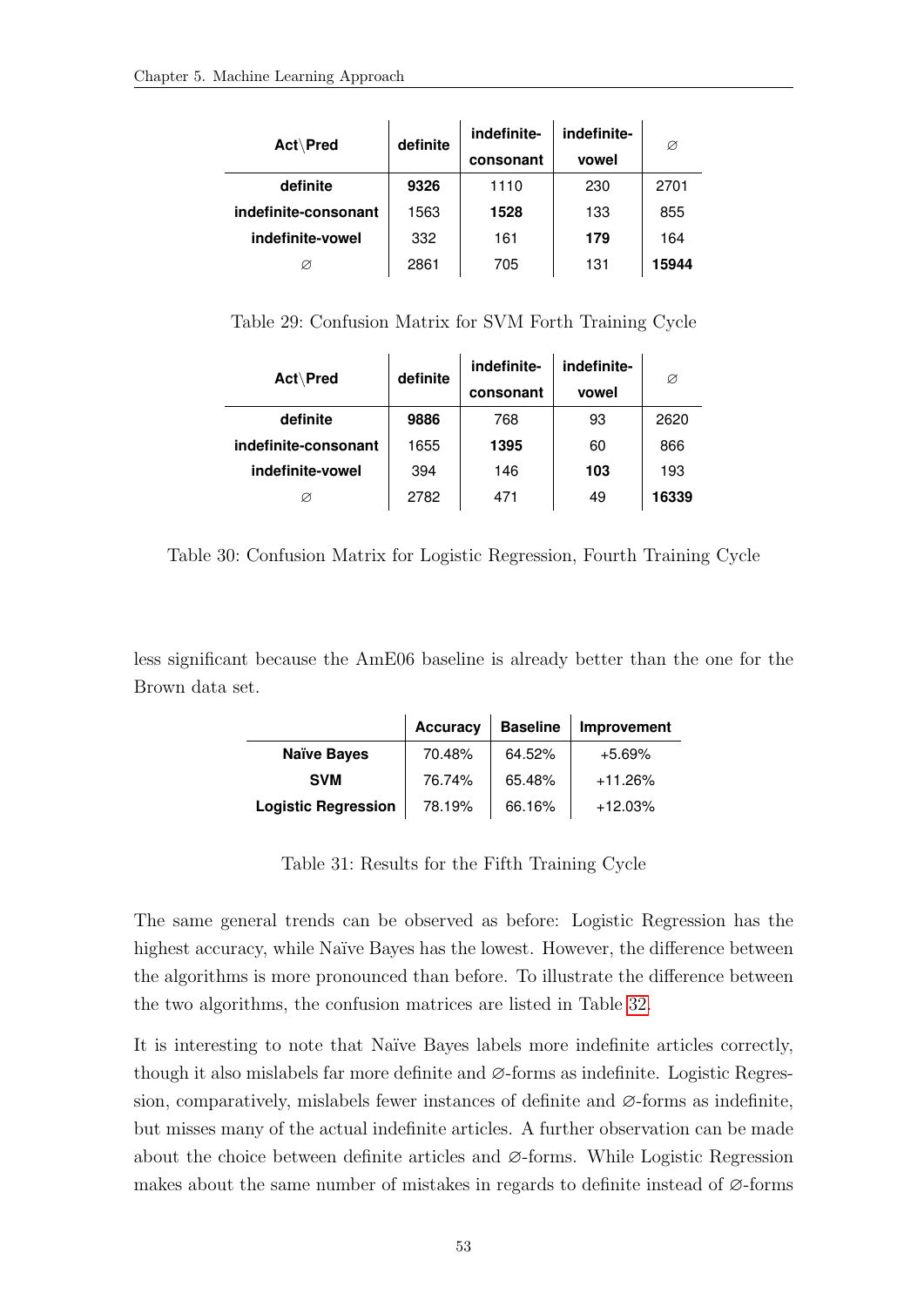| Act\Pred | definite | indefinite-consonant | indefinite-vowel | ∅ |
|---|---|---|---|---|
| **definite** | **9326** | 1110 | 230 | 2701 |
| **indefinite-consonant** | 1563 | **1528** | 133 | 855 |
| **indefinite-vowel** | 332 | 161 | **179** | 164 |
| ∅ | 2861 | 705 | 131 | **15944** |

Table 29: Confusion Matrix for SVM Forth Training Cycle

| Act\Pred | definite | indefinite-consonant | indefinite-vowel | ∅ |
|---|---|---|---|---|
| **definite** | **9886** | 768 | 93 | 2620 |
| **indefinite-consonant** | 1655 | **1395** | 60 | 866 |
| **indefinite-vowel** | 394 | 146 | **103** | 193 |
| ∅ | 2782 | 471 | 49 | **16339** |

Table 30: Confusion Matrix for Logistic Regression, Fourth Training Cycle

less significant because the AmE06 baseline is already better than the one for the Brown data set.

| | Accuracy | Baseline | Improvement |
|---|---|---|---|
| **Naïve Bayes** | 70.48% | 64.52% | +5.69% |
| **SVM** | 76.74% | 65.48% | +11.26% |
| **Logistic Regression** | 78.19% | 66.16% | +12.03% |

Table 31: Results for the Fifth Training Cycle

The same general trends can be observed as before: Logistic Regression has the highest accuracy, while Naïve Bayes has the lowest. However, the difference between the algorithms is more pronounced than before. To illustrate the difference between the two algorithms, the confusion matrices are listed in Table 32.

It is interesting to note that Naïve Bayes labels more indefinite articles correctly, though it also mislabels far more definite and ∅-forms as indefinite. Logistic Regression, comparatively, mislabels fewer instances of definite and ∅-forms as indefinite, but misses many of the actual indefinite articles. A further observation can be made about the choice between definite articles and ∅-forms. While Logistic Regression makes about the same number of mistakes in regards to definite instead of ∅-forms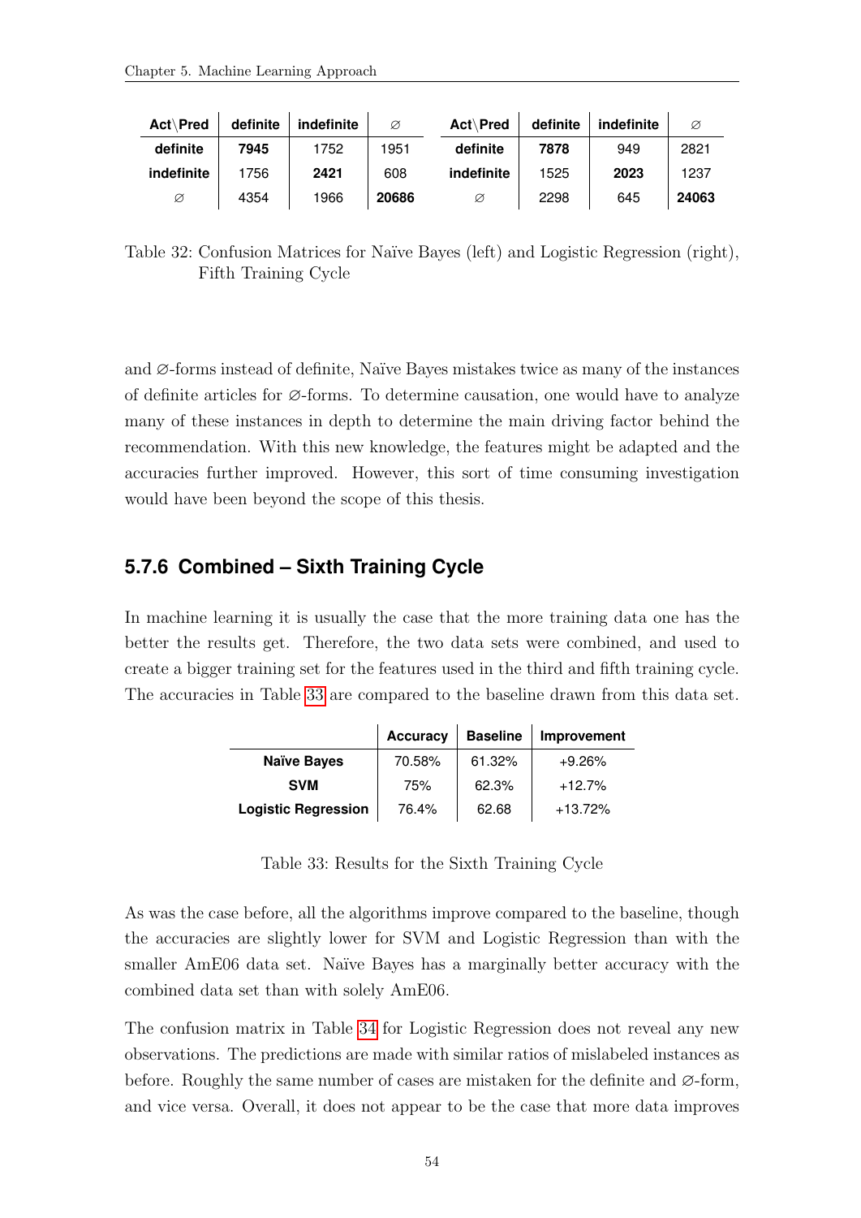| Act\Pred | definite | indefinite | ∅ |
|---|---|---|---|
| **definite** | **7945** | 1752 | 1951 |
| **indefinite** | 1756 | **2421** | 608 |
| ∅ | 4354 | 1966 | **20686** |

| Act\Pred | definite | indefinite | ∅ |
|---|---|---|---|
| **definite** | **7878** | 949 | 2821 |
| **indefinite** | 1525 | **2023** | 1237 |
| ∅ | 2298 | 645 | **24063** |

Table 32: Confusion Matrices for Naïve Bayes (left) and Logistic Regression (right), Fifth Training Cycle

and ∅-forms instead of definite, Naïve Bayes mistakes twice as many of the instances of definite articles for ∅-forms. To determine causation, one would have to analyze many of these instances in depth to determine the main driving factor behind the recommendation. With this new knowledge, the features might be adapted and the accuracies further improved. However, this sort of time consuming investigation would have been beyond the scope of this thesis.

### 5.7.6 Combined – Sixth Training Cycle

In machine learning it is usually the case that the more training data one has the better the results get. Therefore, the two data sets were combined, and used to create a bigger training set for the features used in the third and fifth training cycle. The accuracies in Table 33 are compared to the baseline drawn from this data set.

| | Accuracy | Baseline | Improvement |
|---|---|---|---|
| **Naïve Bayes** | 70.58% | 61.32% | +9.26% |
| **SVM** | 75% | 62.3% | +12.7% |
| **Logistic Regression** | 76.4% | 62.68 | +13.72% |

Table 33: Results for the Sixth Training Cycle

As was the case before, all the algorithms improve compared to the baseline, though the accuracies are slightly lower for SVM and Logistic Regression than with the smaller AmE06 data set. Naïve Bayes has a marginally better accuracy with the combined data set than with solely AmE06.

The confusion matrix in Table 34 for Logistic Regression does not reveal any new observations. The predictions are made with similar ratios of mislabeled instances as before. Roughly the same number of cases are mistaken for the definite and ∅-form, and vice versa. Overall, it does not appear to be the case that more data improves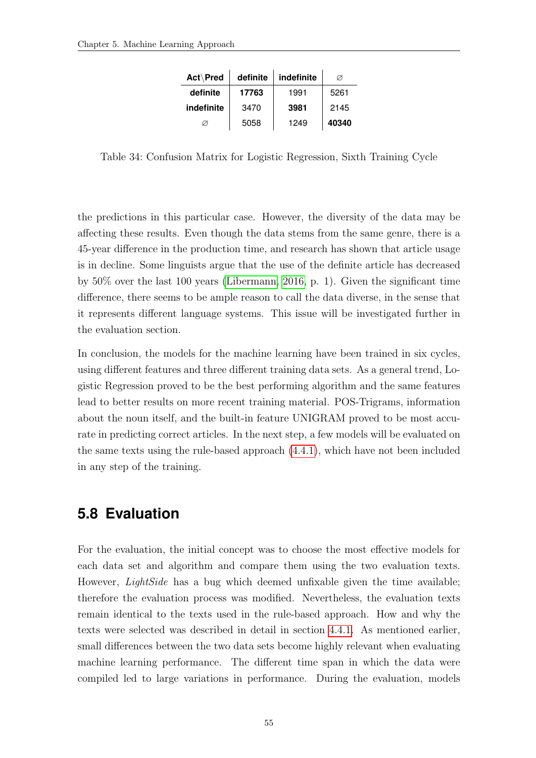| Act\Pred | definite | indefinite | ∅ |
| --- | --- | --- | --- |
| **definite** | **17763** | 1991 | 5261 |
| **indefinite** | 3470 | **3981** | 2145 |
| ∅ | 5058 | 1249 | **40340** |

Table 34: Confusion Matrix for Logistic Regression, Sixth Training Cycle

the predictions in this particular case. However, the diversity of the data may be affecting these results. Even though the data stems from the same genre, there is a 45-year difference in the production time, and research has shown that article usage is in decline. Some linguists argue that the use of the definite article has decreased by 50% over the last 100 years (Libermann, 2016, p. 1). Given the significant time difference, there seems to be ample reason to call the data diverse, in the sense that it represents different language systems. This issue will be investigated further in the evaluation section.

In conclusion, the models for the machine learning have been trained in six cycles, using different features and three different training data sets. As a general trend, Logistic Regression proved to be the best performing algorithm and the same features lead to better results on more recent training material. POS-Trigrams, information about the noun itself, and the built-in feature UNIGRAM proved to be most accurate in predicting correct articles. In the next step, a few models will be evaluated on the same texts using the rule-based approach (4.4.1), which have not been included in any step of the training.

## 5.8 Evaluation

For the evaluation, the initial concept was to choose the most effective models for each data set and algorithm and compare them using the two evaluation texts. However, *LightSide* has a bug which deemed unfixable given the time available; therefore the evaluation process was modified. Nevertheless, the evaluation texts remain identical to the texts used in the rule-based approach. How and why the texts were selected was described in detail in section 4.4.1. As mentioned earlier, small differences between the two data sets become highly relevant when evaluating machine learning performance. The different time span in which the data were compiled led to large variations in performance. During the evaluation, models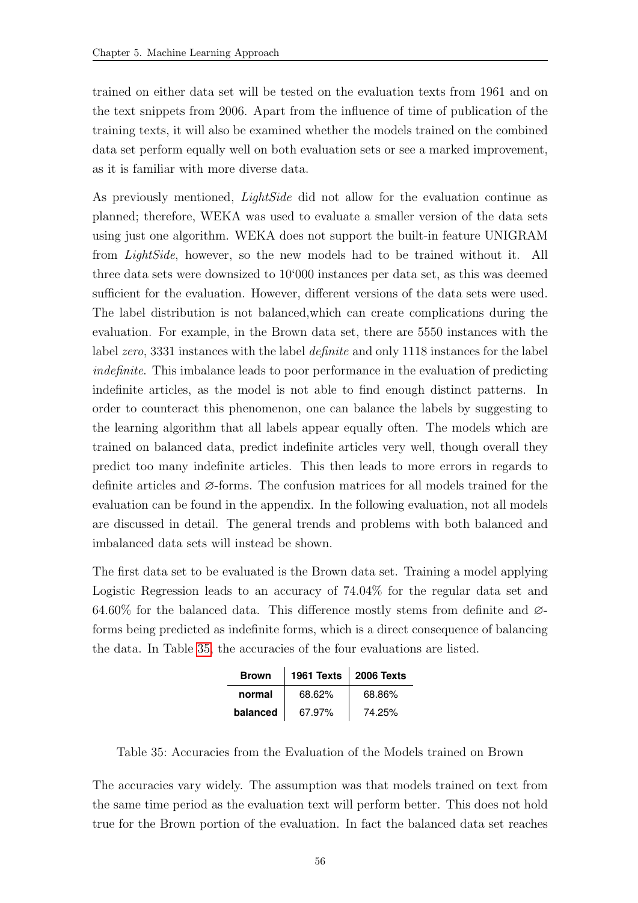trained on either data set will be tested on the evaluation texts from 1961 and on the text snippets from 2006. Apart from the influence of time of publication of the training texts, it will also be examined whether the models trained on the combined data set perform equally well on both evaluation sets or see a marked improvement, as it is familiar with more diverse data.

As previously mentioned, *LightSide* did not allow for the evaluation continue as planned; therefore, WEKA was used to evaluate a smaller version of the data sets using just one algorithm. WEKA does not support the built-in feature UNIGRAM from *LightSide*, however, so the new models had to be trained without it. All three data sets were downsized to 10‘000 instances per data set, as this was deemed sufficient for the evaluation. However, different versions of the data sets were used. The label distribution is not balanced,which can create complications during the evaluation. For example, in the Brown data set, there are 5550 instances with the label *zero*, 3331 instances with the label *definite* and only 1118 instances for the label *indefinite*. This imbalance leads to poor performance in the evaluation of predicting indefinite articles, as the model is not able to find enough distinct patterns. In order to counteract this phenomenon, one can balance the labels by suggesting to the learning algorithm that all labels appear equally often. The models which are trained on balanced data, predict indefinite articles very well, though overall they predict too many indefinite articles. This then leads to more errors in regards to definite articles and ∅-forms. The confusion matrices for all models trained for the evaluation can be found in the appendix. In the following evaluation, not all models are discussed in detail. The general trends and problems with both balanced and imbalanced data sets will instead be shown.

The first data set to be evaluated is the Brown data set. Training a model applying Logistic Regression leads to an accuracy of 74.04% for the regular data set and 64.60% for the balanced data. This difference mostly stems from definite and ∅-forms being predicted as indefinite forms, which is a direct consequence of balancing the data. In Table 35, the accuracies of the four evaluations are listed.

| **Brown** | **1961 Texts** | **2006 Texts** |
|---|---|---|
| **normal** | 68.62% | 68.86% |
| **balanced** | 67.97% | 74.25% |

Table 35: Accuracies from the Evaluation of the Models trained on Brown

The accuracies vary widely. The assumption was that models trained on text from the same time period as the evaluation text will perform better. This does not hold true for the Brown portion of the evaluation. In fact the balanced data set reaches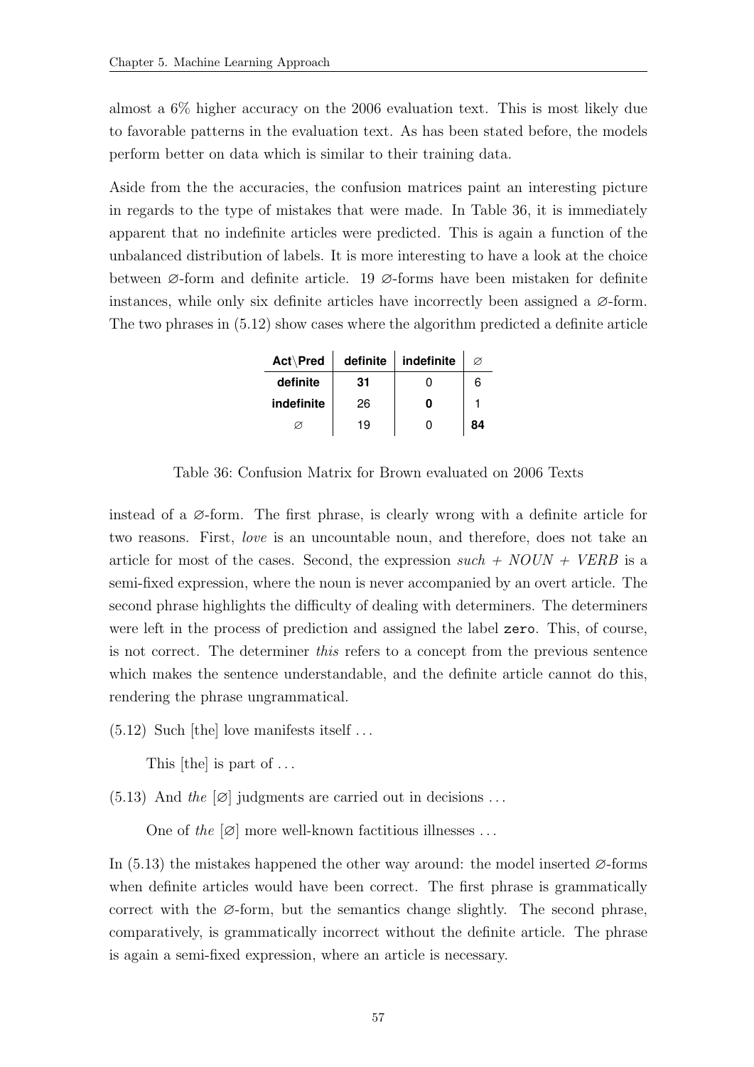almost a 6% higher accuracy on the 2006 evaluation text. This is most likely due to favorable patterns in the evaluation text. As has been stated before, the models perform better on data which is similar to their training data.

Aside from the the accuracies, the confusion matrices paint an interesting picture in regards to the type of mistakes that were made. In Table 36, it is immediately apparent that no indefinite articles were predicted. This is again a function of the unbalanced distribution of labels. It is more interesting to have a look at the choice between ∅-form and definite article. 19 ∅-forms have been mistaken for definite instances, while only six definite articles have incorrectly been assigned a ∅-form. The two phrases in (5.12) show cases where the algorithm predicted a definite article instead of a ∅-form. The first phrase, is clearly wrong with a definite article for two reasons. First, *love* is an uncountable noun, and therefore, does not take an article for most of the cases. Second, the expression *such + NOUN + VERB* is a semi-fixed expression, where the noun is never accompanied by an overt article. The second phrase highlights the difficulty of dealing with determiners. The determiners were left in the process of prediction and assigned the label `zero`. This, of course, is not correct. The determiner *this* refers to a concept from the previous sentence which makes the sentence understandable, and the definite article cannot do this, rendering the phrase ungrammatical.

| **Act\Pred** | **definite** | **indefinite** | ∅ |
|---|---|---|---|
| **definite** | **31** | 0 | 6 |
| **indefinite** | 26 | **0** | 1 |
| ∅ | 19 | 0 | **84** |

Table 36: Confusion Matrix for Brown evaluated on 2006 Texts

(5.12) Such [the] love manifests itself ...

This [the] is part of ...

(5.13) And *the* [∅] judgments are carried out in decisions ...

One of *the* [∅] more well-known factitious illnesses ...

In (5.13) the mistakes happened the other way around: the model inserted ∅-forms when definite articles would have been correct. The first phrase is grammatically correct with the ∅-form, but the semantics change slightly. The second phrase, comparatively, is grammatically incorrect without the definite article. The phrase is again a semi-fixed expression, where an article is necessary.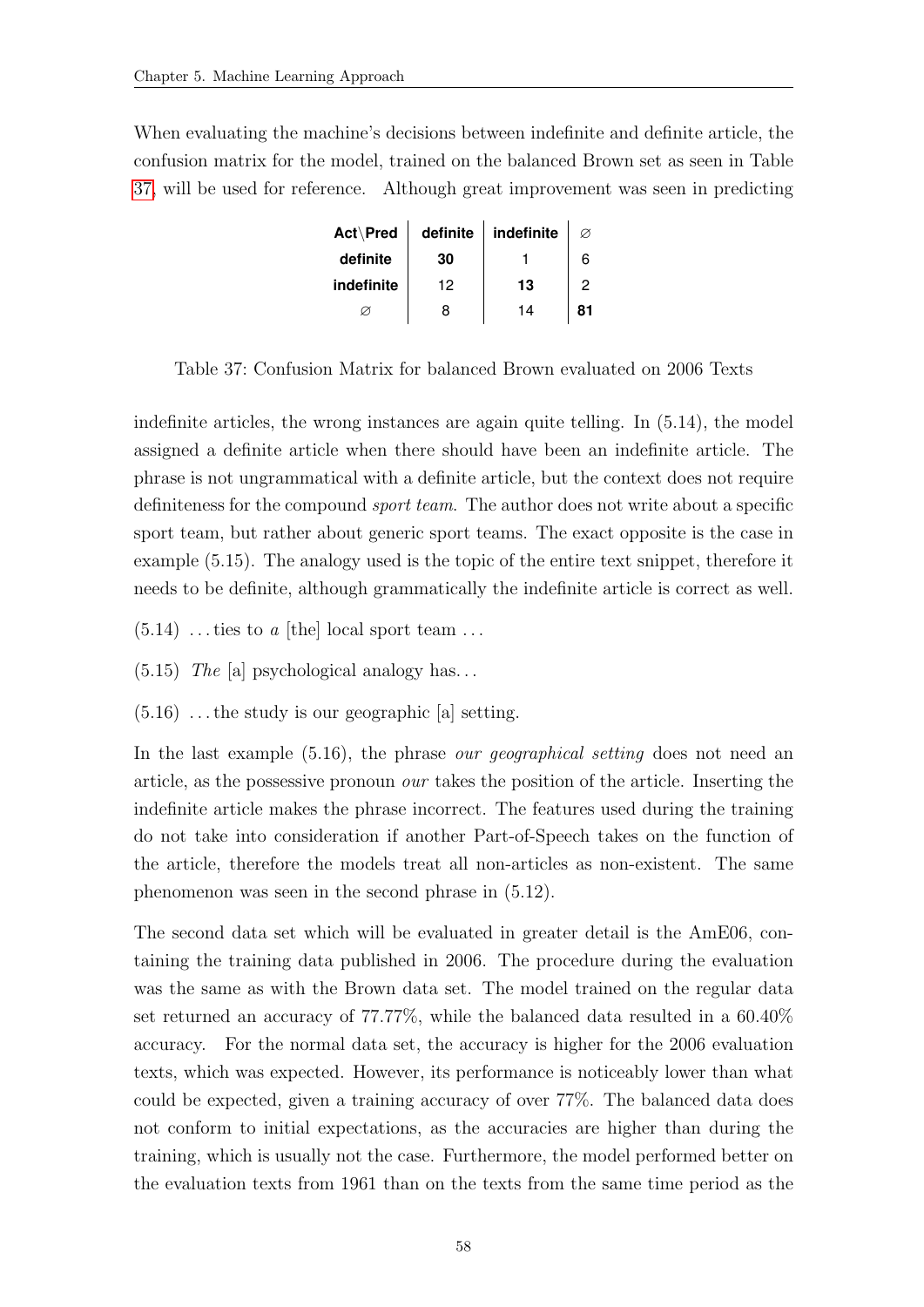When evaluating the machine's decisions between indefinite and definite article, the confusion matrix for the model, trained on the balanced Brown set as seen in Table 37, will be used for reference. Although great improvement was seen in predicting

| **Act\Pred** | **definite** | **indefinite** | ∅ |
|---|---|---|---|
| **definite** | **30** | 1 | 6 |
| **indefinite** | 12 | **13** | 2 |
| ∅ | 8 | 14 | **81** |

Table 37: Confusion Matrix for balanced Brown evaluated on 2006 Texts

indefinite articles, the wrong instances are again quite telling. In (5.14), the model assigned a definite article when there should have been an indefinite article. The phrase is not ungrammatical with a definite article, but the context does not require definiteness for the compound *sport team*. The author does not write about a specific sport team, but rather about generic sport teams. The exact opposite is the case in example (5.15). The analogy used is the topic of the entire text snippet, therefore it needs to be definite, although grammatically the indefinite article is correct as well.

(5.14) ...ties to *a* [the] local sport team ...

(5.15) *The* [a] psychological analogy has...

(5.16) ...the study is our geographic [a] setting.

In the last example (5.16), the phrase *our geographical setting* does not need an article, as the possessive pronoun *our* takes the position of the article. Inserting the indefinite article makes the phrase incorrect. The features used during the training do not take into consideration if another Part-of-Speech takes on the function of the article, therefore the models treat all non-articles as non-existent. The same phenomenon was seen in the second phrase in (5.12).

The second data set which will be evaluated in greater detail is the AmE06, containing the training data published in 2006. The procedure during the evaluation was the same as with the Brown data set. The model trained on the regular data set returned an accuracy of 77.77%, while the balanced data resulted in a 60.40% accuracy. For the normal data set, the accuracy is higher for the 2006 evaluation texts, which was expected. However, its performance is noticeably lower than what could be expected, given a training accuracy of over 77%. The balanced data does not conform to initial expectations, as the accuracies are higher than during the training, which is usually not the case. Furthermore, the model performed better on the evaluation texts from 1961 than on the texts from the same time period as the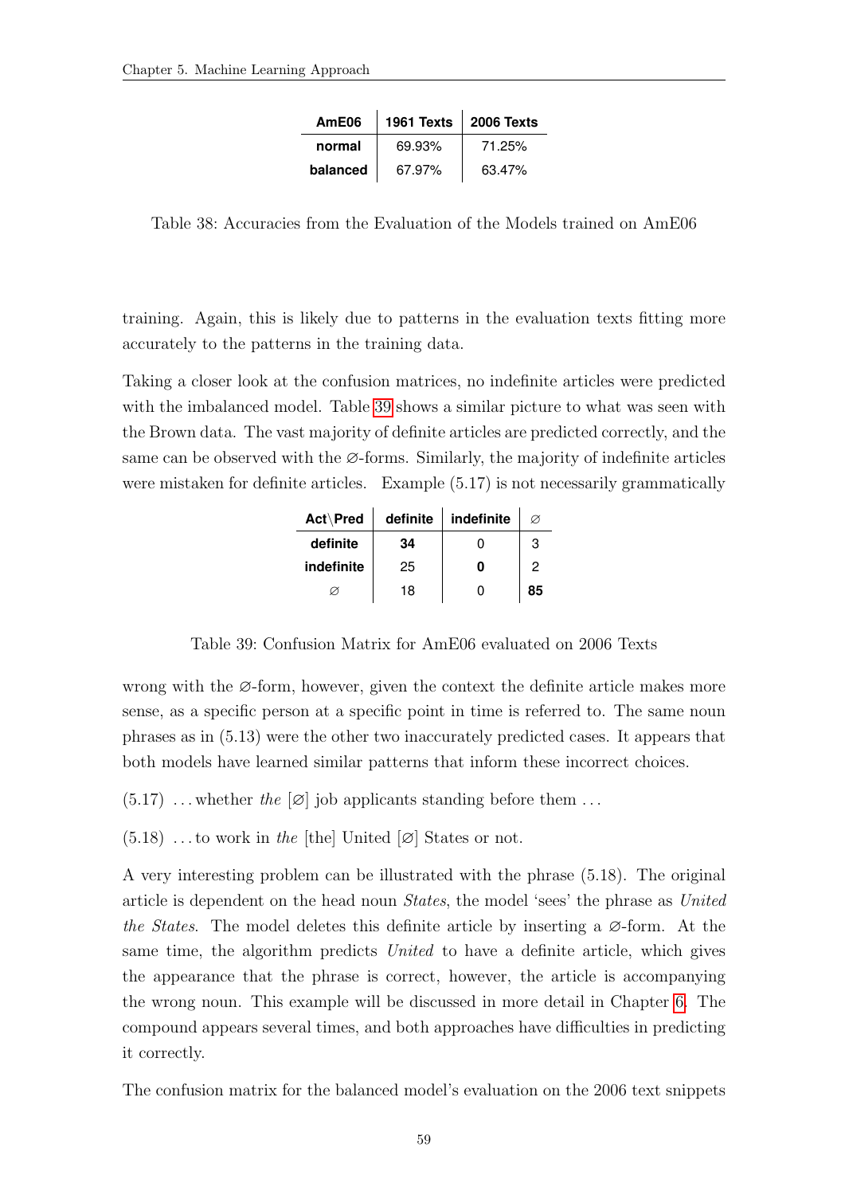| AmE06 | 1961 Texts | 2006 Texts |
|---|---|---|
| **normal** | 69.93% | 71.25% |
| **balanced** | 67.97% | 63.47% |

Table 38: Accuracies from the Evaluation of the Models trained on AmE06

training. Again, this is likely due to patterns in the evaluation texts fitting more accurately to the patterns in the training data.

Taking a closer look at the confusion matrices, no indefinite articles were predicted with the imbalanced model. Table 39 shows a similar picture to what was seen with the Brown data. The vast majority of definite articles are predicted correctly, and the same can be observed with the ∅-forms. Similarly, the majority of indefinite articles were mistaken for definite articles. Example (5.17) is not necessarily grammatically wrong with the ∅-form, however, given the context the definite article makes more sense, as a specific person at a specific point in time is referred to. The same noun phrases as in (5.13) were the other two inaccurately predicted cases. It appears that both models have learned similar patterns that inform these incorrect choices.

| Act\Pred | definite | indefinite | ∅ |
|---|---|---|---|
| **definite** | **34** | 0 | 3 |
| **indefinite** | 25 | **0** | 2 |
| ∅ | 18 | 0 | **85** |

Table 39: Confusion Matrix for AmE06 evaluated on 2006 Texts

(5.17) ... whether *the* [∅] job applicants standing before them ...

(5.18) ... to work in *the* [the] United [∅] States or not.

A very interesting problem can be illustrated with the phrase (5.18). The original article is dependent on the head noun *States*, the model 'sees' the phrase as *United the States*. The model deletes this definite article by inserting a ∅-form. At the same time, the algorithm predicts *United* to have a definite article, which gives the appearance that the phrase is correct, however, the article is accompanying the wrong noun. This example will be discussed in more detail in Chapter 6. The compound appears several times, and both approaches have difficulties in predicting it correctly.

The confusion matrix for the balanced model's evaluation on the 2006 text snippets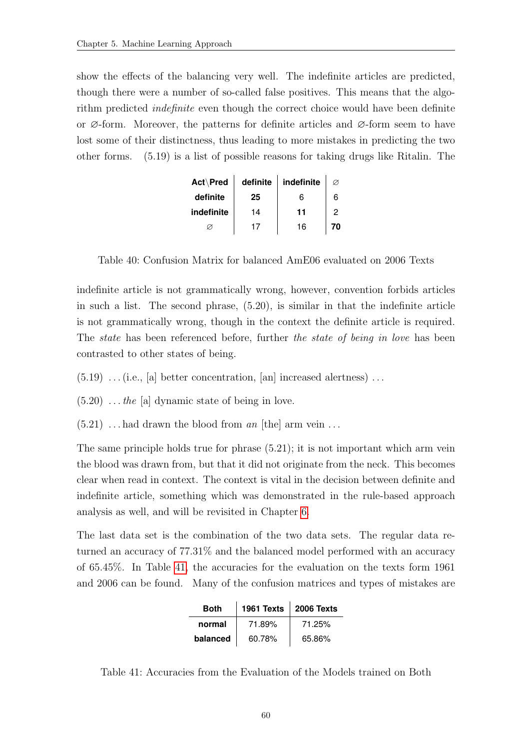show the effects of the balancing very well. The indefinite articles are predicted, though there were a number of so-called false positives. This means that the algorithm predicted *indefinite* even though the correct choice would have been definite or ∅-form. Moreover, the patterns for definite articles and ∅-form seem to have lost some of their distinctness, thus leading to more mistakes in predicting the two other forms. (5.19) is a list of possible reasons for taking drugs like Ritalin. The

| **Act\Pred** | **definite** | **indefinite** | ∅ |
|---|---|---|---|
| **definite** | **25** | 6 | 6 |
| **indefinite** | 14 | **11** | 2 |
| ∅ | 17 | 16 | **70** |

Table 40: Confusion Matrix for balanced AmE06 evaluated on 2006 Texts

indefinite article is not grammatically wrong, however, convention forbids articles in such a list. The second phrase, (5.20), is similar in that the indefinite article is not grammatically wrong, though in the context the definite article is required. The *state* has been referenced before, further *the state of being in love* has been contrasted to other states of being.

(5.19) ... (i.e., [a] better concentration, [an] increased alertness) ...

(5.20) ... *the* [a] dynamic state of being in love.

(5.21) ... had drawn the blood from *an* [the] arm vein ...

The same principle holds true for phrase (5.21); it is not important which arm vein the blood was drawn from, but that it did not originate from the neck. This becomes clear when read in context. The context is vital in the decision between definite and indefinite article, something which was demonstrated in the rule-based approach analysis as well, and will be revisited in Chapter 6.

The last data set is the combination of the two data sets. The regular data returned an accuracy of 77.31% and the balanced model performed with an accuracy of 65.45%. In Table 41, the accuracies for the evaluation on the texts form 1961 and 2006 can be found. Many of the confusion matrices and types of mistakes are

| **Both** | **1961 Texts** | **2006 Texts** |
|---|---|---|
| **normal** | 71.89% | 71.25% |
| **balanced** | 60.78% | 65.86% |

Table 41: Accuracies from the Evaluation of the Models trained on Both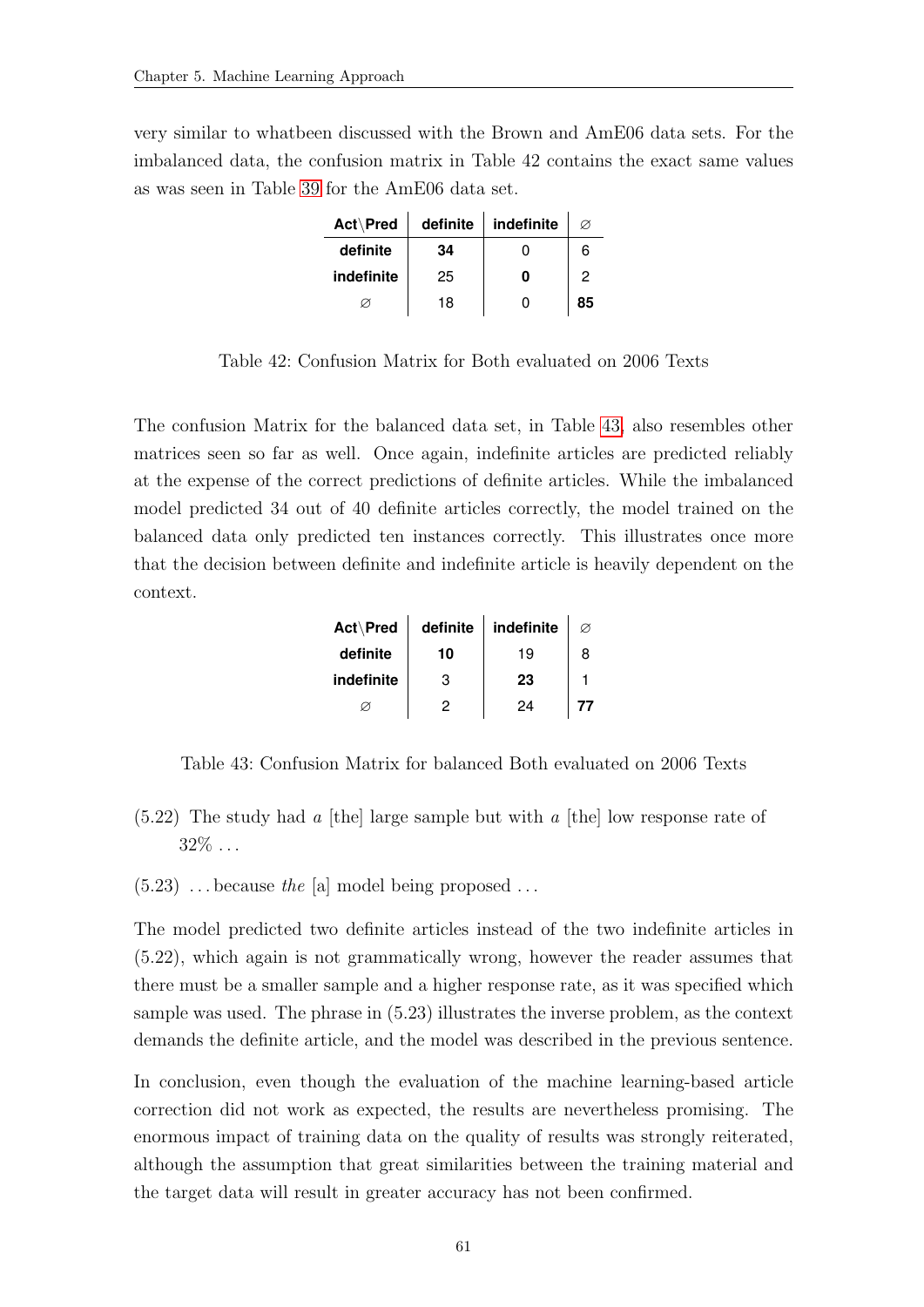very similar to whatbeen discussed with the Brown and AmE06 data sets. For the imbalanced data, the confusion matrix in Table 42 contains the exact same values as was seen in Table 39 for the AmE06 data set.

| Act\Pred | definite | indefinite | ∅ |
|---|---|---|---|
| **definite** | **34** | 0 | 6 |
| **indefinite** | 25 | **0** | 2 |
| ∅ | 18 | 0 | **85** |

Table 42: Confusion Matrix for Both evaluated on 2006 Texts

The confusion Matrix for the balanced data set, in Table 43, also resembles other matrices seen so far as well. Once again, indefinite articles are predicted reliably at the expense of the correct predictions of definite articles. While the imbalanced model predicted 34 out of 40 definite articles correctly, the model trained on the balanced data only predicted ten instances correctly. This illustrates once more that the decision between definite and indefinite article is heavily dependent on the context.

| Act\Pred | definite | indefinite | ∅ |
|---|---|---|---|
| **definite** | **10** | 19 | 8 |
| **indefinite** | 3 | **23** | 1 |
| ∅ | 2 | 24 | **77** |

Table 43: Confusion Matrix for balanced Both evaluated on 2006 Texts

(5.22) The study had *a* [the] large sample but with *a* [the] low response rate of 32% ...

(5.23) ... because *the* [a] model being proposed ...

The model predicted two definite articles instead of the two indefinite articles in (5.22), which again is not grammatically wrong, however the reader assumes that there must be a smaller sample and a higher response rate, as it was specified which sample was used. The phrase in (5.23) illustrates the inverse problem, as the context demands the definite article, and the model was described in the previous sentence.

In conclusion, even though the evaluation of the machine learning-based article correction did not work as expected, the results are nevertheless promising. The enormous impact of training data on the quality of results was strongly reiterated, although the assumption that great similarities between the training material and the target data will result in greater accuracy has not been confirmed.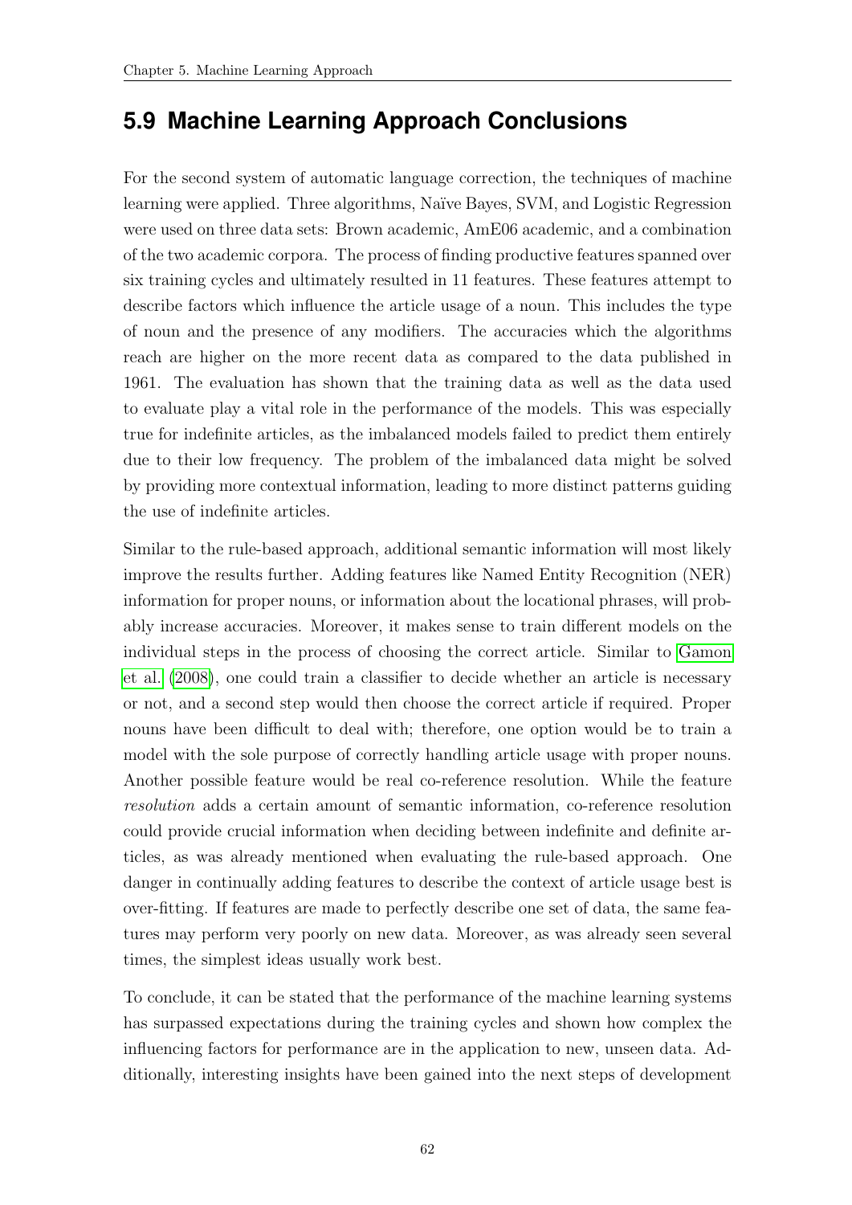## 5.9 Machine Learning Approach Conclusions

For the second system of automatic language correction, the techniques of machine learning were applied. Three algorithms, Naïve Bayes, SVM, and Logistic Regression were used on three data sets: Brown academic, AmE06 academic, and a combination of the two academic corpora. The process of finding productive features spanned over six training cycles and ultimately resulted in 11 features. These features attempt to describe factors which influence the article usage of a noun. This includes the type of noun and the presence of any modifiers. The accuracies which the algorithms reach are higher on the more recent data as compared to the data published in 1961. The evaluation has shown that the training data as well as the data used to evaluate play a vital role in the performance of the models. This was especially true for indefinite articles, as the imbalanced models failed to predict them entirely due to their low frequency. The problem of the imbalanced data might be solved by providing more contextual information, leading to more distinct patterns guiding the use of indefinite articles.

Similar to the rule-based approach, additional semantic information will most likely improve the results further. Adding features like Named Entity Recognition (NER) information for proper nouns, or information about the locational phrases, will probably increase accuracies. Moreover, it makes sense to train different models on the individual steps in the process of choosing the correct article. Similar to Gamon et al. (2008), one could train a classifier to decide whether an article is necessary or not, and a second step would then choose the correct article if required. Proper nouns have been difficult to deal with; therefore, one option would be to train a model with the sole purpose of correctly handling article usage with proper nouns. Another possible feature would be real co-reference resolution. While the feature *resolution* adds a certain amount of semantic information, co-reference resolution could provide crucial information when deciding between indefinite and definite articles, as was already mentioned when evaluating the rule-based approach. One danger in continually adding features to describe the context of article usage best is over-fitting. If features are made to perfectly describe one set of data, the same features may perform very poorly on new data. Moreover, as was already seen several times, the simplest ideas usually work best.

To conclude, it can be stated that the performance of the machine learning systems has surpassed expectations during the training cycles and shown how complex the influencing factors for performance are in the application to new, unseen data. Additionally, interesting insights have been gained into the next steps of development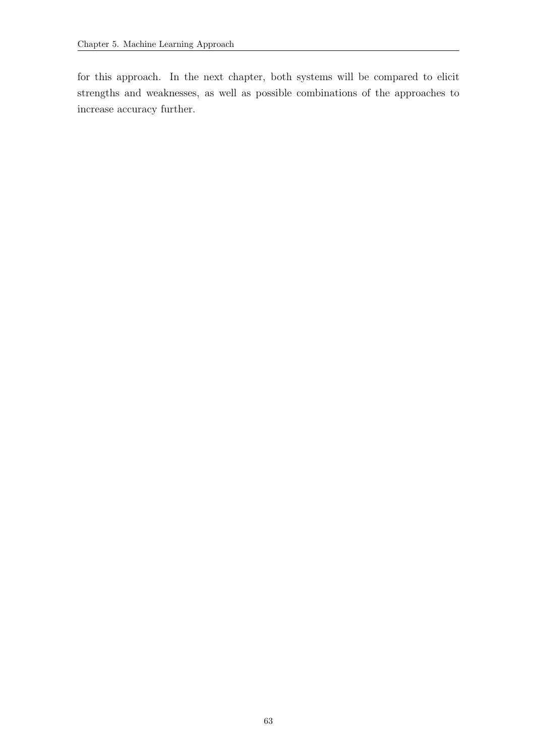for this approach. In the next chapter, both systems will be compared to elicit strengths and weaknesses, as well as possible combinations of the approaches to increase accuracy further.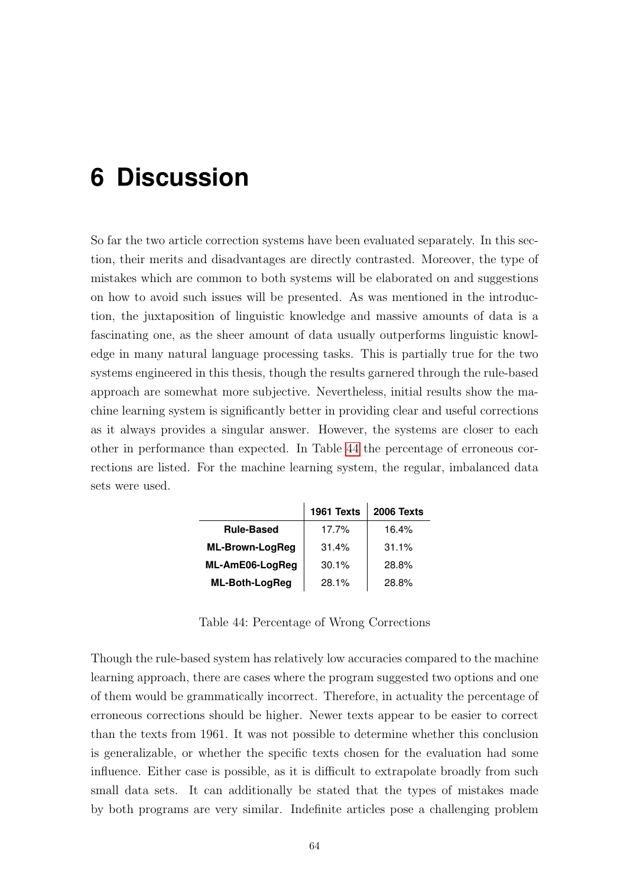# 6 Discussion

So far the two article correction systems have been evaluated separately. In this section, their merits and disadvantages are directly contrasted. Moreover, the type of mistakes which are common to both systems will be elaborated on and suggestions on how to avoid such issues will be presented. As was mentioned in the introduction, the juxtaposition of linguistic knowledge and massive amounts of data is a fascinating one, as the sheer amount of data usually outperforms linguistic knowledge in many natural language processing tasks. This is partially true for the two systems engineered in this thesis, though the results garnered through the rule-based approach are somewhat more subjective. Nevertheless, initial results show the machine learning system is significantly better in providing clear and useful corrections as it always provides a singular answer. However, the systems are closer to each other in performance than expected. In Table 44 the percentage of erroneous corrections are listed. For the machine learning system, the regular, imbalanced data sets were used.

| | 1961 Texts | 2006 Texts |
|---|---|---|
| **Rule-Based** | 17.7% | 16.4% |
| **ML-Brown-LogReg** | 31.4% | 31.1% |
| **ML-AmE06-LogReg** | 30.1% | 28.8% |
| **ML-Both-LogReg** | 28.1% | 28.8% |

Table 44: Percentage of Wrong Corrections

Though the rule-based system has relatively low accuracies compared to the machine learning approach, there are cases where the program suggested two options and one of them would be grammatically incorrect. Therefore, in actuality the percentage of erroneous corrections should be higher. Newer texts appear to be easier to correct than the texts from 1961. It was not possible to determine whether this conclusion is generalizable, or whether the specific texts chosen for the evaluation had some influence. Either case is possible, as it is difficult to extrapolate broadly from such small data sets. It can additionally be stated that the types of mistakes made by both programs are very similar. Indefinite articles pose a challenging problem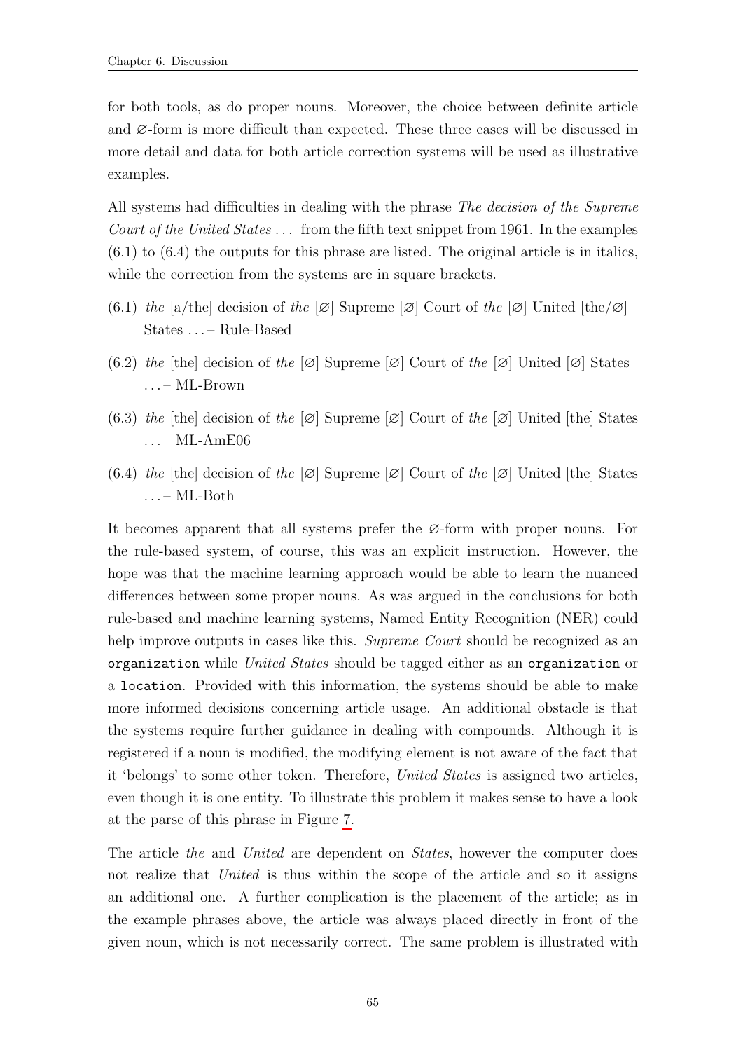for both tools, as do proper nouns. Moreover, the choice between definite article and ∅-form is more difficult than expected. These three cases will be discussed in more detail and data for both article correction systems will be used as illustrative examples.

All systems had difficulties in dealing with the phrase *The decision of the Supreme Court of the United States ...* from the fifth text snippet from 1961. In the examples (6.1) to (6.4) the outputs for this phrase are listed. The original article is in italics, while the correction from the systems are in square brackets.

(6.1) *the* [a/the] decision of *the* [∅] Supreme [∅] Court of *the* [∅] United [the/∅] States ... – Rule-Based

(6.2) *the* [the] decision of *the* [∅] Supreme [∅] Court of *the* [∅] United [∅] States ... – ML-Brown

(6.3) *the* [the] decision of *the* [∅] Supreme [∅] Court of *the* [∅] United [the] States ... – ML-AmE06

(6.4) *the* [the] decision of *the* [∅] Supreme [∅] Court of *the* [∅] United [the] States ... – ML-Both

It becomes apparent that all systems prefer the ∅-form with proper nouns. For the rule-based system, of course, this was an explicit instruction. However, the hope was that the machine learning approach would be able to learn the nuanced differences between some proper nouns. As was argued in the conclusions for both rule-based and machine learning systems, Named Entity Recognition (NER) could help improve outputs in cases like this. *Supreme Court* should be recognized as an `organization` while *United States* should be tagged either as an `organization` or a `location`. Provided with this information, the systems should be able to make more informed decisions concerning article usage. An additional obstacle is that the systems require further guidance in dealing with compounds. Although it is registered if a noun is modified, the modifying element is not aware of the fact that it 'belongs' to some other token. Therefore, *United States* is assigned two articles, even though it is one entity. To illustrate this problem it makes sense to have a look at the parse of this phrase in Figure 7.

The article *the* and *United* are dependent on *States*, however the computer does not realize that *United* is thus within the scope of the article and so it assigns an additional one. A further complication is the placement of the article; as in the example phrases above, the article was always placed directly in front of the given noun, which is not necessarily correct. The same problem is illustrated with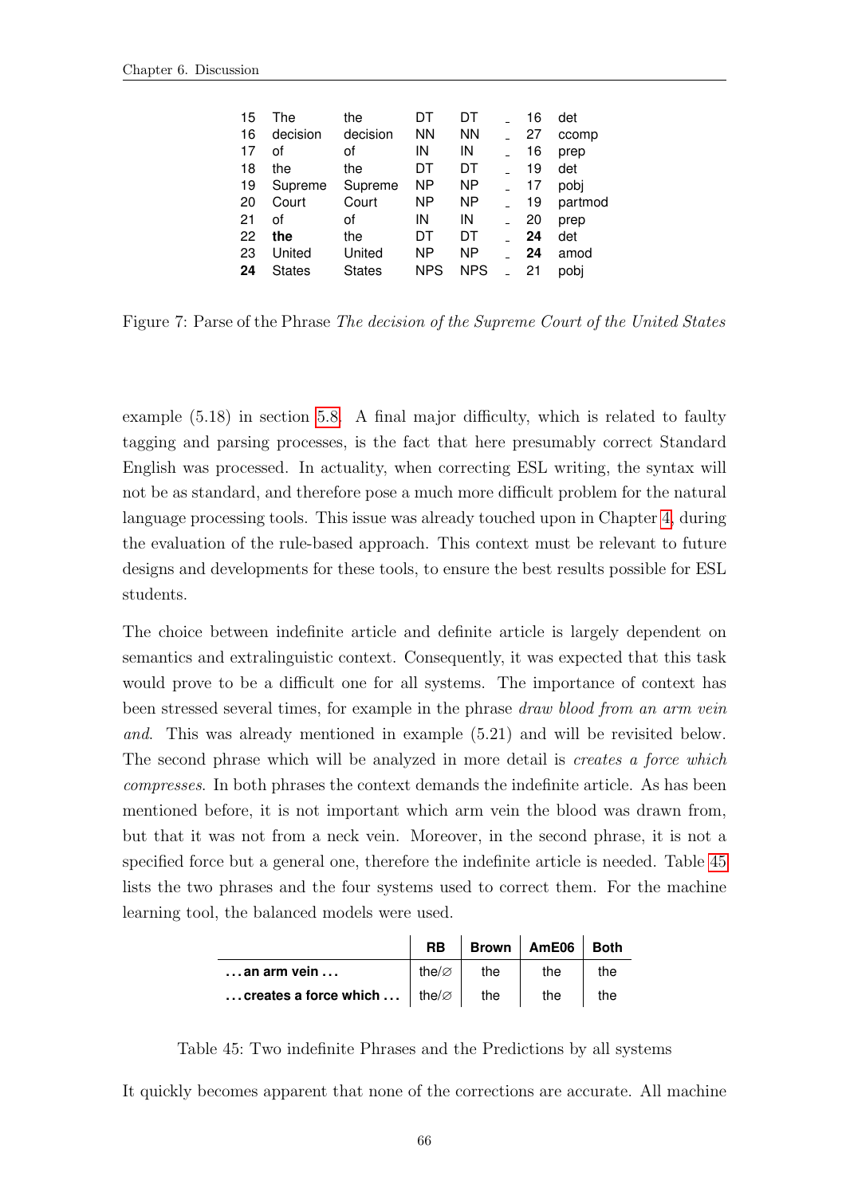| | | | | | | | |
|---|---|---|---|---|---|---|---|
| 15 | The | the | DT | DT | _ | 16 | det |
| 16 | decision | decision | NN | NN | _ | 27 | ccomp |
| 17 | of | of | IN | IN | _ | 16 | prep |
| 18 | the | the | DT | DT | _ | 19 | det |
| 19 | Supreme | Supreme | NP | NP | _ | 17 | pobj |
| 20 | Court | Court | NP | NP | _ | 19 | partmod |
| 21 | of | of | IN | IN | _ | 20 | prep |
| 22 | **the** | the | DT | DT | _ | **24** | det |
| 23 | United | United | NP | NP | _ | **24** | amod |
| **24** | States | States | NPS | NPS | _ | 21 | pobj |

Figure 7: Parse of the Phrase *The decision of the Supreme Court of the United States*

example (5.18) in section 5.8. A final major difficulty, which is related to faulty tagging and parsing processes, is the fact that here presumably correct Standard English was processed. In actuality, when correcting ESL writing, the syntax will not be as standard, and therefore pose a much more difficult problem for the natural language processing tools. This issue was already touched upon in Chapter 4, during the evaluation of the rule-based approach. This context must be relevant to future designs and developments for these tools, to ensure the best results possible for ESL students.

The choice between indefinite article and definite article is largely dependent on semantics and extralinguistic context. Consequently, it was expected that this task would prove to be a difficult one for all systems. The importance of context has been stressed several times, for example in the phrase *draw blood from an arm vein and*. This was already mentioned in example (5.21) and will be revisited below. The second phrase which will be analyzed in more detail is *creates a force which compresses*. In both phrases the context demands the indefinite article. As has been mentioned before, it is not important which arm vein the blood was drawn from, but that it was not from a neck vein. Moreover, in the second phrase, it is not a specified force but a general one, therefore the indefinite article is needed. Table 45 lists the two phrases and the four systems used to correct them. For the machine learning tool, the balanced models were used.

| | **RB** | **Brown** | **AmE06** | **Both** |
|---|---|---|---|---|
| **. . . an arm vein . . .** | the/∅ | the | the | the |
| **. . . creates a force which . . .** | the/∅ | the | the | the |

Table 45: Two indefinite Phrases and the Predictions by all systems

It quickly becomes apparent that none of the corrections are accurate. All machine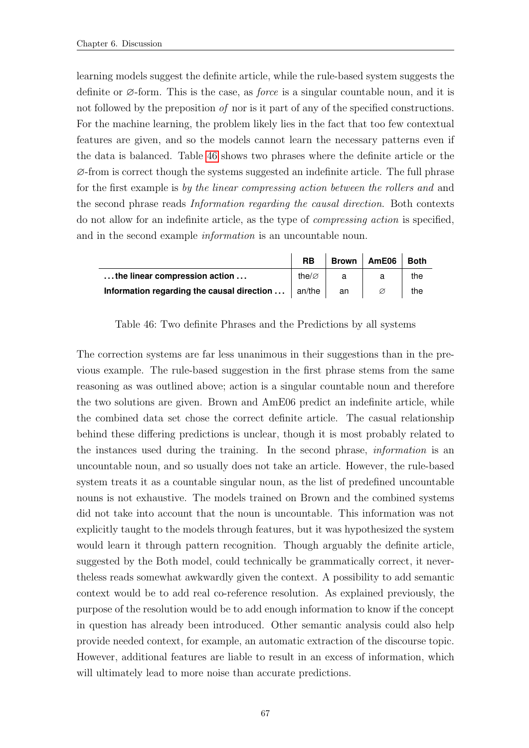learning models suggest the definite article, while the rule-based system suggests the definite or ∅-form. This is the case, as *force* is a singular countable noun, and it is not followed by the preposition *of* nor is it part of any of the specified constructions. For the machine learning, the problem likely lies in the fact that too few contextual features are given, and so the models cannot learn the necessary patterns even if the data is balanced. Table 46 shows two phrases where the definite article or the ∅-from is correct though the systems suggested an indefinite article. The full phrase for the first example is *by the linear compressing action between the rollers and* and the second phrase reads *Information regarding the causal direction*. Both contexts do not allow for an indefinite article, as the type of *compressing action* is specified, and in the second example *information* is an uncountable noun.

| | RB | Brown | AmE06 | Both |
|---|---|---|---|---|
| **. . . the linear compression action . . .** | the/∅ | a | a | the |
| **Information regarding the causal direction . . .** | an/the | an | ∅ | the |

Table 46: Two definite Phrases and the Predictions by all systems

The correction systems are far less unanimous in their suggestions than in the previous example. The rule-based suggestion in the first phrase stems from the same reasoning as was outlined above; action is a singular countable noun and therefore the two solutions are given. Brown and AmE06 predict an indefinite article, while the combined data set chose the correct definite article. The casual relationship behind these differing predictions is unclear, though it is most probably related to the instances used during the training. In the second phrase, *information* is an uncountable noun, and so usually does not take an article. However, the rule-based system treats it as a countable singular noun, as the list of predefined uncountable nouns is not exhaustive. The models trained on Brown and the combined systems did not take into account that the noun is uncountable. This information was not explicitly taught to the models through features, but it was hypothesized the system would learn it through pattern recognition. Though arguably the definite article, suggested by the Both model, could technically be grammatically correct, it nevertheless reads somewhat awkwardly given the context. A possibility to add semantic context would be to add real co-reference resolution. As explained previously, the purpose of the resolution would be to add enough information to know if the concept in question has already been introduced. Other semantic analysis could also help provide needed context, for example, an automatic extraction of the discourse topic. However, additional features are liable to result in an excess of information, which will ultimately lead to more noise than accurate predictions.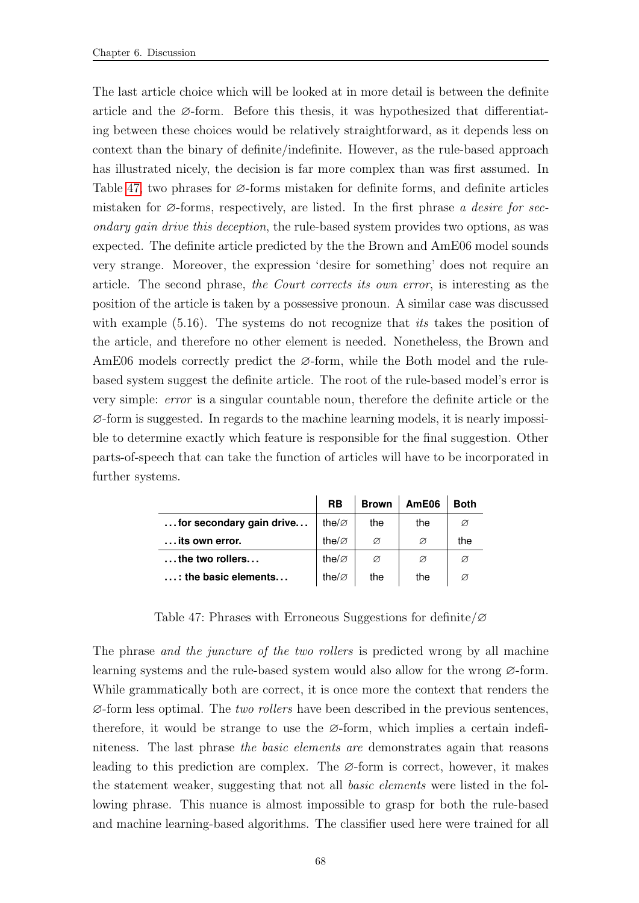The last article choice which will be looked at in more detail is between the definite article and the ∅-form. Before this thesis, it was hypothesized that differentiating between these choices would be relatively straightforward, as it depends less on context than the binary of definite/indefinite. However, as the rule-based approach has illustrated nicely, the decision is far more complex than was first assumed. In Table 47, two phrases for ∅-forms mistaken for definite forms, and definite articles mistaken for ∅-forms, respectively, are listed. In the first phrase *a desire for secondary gain drive this deception*, the rule-based system provides two options, as was expected. The definite article predicted by the the Brown and AmE06 model sounds very strange. Moreover, the expression 'desire for something' does not require an article. The second phrase, *the Court corrects its own error*, is interesting as the position of the article is taken by a possessive pronoun. A similar case was discussed with example (5.16). The systems do not recognize that *its* takes the position of the article, and therefore no other element is needed. Nonetheless, the Brown and AmE06 models correctly predict the ∅-form, while the Both model and the rule-based system suggest the definite article. The root of the rule-based model's error is very simple: *error* is a singular countable noun, therefore the definite article or the ∅-form is suggested. In regards to the machine learning models, it is nearly impossible to determine exactly which feature is responsible for the final suggestion. Other parts-of-speech that can take the function of articles will have to be incorporated in further systems.

| | RB | Brown | AmE06 | Both |
|---|---|---|---|---|
| **. . . for secondary gain drive. . .** | the/∅ | the | the | ∅ |
| **. . . its own error.** | the/∅ | ∅ | ∅ | the |
| **. . . the two rollers. . .** | the/∅ | ∅ | ∅ | ∅ |
| **. . . : the basic elements. . .** | the/∅ | the | the | ∅ |

Table 47: Phrases with Erroneous Suggestions for definite/∅

The phrase *and the juncture of the two rollers* is predicted wrong by all machine learning systems and the rule-based system would also allow for the wrong ∅-form. While grammatically both are correct, it is once more the context that renders the ∅-form less optimal. The *two rollers* have been described in the previous sentences, therefore, it would be strange to use the ∅-form, which implies a certain indefiniteness. The last phrase *the basic elements are* demonstrates again that reasons leading to this prediction are complex. The ∅-form is correct, however, it makes the statement weaker, suggesting that not all *basic elements* were listed in the following phrase. This nuance is almost impossible to grasp for both the rule-based and machine learning-based algorithms. The classifier used here were trained for all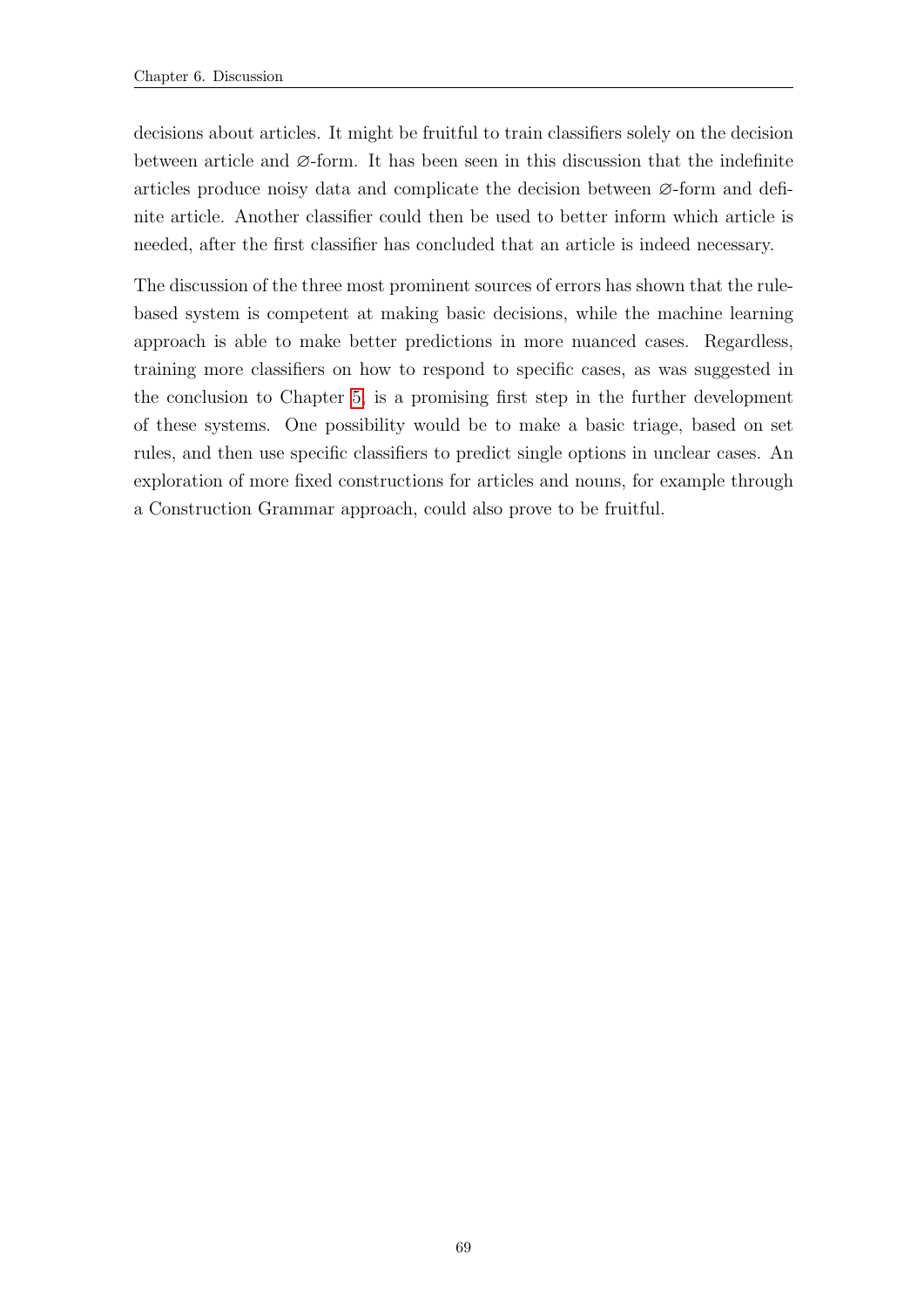decisions about articles. It might be fruitful to train classifiers solely on the decision between article and ∅-form. It has been seen in this discussion that the indefinite articles produce noisy data and complicate the decision between ∅-form and definite article. Another classifier could then be used to better inform which article is needed, after the first classifier has concluded that an article is indeed necessary.

The discussion of the three most prominent sources of errors has shown that the rule-based system is competent at making basic decisions, while the machine learning approach is able to make better predictions in more nuanced cases. Regardless, training more classifiers on how to respond to specific cases, as was suggested in the conclusion to Chapter 5, is a promising first step in the further development of these systems. One possibility would be to make a basic triage, based on set rules, and then use specific classifiers to predict single options in unclear cases. An exploration of more fixed constructions for articles and nouns, for example through a Construction Grammar approach, could also prove to be fruitful.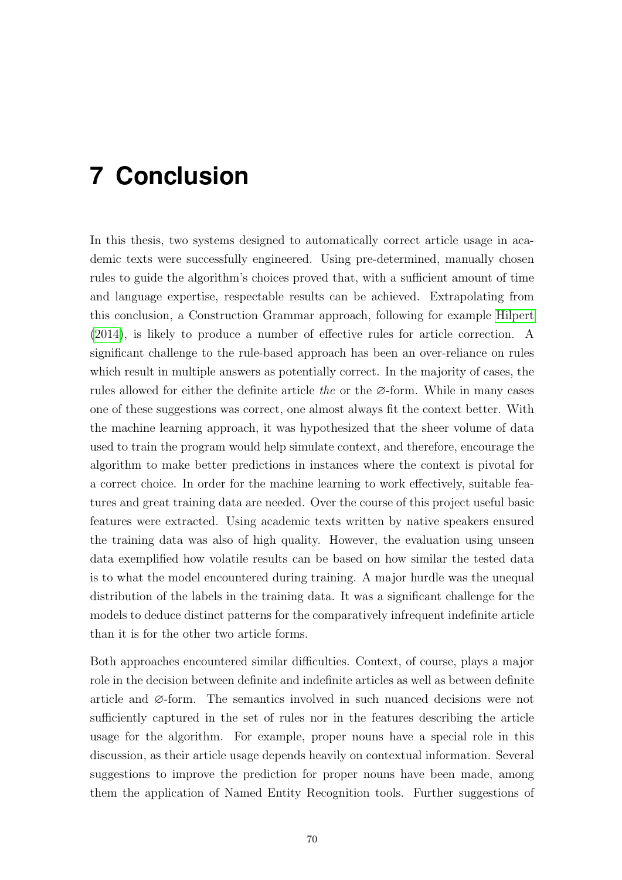# 7 Conclusion

In this thesis, two systems designed to automatically correct article usage in academic texts were successfully engineered. Using pre-determined, manually chosen rules to guide the algorithm's choices proved that, with a sufficient amount of time and language expertise, respectable results can be achieved. Extrapolating from this conclusion, a Construction Grammar approach, following for example Hilpert (2014), is likely to produce a number of effective rules for article correction. A significant challenge to the rule-based approach has been an over-reliance on rules which result in multiple answers as potentially correct. In the majority of cases, the rules allowed for either the definite article *the* or the ∅-form. While in many cases one of these suggestions was correct, one almost always fit the context better. With the machine learning approach, it was hypothesized that the sheer volume of data used to train the program would help simulate context, and therefore, encourage the algorithm to make better predictions in instances where the context is pivotal for a correct choice. In order for the machine learning to work effectively, suitable features and great training data are needed. Over the course of this project useful basic features were extracted. Using academic texts written by native speakers ensured the training data was also of high quality. However, the evaluation using unseen data exemplified how volatile results can be based on how similar the tested data is to what the model encountered during training. A major hurdle was the unequal distribution of the labels in the training data. It was a significant challenge for the models to deduce distinct patterns for the comparatively infrequent indefinite article than it is for the other two article forms.

Both approaches encountered similar difficulties. Context, of course, plays a major role in the decision between definite and indefinite articles as well as between definite article and ∅-form. The semantics involved in such nuanced decisions were not sufficiently captured in the set of rules nor in the features describing the article usage for the algorithm. For example, proper nouns have a special role in this discussion, as their article usage depends heavily on contextual information. Several suggestions to improve the prediction for proper nouns have been made, among them the application of Named Entity Recognition tools. Further suggestions of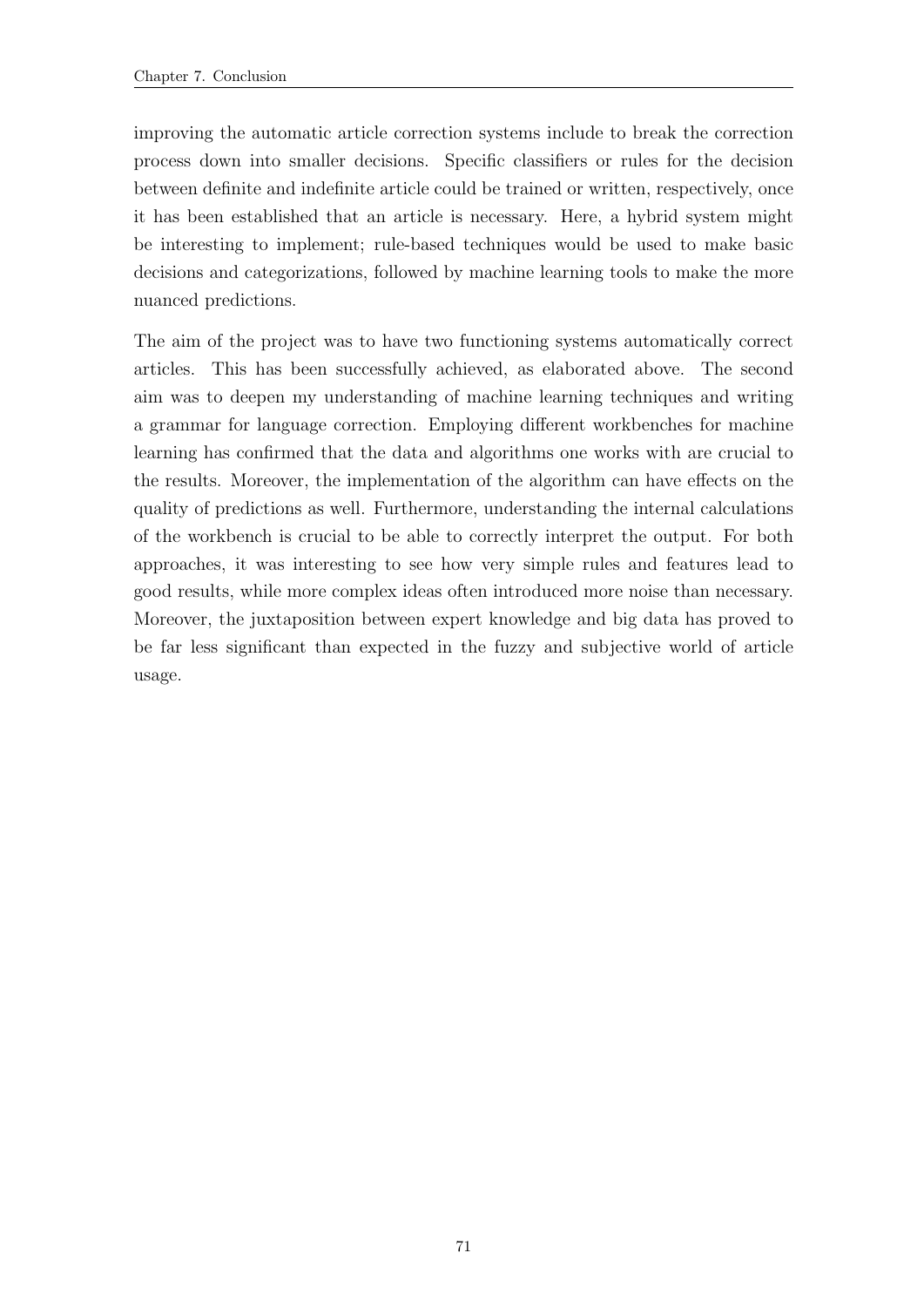improving the automatic article correction systems include to break the correction process down into smaller decisions. Specific classifiers or rules for the decision between definite and indefinite article could be trained or written, respectively, once it has been established that an article is necessary. Here, a hybrid system might be interesting to implement; rule-based techniques would be used to make basic decisions and categorizations, followed by machine learning tools to make the more nuanced predictions.

The aim of the project was to have two functioning systems automatically correct articles. This has been successfully achieved, as elaborated above. The second aim was to deepen my understanding of machine learning techniques and writing a grammar for language correction. Employing different workbenches for machine learning has confirmed that the data and algorithms one works with are crucial to the results. Moreover, the implementation of the algorithm can have effects on the quality of predictions as well. Furthermore, understanding the internal calculations of the workbench is crucial to be able to correctly interpret the output. For both approaches, it was interesting to see how very simple rules and features lead to good results, while more complex ideas often introduced more noise than necessary. Moreover, the juxtaposition between expert knowledge and big data has proved to be far less significant than expected in the fuzzy and subjective world of article usage.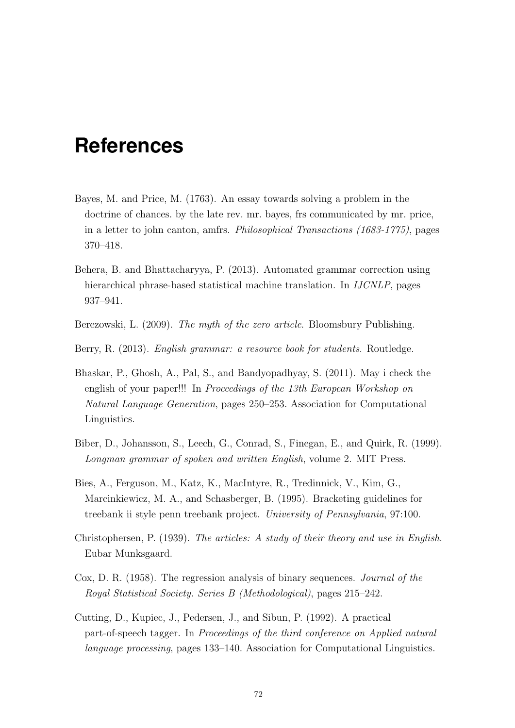# References

Bayes, M. and Price, M. (1763). An essay towards solving a problem in the doctrine of chances. by the late rev. mr. bayes, frs communicated by mr. price, in a letter to john canton, amfrs. *Philosophical Transactions (1683-1775)*, pages 370–418.

Behera, B. and Bhattacharyya, P. (2013). Automated grammar correction using hierarchical phrase-based statistical machine translation. In *IJCNLP*, pages 937–941.

Berezowski, L. (2009). *The myth of the zero article*. Bloomsbury Publishing.

Berry, R. (2013). *English grammar: a resource book for students*. Routledge.

Bhaskar, P., Ghosh, A., Pal, S., and Bandyopadhyay, S. (2011). May i check the english of your paper!!! In *Proceedings of the 13th European Workshop on Natural Language Generation*, pages 250–253. Association for Computational Linguistics.

Biber, D., Johansson, S., Leech, G., Conrad, S., Finegan, E., and Quirk, R. (1999). *Longman grammar of spoken and written English*, volume 2. MIT Press.

Bies, A., Ferguson, M., Katz, K., MacIntyre, R., Tredinnick, V., Kim, G., Marcinkiewicz, M. A., and Schasberger, B. (1995). Bracketing guidelines for treebank ii style penn treebank project. *University of Pennsylvania*, 97:100.

Christophersen, P. (1939). *The articles: A study of their theory and use in English*. Eubar Munksgaard.

Cox, D. R. (1958). The regression analysis of binary sequences. *Journal of the Royal Statistical Society. Series B (Methodological)*, pages 215–242.

Cutting, D., Kupiec, J., Pedersen, J., and Sibun, P. (1992). A practical part-of-speech tagger. In *Proceedings of the third conference on Applied natural language processing*, pages 133–140. Association for Computational Linguistics.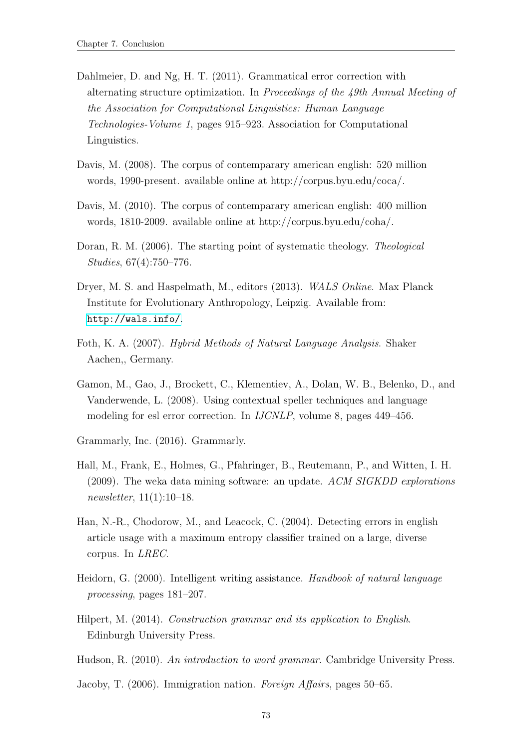Dahlmeier, D. and Ng, H. T. (2011). Grammatical error correction with alternating structure optimization. In *Proceedings of the 49th Annual Meeting of the Association for Computational Linguistics: Human Language Technologies-Volume 1*, pages 915–923. Association for Computational Linguistics.

Davis, M. (2008). The corpus of contemparary american english: 520 million words, 1990-present. available online at http://corpus.byu.edu/coca/.

Davis, M. (2010). The corpus of contemparary american english: 400 million words, 1810-2009. available online at http://corpus.byu.edu/coha/.

Doran, R. M. (2006). The starting point of systematic theology. *Theological Studies*, 67(4):750–776.

Dryer, M. S. and Haspelmath, M., editors (2013). *WALS Online*. Max Planck Institute for Evolutionary Anthropology, Leipzig. Available from: http://wals.info/.

Foth, K. A. (2007). *Hybrid Methods of Natural Language Analysis*. Shaker Aachen,, Germany.

Gamon, M., Gao, J., Brockett, C., Klementiev, A., Dolan, W. B., Belenko, D., and Vanderwende, L. (2008). Using contextual speller techniques and language modeling for esl error correction. In *IJCNLP*, volume 8, pages 449–456.

Grammarly, Inc. (2016). Grammarly.

Hall, M., Frank, E., Holmes, G., Pfahringer, B., Reutemann, P., and Witten, I. H. (2009). The weka data mining software: an update. *ACM SIGKDD explorations newsletter*, 11(1):10–18.

Han, N.-R., Chodorow, M., and Leacock, C. (2004). Detecting errors in english article usage with a maximum entropy classifier trained on a large, diverse corpus. In *LREC*.

Heidorn, G. (2000). Intelligent writing assistance. *Handbook of natural language processing*, pages 181–207.

Hilpert, M. (2014). *Construction grammar and its application to English*. Edinburgh University Press.

Hudson, R. (2010). *An introduction to word grammar*. Cambridge University Press.

Jacoby, T. (2006). Immigration nation. *Foreign Affairs*, pages 50–65.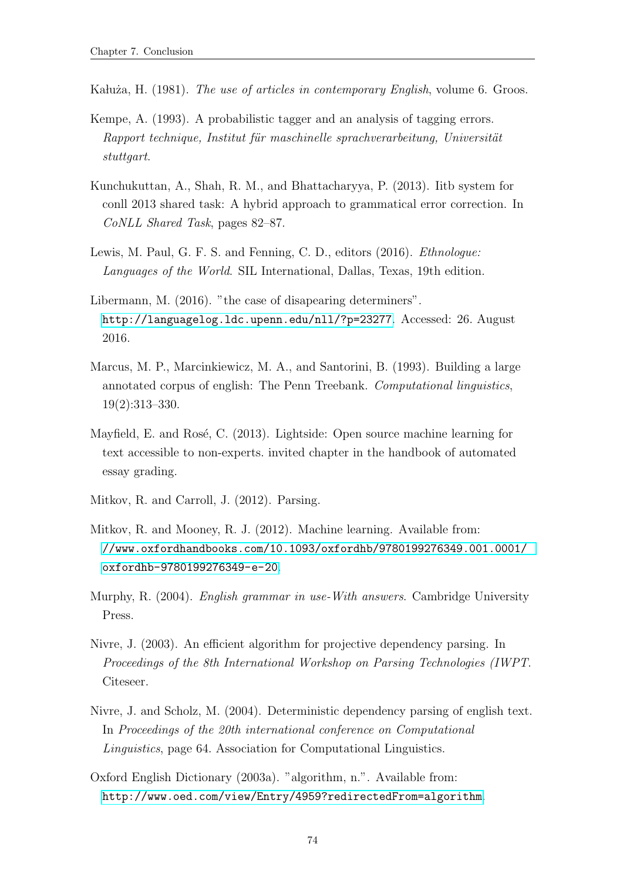Kałuża, H. (1981). *The use of articles in contemporary English*, volume 6. Groos.

Kempe, A. (1993). A probabilistic tagger and an analysis of tagging errors. *Rapport technique, Institut für maschinelle sprachverarbeitung, Universität stuttgart*.

Kunchukuttan, A., Shah, R. M., and Bhattacharyya, P. (2013). Iitb system for conll 2013 shared task: A hybrid approach to grammatical error correction. In *CoNLL Shared Task*, pages 82–87.

Lewis, M. Paul, G. F. S. and Fenning, C. D., editors (2016). *Ethnologue: Languages of the World*. SIL International, Dallas, Texas, 19th edition.

Libermann, M. (2016). "the case of disapearing determiners". http://languagelog.ldc.upenn.edu/nll/?p=23277. Accessed: 26. August 2016.

Marcus, M. P., Marcinkiewicz, M. A., and Santorini, B. (1993). Building a large annotated corpus of english: The Penn Treebank. *Computational linguistics*, 19(2):313–330.

Mayfield, E. and Rosé, C. (2013). Lightside: Open source machine learning for text accessible to non-experts. invited chapter in the handbook of automated essay grading.

Mitkov, R. and Carroll, J. (2012). Parsing.

Mitkov, R. and Mooney, R. J. (2012). Machine learning. Available from: //www.oxfordhandbooks.com/10.1093/oxfordhb/9780199276349.001.0001/oxfordhb-9780199276349-e-20.

Murphy, R. (2004). *English grammar in use-With answers*. Cambridge University Press.

Nivre, J. (2003). An efficient algorithm for projective dependency parsing. In *Proceedings of the 8th International Workshop on Parsing Technologies (IWPT*. Citeseer.

Nivre, J. and Scholz, M. (2004). Deterministic dependency parsing of english text. In *Proceedings of the 20th international conference on Computational Linguistics*, page 64. Association for Computational Linguistics.

Oxford English Dictionary (2003a). "algorithm, n.". Available from: http://www.oed.com/view/Entry/4959?redirectedFrom=algorithm.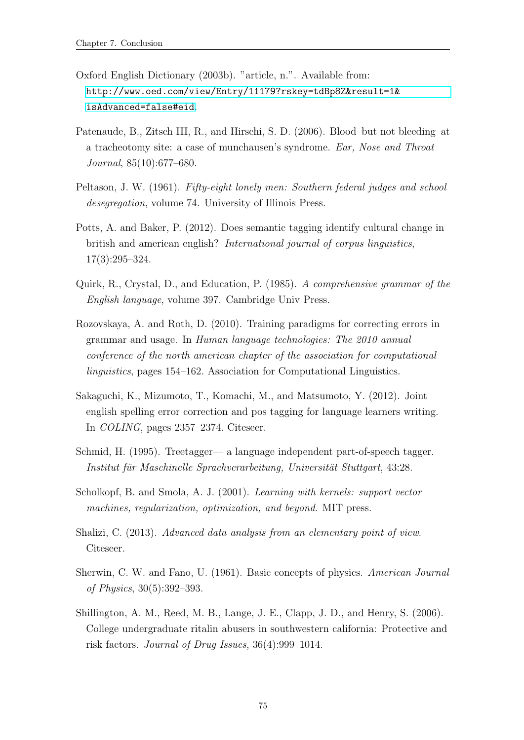Oxford English Dictionary (2003b). "article, n.". Available from: http://www.oed.com/view/Entry/11179?rskey=tdBp8Z&result=1&isAdvanced=false#eid.

Patenaude, B., Zitsch III, R., and Hirschi, S. D. (2006). Blood–but not bleeding–at a tracheotomy site: a case of munchausen's syndrome. *Ear, Nose and Throat Journal*, 85(10):677–680.

Peltason, J. W. (1961). *Fifty-eight lonely men: Southern federal judges and school desegregation*, volume 74. University of Illinois Press.

Potts, A. and Baker, P. (2012). Does semantic tagging identify cultural change in british and american english? *International journal of corpus linguistics*, 17(3):295–324.

Quirk, R., Crystal, D., and Education, P. (1985). *A comprehensive grammar of the English language*, volume 397. Cambridge Univ Press.

Rozovskaya, A. and Roth, D. (2010). Training paradigms for correcting errors in grammar and usage. In *Human language technologies: The 2010 annual conference of the north american chapter of the association for computational linguistics*, pages 154–162. Association for Computational Linguistics.

Sakaguchi, K., Mizumoto, T., Komachi, M., and Matsumoto, Y. (2012). Joint english spelling error correction and pos tagging for language learners writing. In *COLING*, pages 2357–2374. Citeseer.

Schmid, H. (1995). Treetagger— a language independent part-of-speech tagger. *Institut für Maschinelle Sprachverarbeitung, Universität Stuttgart*, 43:28.

Scholkopf, B. and Smola, A. J. (2001). *Learning with kernels: support vector machines, regularization, optimization, and beyond*. MIT press.

Shalizi, C. (2013). *Advanced data analysis from an elementary point of view*. Citeseer.

Sherwin, C. W. and Fano, U. (1961). Basic concepts of physics. *American Journal of Physics*, 30(5):392–393.

Shillington, A. M., Reed, M. B., Lange, J. E., Clapp, J. D., and Henry, S. (2006). College undergraduate ritalin abusers in southwestern california: Protective and risk factors. *Journal of Drug Issues*, 36(4):999–1014.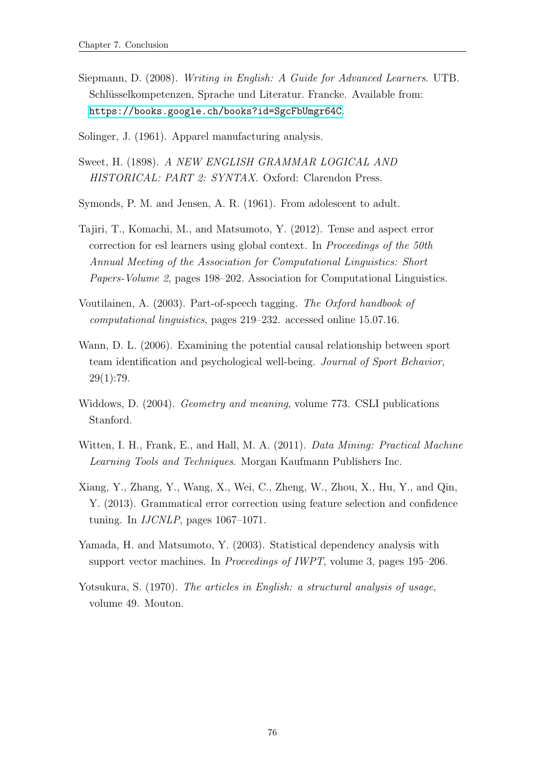Siepmann, D. (2008). *Writing in English: A Guide for Advanced Learners*. UTB. Schlüsselkompetenzen, Sprache und Literatur. Francke. Available from: https://books.google.ch/books?id=SgcFbUmgr64C.

Solinger, J. (1961). Apparel manufacturing analysis.

Sweet, H. (1898). *A NEW ENGLISH GRAMMAR LOGICAL AND HISTORICAL: PART 2: SYNTAX*. Oxford: Clarendon Press.

Symonds, P. M. and Jensen, A. R. (1961). From adolescent to adult.

Tajiri, T., Komachi, M., and Matsumoto, Y. (2012). Tense and aspect error correction for esl learners using global context. In *Proceedings of the 50th Annual Meeting of the Association for Computational Linguistics: Short Papers-Volume 2*, pages 198–202. Association for Computational Linguistics.

Voutilainen, A. (2003). Part-of-speech tagging. *The Oxford handbook of computational linguistics*, pages 219–232. accessed online 15.07.16.

Wann, D. L. (2006). Examining the potential causal relationship between sport team identification and psychological well-being. *Journal of Sport Behavior*, 29(1):79.

Widdows, D. (2004). *Geometry and meaning*, volume 773. CSLI publications Stanford.

Witten, I. H., Frank, E., and Hall, M. A. (2011). *Data Mining: Practical Machine Learning Tools and Techniques*. Morgan Kaufmann Publishers Inc.

Xiang, Y., Zhang, Y., Wang, X., Wei, C., Zheng, W., Zhou, X., Hu, Y., and Qin, Y. (2013). Grammatical error correction using feature selection and confidence tuning. In *IJCNLP*, pages 1067–1071.

Yamada, H. and Matsumoto, Y. (2003). Statistical dependency analysis with support vector machines. In *Proceedings of IWPT*, volume 3, pages 195–206.

Yotsukura, S. (1970). *The articles in English: a structural analysis of usage*, volume 49. Mouton.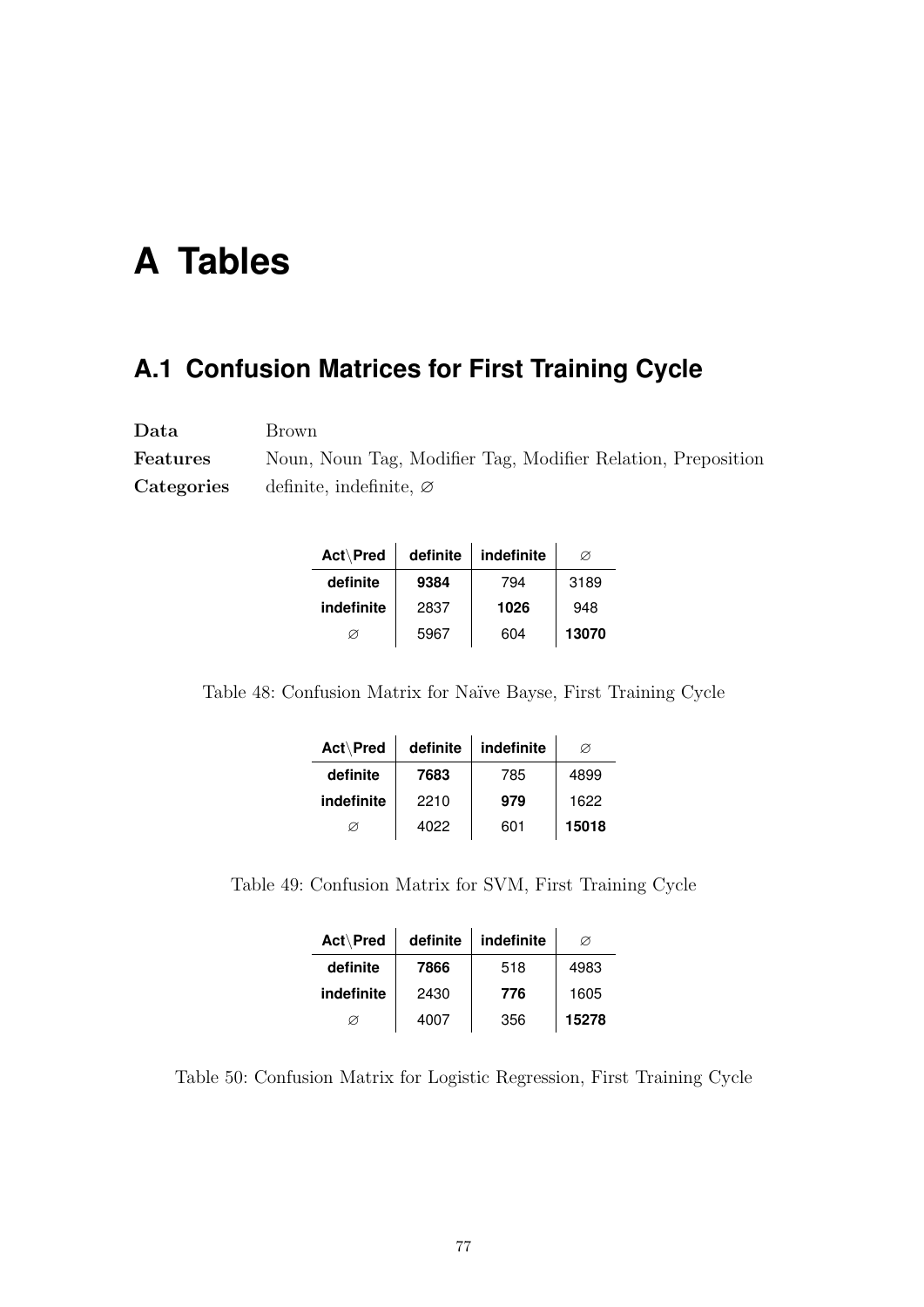# A Tables

## A.1 Confusion Matrices for First Training Cycle

**Data** Brown

**Features** Noun, Noun Tag, Modifier Tag, Modifier Relation, Preposition

**Categories** definite, indefinite, ∅

| Act\Pred | definite | indefinite | ∅ |
|---|---|---|---|
| **definite** | **9384** | 794 | 3189 |
| **indefinite** | 2837 | **1026** | 948 |
| ∅ | 5967 | 604 | **13070** |

Table 48: Confusion Matrix for Naïve Bayse, First Training Cycle

| Act\Pred | definite | indefinite | ∅ |
|---|---|---|---|
| **definite** | **7683** | 785 | 4899 |
| **indefinite** | 2210 | **979** | 1622 |
| ∅ | 4022 | 601 | **15018** |

Table 49: Confusion Matrix for SVM, First Training Cycle

| Act\Pred | definite | indefinite | ∅ |
|---|---|---|---|
| **definite** | **7866** | 518 | 4983 |
| **indefinite** | 2430 | **776** | 1605 |
| ∅ | 4007 | 356 | **15278** |

Table 50: Confusion Matrix for Logistic Regression, First Training Cycle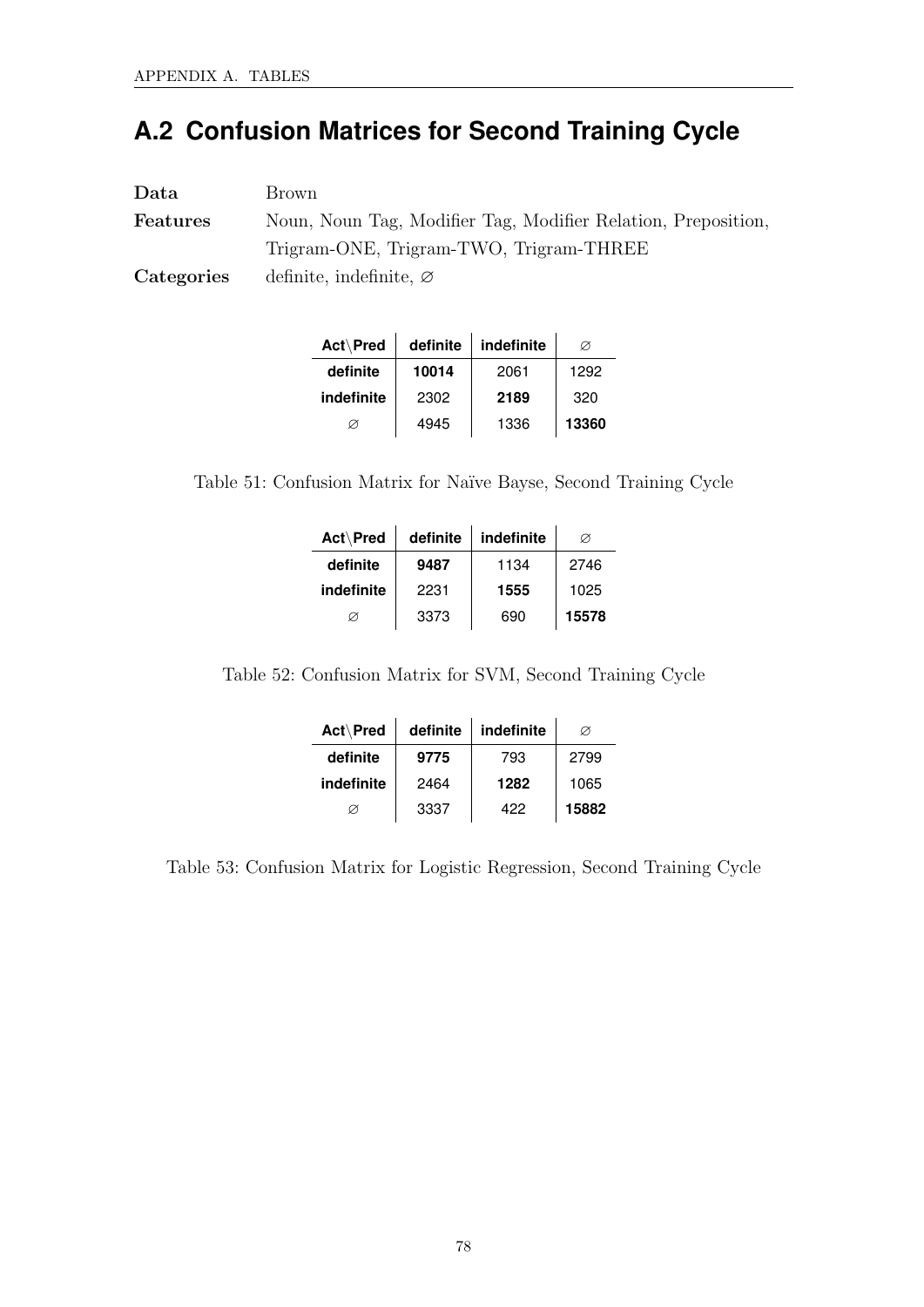## A.2 Confusion Matrices for Second Training Cycle

**Data** Brown

**Features** Noun, Noun Tag, Modifier Tag, Modifier Relation, Preposition, Trigram-ONE, Trigram-TWO, Trigram-THREE

**Categories** definite, indefinite, ∅

| Act\Pred | definite | indefinite | ∅ |
|---|---|---|---|
| **definite** | **10014** | 2061 | 1292 |
| **indefinite** | 2302 | **2189** | 320 |
| ∅ | 4945 | 1336 | **13360** |

Table 51: Confusion Matrix for Naïve Bayse, Second Training Cycle

| Act\Pred | definite | indefinite | ∅ |
|---|---|---|---|
| **definite** | **9487** | 1134 | 2746 |
| **indefinite** | 2231 | **1555** | 1025 |
| ∅ | 3373 | 690 | **15578** |

Table 52: Confusion Matrix for SVM, Second Training Cycle

| Act\Pred | definite | indefinite | ∅ |
|---|---|---|---|
| **definite** | **9775** | 793 | 2799 |
| **indefinite** | 2464 | **1282** | 1065 |
| ∅ | 3337 | 422 | **15882** |

Table 53: Confusion Matrix for Logistic Regression, Second Training Cycle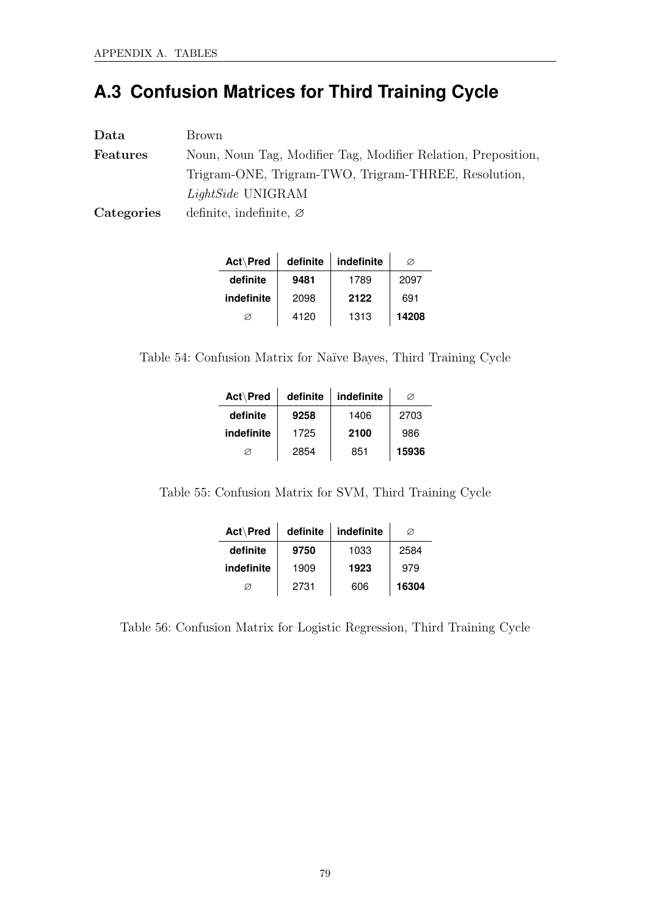## A.3 Confusion Matrices for Third Training Cycle

**Data** Brown

**Features** Noun, Noun Tag, Modifier Tag, Modifier Relation, Preposition, Trigram-ONE, Trigram-TWO, Trigram-THREE, Resolution, *LightSide* UNIGRAM

**Categories** definite, indefinite, ∅

| Act\Pred | definite | indefinite | ∅ |
|---|---|---|---|
| **definite** | **9481** | 1789 | 2097 |
| **indefinite** | 2098 | **2122** | 691 |
| ∅ | 4120 | 1313 | **14208** |

Table 54: Confusion Matrix for Naïve Bayes, Third Training Cycle

| Act\Pred | definite | indefinite | ∅ |
|---|---|---|---|
| **definite** | **9258** | 1406 | 2703 |
| **indefinite** | 1725 | **2100** | 986 |
| ∅ | 2854 | 851 | **15936** |

Table 55: Confusion Matrix for SVM, Third Training Cycle

| Act\Pred | definite | indefinite | ∅ |
|---|---|---|---|
| **definite** | **9750** | 1033 | 2584 |
| **indefinite** | 1909 | **1923** | 979 |
| ∅ | 2731 | 606 | **16304** |

Table 56: Confusion Matrix for Logistic Regression, Third Training Cycle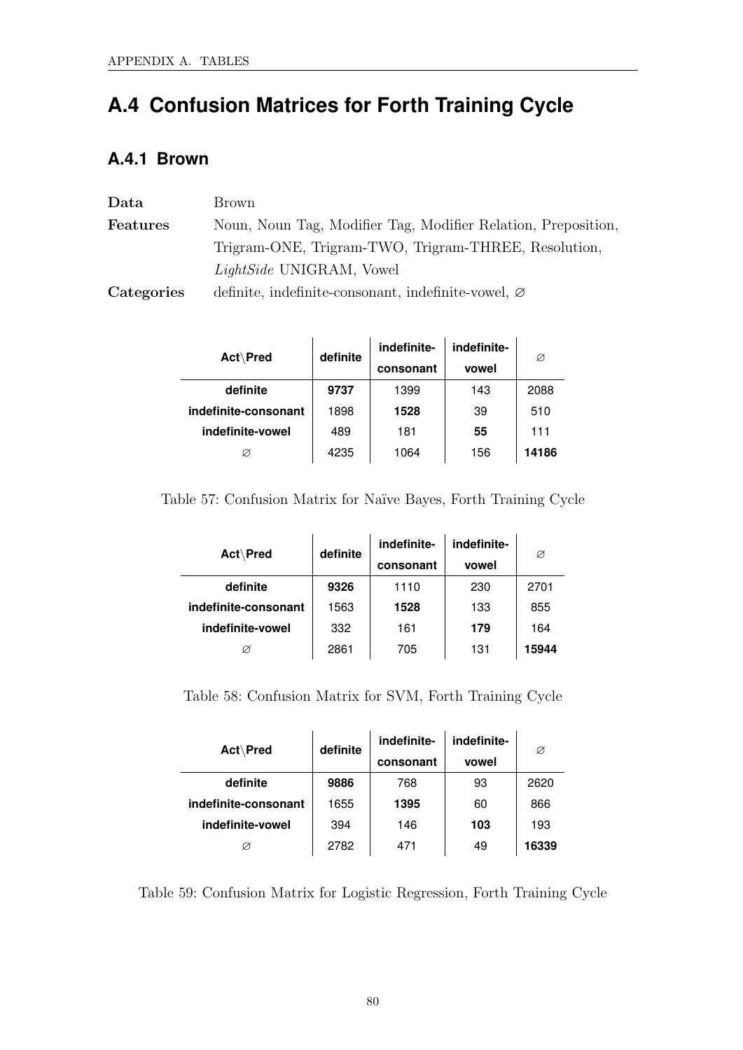## A.4 Confusion Matrices for Forth Training Cycle

### A.4.1 Brown

**Data** Brown

**Features** Noun, Noun Tag, Modifier Tag, Modifier Relation, Preposition, Trigram-ONE, Trigram-TWO, Trigram-THREE, Resolution, *LightSide* UNIGRAM, Vowel

**Categories** definite, indefinite-consonant, indefinite-vowel, ∅

| Act\Pred | definite | indefinite-consonant | indefinite-vowel | ∅ |
|---|---|---|---|---|
| definite | **9737** | 1399 | 143 | 2088 |
| indefinite-consonant | 1898 | **1528** | 39 | 510 |
| indefinite-vowel | 489 | 181 | **55** | 111 |
| ∅ | 4235 | 1064 | 156 | **14186** |

Table 57: Confusion Matrix for Naïve Bayes, Forth Training Cycle

| Act\Pred | definite | indefinite-consonant | indefinite-vowel | ∅ |
|---|---|---|---|---|
| definite | **9326** | 1110 | 230 | 2701 |
| indefinite-consonant | 1563 | **1528** | 133 | 855 |
| indefinite-vowel | 332 | 161 | **179** | 164 |
| ∅ | 2861 | 705 | 131 | **15944** |

Table 58: Confusion Matrix for SVM, Forth Training Cycle

| Act\Pred | definite | indefinite-consonant | indefinite-vowel | ∅ |
|---|---|---|---|---|
| definite | **9886** | 768 | 93 | 2620 |
| indefinite-consonant | 1655 | **1395** | 60 | 866 |
| indefinite-vowel | 394 | 146 | **103** | 193 |
| ∅ | 2782 | 471 | 49 | **16339** |

Table 59: Confusion Matrix for Logistic Regression, Forth Training Cycle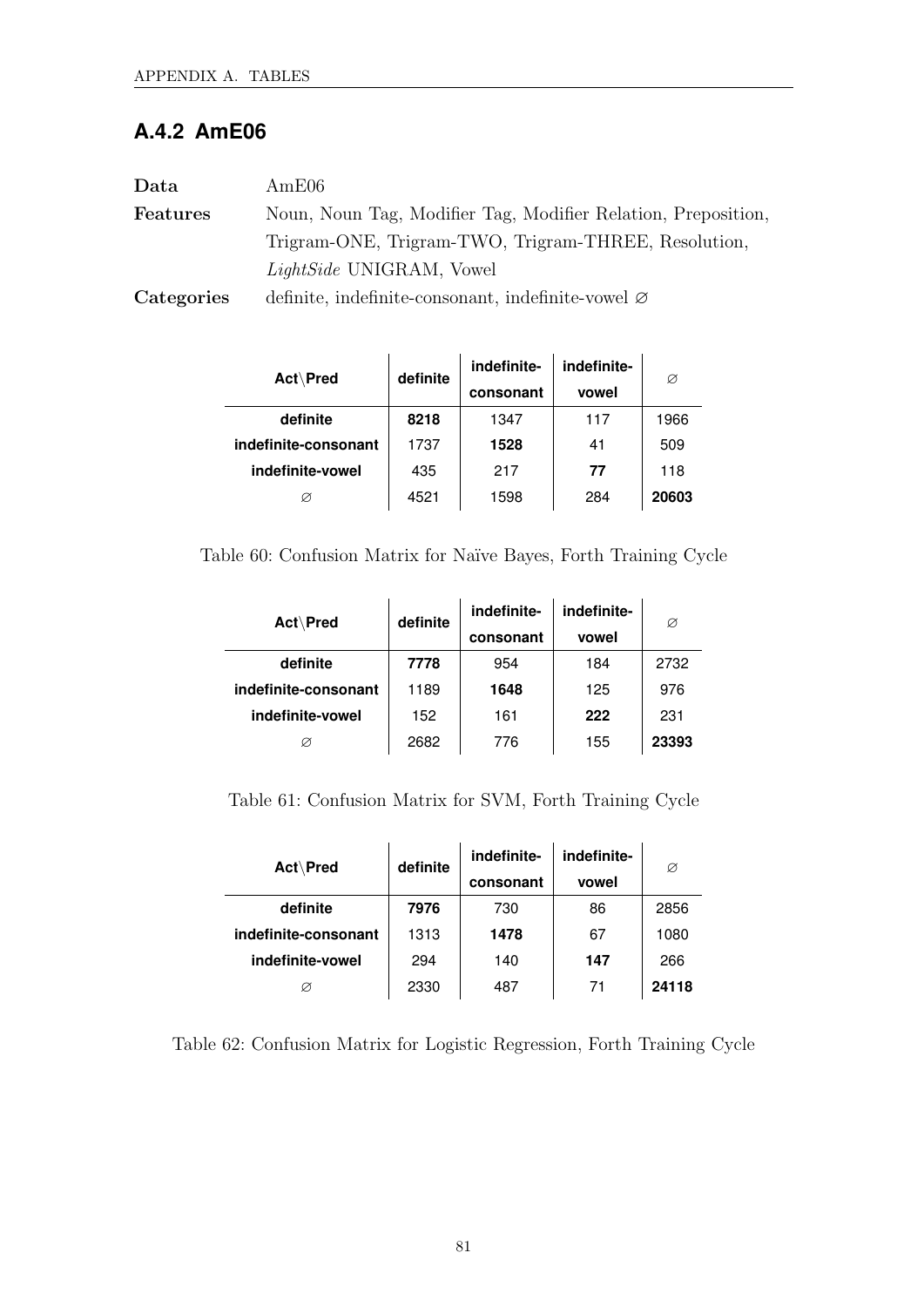### A.4.2 AmE06

**Data** AmE06

**Features** Noun, Noun Tag, Modifier Tag, Modifier Relation, Preposition, Trigram-ONE, Trigram-TWO, Trigram-THREE, Resolution, *LightSide* UNIGRAM, Vowel

**Categories** definite, indefinite-consonant, indefinite-vowel ∅

| Act\Pred | definite | indefinite-consonant | indefinite-vowel | ∅ |
|---|---|---|---|---|
| **definite** | **8218** | 1347 | 117 | 1966 |
| **indefinite-consonant** | 1737 | **1528** | 41 | 509 |
| **indefinite-vowel** | 435 | 217 | **77** | 118 |
| ∅ | 4521 | 1598 | 284 | **20603** |

Table 60: Confusion Matrix for Naïve Bayes, Forth Training Cycle

| Act\Pred | definite | indefinite-consonant | indefinite-vowel | ∅ |
|---|---|---|---|---|
| **definite** | **7778** | 954 | 184 | 2732 |
| **indefinite-consonant** | 1189 | **1648** | 125 | 976 |
| **indefinite-vowel** | 152 | 161 | **222** | 231 |
| ∅ | 2682 | 776 | 155 | **23393** |

Table 61: Confusion Matrix for SVM, Forth Training Cycle

| Act\Pred | definite | indefinite-consonant | indefinite-vowel | ∅ |
|---|---|---|---|---|
| **definite** | **7976** | 730 | 86 | 2856 |
| **indefinite-consonant** | 1313 | **1478** | 67 | 1080 |
| **indefinite-vowel** | 294 | 140 | **147** | 266 |
| ∅ | 2330 | 487 | 71 | **24118** |

Table 62: Confusion Matrix for Logistic Regression, Forth Training Cycle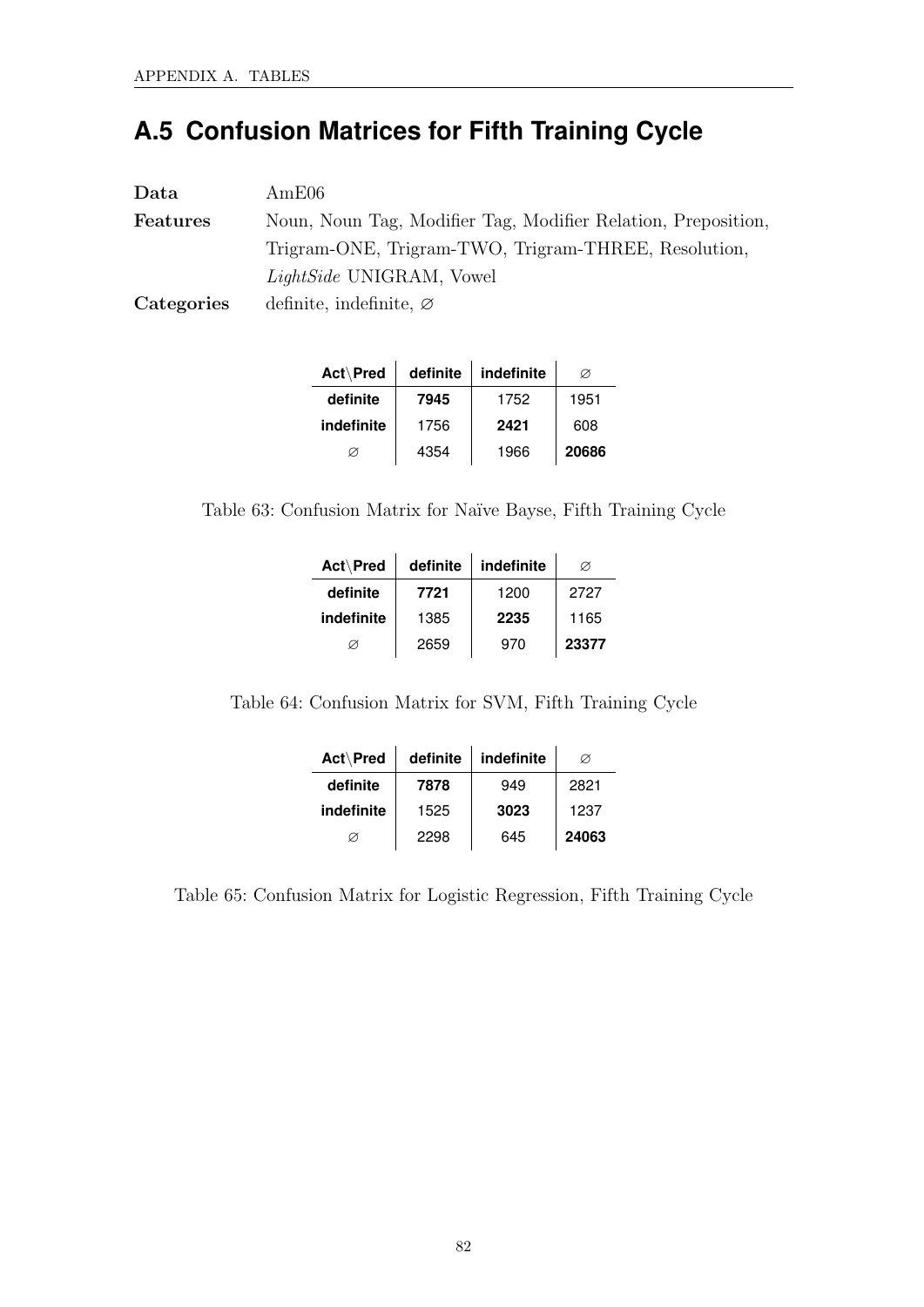## A.5 Confusion Matrices for Fifth Training Cycle

**Data** AmE06

**Features** Noun, Noun Tag, Modifier Tag, Modifier Relation, Preposition, Trigram-ONE, Trigram-TWO, Trigram-THREE, Resolution, *LightSide* UNIGRAM, Vowel

**Categories** definite, indefinite, ∅

| Act\Pred | definite | indefinite | ∅ |
|---|---|---|---|
| **definite** | **7945** | 1752 | 1951 |
| **indefinite** | 1756 | **2421** | 608 |
| ∅ | 4354 | 1966 | **20686** |

Table 63: Confusion Matrix for Naïve Bayse, Fifth Training Cycle

| Act\Pred | definite | indefinite | ∅ |
|---|---|---|---|
| **definite** | **7721** | 1200 | 2727 |
| **indefinite** | 1385 | **2235** | 1165 |
| ∅ | 2659 | 970 | **23377** |

Table 64: Confusion Matrix for SVM, Fifth Training Cycle

| Act\Pred | definite | indefinite | ∅ |
|---|---|---|---|
| **definite** | **7878** | 949 | 2821 |
| **indefinite** | 1525 | **3023** | 1237 |
| ∅ | 2298 | 645 | **24063** |

Table 65: Confusion Matrix for Logistic Regression, Fifth Training Cycle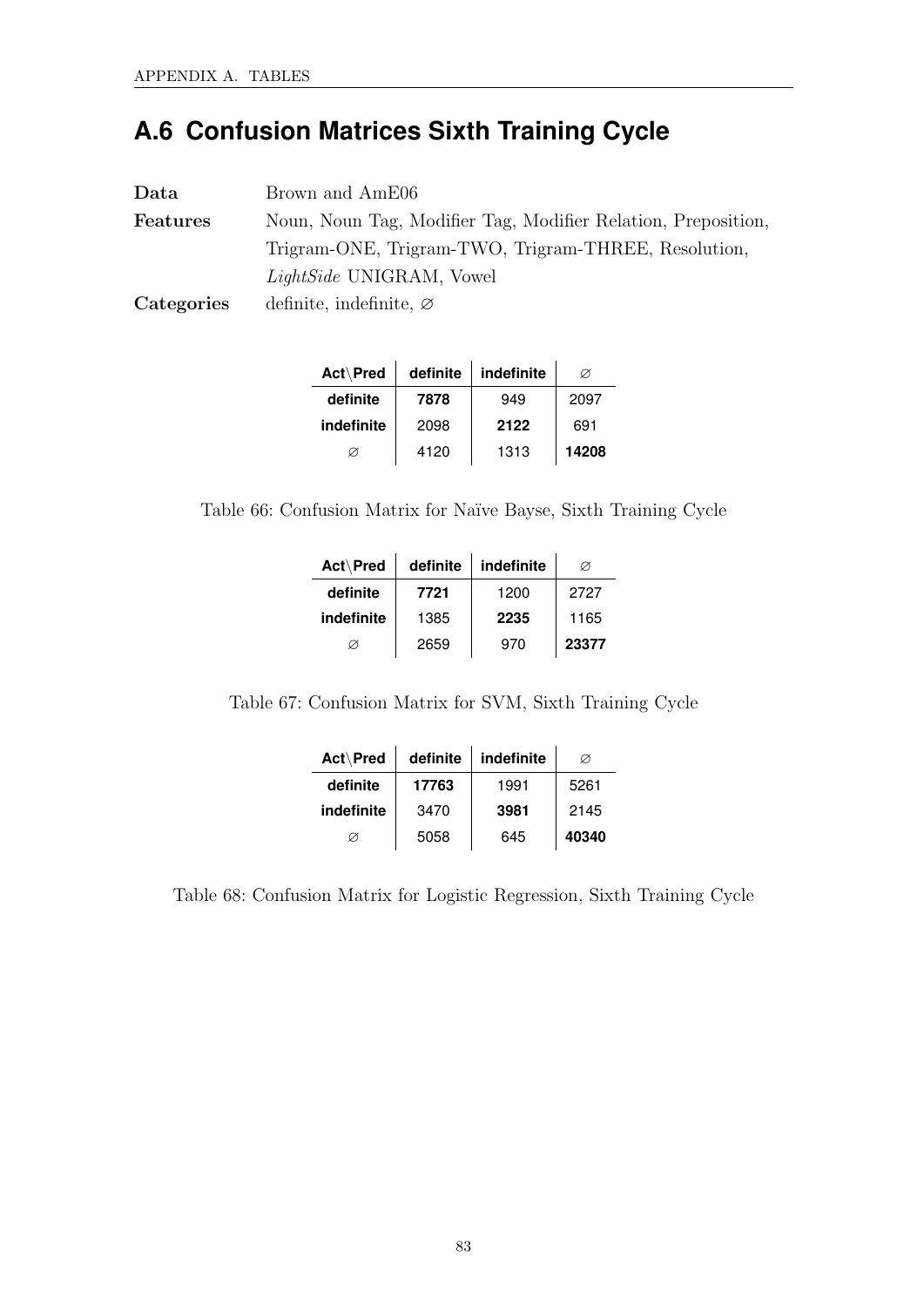## A.6 Confusion Matrices Sixth Training Cycle

**Data** Brown and AmE06

**Features** Noun, Noun Tag, Modifier Tag, Modifier Relation, Preposition, Trigram-ONE, Trigram-TWO, Trigram-THREE, Resolution, *LightSide* UNIGRAM, Vowel

**Categories** definite, indefinite, ∅

| Act\Pred | definite | indefinite | ∅ |
|---|---|---|---|
| **definite** | **7878** | 949 | 2097 |
| **indefinite** | 2098 | **2122** | 691 |
| ∅ | 4120 | 1313 | **14208** |

Table 66: Confusion Matrix for Naïve Bayse, Sixth Training Cycle

| Act\Pred | definite | indefinite | ∅ |
|---|---|---|---|
| **definite** | **7721** | 1200 | 2727 |
| **indefinite** | 1385 | **2235** | 1165 |
| ∅ | 2659 | 970 | **23377** |

Table 67: Confusion Matrix for SVM, Sixth Training Cycle

| Act\Pred | definite | indefinite | ∅ |
|---|---|---|---|
| **definite** | **17763** | 1991 | 5261 |
| **indefinite** | 3470 | **3981** | 2145 |
| ∅ | 5058 | 645 | **40340** |

Table 68: Confusion Matrix for Logistic Regression, Sixth Training Cycle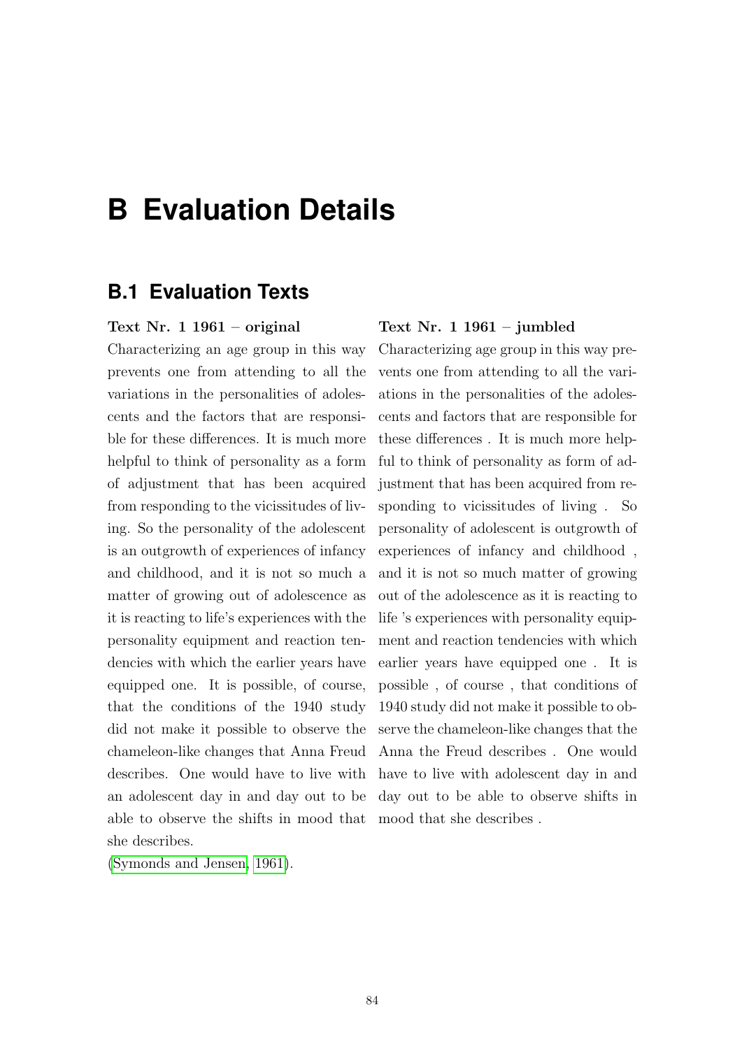# B Evaluation Details

## B.1 Evaluation Texts

**Text Nr. 1 1961 – original**

Characterizing an age group in this way prevents one from attending to all the variations in the personalities of adolescents and the factors that are responsible for these differences. It is much more helpful to think of personality as a form of adjustment that has been acquired from responding to the vicissitudes of living. So the personality of the adolescent is an outgrowth of experiences of infancy and childhood, and it is not so much a matter of growing out of adolescence as it is reacting to life's experiences with the personality equipment and reaction tendencies with which the earlier years have equipped one. It is possible, of course, that the conditions of the 1940 study did not make it possible to observe the chameleon-like changes that Anna Freud describes. One would have to live with an adolescent day in and day out to be able to observe the shifts in mood that she describes.

(Symonds and Jensen, 1961).

**Text Nr. 1 1961 – jumbled**

Characterizing age group in this way prevents one from attending to all the variations in the personalities of the adolescents and factors that are responsible for these differences . It is much more helpful to think of personality as form of adjustment that has been acquired from responding to vicissitudes of living . So personality of adolescent is outgrowth of experiences of infancy and childhood , and it is not so much matter of growing out of the adolescence as it is reacting to life 's experiences with personality equipment and reaction tendencies with which earlier years have equipped one . It is possible , of course , that conditions of 1940 study did not make it possible to observe the chameleon-like changes that the Anna the Freud describes . One would have to live with adolescent day in and day out to be able to observe shifts in mood that she describes .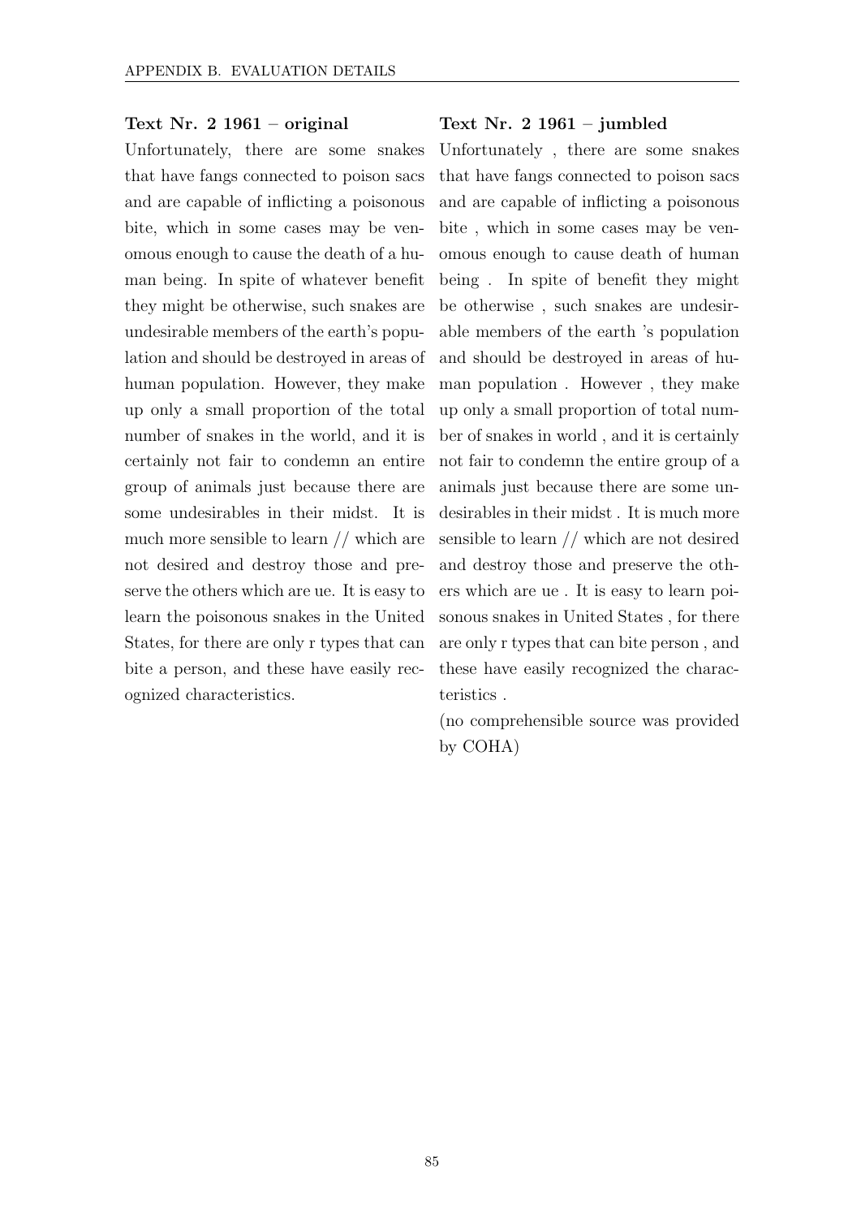**Text Nr. 2 1961 – original**

Unfortunately, there are some snakes that have fangs connected to poison sacs and are capable of inflicting a poisonous bite, which in some cases may be venomous enough to cause the death of a human being. In spite of whatever benefit they might be otherwise, such snakes are undesirable members of the earth's population and should be destroyed in areas of human population. However, they make up only a small proportion of the total number of snakes in the world, and it is certainly not fair to condemn an entire group of animals just because there are some undesirables in their midst. It is much more sensible to learn // which are not desired and destroy those and preserve the others which are ue. It is easy to learn the poisonous snakes in the United States, for there are only r types that can bite a person, and these have easily recognized characteristics.

**Text Nr. 2 1961 – jumbled**

Unfortunately , there are some snakes that have fangs connected to poison sacs and are capable of inflicting a poisonous bite , which in some cases may be venomous enough to cause death of human being . In spite of benefit they might be otherwise , such snakes are undesirable members of the earth 's population and should be destroyed in areas of human population . However , they make up only a small proportion of total number of snakes in world , and it is certainly not fair to condemn the entire group of a animals just because there are some undesirables in their midst . It is much more sensible to learn // which are not desired and destroy those and preserve the others which are ue . It is easy to learn poisonous snakes in United States , for there are only r types that can bite person , and these have easily recognized the characteristics .

(no comprehensible source was provided by COHA)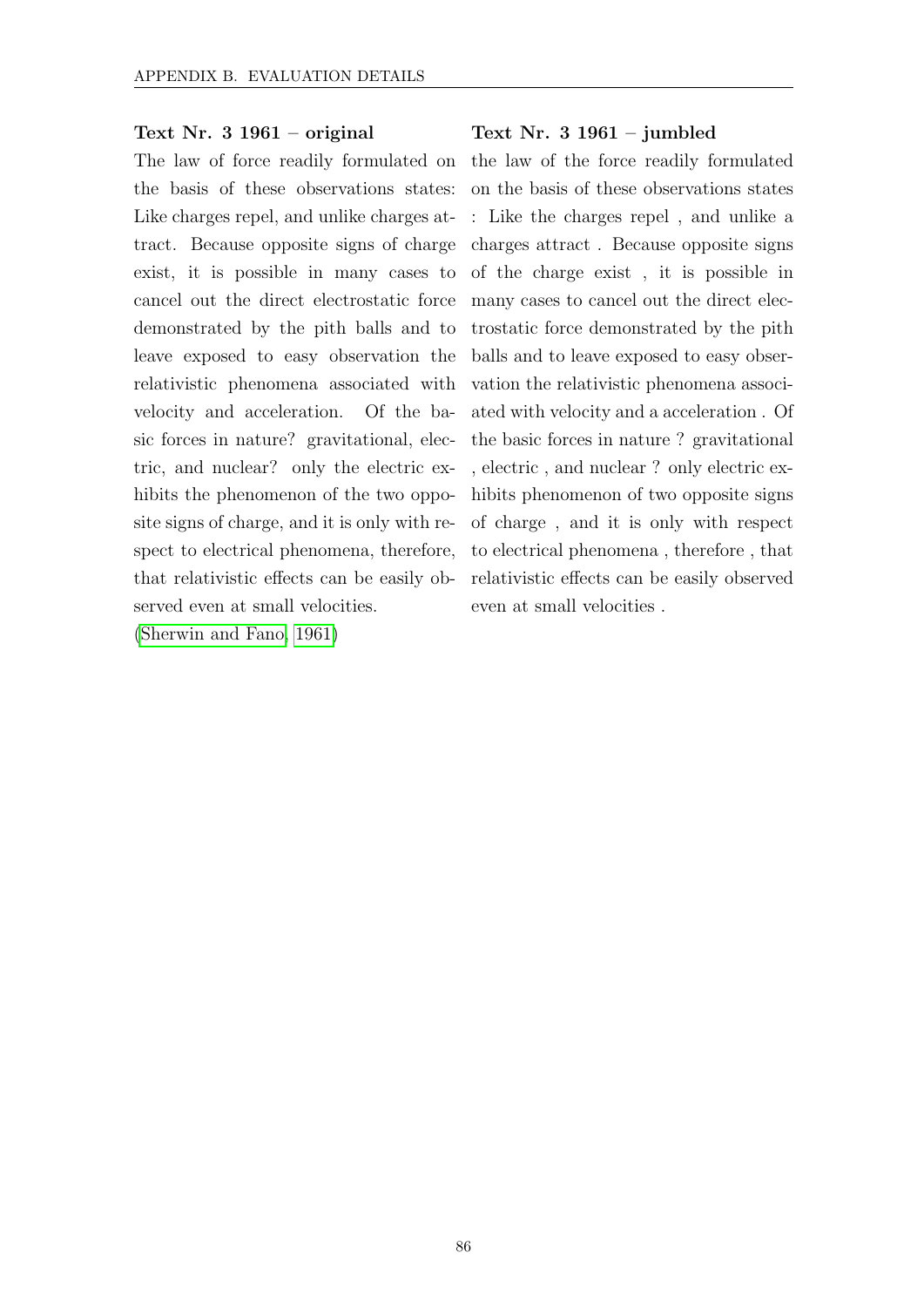**Text Nr. 3 1961 – original**

The law of force readily formulated on the basis of these observations states: Like charges repel, and unlike charges attract. Because opposite signs of charge exist, it is possible in many cases to cancel out the direct electrostatic force demonstrated by the pith balls and to leave exposed to easy observation the relativistic phenomena associated with velocity and acceleration. Of the basic forces in nature? gravitational, electric, and nuclear? only the electric exhibits the phenomenon of the two opposite signs of charge, and it is only with respect to electrical phenomena, therefore, that relativistic effects can be easily observed even at small velocities.

(Sherwin and Fano, 1961)

**Text Nr. 3 1961 – jumbled**

the law of the force readily formulated on the basis of these observations states : Like the charges repel , and unlike a charges attract . Because opposite signs of the charge exist , it is possible in many cases to cancel out the direct electrostatic force demonstrated by the pith balls and to leave exposed to easy observation the relativistic phenomena associated with velocity and a acceleration . Of the basic forces in nature ? gravitational , electric , and nuclear ? only electric exhibits phenomenon of two opposite signs of charge , and it is only with respect to electrical phenomena , therefore , that relativistic effects can be easily observed even at small velocities .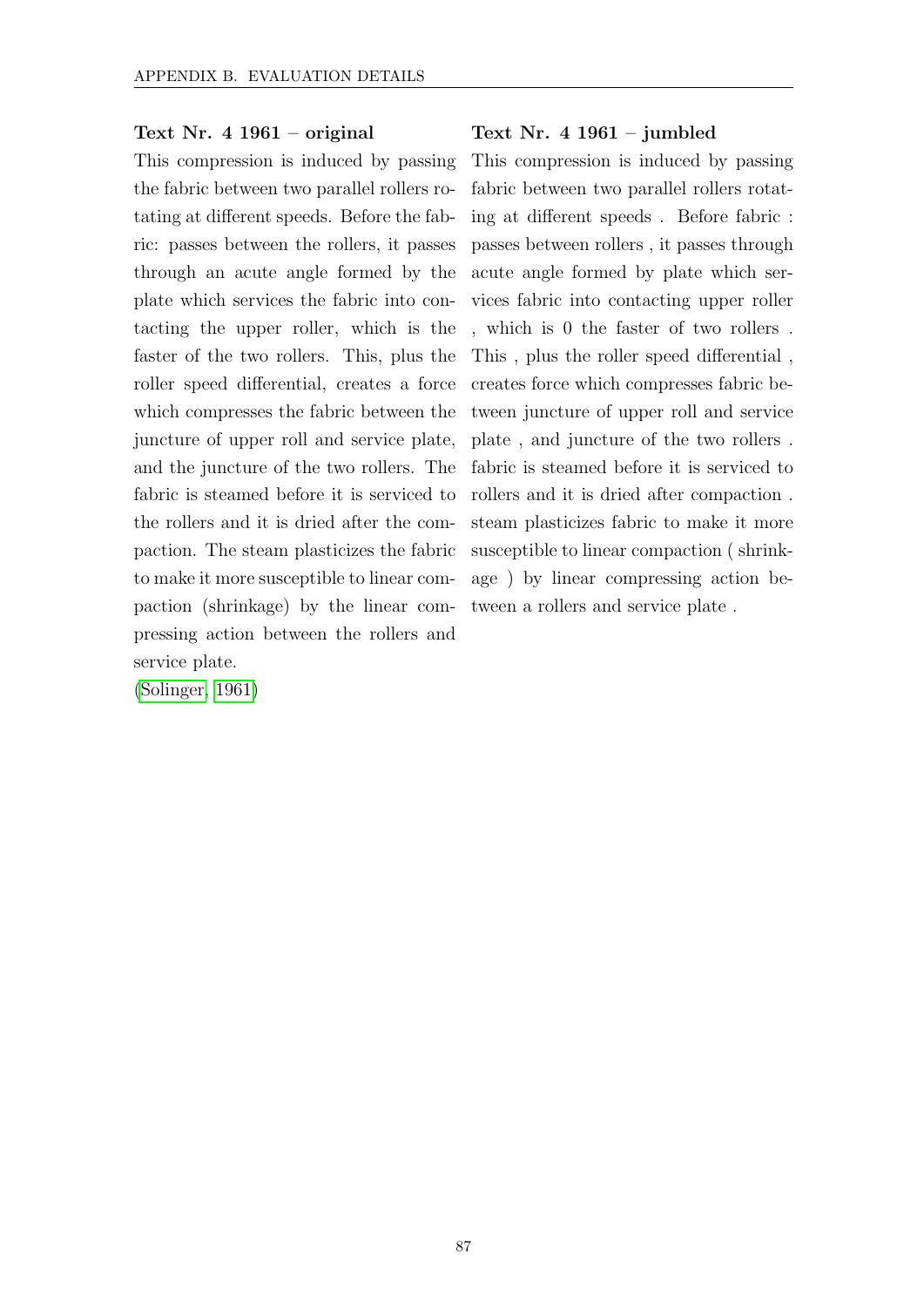**Text Nr. 4 1961 – original**

This compression is induced by passing the fabric between two parallel rollers rotating at different speeds. Before the fabric: passes between the rollers, it passes through an acute angle formed by the plate which services the fabric into contacting the upper roller, which is the faster of the two rollers. This, plus the roller speed differential, creates a force which compresses the fabric between the juncture of upper roll and service plate, and the juncture of the two rollers. The fabric is steamed before it is serviced to the rollers and it is dried after the compaction. The steam plasticizes the fabric to make it more susceptible to linear compaction (shrinkage) by the linear compressing action between the rollers and service plate.

(Solinger, 1961)

**Text Nr. 4 1961 – jumbled**

This compression is induced by passing fabric between two parallel rollers rotating at different speeds . Before fabric : passes between rollers , it passes through acute angle formed by plate which services fabric into contacting upper roller , which is 0 the faster of two rollers . This , plus the roller speed differential , creates force which compresses fabric between juncture of upper roll and service plate , and juncture of the two rollers . fabric is steamed before it is serviced to rollers and it is dried after compaction . steam plasticizes fabric to make it more susceptible to linear compaction ( shrinkage ) by linear compressing action between a rollers and service plate .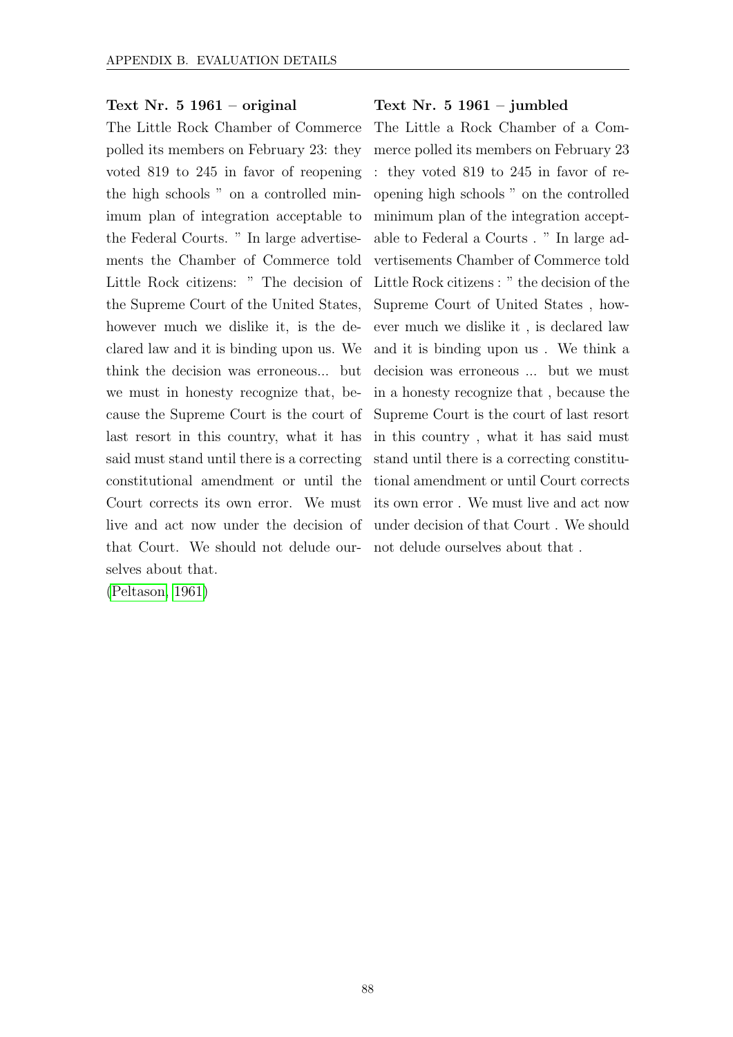**Text Nr. 5 1961 – original**

The Little Rock Chamber of Commerce polled its members on February 23: they voted 819 to 245 in favor of reopening the high schools " on a controlled minimum plan of integration acceptable to the Federal Courts. " In large advertisements the Chamber of Commerce told Little Rock citizens: " The decision of the Supreme Court of the United States, however much we dislike it, is the declared law and it is binding upon us. We think the decision was erroneous... but we must in honesty recognize that, because the Supreme Court is the court of last resort in this country, what it has said must stand until there is a correcting constitutional amendment or until the Court corrects its own error. We must live and act now under the decision of that Court. We should not delude ourselves about that.

(Peltason, 1961)

**Text Nr. 5 1961 – jumbled**

The Little a Rock Chamber of a Commerce polled its members on February 23 : they voted 819 to 245 in favor of reopening high schools " on the controlled minimum plan of the integration acceptable to Federal a Courts . " In large advertisements Chamber of Commerce told Little Rock citizens : " the decision of the Supreme Court of United States , however much we dislike it , is declared law and it is binding upon us . We think a decision was erroneous ... but we must in a honesty recognize that , because the Supreme Court is the court of last resort in this country , what it has said must stand until there is a correcting constitutional amendment or until Court corrects its own error . We must live and act now under decision of that Court . We should not delude ourselves about that .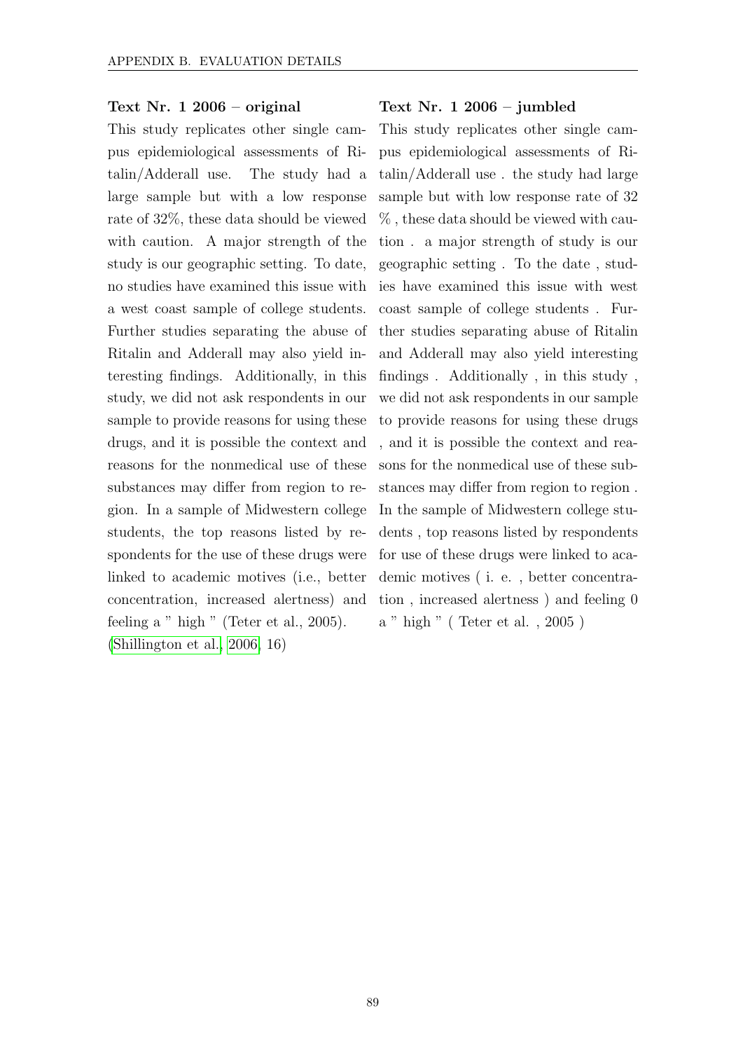**Text Nr. 1 2006 – original**

This study replicates other single campus epidemiological assessments of Ritalin/Adderall use. The study had a large sample but with a low response rate of 32%, these data should be viewed with caution. A major strength of the study is our geographic setting. To date, no studies have examined this issue with a west coast sample of college students. Further studies separating the abuse of Ritalin and Adderall may also yield interesting findings. Additionally, in this study, we did not ask respondents in our sample to provide reasons for using these drugs, and it is possible the context and reasons for the nonmedical use of these substances may differ from region to region. In a sample of Midwestern college students, the top reasons listed by respondents for the use of these drugs were linked to academic motives (i.e., better concentration, increased alertness) and feeling a " high " (Teter et al., 2005).

(Shillington et al., 2006, 16)

**Text Nr. 1 2006 – jumbled**

This study replicates other single campus epidemiological assessments of Ritalin/Adderall use . the study had large sample but with low response rate of 32 % , these data should be viewed with caution . a major strength of study is our geographic setting . To the date , studies have examined this issue with west coast sample of college students . Further studies separating abuse of Ritalin and Adderall may also yield interesting findings . Additionally , in this study , we did not ask respondents in our sample to provide reasons for using these drugs , and it is possible the context and reasons for the nonmedical use of these substances may differ from region to region . In the sample of Midwestern college students , top reasons listed by respondents for use of these drugs were linked to academic motives ( i. e. , better concentration , increased alertness ) and feeling 0 a " high " ( Teter et al. , 2005 )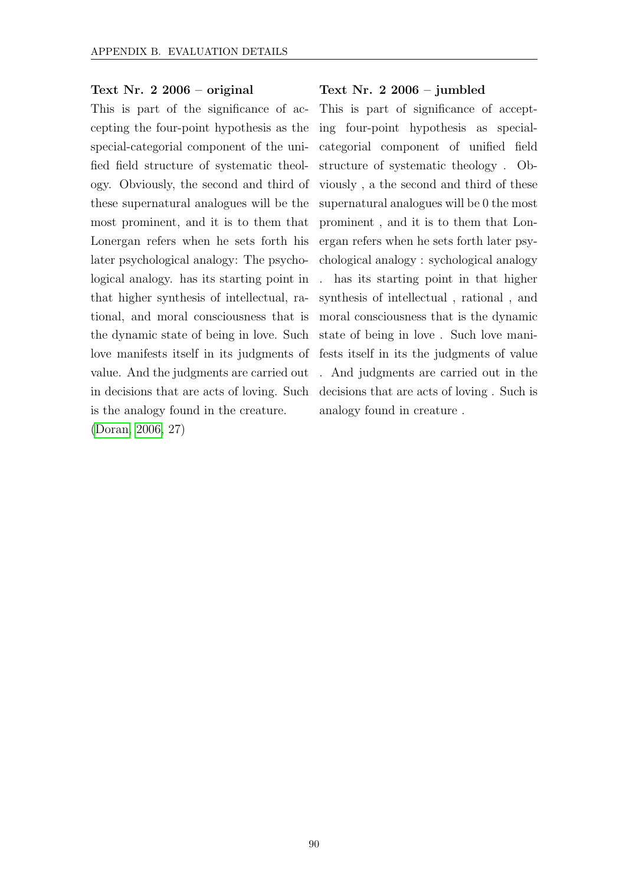**Text Nr. 2 2006 – original**

This is part of the significance of accepting the four-point hypothesis as the special-categorial component of the unified field structure of systematic theology. Obviously, the second and third of these supernatural analogues will be the most prominent, and it is to them that Lonergan refers when he sets forth his later psychological analogy: The psychological analogy. has its starting point in that higher synthesis of intellectual, rational, and moral consciousness that is the dynamic state of being in love. Such love manifests itself in its judgments of value. And the judgments are carried out in decisions that are acts of loving. Such is the analogy found in the creature.
(Doran, 2006, 27)

**Text Nr. 2 2006 – jumbled**

This is part of significance of accepting four-point hypothesis as special-categorial component of unified field structure of systematic theology . Obviously , a the second and third of these supernatural analogues will be 0 the most prominent , and it is to them that Lonergan refers when he sets forth later psychological analogy : sychological analogy . has its starting point in that higher synthesis of intellectual , rational , and moral consciousness that is the dynamic state of being in love . Such love manifests itself in its the judgments of value . And judgments are carried out in the decisions that are acts of loving . Such is analogy found in creature .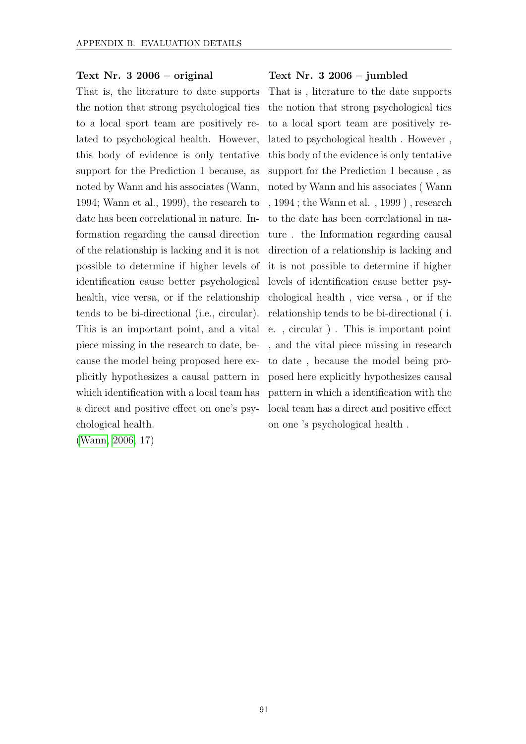**Text Nr. 3 2006 – original**

That is, the literature to date supports the notion that strong psychological ties to a local sport team are positively related to psychological health. However, this body of evidence is only tentative support for the Prediction 1 because, as noted by Wann and his associates (Wann, 1994; Wann et al., 1999), the research to date has been correlational in nature. Information regarding the causal direction of the relationship is lacking and it is not possible to determine if higher levels of identification cause better psychological health, vice versa, or if the relationship tends to be bi-directional (i.e., circular). This is an important point, and a vital piece missing in the research to date, because the model being proposed here explicitly hypothesizes a causal pattern in which identification with a local team has a direct and positive effect on one's psychological health.
(Wann, 2006, 17)

**Text Nr. 3 2006 – jumbled**

That is , literature to the date supports the notion that strong psychological ties to a local sport team are positively related to psychological health . However , this body of the evidence is only tentative support for the Prediction 1 because , as noted by Wann and his associates ( Wann , 1994 ; the Wann et al. , 1999 ) , research to the date has been correlational in nature . the Information regarding causal direction of a relationship is lacking and it is not possible to determine if higher levels of identification cause better psychological health , vice versa , or if the relationship tends to be bi-directional ( i. e. , circular ) . This is important point , and the vital piece missing in research to date , because the model being proposed here explicitly hypothesizes causal pattern in which a identification with the local team has a direct and positive effect on one 's psychological health .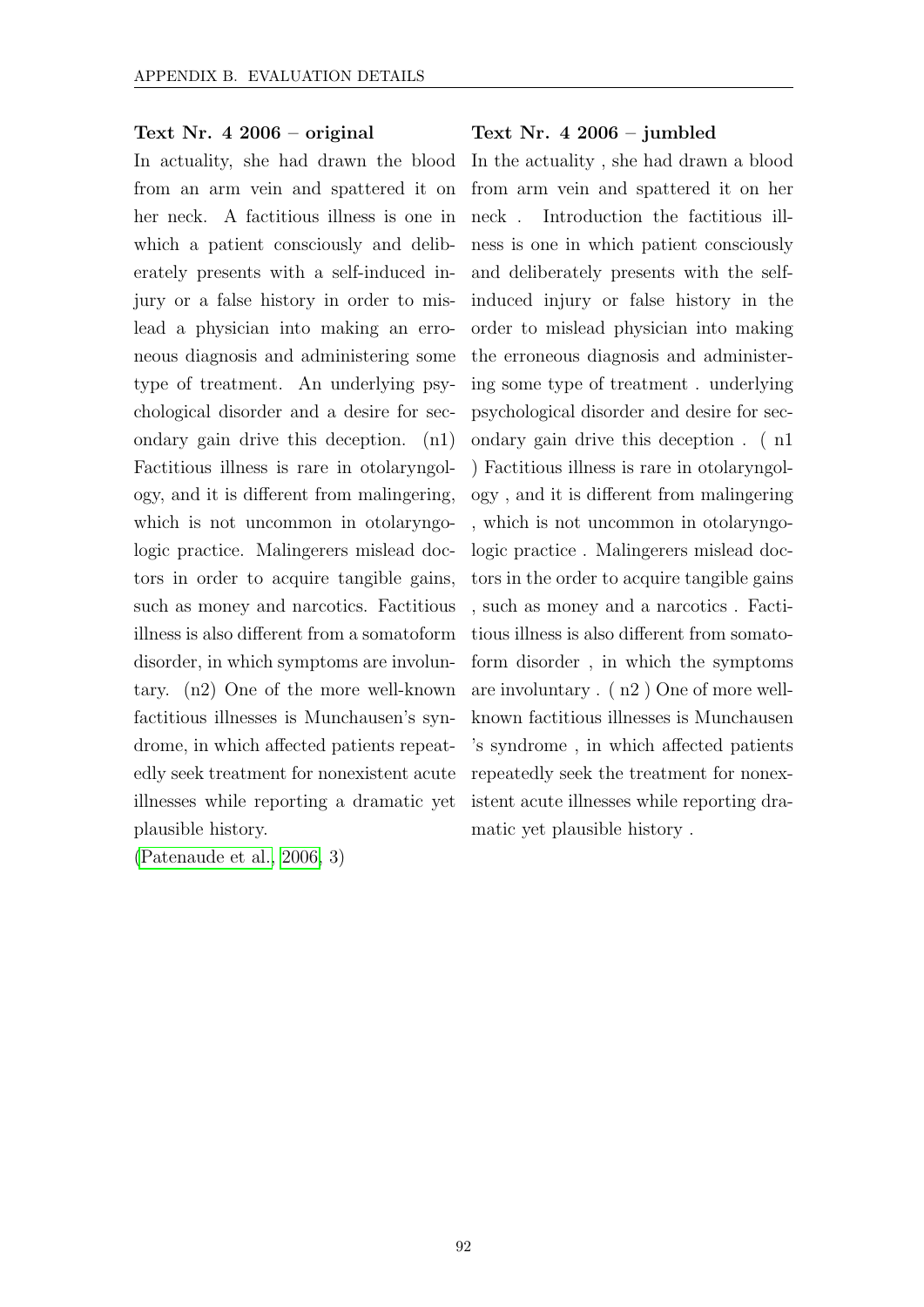**Text Nr. 4 2006 – original**

In actuality, she had drawn the blood from an arm vein and spattered it on her neck. A factitious illness is one in which a patient consciously and deliberately presents with a self-induced injury or a false history in order to mislead a physician into making an erroneous diagnosis and administering some type of treatment. An underlying psychological disorder and a desire for secondary gain drive this deception. (n1) Factitious illness is rare in otolaryngology, and it is different from malingering, which is not uncommon in otolaryngologic practice. Malingerers mislead doctors in order to acquire tangible gains, such as money and narcotics. Factitious illness is also different from a somatoform disorder, in which symptoms are involuntary. (n2) One of the more well-known factitious illnesses is Munchausen's syndrome, in which affected patients repeatedly seek treatment for nonexistent acute illnesses while reporting a dramatic yet plausible history.

(Patenaude et al., 2006, 3)

**Text Nr. 4 2006 – jumbled**

In the actuality , she had drawn a blood from arm vein and spattered it on her neck . Introduction the factitious illness is one in which patient consciously and deliberately presents with the self-induced injury or false history in the order to mislead physician into making the erroneous diagnosis and administering some type of treatment . underlying psychological disorder and desire for secondary gain drive this deception . ( n1 ) Factitious illness is rare in otolaryngology , and it is different from malingering , which is not uncommon in otolaryngologic practice . Malingerers mislead doctors in the order to acquire tangible gains , such as money and a narcotics . Factitious illness is also different from somatoform disorder , in which the symptoms are involuntary . ( n2 ) One of more well-known factitious illnesses is Munchausen 's syndrome , in which affected patients repeatedly seek the treatment for nonexistent acute illnesses while reporting dramatic yet plausible history .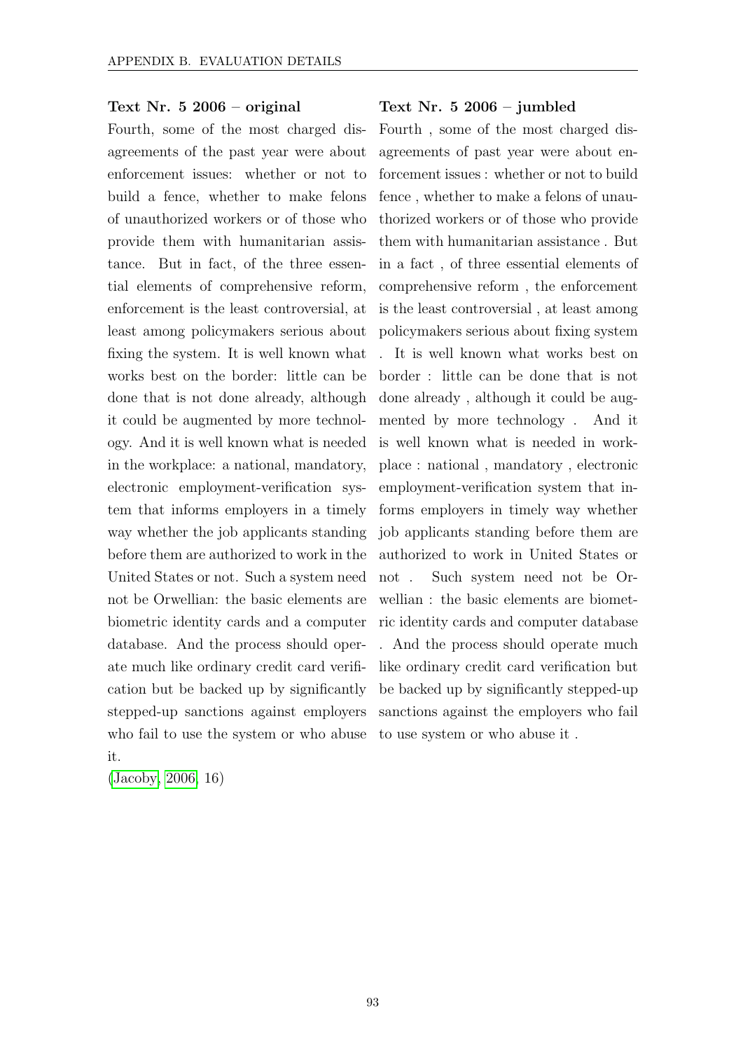**Text Nr. 5 2006 – original**

Fourth, some of the most charged disagreements of the past year were about enforcement issues: whether or not to build a fence, whether to make felons of unauthorized workers or of those who provide them with humanitarian assistance. But in fact, of the three essential elements of comprehensive reform, enforcement is the least controversial, at least among policymakers serious about fixing the system. It is well known what works best on the border: little can be done that is not done already, although it could be augmented by more technology. And it is well known what is needed in the workplace: a national, mandatory, electronic employment-verification system that informs employers in a timely way whether the job applicants standing before them are authorized to work in the United States or not. Such a system need not be Orwellian: the basic elements are biometric identity cards and a computer database. And the process should operate much like ordinary credit card verification but be backed up by significantly stepped-up sanctions against employers who fail to use the system or who abuse it.

(Jacoby, 2006, 16)

**Text Nr. 5 2006 – jumbled**

Fourth , some of the most charged disagreements of past year were about enforcement issues : whether or not to build fence , whether to make a felons of unauthorized workers or of those who provide them with humanitarian assistance . But in a fact , of three essential elements of comprehensive reform , the enforcement is the least controversial , at least among policymakers serious about fixing system . It is well known what works best on border : little can be done that is not done already , although it could be augmented by more technology . And it is well known what is needed in workplace : national , mandatory , electronic employment-verification system that informs employers in timely way whether job applicants standing before them are authorized to work in United States or not . Such system need not be Orwellian : the basic elements are biometric identity cards and computer database . And the process should operate much like ordinary credit card verification but be backed up by significantly stepped-up sanctions against the employers who fail to use system or who abuse it .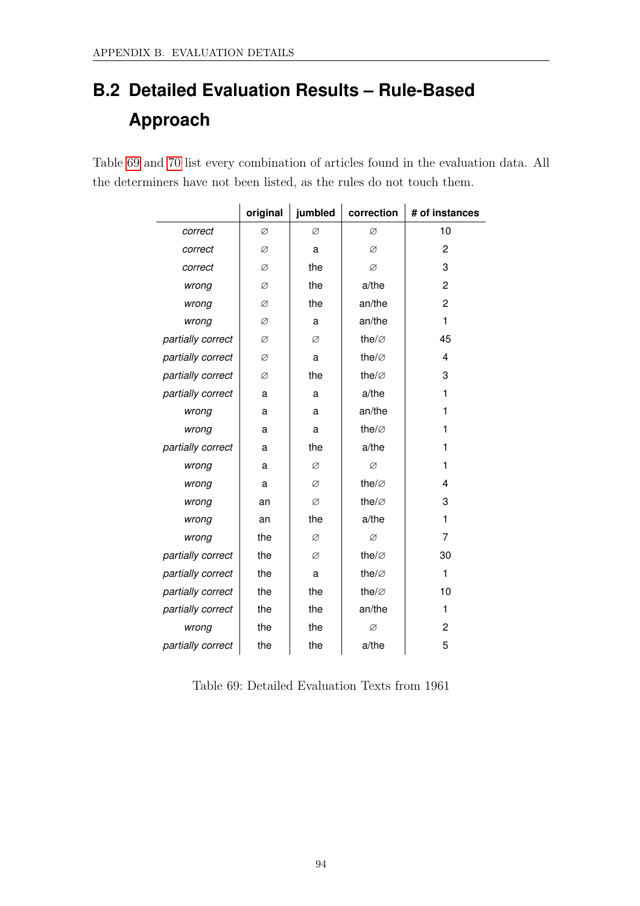## B.2 Detailed Evaluation Results – Rule-Based Approach

Table 69 and 70 list every combination of articles found in the evaluation data. All the determiners have not been listed, as the rules do not touch them.

| | original | jumbled | correction | # of instances |
|---|---|---|---|---|
| *correct* | ∅ | ∅ | ∅ | 10 |
| *correct* | ∅ | a | ∅ | 2 |
| *correct* | ∅ | the | ∅ | 3 |
| *wrong* | ∅ | the | a/the | 2 |
| *wrong* | ∅ | the | an/the | 2 |
| *wrong* | ∅ | a | an/the | 1 |
| *partially correct* | ∅ | ∅ | the/∅ | 45 |
| *partially correct* | ∅ | a | the/∅ | 4 |
| *partially correct* | ∅ | the | the/∅ | 3 |
| *partially correct* | a | a | a/the | 1 |
| *wrong* | a | a | an/the | 1 |
| *wrong* | a | a | the/∅ | 1 |
| *partially correct* | a | the | a/the | 1 |
| *wrong* | a | ∅ | ∅ | 1 |
| *wrong* | a | ∅ | the/∅ | 4 |
| *wrong* | an | ∅ | the/∅ | 3 |
| *wrong* | an | the | a/the | 1 |
| *wrong* | the | ∅ | ∅ | 7 |
| *partially correct* | the | ∅ | the/∅ | 30 |
| *partially correct* | the | a | the/∅ | 1 |
| *partially correct* | the | the | the/∅ | 10 |
| *partially correct* | the | the | an/the | 1 |
| *wrong* | the | the | ∅ | 2 |
| *partially correct* | the | the | a/the | 5 |

Table 69: Detailed Evaluation Texts from 1961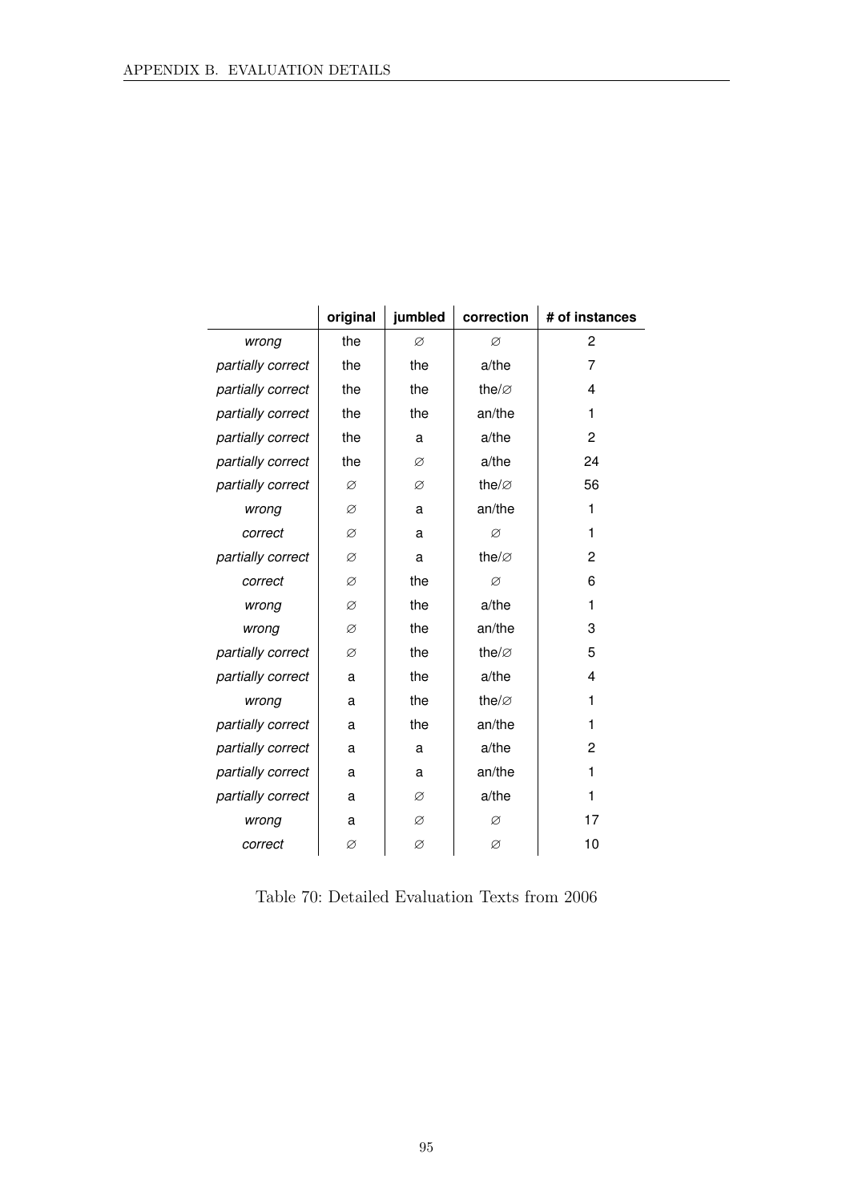| | original | jumbled | correction | # of instances |
|---|---|---|---|---|
| *wrong* | the | ∅ | ∅ | 2 |
| *partially correct* | the | the | a/the | 7 |
| *partially correct* | the | the | the/∅ | 4 |
| *partially correct* | the | the | an/the | 1 |
| *partially correct* | the | a | a/the | 2 |
| *partially correct* | the | ∅ | a/the | 24 |
| *partially correct* | ∅ | ∅ | the/∅ | 56 |
| *wrong* | ∅ | a | an/the | 1 |
| *correct* | ∅ | a | ∅ | 1 |
| *partially correct* | ∅ | a | the/∅ | 2 |
| *correct* | ∅ | the | ∅ | 6 |
| *wrong* | ∅ | the | a/the | 1 |
| *wrong* | ∅ | the | an/the | 3 |
| *partially correct* | ∅ | the | the/∅ | 5 |
| *partially correct* | a | the | a/the | 4 |
| *wrong* | a | the | the/∅ | 1 |
| *partially correct* | a | the | an/the | 1 |
| *partially correct* | a | a | a/the | 2 |
| *partially correct* | a | a | an/the | 1 |
| *partially correct* | a | ∅ | a/the | 1 |
| *wrong* | a | ∅ | ∅ | 17 |
| *correct* | ∅ | ∅ | ∅ | 10 |

Table 70: Detailed Evaluation Texts from 2006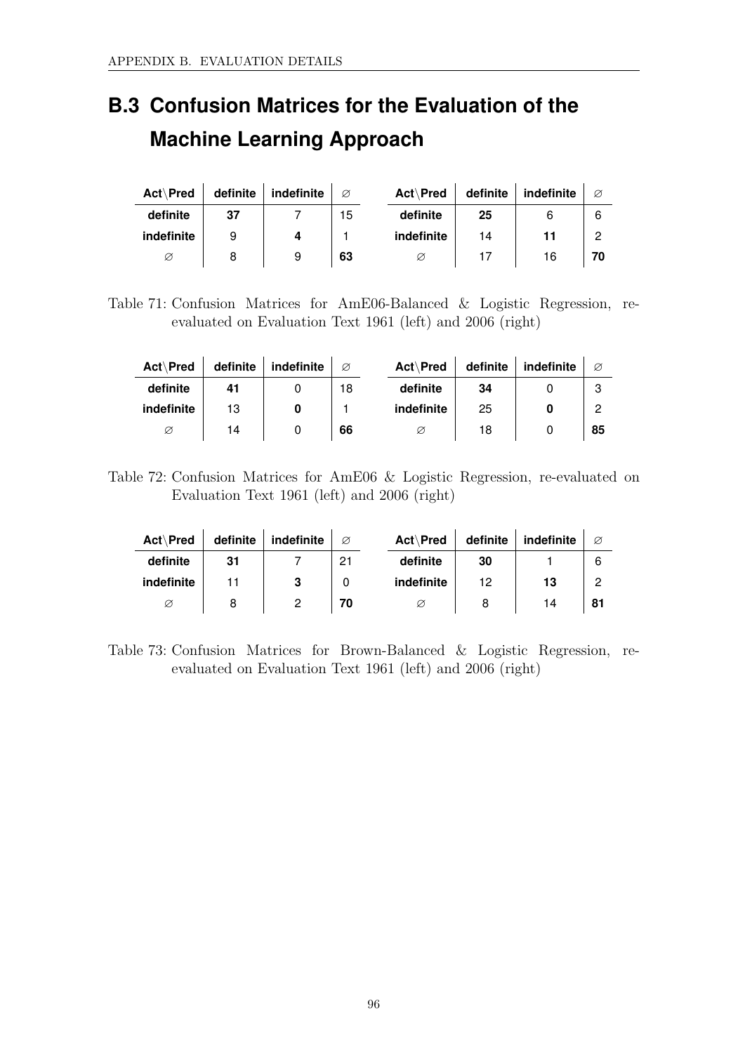## B.3 Confusion Matrices for the Evaluation of the Machine Learning Approach

| **Act\Pred** | **definite** | **indefinite** | ∅ |
|---|---|---|---|
| **definite** | **37** | 7 | 15 |
| **indefinite** | 9 | **4** | 1 |
| ∅ | 8 | 9 | **63** |

| **Act\Pred** | **definite** | **indefinite** | ∅ |
|---|---|---|---|
| **definite** | **25** | 6 | 6 |
| **indefinite** | 14 | **11** | 2 |
| ∅ | 17 | 16 | **70** |

Table 71: Confusion Matrices for AmE06-Balanced & Logistic Regression, re-evaluated on Evaluation Text 1961 (left) and 2006 (right)

| **Act\Pred** | **definite** | **indefinite** | ∅ |
|---|---|---|---|
| **definite** | **41** | 0 | 18 |
| **indefinite** | 13 | **0** | 1 |
| ∅ | 14 | 0 | **66** |

| **Act\Pred** | **definite** | **indefinite** | ∅ |
|---|---|---|---|
| **definite** | **34** | 0 | 3 |
| **indefinite** | 25 | **0** | 2 |
| ∅ | 18 | 0 | **85** |

Table 72: Confusion Matrices for AmE06 & Logistic Regression, re-evaluated on Evaluation Text 1961 (left) and 2006 (right)

| **Act\Pred** | **definite** | **indefinite** | ∅ |
|---|---|---|---|
| **definite** | **31** | 7 | 21 |
| **indefinite** | 11 | **3** | 0 |
| ∅ | 8 | 2 | **70** |

| **Act\Pred** | **definite** | **indefinite** | ∅ |
|---|---|---|---|
| **definite** | **30** | 1 | 6 |
| **indefinite** | 12 | **13** | 2 |
| ∅ | 8 | 14 | **81** |

Table 73: Confusion Matrices for Brown-Balanced & Logistic Regression, re-evaluated on Evaluation Text 1961 (left) and 2006 (right)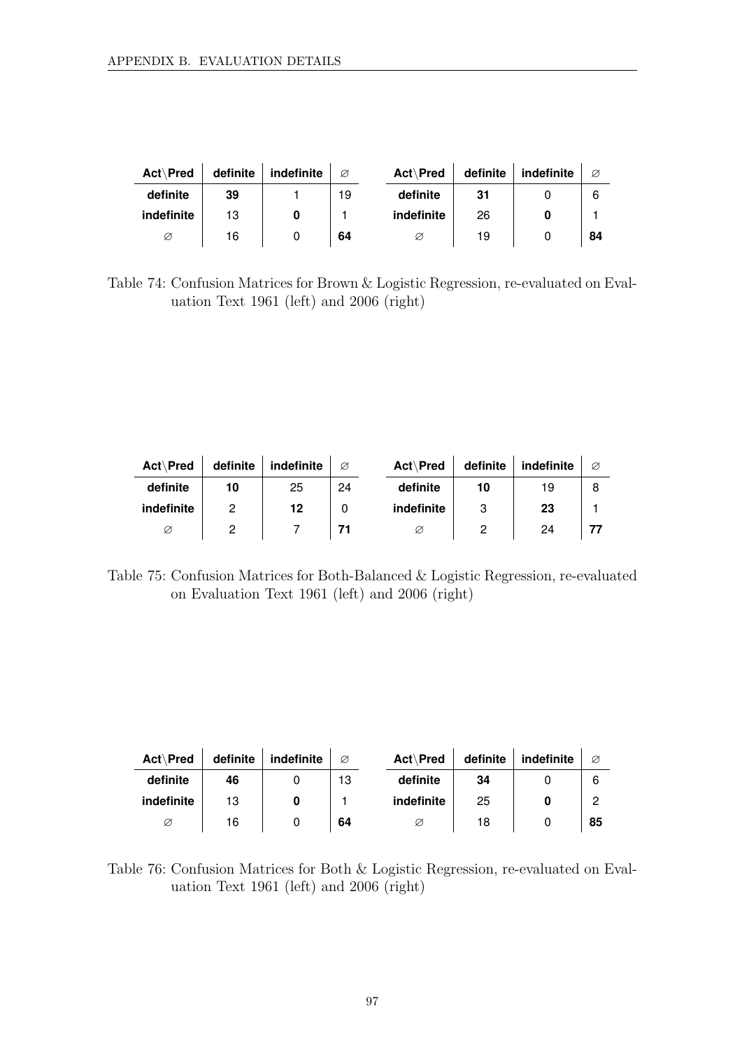| Act\Pred | definite | indefinite | ∅ |
|---|---|---|---|
| **definite** | **39** | 1 | 19 |
| **indefinite** | 13 | **0** | 1 |
| ∅ | 16 | 0 | **64** |

| Act\Pred | definite | indefinite | ∅ |
|---|---|---|---|
| **definite** | **31** | 0 | 6 |
| **indefinite** | 26 | **0** | 1 |
| ∅ | 19 | 0 | **84** |

Table 74: Confusion Matrices for Brown & Logistic Regression, re-evaluated on Evaluation Text 1961 (left) and 2006 (right)

| Act\Pred | definite | indefinite | ∅ |
|---|---|---|---|
| **definite** | **10** | 25 | 24 |
| **indefinite** | 2 | **12** | 0 |
| ∅ | 2 | 7 | **71** |

| Act\Pred | definite | indefinite | ∅ |
|---|---|---|---|
| **definite** | **10** | 19 | 8 |
| **indefinite** | 3 | **23** | 1 |
| ∅ | 2 | 24 | **77** |

Table 75: Confusion Matrices for Both-Balanced & Logistic Regression, re-evaluated on Evaluation Text 1961 (left) and 2006 (right)

| Act\Pred | definite | indefinite | ∅ |
|---|---|---|---|
| **definite** | **46** | 0 | 13 |
| **indefinite** | 13 | **0** | 1 |
| ∅ | 16 | 0 | **64** |

| Act\Pred | definite | indefinite | ∅ |
|---|---|---|---|
| **definite** | **34** | 0 | 6 |
| **indefinite** | 25 | **0** | 2 |
| ∅ | 18 | 0 | **85** |

Table 76: Confusion Matrices for Both & Logistic Regression, re-evaluated on Evaluation Text 1961 (left) and 2006 (right)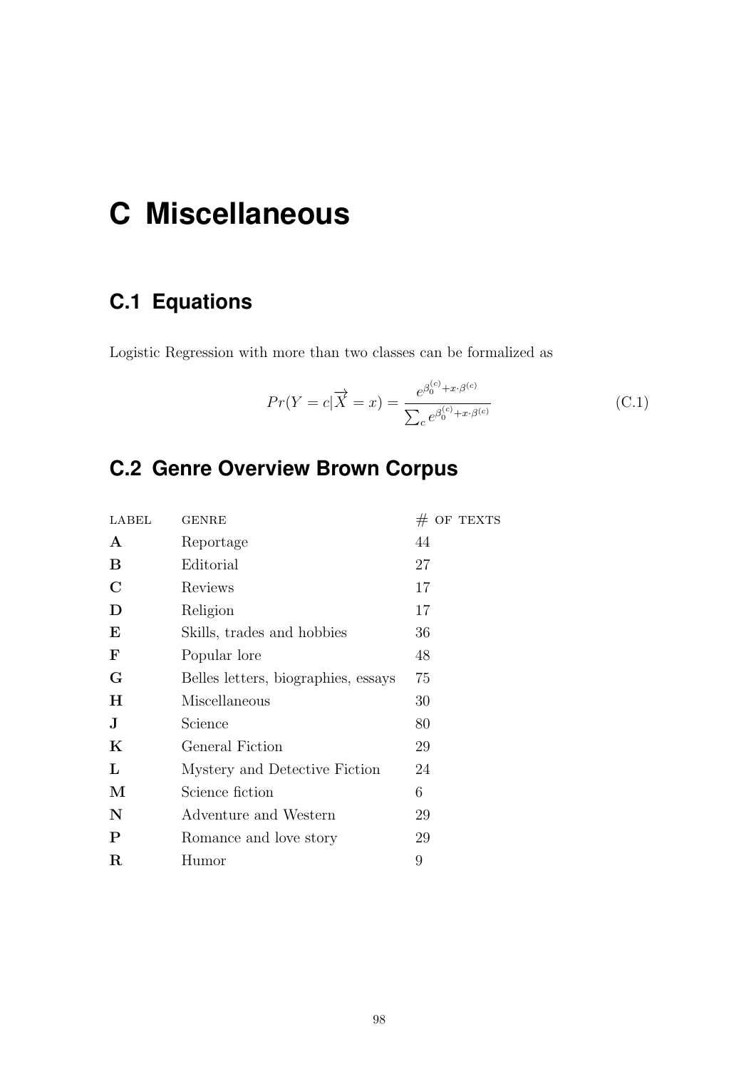# C Miscellaneous

## C.1 Equations

Logistic Regression with more than two classes can be formalized as

$$Pr(Y = c|\overrightarrow{X} = x) = \frac{e^{\beta_0^{(c)} + x \cdot \beta^{(c)}}}{\sum_c e^{\beta_0^{(c)} + x \cdot \beta^{(c)}}} \tag{C.1}$$

## C.2 Genre Overview Brown Corpus

| LABEL | GENRE | # OF TEXTS |
|---|---|---|
| **A** | Reportage | 44 |
| **B** | Editorial | 27 |
| **C** | Reviews | 17 |
| **D** | Religion | 17 |
| **E** | Skills, trades and hobbies | 36 |
| **F** | Popular lore | 48 |
| **G** | Belles letters, biographies, essays | 75 |
| **H** | Miscellaneous | 30 |
| **J** | Science | 80 |
| **K** | General Fiction | 29 |
| **L** | Mystery and Detective Fiction | 24 |
| **M** | Science fiction | 6 |
| **N** | Adventure and Western | 29 |
| **P** | Romance and love story | 29 |
| **R** | Humor | 9 |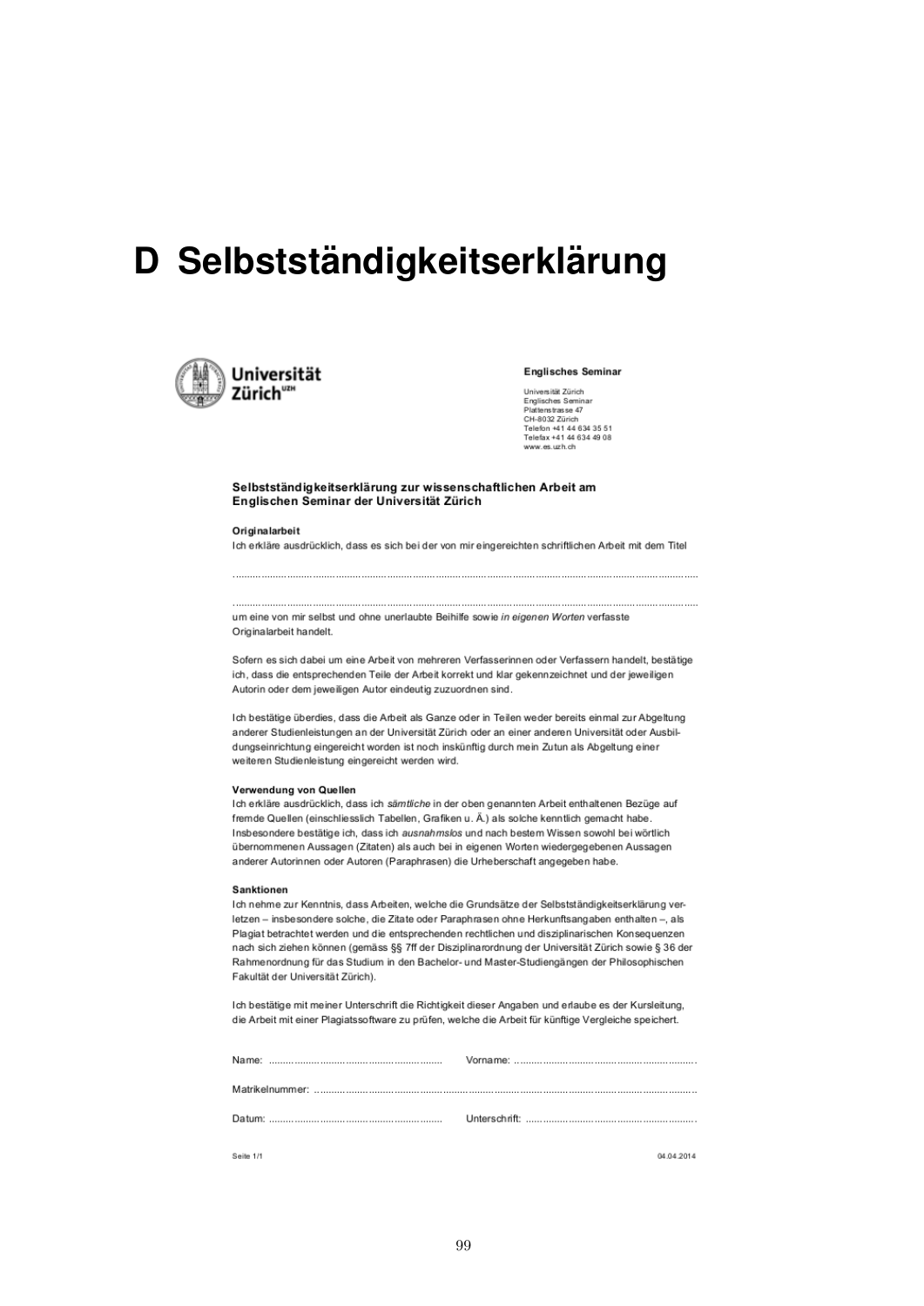# D Selbstständigkeitserklärung

Universität Zürich[UZH]

**Englisches Seminar**

Universität Zürich
Englisches Seminar
Plattenstrasse 47
CH-8032 Zürich
Telefon +41 44 634 35 51
Telefax +41 44 634 49 08
www.es.uzh.ch

**Selbstständigkeitserklärung zur wissenschaftlichen Arbeit am Englischen Seminar der Universität Zürich**

**Originalarbeit**
Ich erkläre ausdrücklich, dass es sich bei der von mir eingereichten schriftlichen Arbeit mit dem Titel

.......................................................................................................................................................

.......................................................................................................................................................

um eine von mir selbst und ohne unerlaubte Beihilfe sowie *in eigenen Worten* verfasste Originalarbeit handelt.

Sofern es sich dabei um eine Arbeit von mehreren Verfasserinnen oder Verfassern handelt, bestätige ich, dass die entsprechenden Teile der Arbeit korrekt und klar gekennzeichnet und der jeweiligen Autorin oder dem jeweiligen Autor eindeutig zuzuordnen sind.

Ich bestätige überdies, dass die Arbeit als Ganze oder in Teilen weder bereits einmal zur Abgeltung anderer Studienleistungen an der Universität Zürich oder an einer anderen Universität oder Ausbildungseinrichtung eingereicht worden ist noch inskünftig durch mein Zutun als Abgeltung einer weiteren Studienleistung eingereicht werden wird.

**Verwendung von Quellen**
Ich erkläre ausdrücklich, dass ich *sämtliche* in der oben genannten Arbeit enthaltenen Bezüge auf fremde Quellen (einschliesslich Tabellen, Grafiken u. Ä.) als solche kenntlich gemacht habe. Insbesondere bestätige ich, dass ich *ausnahmslos* und nach bestem Wissen sowohl bei wörtlich übernommenen Aussagen (Zitaten) als auch bei in eigenen Worten wiedergegebenen Aussagen anderer Autorinnen oder Autoren (Paraphrasen) die Urheberschaft angegeben habe.

**Sanktionen**
Ich nehme zur Kenntnis, dass Arbeiten, welche die Grundsätze der Selbstständigkeitserklärung verletzen – insbesondere solche, die Zitate oder Paraphrasen ohne Herkunftsangaben enthalten –, als Plagiat betrachtet werden und die entsprechenden rechtlichen und disziplinarischen Konsequenzen nach sich ziehen können (gemäss §§ 7ff der Disziplinarordnung der Universität Zürich sowie § 36 der Rahmenordnung für das Studium in den Bachelor- und Master-Studiengängen der Philosophischen Fakultät der Universität Zürich).

Ich bestätige mit meiner Unterschrift die Richtigkeit dieser Angaben und erlaube es der Kursleitung, die Arbeit mit einer Plagiatssoftware zu prüfen, welche die Arbeit für künftige Vergleiche speichert.

Name: ........................................................ Vorname: ........................................................

Matrikelnummer: ...........................................................................................................................

Datum: ........................................................ Unterschrift: ........................................................

Seite 1/1 04.04.2014